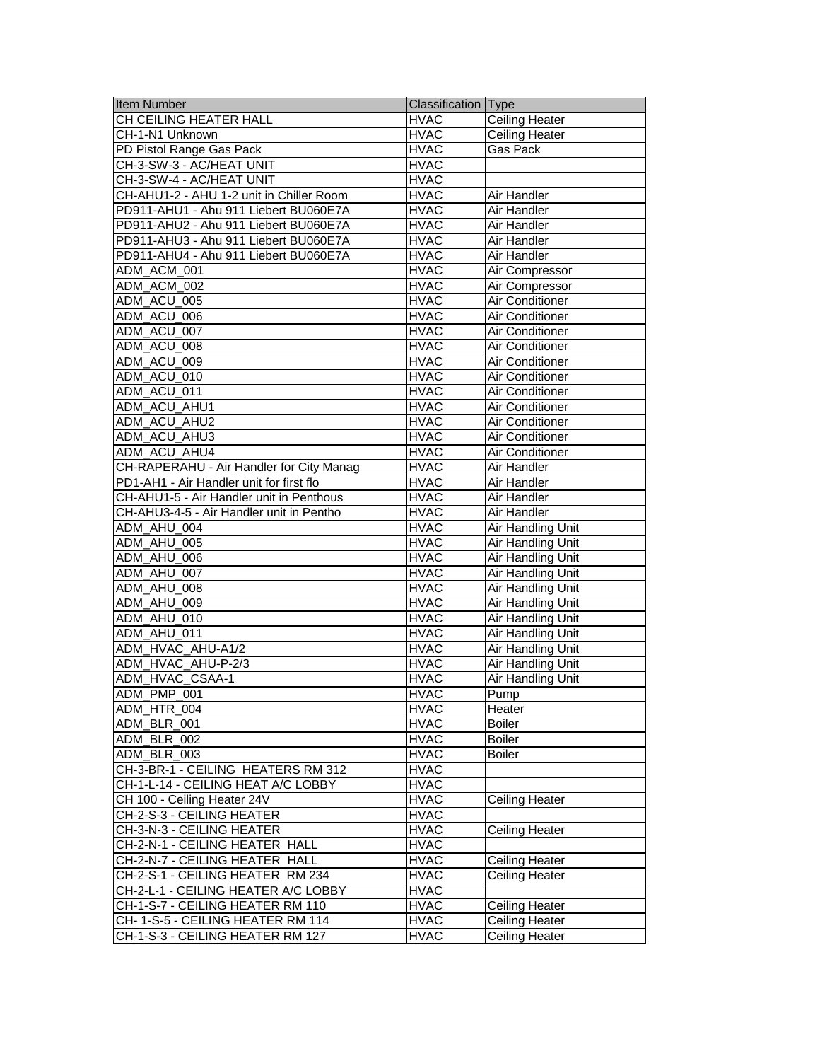| Item Number | Classification | Type |
| --- | --- | --- |
| CH CEILING HEATER HALL | HVAC | Ceiling Heater |
| CH-1-N1 Unknown | HVAC | Ceiling Heater |
| PD Pistol Range Gas Pack | HVAC | Gas Pack |
| CH-3-SW-3 - AC/HEAT UNIT | HVAC | |
| CH-3-SW-4 - AC/HEAT UNIT | HVAC | |
| CH-AHU1-2 - AHU 1-2 unit in Chiller Room | HVAC | Air Handler |
| PD911-AHU1 - Ahu 911 Liebert BU060E7A | HVAC | Air Handler |
| PD911-AHU2 - Ahu 911 Liebert BU060E7A | HVAC | Air Handler |
| PD911-AHU3 - Ahu 911 Liebert BU060E7A | HVAC | Air Handler |
| PD911-AHU4 - Ahu 911 Liebert BU060E7A | HVAC | Air Handler |
| ADM_ACM_001 | HVAC | Air Compressor |
| ADM_ACM_002 | HVAC | Air Compressor |
| ADM_ACU_005 | HVAC | Air Conditioner |
| ADM_ACU_006 | HVAC | Air Conditioner |
| ADM_ACU_007 | HVAC | Air Conditioner |
| ADM_ACU_008 | HVAC | Air Conditioner |
| ADM_ACU_009 | HVAC | Air Conditioner |
| ADM_ACU_010 | HVAC | Air Conditioner |
| ADM_ACU_011 | HVAC | Air Conditioner |
| ADM_ACU_AHU1 | HVAC | Air Conditioner |
| ADM_ACU_AHU2 | HVAC | Air Conditioner |
| ADM_ACU_AHU3 | HVAC | Air Conditioner |
| ADM_ACU_AHU4 | HVAC | Air Conditioner |
| CH-RAPERAHU - Air Handler for City Manag | HVAC | Air Handler |
| PD1-AH1 - Air Handler unit for first flo | HVAC | Air Handler |
| CH-AHU1-5 - Air Handler unit in Penthous | HVAC | Air Handler |
| CH-AHU3-4-5 - Air Handler unit in Pentho | HVAC | Air Handler |
| ADM_AHU_004 | HVAC | Air Handling Unit |
| ADM_AHU_005 | HVAC | Air Handling Unit |
| ADM_AHU_006 | HVAC | Air Handling Unit |
| ADM_AHU_007 | HVAC | Air Handling Unit |
| ADM_AHU_008 | HVAC | Air Handling Unit |
| ADM_AHU_009 | HVAC | Air Handling Unit |
| ADM_AHU_010 | HVAC | Air Handling Unit |
| ADM_AHU_011 | HVAC | Air Handling Unit |
| ADM_HVAC_AHU-A1/2 | HVAC | Air Handling Unit |
| ADM_HVAC_AHU-P-2/3 | HVAC | Air Handling Unit |
| ADM_HVAC_CSAA-1 | HVAC | Air Handling Unit |
| ADM_PMP_001 | HVAC | Pump |
| ADM_HTR_004 | HVAC | Heater |
| ADM_BLR_001 | HVAC | Boiler |
| ADM_BLR_002 | HVAC | Boiler |
| ADM_BLR_003 | HVAC | Boiler |
| CH-3-BR-1 - CEILING HEATERS RM 312 | HVAC | |
| CH-1-L-14 - CEILING HEAT A/C LOBBY | HVAC | |
| CH 100 - Ceiling Heater 24V | HVAC | Ceiling Heater |
| CH-2-S-3 - CEILING HEATER | HVAC | |
| CH-3-N-3 - CEILING HEATER | HVAC | Ceiling Heater |
| CH-2-N-1 - CEILING HEATER HALL | HVAC | |
| CH-2-N-7 - CEILING HEATER HALL | HVAC | Ceiling Heater |
| CH-2-S-1 - CEILING HEATER RM 234 | HVAC | Ceiling Heater |
| CH-2-L-1 - CEILING HEATER A/C LOBBY | HVAC | |
| CH-1-S-7 - CEILING HEATER RM 110 | HVAC | Ceiling Heater |
| CH- 1-S-5 - CEILING HEATER RM 114 | HVAC | Ceiling Heater |
| CH-1-S-3 - CEILING HEATER RM 127 | HVAC | Ceiling Heater |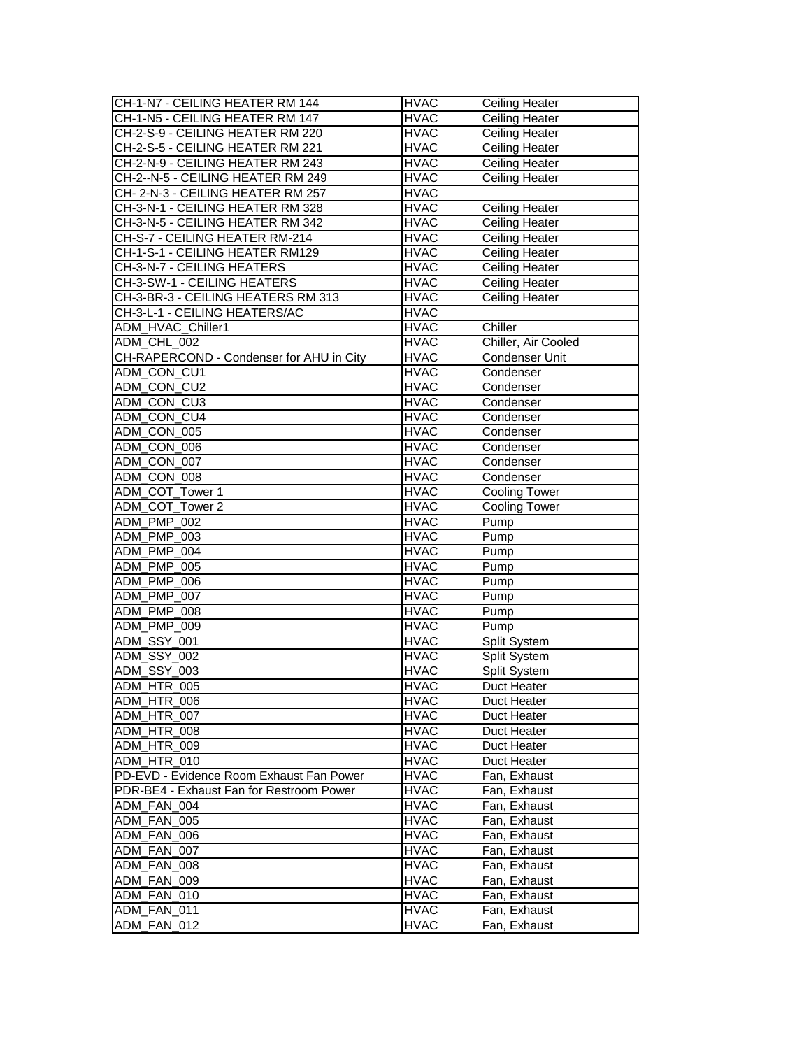| | | |
|---|---|---|
| CH-1-N7 - CEILING HEATER RM 144 | HVAC | Ceiling Heater |
| CH-1-N5 - CEILING HEATER RM 147 | HVAC | Ceiling Heater |
| CH-2-S-9 - CEILING HEATER RM 220 | HVAC | Ceiling Heater |
| CH-2-S-5 - CEILING HEATER RM 221 | HVAC | Ceiling Heater |
| CH-2-N-9 - CEILING HEATER RM 243 | HVAC | Ceiling Heater |
| CH-2--N-5 - CEILING HEATER RM 249 | HVAC | Ceiling Heater |
| CH- 2-N-3 - CEILING HEATER RM 257 | HVAC | |
| CH-3-N-1 - CEILING HEATER RM 328 | HVAC | Ceiling Heater |
| CH-3-N-5 - CEILING HEATER RM 342 | HVAC | Ceiling Heater |
| CH-S-7 - CEILING HEATER RM-214 | HVAC | Ceiling Heater |
| CH-1-S-1 - CEILING HEATER RM129 | HVAC | Ceiling Heater |
| CH-3-N-7 - CEILING HEATERS | HVAC | Ceiling Heater |
| CH-3-SW-1 - CEILING HEATERS | HVAC | Ceiling Heater |
| CH-3-BR-3 - CEILING HEATERS RM 313 | HVAC | Ceiling Heater |
| CH-3-L-1 - CEILING HEATERS/AC | HVAC | |
| ADM_HVAC_Chiller1 | HVAC | Chiller |
| ADM_CHL_002 | HVAC | Chiller, Air Cooled |
| CH-RAPERCOND - Condenser for AHU in City | HVAC | Condenser Unit |
| ADM_CON_CU1 | HVAC | Condenser |
| ADM_CON_CU2 | HVAC | Condenser |
| ADM_CON_CU3 | HVAC | Condenser |
| ADM_CON_CU4 | HVAC | Condenser |
| ADM_CON_005 | HVAC | Condenser |
| ADM_CON_006 | HVAC | Condenser |
| ADM_CON_007 | HVAC | Condenser |
| ADM_CON_008 | HVAC | Condenser |
| ADM_COT_Tower 1 | HVAC | Cooling Tower |
| ADM_COT_Tower 2 | HVAC | Cooling Tower |
| ADM_PMP_002 | HVAC | Pump |
| ADM_PMP_003 | HVAC | Pump |
| ADM_PMP_004 | HVAC | Pump |
| ADM_PMP_005 | HVAC | Pump |
| ADM_PMP_006 | HVAC | Pump |
| ADM_PMP_007 | HVAC | Pump |
| ADM_PMP_008 | HVAC | Pump |
| ADM_PMP_009 | HVAC | Pump |
| ADM_SSY_001 | HVAC | Split System |
| ADM_SSY_002 | HVAC | Split System |
| ADM_SSY_003 | HVAC | Split System |
| ADM_HTR_005 | HVAC | Duct Heater |
| ADM_HTR_006 | HVAC | Duct Heater |
| ADM_HTR_007 | HVAC | Duct Heater |
| ADM_HTR_008 | HVAC | Duct Heater |
| ADM_HTR_009 | HVAC | Duct Heater |
| ADM_HTR_010 | HVAC | Duct Heater |
| PD-EVD - Evidence Room Exhaust Fan Power | HVAC | Fan, Exhaust |
| PDR-BE4 - Exhaust Fan for Restroom Power | HVAC | Fan, Exhaust |
| ADM_FAN_004 | HVAC | Fan, Exhaust |
| ADM_FAN_005 | HVAC | Fan, Exhaust |
| ADM_FAN_006 | HVAC | Fan, Exhaust |
| ADM_FAN_007 | HVAC | Fan, Exhaust |
| ADM_FAN_008 | HVAC | Fan, Exhaust |
| ADM_FAN_009 | HVAC | Fan, Exhaust |
| ADM_FAN_010 | HVAC | Fan, Exhaust |
| ADM_FAN_011 | HVAC | Fan, Exhaust |
| ADM_FAN_012 | HVAC | Fan, Exhaust |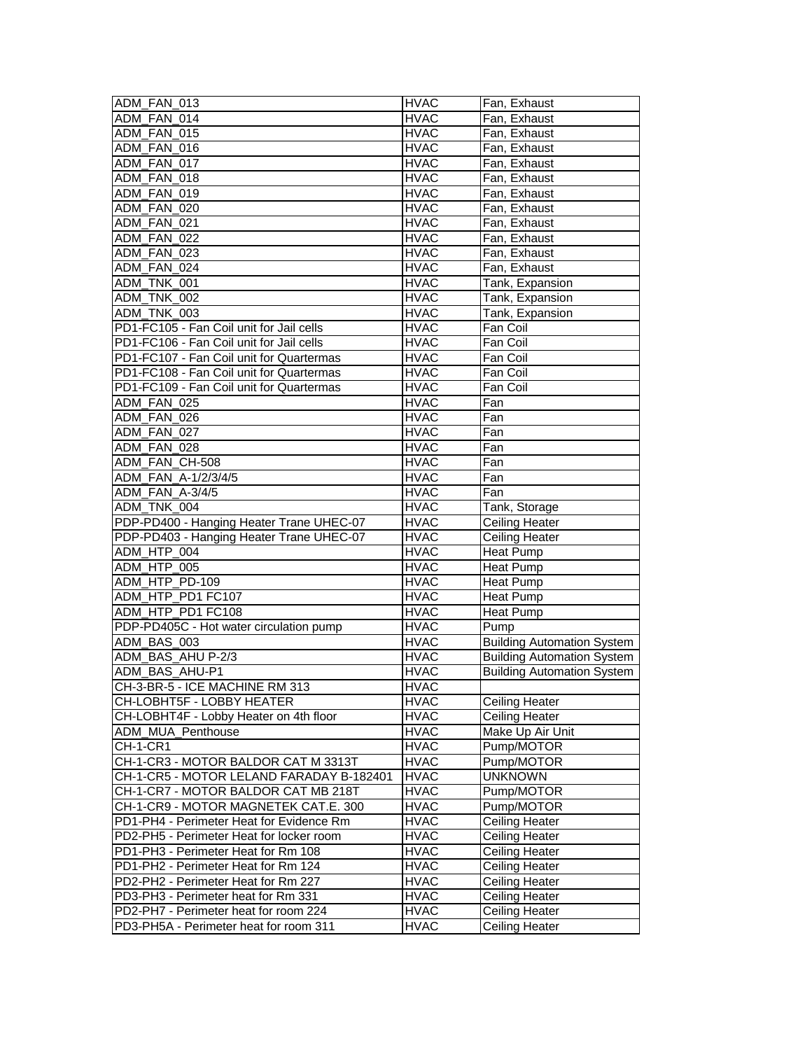| ADM_FAN_013 | HVAC | Fan, Exhaust |
|---|---|---|
| ADM_FAN_014 | HVAC | Fan, Exhaust |
| ADM_FAN_015 | HVAC | Fan, Exhaust |
| ADM_FAN_016 | HVAC | Fan, Exhaust |
| ADM_FAN_017 | HVAC | Fan, Exhaust |
| ADM_FAN_018 | HVAC | Fan, Exhaust |
| ADM_FAN_019 | HVAC | Fan, Exhaust |
| ADM_FAN_020 | HVAC | Fan, Exhaust |
| ADM_FAN_021 | HVAC | Fan, Exhaust |
| ADM_FAN_022 | HVAC | Fan, Exhaust |
| ADM_FAN_023 | HVAC | Fan, Exhaust |
| ADM_FAN_024 | HVAC | Fan, Exhaust |
| ADM_TNK_001 | HVAC | Tank, Expansion |
| ADM_TNK_002 | HVAC | Tank, Expansion |
| ADM_TNK_003 | HVAC | Tank, Expansion |
| PD1-FC105 - Fan Coil unit for Jail cells | HVAC | Fan Coil |
| PD1-FC106 - Fan Coil unit for Jail cells | HVAC | Fan Coil |
| PD1-FC107 - Fan Coil unit for Quartermas | HVAC | Fan Coil |
| PD1-FC108 - Fan Coil unit for Quartermas | HVAC | Fan Coil |
| PD1-FC109 - Fan Coil unit for Quartermas | HVAC | Fan Coil |
| ADM_FAN_025 | HVAC | Fan |
| ADM_FAN_026 | HVAC | Fan |
| ADM_FAN_027 | HVAC | Fan |
| ADM_FAN_028 | HVAC | Fan |
| ADM_FAN_CH-508 | HVAC | Fan |
| ADM_FAN_A-1/2/3/4/5 | HVAC | Fan |
| ADM_FAN_A-3/4/5 | HVAC | Fan |
| ADM_TNK_004 | HVAC | Tank, Storage |
| PDP-PD400 - Hanging Heater Trane UHEC-07 | HVAC | Ceiling Heater |
| PDP-PD403 - Hanging Heater Trane UHEC-07 | HVAC | Ceiling Heater |
| ADM_HTP_004 | HVAC | Heat Pump |
| ADM_HTP_005 | HVAC | Heat Pump |
| ADM_HTP_PD-109 | HVAC | Heat Pump |
| ADM_HTP_PD1 FC107 | HVAC | Heat Pump |
| ADM_HTP_PD1 FC108 | HVAC | Heat Pump |
| PDP-PD405C - Hot water circulation pump | HVAC | Pump |
| ADM_BAS_003 | HVAC | Building Automation System |
| ADM_BAS_AHU P-2/3 | HVAC | Building Automation System |
| ADM_BAS_AHU-P1 | HVAC | Building Automation System |
| CH-3-BR-5 - ICE MACHINE RM 313 | HVAC | |
| CH-LOBHT5F - LOBBY HEATER | HVAC | Ceiling Heater |
| CH-LOBHT4F - Lobby Heater on 4th floor | HVAC | Ceiling Heater |
| ADM_MUA_Penthouse | HVAC | Make Up Air Unit |
| CH-1-CR1 | HVAC | Pump/MOTOR |
| CH-1-CR3 - MOTOR BALDOR CAT M 3313T | HVAC | Pump/MOTOR |
| CH-1-CR5 - MOTOR LELAND FARADAY B-182401 | HVAC | UNKNOWN |
| CH-1-CR7 - MOTOR BALDOR CAT MB 218T | HVAC | Pump/MOTOR |
| CH-1-CR9 - MOTOR MAGNETEK CAT.E. 300 | HVAC | Pump/MOTOR |
| PD1-PH4 - Perimeter Heat for Evidence Rm | HVAC | Ceiling Heater |
| PD2-PH5 - Perimeter Heat for locker room | HVAC | Ceiling Heater |
| PD1-PH3 - Perimeter Heat for Rm 108 | HVAC | Ceiling Heater |
| PD1-PH2 - Perimeter Heat for Rm 124 | HVAC | Ceiling Heater |
| PD2-PH2 - Perimeter Heat for Rm 227 | HVAC | Ceiling Heater |
| PD3-PH3 - Perimeter heat for Rm 331 | HVAC | Ceiling Heater |
| PD2-PH7 - Perimeter heat for room 224 | HVAC | Ceiling Heater |
| PD3-PH5A - Perimeter heat for room 311 | HVAC | Ceiling Heater |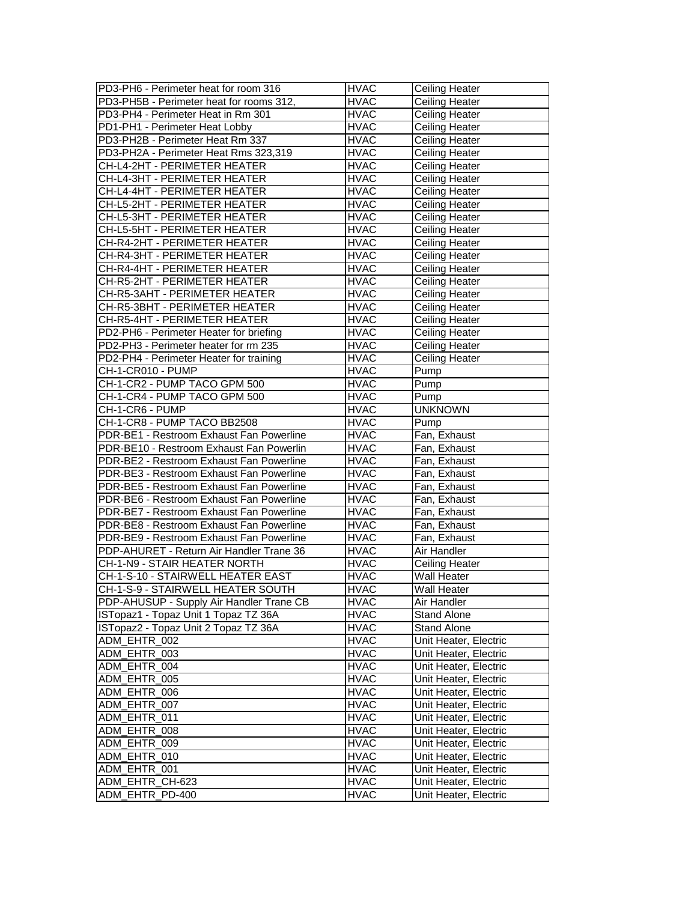| PD3-PH6 - Perimeter heat for room 316 | HVAC | Ceiling Heater |
|---|---|---|
| PD3-PH5B - Perimeter heat for rooms 312, | HVAC | Ceiling Heater |
| PD3-PH4 - Perimeter Heat in Rm 301 | HVAC | Ceiling Heater |
| PD1-PH1 - Perimeter Heat Lobby | HVAC | Ceiling Heater |
| PD3-PH2B - Perimeter Heat Rm 337 | HVAC | Ceiling Heater |
| PD3-PH2A - Perimeter Heat Rms 323,319 | HVAC | Ceiling Heater |
| CH-L4-2HT - PERIMETER HEATER | HVAC | Ceiling Heater |
| CH-L4-3HT - PERIMETER HEATER | HVAC | Ceiling Heater |
| CH-L4-4HT - PERIMETER HEATER | HVAC | Ceiling Heater |
| CH-L5-2HT - PERIMETER HEATER | HVAC | Ceiling Heater |
| CH-L5-3HT - PERIMETER HEATER | HVAC | Ceiling Heater |
| CH-L5-5HT - PERIMETER HEATER | HVAC | Ceiling Heater |
| CH-R4-2HT - PERIMETER HEATER | HVAC | Ceiling Heater |
| CH-R4-3HT - PERIMETER HEATER | HVAC | Ceiling Heater |
| CH-R4-4HT - PERIMETER HEATER | HVAC | Ceiling Heater |
| CH-R5-2HT - PERIMETER HEATER | HVAC | Ceiling Heater |
| CH-R5-3AHT - PERIMETER HEATER | HVAC | Ceiling Heater |
| CH-R5-3BHT - PERIMETER HEATER | HVAC | Ceiling Heater |
| CH-R5-4HT - PERIMETER HEATER | HVAC | Ceiling Heater |
| PD2-PH6 - Perimeter Heater for briefing | HVAC | Ceiling Heater |
| PD2-PH3 - Perimeter heater for rm 235 | HVAC | Ceiling Heater |
| PD2-PH4 - Perimeter Heater for training | HVAC | Ceiling Heater |
| CH-1-CR010 - PUMP | HVAC | Pump |
| CH-1-CR2 - PUMP TACO GPM 500 | HVAC | Pump |
| CH-1-CR4 - PUMP TACO GPM 500 | HVAC | Pump |
| CH-1-CR6 - PUMP | HVAC | UNKNOWN |
| CH-1-CR8 - PUMP TACO BB2508 | HVAC | Pump |
| PDR-BE1 - Restroom Exhaust Fan Powerline | HVAC | Fan, Exhaust |
| PDR-BE10 - Restroom Exhaust Fan Powerlin | HVAC | Fan, Exhaust |
| PDR-BE2 - Restroom Exhaust Fan Powerline | HVAC | Fan, Exhaust |
| PDR-BE3 - Restroom Exhaust Fan Powerline | HVAC | Fan, Exhaust |
| PDR-BE5 - Restroom Exhaust Fan Powerline | HVAC | Fan, Exhaust |
| PDR-BE6 - Restroom Exhaust Fan Powerline | HVAC | Fan, Exhaust |
| PDR-BE7 - Restroom Exhaust Fan Powerline | HVAC | Fan, Exhaust |
| PDR-BE8 - Restroom Exhaust Fan Powerline | HVAC | Fan, Exhaust |
| PDR-BE9 - Restroom Exhaust Fan Powerline | HVAC | Fan, Exhaust |
| PDP-AHURET - Return Air Handler Trane 36 | HVAC | Air Handler |
| CH-1-N9 - STAIR HEATER NORTH | HVAC | Ceiling Heater |
| CH-1-S-10 - STAIRWELL HEATER EAST | HVAC | Wall Heater |
| CH-1-S-9 - STAIRWELL HEATER SOUTH | HVAC | Wall Heater |
| PDP-AHUSUP - Supply Air Handler Trane CB | HVAC | Air Handler |
| ISTopaz1 - Topaz Unit 1 Topaz TZ 36A | HVAC | Stand Alone |
| ISTopaz2 - Topaz Unit 2 Topaz TZ 36A | HVAC | Stand Alone |
| ADM_EHTR_002 | HVAC | Unit Heater, Electric |
| ADM_EHTR_003 | HVAC | Unit Heater, Electric |
| ADM_EHTR_004 | HVAC | Unit Heater, Electric |
| ADM_EHTR_005 | HVAC | Unit Heater, Electric |
| ADM_EHTR_006 | HVAC | Unit Heater, Electric |
| ADM_EHTR_007 | HVAC | Unit Heater, Electric |
| ADM_EHTR_011 | HVAC | Unit Heater, Electric |
| ADM_EHTR_008 | HVAC | Unit Heater, Electric |
| ADM_EHTR_009 | HVAC | Unit Heater, Electric |
| ADM_EHTR_010 | HVAC | Unit Heater, Electric |
| ADM_EHTR_001 | HVAC | Unit Heater, Electric |
| ADM_EHTR_CH-623 | HVAC | Unit Heater, Electric |
| ADM_EHTR_PD-400 | HVAC | Unit Heater, Electric |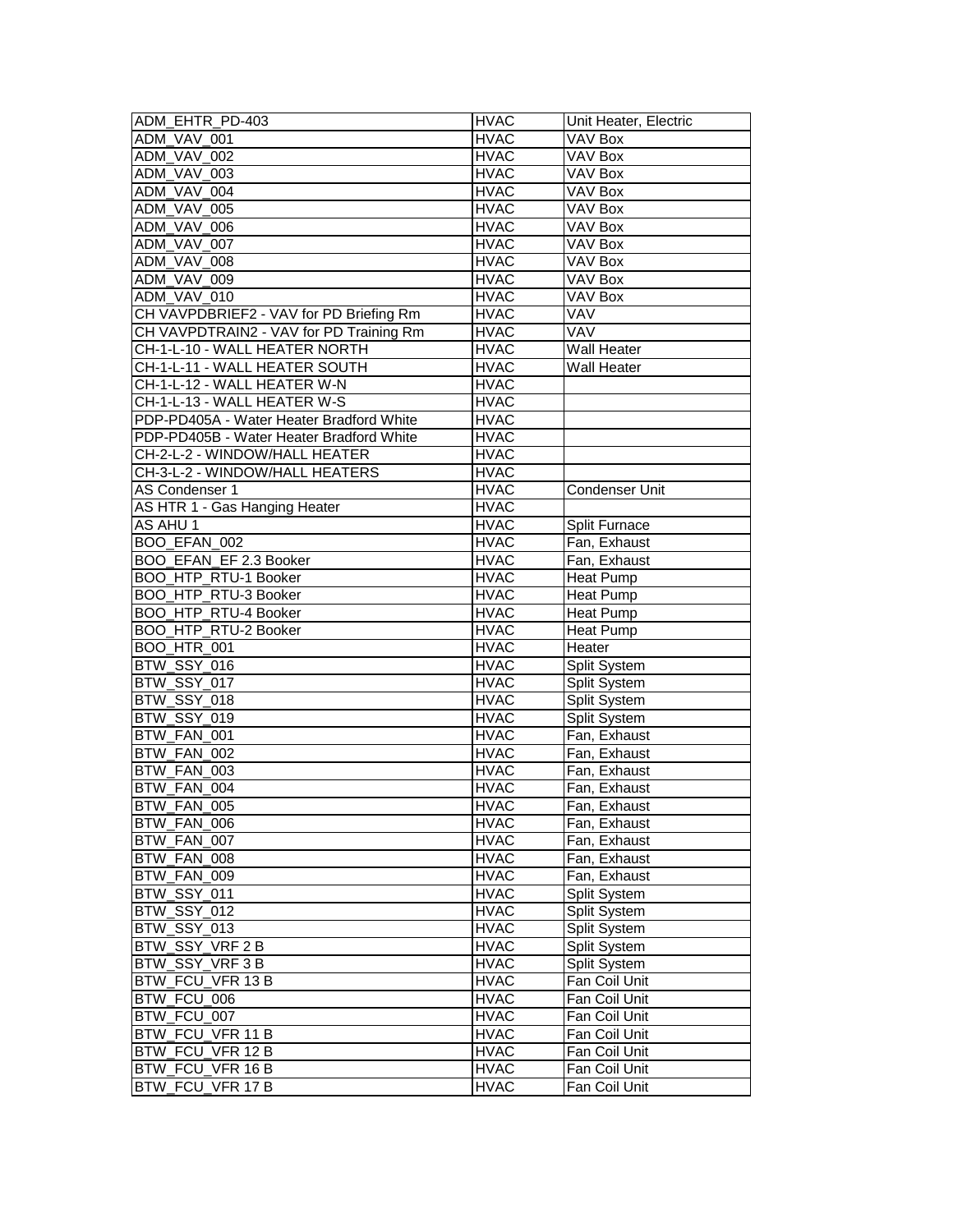| ADM_EHTR_PD-403 | HVAC | Unit Heater, Electric |
|---|---|---|
| ADM_VAV_001 | HVAC | VAV Box |
| ADM_VAV_002 | HVAC | VAV Box |
| ADM_VAV_003 | HVAC | VAV Box |
| ADM_VAV_004 | HVAC | VAV Box |
| ADM_VAV_005 | HVAC | VAV Box |
| ADM_VAV_006 | HVAC | VAV Box |
| ADM_VAV_007 | HVAC | VAV Box |
| ADM_VAV_008 | HVAC | VAV Box |
| ADM_VAV_009 | HVAC | VAV Box |
| ADM_VAV_010 | HVAC | VAV Box |
| CH VAVPDBRIEF2 - VAV for PD Briefing Rm | HVAC | VAV |
| CH VAVPDTRAIN2 - VAV for PD Training Rm | HVAC | VAV |
| CH-1-L-10 - WALL HEATER NORTH | HVAC | Wall Heater |
| CH-1-L-11 - WALL HEATER SOUTH | HVAC | Wall Heater |
| CH-1-L-12 - WALL HEATER W-N | HVAC | |
| CH-1-L-13 - WALL HEATER W-S | HVAC | |
| PDP-PD405A - Water Heater Bradford White | HVAC | |
| PDP-PD405B - Water Heater Bradford White | HVAC | |
| CH-2-L-2 - WINDOW/HALL HEATER | HVAC | |
| CH-3-L-2 - WINDOW/HALL HEATERS | HVAC | |
| AS Condenser 1 | HVAC | Condenser Unit |
| AS HTR 1 - Gas Hanging Heater | HVAC | |
| AS AHU 1 | HVAC | Split Furnace |
| BOO_EFAN_002 | HVAC | Fan, Exhaust |
| BOO_EFAN_EF 2.3 Booker | HVAC | Fan, Exhaust |
| BOO_HTP_RTU-1 Booker | HVAC | Heat Pump |
| BOO_HTP_RTU-3 Booker | HVAC | Heat Pump |
| BOO_HTP_RTU-4 Booker | HVAC | Heat Pump |
| BOO_HTP_RTU-2 Booker | HVAC | Heat Pump |
| BOO_HTR_001 | HVAC | Heater |
| BTW_SSY_016 | HVAC | Split System |
| BTW_SSY_017 | HVAC | Split System |
| BTW_SSY_018 | HVAC | Split System |
| BTW_SSY_019 | HVAC | Split System |
| BTW_FAN_001 | HVAC | Fan, Exhaust |
| BTW_FAN_002 | HVAC | Fan, Exhaust |
| BTW_FAN_003 | HVAC | Fan, Exhaust |
| BTW_FAN_004 | HVAC | Fan, Exhaust |
| BTW_FAN_005 | HVAC | Fan, Exhaust |
| BTW_FAN_006 | HVAC | Fan, Exhaust |
| BTW_FAN_007 | HVAC | Fan, Exhaust |
| BTW_FAN_008 | HVAC | Fan, Exhaust |
| BTW_FAN_009 | HVAC | Fan, Exhaust |
| BTW_SSY_011 | HVAC | Split System |
| BTW_SSY_012 | HVAC | Split System |
| BTW_SSY_013 | HVAC | Split System |
| BTW_SSY_VRF 2 B | HVAC | Split System |
| BTW_SSY_VRF 3 B | HVAC | Split System |
| BTW_FCU_VFR 13 B | HVAC | Fan Coil Unit |
| BTW_FCU_006 | HVAC | Fan Coil Unit |
| BTW_FCU_007 | HVAC | Fan Coil Unit |
| BTW_FCU_VFR 11 B | HVAC | Fan Coil Unit |
| BTW_FCU_VFR 12 B | HVAC | Fan Coil Unit |
| BTW_FCU_VFR 16 B | HVAC | Fan Coil Unit |
| BTW_FCU_VFR 17 B | HVAC | Fan Coil Unit |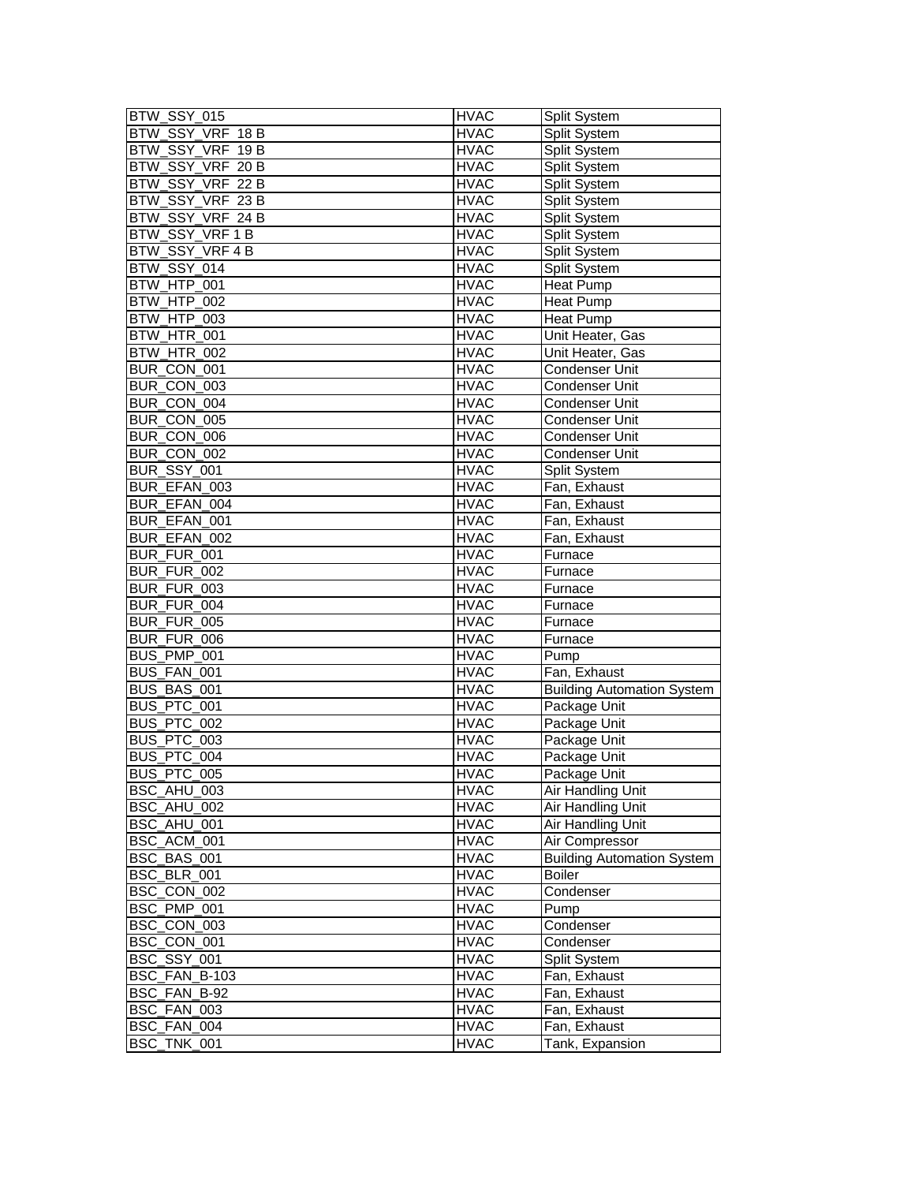| | | |
|---|---|---|
| BTW_SSY_015 | HVAC | Split System |
| BTW_SSY_VRF 18 B | HVAC | Split System |
| BTW_SSY_VRF 19 B | HVAC | Split System |
| BTW_SSY_VRF 20 B | HVAC | Split System |
| BTW_SSY_VRF 22 B | HVAC | Split System |
| BTW_SSY_VRF 23 B | HVAC | Split System |
| BTW_SSY_VRF 24 B | HVAC | Split System |
| BTW_SSY_VRF 1 B | HVAC | Split System |
| BTW_SSY_VRF 4 B | HVAC | Split System |
| BTW_SSY_014 | HVAC | Split System |
| BTW_HTP_001 | HVAC | Heat Pump |
| BTW_HTP_002 | HVAC | Heat Pump |
| BTW_HTP_003 | HVAC | Heat Pump |
| BTW_HTR_001 | HVAC | Unit Heater, Gas |
| BTW_HTR_002 | HVAC | Unit Heater, Gas |
| BUR_CON_001 | HVAC | Condenser Unit |
| BUR_CON_003 | HVAC | Condenser Unit |
| BUR_CON_004 | HVAC | Condenser Unit |
| BUR_CON_005 | HVAC | Condenser Unit |
| BUR_CON_006 | HVAC | Condenser Unit |
| BUR_CON_002 | HVAC | Condenser Unit |
| BUR_SSY_001 | HVAC | Split System |
| BUR_EFAN_003 | HVAC | Fan, Exhaust |
| BUR_EFAN_004 | HVAC | Fan, Exhaust |
| BUR_EFAN_001 | HVAC | Fan, Exhaust |
| BUR_EFAN_002 | HVAC | Fan, Exhaust |
| BUR_FUR_001 | HVAC | Furnace |
| BUR_FUR_002 | HVAC | Furnace |
| BUR_FUR_003 | HVAC | Furnace |
| BUR_FUR_004 | HVAC | Furnace |
| BUR_FUR_005 | HVAC | Furnace |
| BUR_FUR_006 | HVAC | Furnace |
| BUS_PMP_001 | HVAC | Pump |
| BUS_FAN_001 | HVAC | Fan, Exhaust |
| BUS_BAS_001 | HVAC | Building Automation System |
| BUS_PTC_001 | HVAC | Package Unit |
| BUS_PTC_002 | HVAC | Package Unit |
| BUS_PTC_003 | HVAC | Package Unit |
| BUS_PTC_004 | HVAC | Package Unit |
| BUS_PTC_005 | HVAC | Package Unit |
| BSC_AHU_003 | HVAC | Air Handling Unit |
| BSC_AHU_002 | HVAC | Air Handling Unit |
| BSC_AHU_001 | HVAC | Air Handling Unit |
| BSC_ACM_001 | HVAC | Air Compressor |
| BSC_BAS_001 | HVAC | Building Automation System |
| BSC_BLR_001 | HVAC | Boiler |
| BSC_CON_002 | HVAC | Condenser |
| BSC_PMP_001 | HVAC | Pump |
| BSC_CON_003 | HVAC | Condenser |
| BSC_CON_001 | HVAC | Condenser |
| BSC_SSY_001 | HVAC | Split System |
| BSC_FAN_B-103 | HVAC | Fan, Exhaust |
| BSC_FAN_B-92 | HVAC | Fan, Exhaust |
| BSC_FAN_003 | HVAC | Fan, Exhaust |
| BSC_FAN_004 | HVAC | Fan, Exhaust |
| BSC_TNK_001 | HVAC | Tank, Expansion |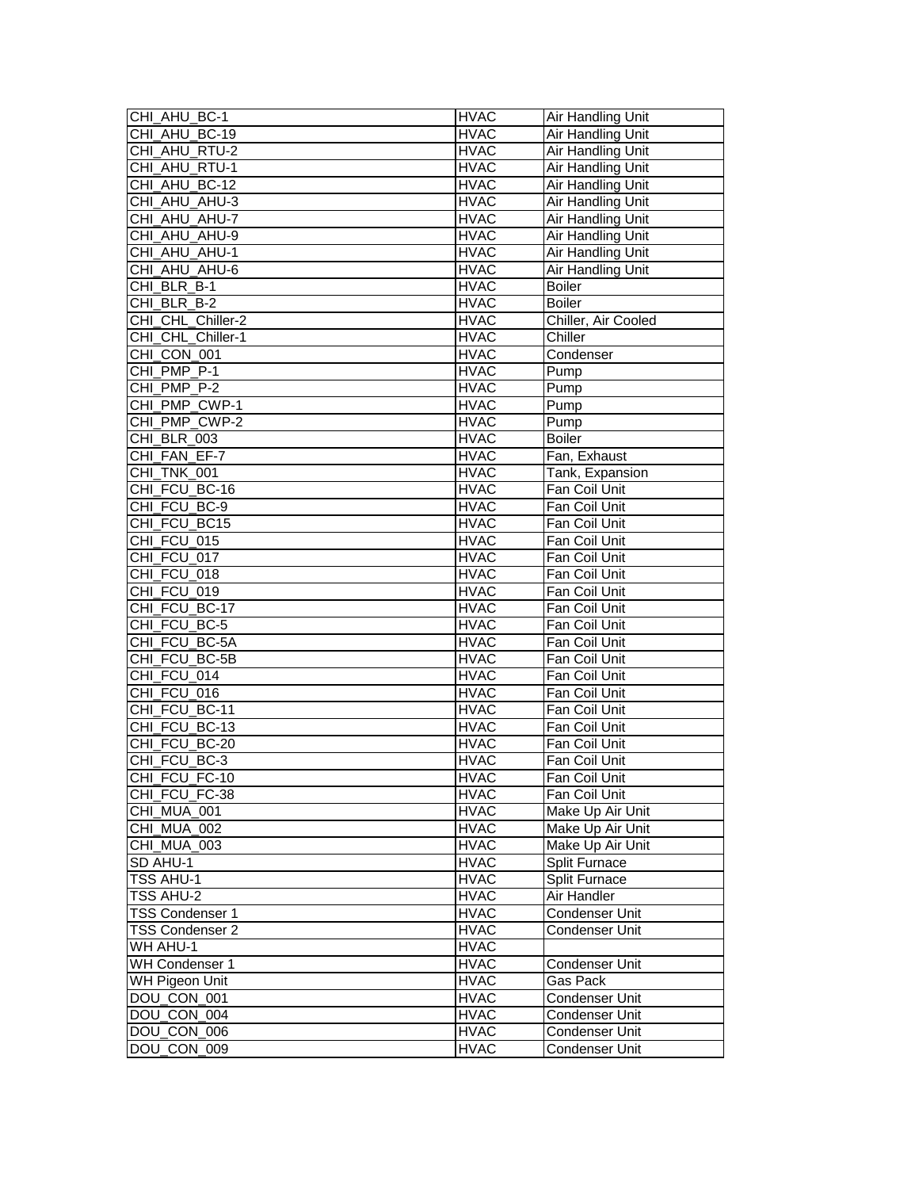| | | |
|---|---|---|
| CHI_AHU_BC-1 | HVAC | Air Handling Unit |
| CHI_AHU_BC-19 | HVAC | Air Handling Unit |
| CHI_AHU_RTU-2 | HVAC | Air Handling Unit |
| CHI_AHU_RTU-1 | HVAC | Air Handling Unit |
| CHI_AHU_BC-12 | HVAC | Air Handling Unit |
| CHI_AHU_AHU-3 | HVAC | Air Handling Unit |
| CHI_AHU_AHU-7 | HVAC | Air Handling Unit |
| CHI_AHU_AHU-9 | HVAC | Air Handling Unit |
| CHI_AHU_AHU-1 | HVAC | Air Handling Unit |
| CHI_AHU_AHU-6 | HVAC | Air Handling Unit |
| CHI_BLR_B-1 | HVAC | Boiler |
| CHI_BLR_B-2 | HVAC | Boiler |
| CHI_CHL_Chiller-2 | HVAC | Chiller, Air Cooled |
| CHI_CHL_Chiller-1 | HVAC | Chiller |
| CHI_CON_001 | HVAC | Condenser |
| CHI_PMP_P-1 | HVAC | Pump |
| CHI_PMP_P-2 | HVAC | Pump |
| CHI_PMP_CWP-1 | HVAC | Pump |
| CHI_PMP_CWP-2 | HVAC | Pump |
| CHI_BLR_003 | HVAC | Boiler |
| CHI_FAN_EF-7 | HVAC | Fan, Exhaust |
| CHI_TNK_001 | HVAC | Tank, Expansion |
| CHI_FCU_BC-16 | HVAC | Fan Coil Unit |
| CHI_FCU_BC-9 | HVAC | Fan Coil Unit |
| CHI_FCU_BC15 | HVAC | Fan Coil Unit |
| CHI_FCU_015 | HVAC | Fan Coil Unit |
| CHI_FCU_017 | HVAC | Fan Coil Unit |
| CHI_FCU_018 | HVAC | Fan Coil Unit |
| CHI_FCU_019 | HVAC | Fan Coil Unit |
| CHI_FCU_BC-17 | HVAC | Fan Coil Unit |
| CHI_FCU_BC-5 | HVAC | Fan Coil Unit |
| CHI_FCU_BC-5A | HVAC | Fan Coil Unit |
| CHI_FCU_BC-5B | HVAC | Fan Coil Unit |
| CHI_FCU_014 | HVAC | Fan Coil Unit |
| CHI_FCU_016 | HVAC | Fan Coil Unit |
| CHI_FCU_BC-11 | HVAC | Fan Coil Unit |
| CHI_FCU_BC-13 | HVAC | Fan Coil Unit |
| CHI_FCU_BC-20 | HVAC | Fan Coil Unit |
| CHI_FCU_BC-3 | HVAC | Fan Coil Unit |
| CHI_FCU_FC-10 | HVAC | Fan Coil Unit |
| CHI_FCU_FC-38 | HVAC | Fan Coil Unit |
| CHI_MUA_001 | HVAC | Make Up Air Unit |
| CHI_MUA_002 | HVAC | Make Up Air Unit |
| CHI_MUA_003 | HVAC | Make Up Air Unit |
| SD AHU-1 | HVAC | Split Furnace |
| TSS AHU-1 | HVAC | Split Furnace |
| TSS AHU-2 | HVAC | Air Handler |
| TSS Condenser 1 | HVAC | Condenser Unit |
| TSS Condenser 2 | HVAC | Condenser Unit |
| WH AHU-1 | HVAC | |
| WH Condenser 1 | HVAC | Condenser Unit |
| WH Pigeon Unit | HVAC | Gas Pack |
| DOU_CON_001 | HVAC | Condenser Unit |
| DOU_CON_004 | HVAC | Condenser Unit |
| DOU_CON_006 | HVAC | Condenser Unit |
| DOU_CON_009 | HVAC | Condenser Unit |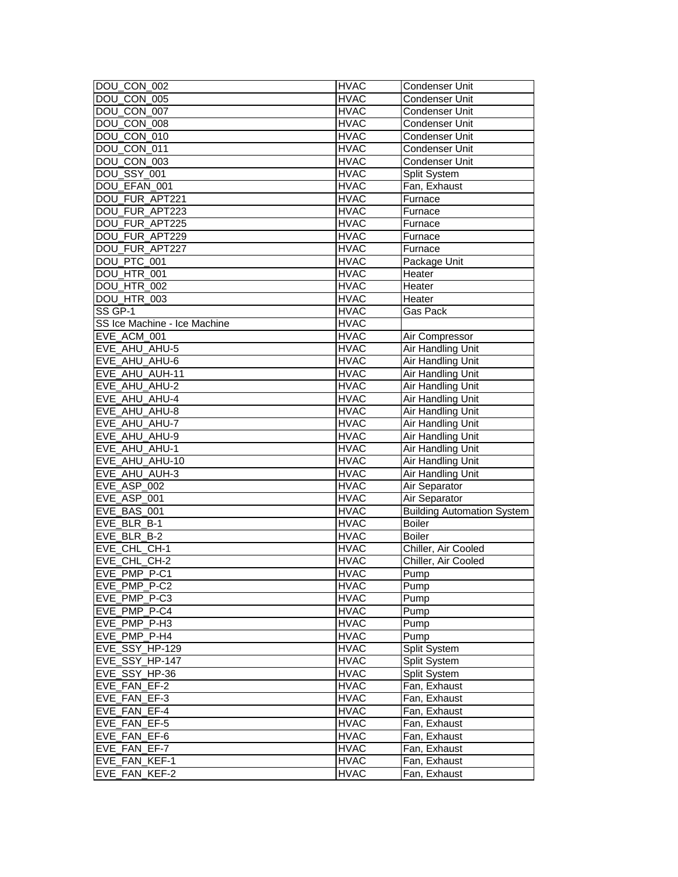| | | |
|---|---|---|
| DOU_CON_002 | HVAC | Condenser Unit |
| DOU_CON_005 | HVAC | Condenser Unit |
| DOU_CON_007 | HVAC | Condenser Unit |
| DOU_CON_008 | HVAC | Condenser Unit |
| DOU_CON_010 | HVAC | Condenser Unit |
| DOU_CON_011 | HVAC | Condenser Unit |
| DOU_CON_003 | HVAC | Condenser Unit |
| DOU_SSY_001 | HVAC | Split System |
| DOU_EFAN_001 | HVAC | Fan, Exhaust |
| DOU_FUR_APT221 | HVAC | Furnace |
| DOU_FUR_APT223 | HVAC | Furnace |
| DOU_FUR_APT225 | HVAC | Furnace |
| DOU_FUR_APT229 | HVAC | Furnace |
| DOU_FUR_APT227 | HVAC | Furnace |
| DOU_PTC_001 | HVAC | Package Unit |
| DOU_HTR_001 | HVAC | Heater |
| DOU_HTR_002 | HVAC | Heater |
| DOU_HTR_003 | HVAC | Heater |
| SS GP-1 | HVAC | Gas Pack |
| SS Ice Machine - Ice Machine | HVAC | |
| EVE_ACM_001 | HVAC | Air Compressor |
| EVE_AHU_AHU-5 | HVAC | Air Handling Unit |
| EVE_AHU_AHU-6 | HVAC | Air Handling Unit |
| EVE_AHU_AUH-11 | HVAC | Air Handling Unit |
| EVE_AHU_AHU-2 | HVAC | Air Handling Unit |
| EVE_AHU_AHU-4 | HVAC | Air Handling Unit |
| EVE_AHU_AHU-8 | HVAC | Air Handling Unit |
| EVE_AHU_AHU-7 | HVAC | Air Handling Unit |
| EVE_AHU_AHU-9 | HVAC | Air Handling Unit |
| EVE_AHU_AHU-1 | HVAC | Air Handling Unit |
| EVE_AHU_AHU-10 | HVAC | Air Handling Unit |
| EVE_AHU_AUH-3 | HVAC | Air Handling Unit |
| EVE_ASP_002 | HVAC | Air Separator |
| EVE_ASP_001 | HVAC | Air Separator |
| EVE_BAS_001 | HVAC | Building Automation System |
| EVE_BLR_B-1 | HVAC | Boiler |
| EVE_BLR_B-2 | HVAC | Boiler |
| EVE_CHL_CH-1 | HVAC | Chiller, Air Cooled |
| EVE_CHL_CH-2 | HVAC | Chiller, Air Cooled |
| EVE_PMP_P-C1 | HVAC | Pump |
| EVE_PMP_P-C2 | HVAC | Pump |
| EVE_PMP_P-C3 | HVAC | Pump |
| EVE_PMP_P-C4 | HVAC | Pump |
| EVE_PMP_P-H3 | HVAC | Pump |
| EVE_PMP_P-H4 | HVAC | Pump |
| EVE_SSY_HP-129 | HVAC | Split System |
| EVE_SSY_HP-147 | HVAC | Split System |
| EVE_SSY_HP-36 | HVAC | Split System |
| EVE_FAN_EF-2 | HVAC | Fan, Exhaust |
| EVE_FAN_EF-3 | HVAC | Fan, Exhaust |
| EVE_FAN_EF-4 | HVAC | Fan, Exhaust |
| EVE_FAN_EF-5 | HVAC | Fan, Exhaust |
| EVE_FAN_EF-6 | HVAC | Fan, Exhaust |
| EVE_FAN_EF-7 | HVAC | Fan, Exhaust |
| EVE_FAN_KEF-1 | HVAC | Fan, Exhaust |
| EVE_FAN_KEF-2 | HVAC | Fan, Exhaust |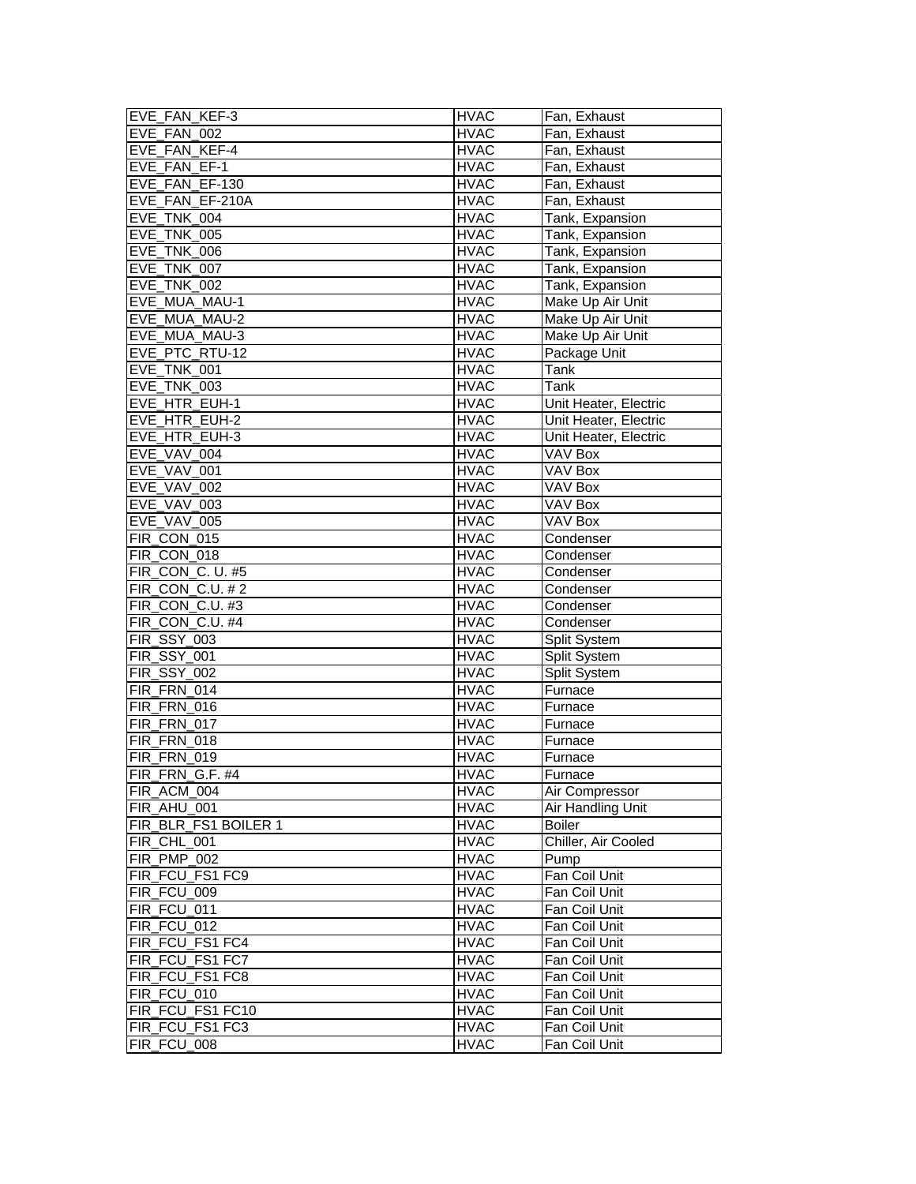| EVE_FAN_KEF-3 | HVAC | Fan, Exhaust |
|---|---|---|
| EVE_FAN_002 | HVAC | Fan, Exhaust |
| EVE_FAN_KEF-4 | HVAC | Fan, Exhaust |
| EVE_FAN_EF-1 | HVAC | Fan, Exhaust |
| EVE_FAN_EF-130 | HVAC | Fan, Exhaust |
| EVE_FAN_EF-210A | HVAC | Fan, Exhaust |
| EVE_TNK_004 | HVAC | Tank, Expansion |
| EVE_TNK_005 | HVAC | Tank, Expansion |
| EVE_TNK_006 | HVAC | Tank, Expansion |
| EVE_TNK_007 | HVAC | Tank, Expansion |
| EVE_TNK_002 | HVAC | Tank, Expansion |
| EVE_MUA_MAU-1 | HVAC | Make Up Air Unit |
| EVE_MUA_MAU-2 | HVAC | Make Up Air Unit |
| EVE_MUA_MAU-3 | HVAC | Make Up Air Unit |
| EVE_PTC_RTU-12 | HVAC | Package Unit |
| EVE_TNK_001 | HVAC | Tank |
| EVE_TNK_003 | HVAC | Tank |
| EVE_HTR_EUH-1 | HVAC | Unit Heater, Electric |
| EVE_HTR_EUH-2 | HVAC | Unit Heater, Electric |
| EVE_HTR_EUH-3 | HVAC | Unit Heater, Electric |
| EVE_VAV_004 | HVAC | VAV Box |
| EVE_VAV_001 | HVAC | VAV Box |
| EVE_VAV_002 | HVAC | VAV Box |
| EVE_VAV_003 | HVAC | VAV Box |
| EVE_VAV_005 | HVAC | VAV Box |
| FIR_CON_015 | HVAC | Condenser |
| FIR_CON_018 | HVAC | Condenser |
| FIR_CON_C. U. #5 | HVAC | Condenser |
| FIR_CON_C.U. # 2 | HVAC | Condenser |
| FIR_CON_C.U. #3 | HVAC | Condenser |
| FIR_CON_C.U. #4 | HVAC | Condenser |
| FIR_SSY_003 | HVAC | Split System |
| FIR_SSY_001 | HVAC | Split System |
| FIR_SSY_002 | HVAC | Split System |
| FIR_FRN_014 | HVAC | Furnace |
| FIR_FRN_016 | HVAC | Furnace |
| FIR_FRN_017 | HVAC | Furnace |
| FIR_FRN_018 | HVAC | Furnace |
| FIR_FRN_019 | HVAC | Furnace |
| FIR_FRN_G.F. #4 | HVAC | Furnace |
| FIR_ACM_004 | HVAC | Air Compressor |
| FIR_AHU_001 | HVAC | Air Handling Unit |
| FIR_BLR_FS1 BOILER 1 | HVAC | Boiler |
| FIR_CHL_001 | HVAC | Chiller, Air Cooled |
| FIR_PMP_002 | HVAC | Pump |
| FIR_FCU_FS1 FC9 | HVAC | Fan Coil Unit |
| FIR_FCU_009 | HVAC | Fan Coil Unit |
| FIR_FCU_011 | HVAC | Fan Coil Unit |
| FIR_FCU_012 | HVAC | Fan Coil Unit |
| FIR_FCU_FS1 FC4 | HVAC | Fan Coil Unit |
| FIR_FCU_FS1 FC7 | HVAC | Fan Coil Unit |
| FIR_FCU_FS1 FC8 | HVAC | Fan Coil Unit |
| FIR_FCU_010 | HVAC | Fan Coil Unit |
| FIR_FCU_FS1 FC10 | HVAC | Fan Coil Unit |
| FIR_FCU_FS1 FC3 | HVAC | Fan Coil Unit |
| FIR_FCU_008 | HVAC | Fan Coil Unit |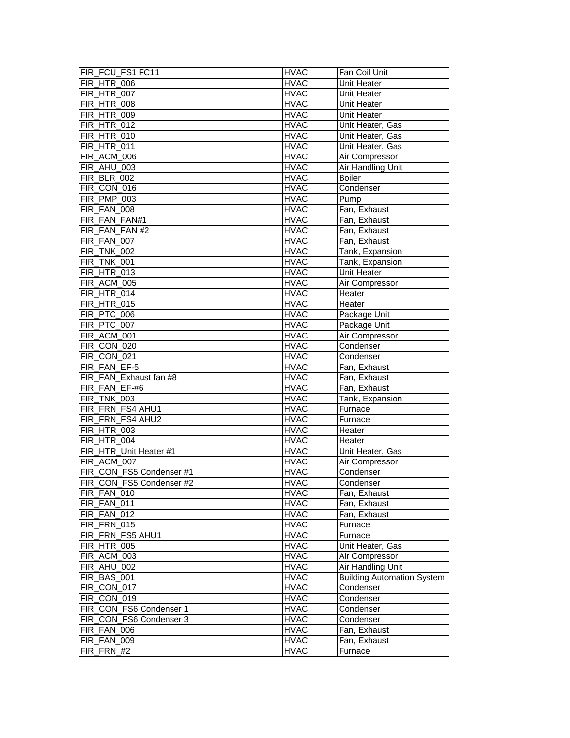| FIR_FCU_FS1 FC11 | HVAC | Fan Coil Unit |
|---|---|---|
| FIR_HTR_006 | HVAC | Unit Heater |
| FIR_HTR_007 | HVAC | Unit Heater |
| FIR_HTR_008 | HVAC | Unit Heater |
| FIR_HTR_009 | HVAC | Unit Heater |
| FIR_HTR_012 | HVAC | Unit Heater, Gas |
| FIR_HTR_010 | HVAC | Unit Heater, Gas |
| FIR_HTR_011 | HVAC | Unit Heater, Gas |
| FIR_ACM_006 | HVAC | Air Compressor |
| FIR_AHU_003 | HVAC | Air Handling Unit |
| FIR_BLR_002 | HVAC | Boiler |
| FIR_CON_016 | HVAC | Condenser |
| FIR_PMP_003 | HVAC | Pump |
| FIR_FAN_008 | HVAC | Fan, Exhaust |
| FIR_FAN_FAN#1 | HVAC | Fan, Exhaust |
| FIR_FAN_FAN #2 | HVAC | Fan, Exhaust |
| FIR_FAN_007 | HVAC | Fan, Exhaust |
| FIR_TNK_002 | HVAC | Tank, Expansion |
| FIR_TNK_001 | HVAC | Tank, Expansion |
| FIR_HTR_013 | HVAC | Unit Heater |
| FIR_ACM_005 | HVAC | Air Compressor |
| FIR_HTR_014 | HVAC | Heater |
| FIR_HTR_015 | HVAC | Heater |
| FIR_PTC_006 | HVAC | Package Unit |
| FIR_PTC_007 | HVAC | Package Unit |
| FIR_ACM_001 | HVAC | Air Compressor |
| FIR_CON_020 | HVAC | Condenser |
| FIR_CON_021 | HVAC | Condenser |
| FIR_FAN_EF-5 | HVAC | Fan, Exhaust |
| FIR_FAN_Exhaust fan #8 | HVAC | Fan, Exhaust |
| FIR_FAN_EF-#6 | HVAC | Fan, Exhaust |
| FIR_TNK_003 | HVAC | Tank, Expansion |
| FIR_FRN_FS4 AHU1 | HVAC | Furnace |
| FIR_FRN_FS4 AHU2 | HVAC | Furnace |
| FIR_HTR_003 | HVAC | Heater |
| FIR_HTR_004 | HVAC | Heater |
| FIR_HTR_Unit Heater #1 | HVAC | Unit Heater, Gas |
| FIR_ACM_007 | HVAC | Air Compressor |
| FIR_CON_FS5 Condenser #1 | HVAC | Condenser |
| FIR_CON_FS5 Condenser #2 | HVAC | Condenser |
| FIR_FAN_010 | HVAC | Fan, Exhaust |
| FIR_FAN_011 | HVAC | Fan, Exhaust |
| FIR_FAN_012 | HVAC | Fan, Exhaust |
| FIR_FRN_015 | HVAC | Furnace |
| FIR_FRN_FS5 AHU1 | HVAC | Furnace |
| FIR_HTR_005 | HVAC | Unit Heater, Gas |
| FIR_ACM_003 | HVAC | Air Compressor |
| FIR_AHU_002 | HVAC | Air Handling Unit |
| FIR_BAS_001 | HVAC | Building Automation System |
| FIR_CON_017 | HVAC | Condenser |
| FIR_CON_019 | HVAC | Condenser |
| FIR_CON_FS6 Condenser 1 | HVAC | Condenser |
| FIR_CON_FS6 Condenser 3 | HVAC | Condenser |
| FIR_FAN_006 | HVAC | Fan, Exhaust |
| FIR_FAN_009 | HVAC | Fan, Exhaust |
| FIR_FRN_#2 | HVAC | Furnace |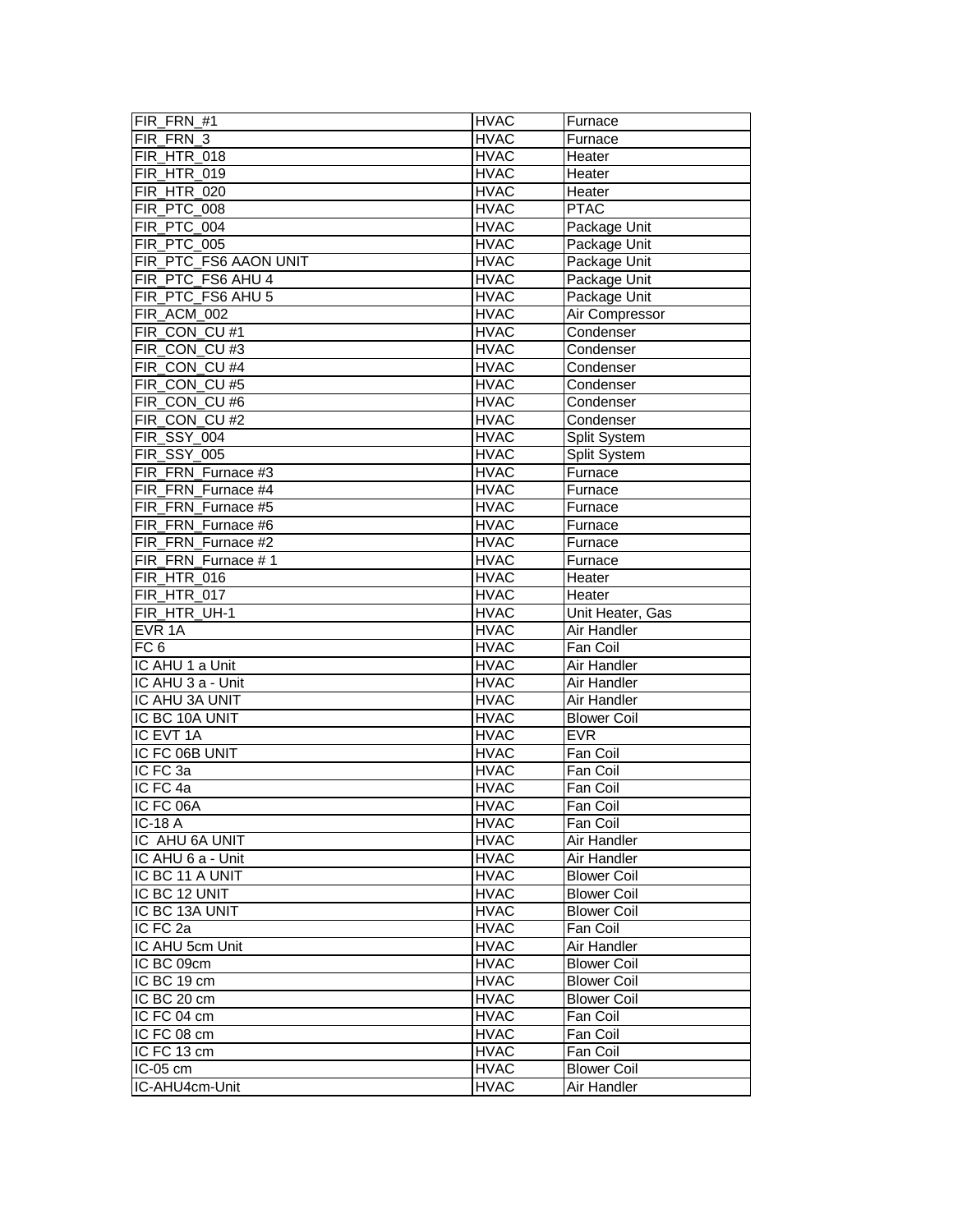| FIR_FRN_#1 | HVAC | Furnace |
|---|---|---|
| FIR_FRN_3 | HVAC | Furnace |
| FIR_HTR_018 | HVAC | Heater |
| FIR_HTR_019 | HVAC | Heater |
| FIR_HTR_020 | HVAC | Heater |
| FIR_PTC_008 | HVAC | PTAC |
| FIR_PTC_004 | HVAC | Package Unit |
| FIR_PTC_005 | HVAC | Package Unit |
| FIR_PTC_FS6 AAON UNIT | HVAC | Package Unit |
| FIR_PTC_FS6 AHU 4 | HVAC | Package Unit |
| FIR_PTC_FS6 AHU 5 | HVAC | Package Unit |
| FIR_ACM_002 | HVAC | Air Compressor |
| FIR_CON_CU #1 | HVAC | Condenser |
| FIR_CON_CU #3 | HVAC | Condenser |
| FIR_CON_CU #4 | HVAC | Condenser |
| FIR_CON_CU #5 | HVAC | Condenser |
| FIR_CON_CU #6 | HVAC | Condenser |
| FIR_CON_CU #2 | HVAC | Condenser |
| FIR_SSY_004 | HVAC | Split System |
| FIR_SSY_005 | HVAC | Split System |
| FIR_FRN_Furnace #3 | HVAC | Furnace |
| FIR_FRN_Furnace #4 | HVAC | Furnace |
| FIR_FRN_Furnace #5 | HVAC | Furnace |
| FIR_FRN_Furnace #6 | HVAC | Furnace |
| FIR_FRN_Furnace #2 | HVAC | Furnace |
| FIR_FRN_Furnace # 1 | HVAC | Furnace |
| FIR_HTR_016 | HVAC | Heater |
| FIR_HTR_017 | HVAC | Heater |
| FIR_HTR_UH-1 | HVAC | Unit Heater, Gas |
| EVR 1A | HVAC | Air Handler |
| FC 6 | HVAC | Fan Coil |
| IC AHU 1 a Unit | HVAC | Air Handler |
| IC AHU 3 a - Unit | HVAC | Air Handler |
| IC AHU 3A UNIT | HVAC | Air Handler |
| IC BC 10A UNIT | HVAC | Blower Coil |
| IC EVT 1A | HVAC | EVR |
| IC FC 06B UNIT | HVAC | Fan Coil |
| IC FC 3a | HVAC | Fan Coil |
| IC FC 4a | HVAC | Fan Coil |
| IC FC 06A | HVAC | Fan Coil |
| IC-18 A | HVAC | Fan Coil |
| IC AHU 6A UNIT | HVAC | Air Handler |
| IC AHU 6 a - Unit | HVAC | Air Handler |
| IC BC 11 A UNIT | HVAC | Blower Coil |
| IC BC 12 UNIT | HVAC | Blower Coil |
| IC BC 13A UNIT | HVAC | Blower Coil |
| IC FC 2a | HVAC | Fan Coil |
| IC AHU 5cm Unit | HVAC | Air Handler |
| IC BC 09cm | HVAC | Blower Coil |
| IC BC 19 cm | HVAC | Blower Coil |
| IC BC 20 cm | HVAC | Blower Coil |
| IC FC 04 cm | HVAC | Fan Coil |
| IC FC 08 cm | HVAC | Fan Coil |
| IC FC 13 cm | HVAC | Fan Coil |
| IC-05 cm | HVAC | Blower Coil |
| IC-AHU4cm-Unit | HVAC | Air Handler |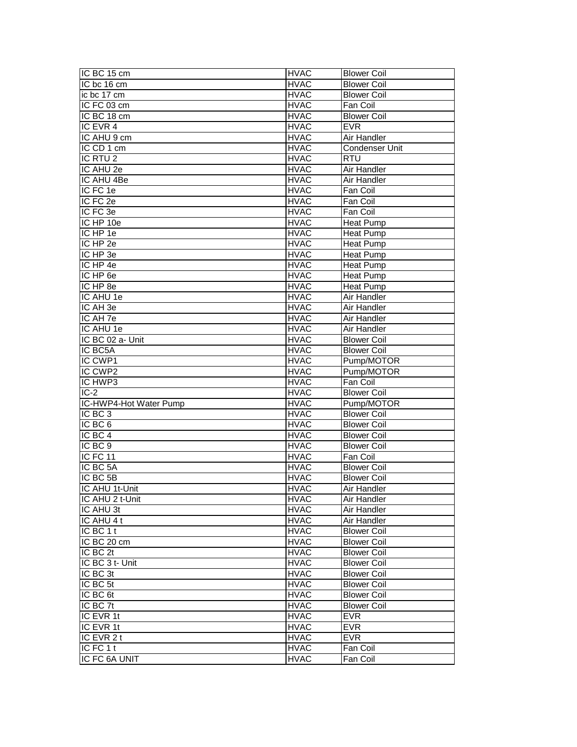| IC BC 15 cm | HVAC | Blower Coil |
|---|---|---|
| IC bc 16 cm | HVAC | Blower Coil |
| ic bc 17 cm | HVAC | Blower Coil |
| IC FC 03 cm | HVAC | Fan Coil |
| IC BC 18 cm | HVAC | Blower Coil |
| IC EVR 4 | HVAC | EVR |
| IC AHU 9 cm | HVAC | Air Handler |
| IC CD 1 cm | HVAC | Condenser Unit |
| IC RTU 2 | HVAC | RTU |
| IC AHU 2e | HVAC | Air Handler |
| IC AHU 4Be | HVAC | Air Handler |
| IC FC 1e | HVAC | Fan Coil |
| IC FC 2e | HVAC | Fan Coil |
| IC FC 3e | HVAC | Fan Coil |
| IC HP 10e | HVAC | Heat Pump |
| IC HP 1e | HVAC | Heat Pump |
| IC HP 2e | HVAC | Heat Pump |
| IC HP 3e | HVAC | Heat Pump |
| IC HP 4e | HVAC | Heat Pump |
| IC HP 6e | HVAC | Heat Pump |
| IC HP 8e | HVAC | Heat Pump |
| IC AHU 1e | HVAC | Air Handler |
| IC AH 3e | HVAC | Air Handler |
| IC AH 7e | HVAC | Air Handler |
| IC AHU 1e | HVAC | Air Handler |
| IC BC 02 a- Unit | HVAC | Blower Coil |
| IC BC5A | HVAC | Blower Coil |
| IC CWP1 | HVAC | Pump/MOTOR |
| IC CWP2 | HVAC | Pump/MOTOR |
| IC HWP3 | HVAC | Fan Coil |
| IC-2 | HVAC | Blower Coil |
| IC-HWP4-Hot Water Pump | HVAC | Pump/MOTOR |
| IC BC 3 | HVAC | Blower Coil |
| IC BC 6 | HVAC | Blower Coil |
| IC BC 4 | HVAC | Blower Coil |
| IC BC 9 | HVAC | Blower Coil |
| IC FC 11 | HVAC | Fan Coil |
| IC BC 5A | HVAC | Blower Coil |
| IC BC 5B | HVAC | Blower Coil |
| IC AHU 1t-Unit | HVAC | Air Handler |
| IC AHU 2 t-Unit | HVAC | Air Handler |
| IC AHU 3t | HVAC | Air Handler |
| IC AHU 4 t | HVAC | Air Handler |
| IC BC 1 t | HVAC | Blower Coil |
| IC BC 20 cm | HVAC | Blower Coil |
| IC BC 2t | HVAC | Blower Coil |
| IC BC 3 t- Unit | HVAC | Blower Coil |
| IC BC 3t | HVAC | Blower Coil |
| IC BC 5t | HVAC | Blower Coil |
| IC BC 6t | HVAC | Blower Coil |
| IC BC 7t | HVAC | Blower Coil |
| IC EVR 1t | HVAC | EVR |
| IC EVR 1t | HVAC | EVR |
| IC EVR 2 t | HVAC | EVR |
| IC FC 1 t | HVAC | Fan Coil |
| IC FC 6A UNIT | HVAC | Fan Coil |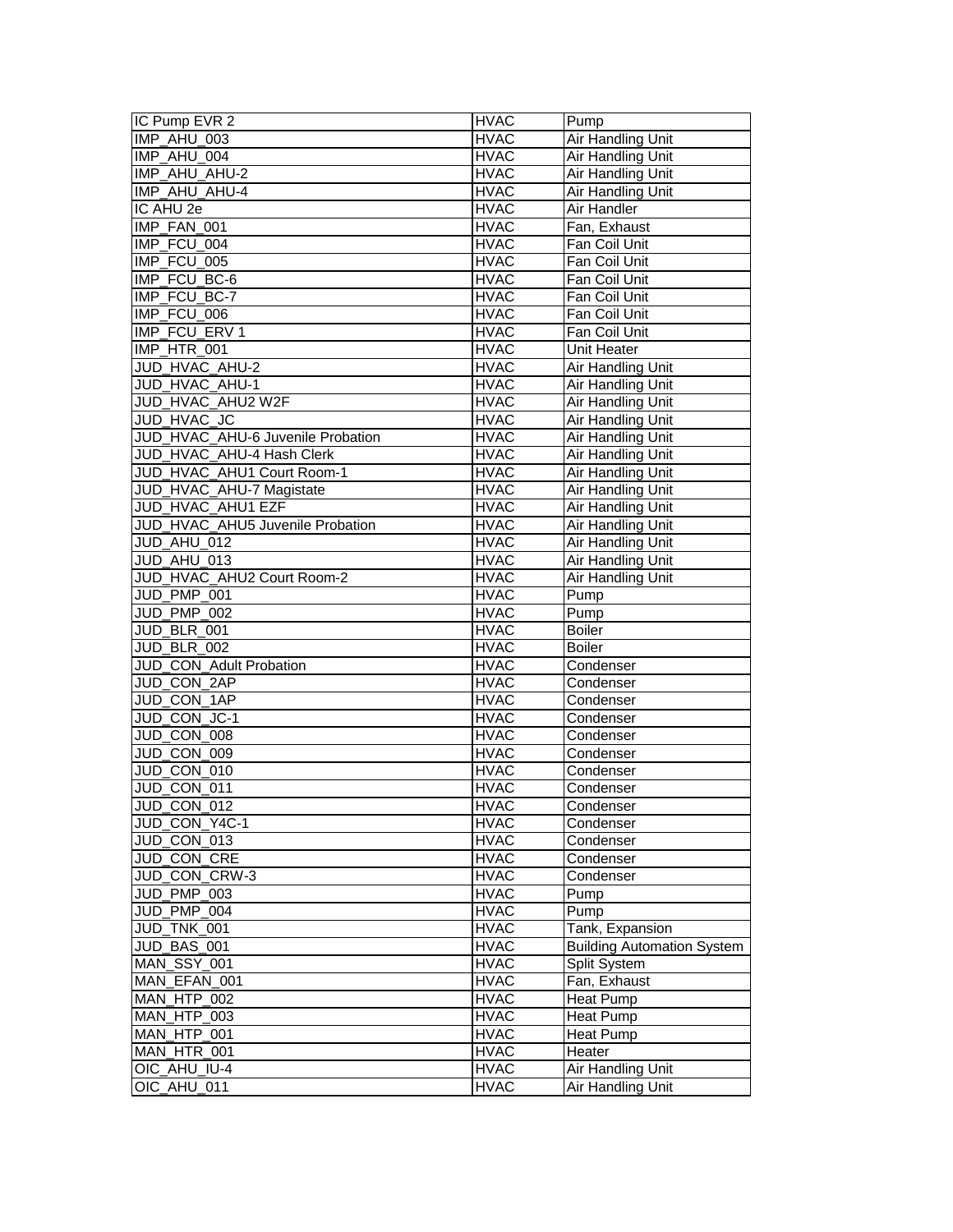| IC Pump EVR 2 | HVAC | Pump |
|---|---|---|
| IMP_AHU_003 | HVAC | Air Handling Unit |
| IMP_AHU_004 | HVAC | Air Handling Unit |
| IMP_AHU_AHU-2 | HVAC | Air Handling Unit |
| IMP_AHU_AHU-4 | HVAC | Air Handling Unit |
| IC AHU 2e | HVAC | Air Handler |
| IMP_FAN_001 | HVAC | Fan, Exhaust |
| IMP_FCU_004 | HVAC | Fan Coil Unit |
| IMP_FCU_005 | HVAC | Fan Coil Unit |
| IMP_FCU_BC-6 | HVAC | Fan Coil Unit |
| IMP_FCU_BC-7 | HVAC | Fan Coil Unit |
| IMP_FCU_006 | HVAC | Fan Coil Unit |
| IMP_FCU_ERV 1 | HVAC | Fan Coil Unit |
| IMP_HTR_001 | HVAC | Unit Heater |
| JUD_HVAC_AHU-2 | HVAC | Air Handling Unit |
| JUD_HVAC_AHU-1 | HVAC | Air Handling Unit |
| JUD_HVAC_AHU2 W2F | HVAC | Air Handling Unit |
| JUD_HVAC_JC | HVAC | Air Handling Unit |
| JUD_HVAC_AHU-6 Juvenile Probation | HVAC | Air Handling Unit |
| JUD_HVAC_AHU-4 Hash Clerk | HVAC | Air Handling Unit |
| JUD_HVAC_AHU1 Court Room-1 | HVAC | Air Handling Unit |
| JUD_HVAC_AHU-7 Magistate | HVAC | Air Handling Unit |
| JUD_HVAC_AHU1 EZF | HVAC | Air Handling Unit |
| JUD_HVAC_AHU5 Juvenile Probation | HVAC | Air Handling Unit |
| JUD_AHU_012 | HVAC | Air Handling Unit |
| JUD_AHU_013 | HVAC | Air Handling Unit |
| JUD_HVAC_AHU2 Court Room-2 | HVAC | Air Handling Unit |
| JUD_PMP_001 | HVAC | Pump |
| JUD_PMP_002 | HVAC | Pump |
| JUD_BLR_001 | HVAC | Boiler |
| JUD_BLR_002 | HVAC | Boiler |
| JUD_CON_Adult Probation | HVAC | Condenser |
| JUD_CON_2AP | HVAC | Condenser |
| JUD_CON_1AP | HVAC | Condenser |
| JUD_CON_JC-1 | HVAC | Condenser |
| JUD_CON_008 | HVAC | Condenser |
| JUD_CON_009 | HVAC | Condenser |
| JUD_CON_010 | HVAC | Condenser |
| JUD_CON_011 | HVAC | Condenser |
| JUD_CON_012 | HVAC | Condenser |
| JUD_CON_Y4C-1 | HVAC | Condenser |
| JUD_CON_013 | HVAC | Condenser |
| JUD_CON_CRE | HVAC | Condenser |
| JUD_CON_CRW-3 | HVAC | Condenser |
| JUD_PMP_003 | HVAC | Pump |
| JUD_PMP_004 | HVAC | Pump |
| JUD_TNK_001 | HVAC | Tank, Expansion |
| JUD_BAS_001 | HVAC | Building Automation System |
| MAN_SSY_001 | HVAC | Split System |
| MAN_EFAN_001 | HVAC | Fan, Exhaust |
| MAN_HTP_002 | HVAC | Heat Pump |
| MAN_HTP_003 | HVAC | Heat Pump |
| MAN_HTP_001 | HVAC | Heat Pump |
| MAN_HTR_001 | HVAC | Heater |
| OIC_AHU_IU-4 | HVAC | Air Handling Unit |
| OIC_AHU_011 | HVAC | Air Handling Unit |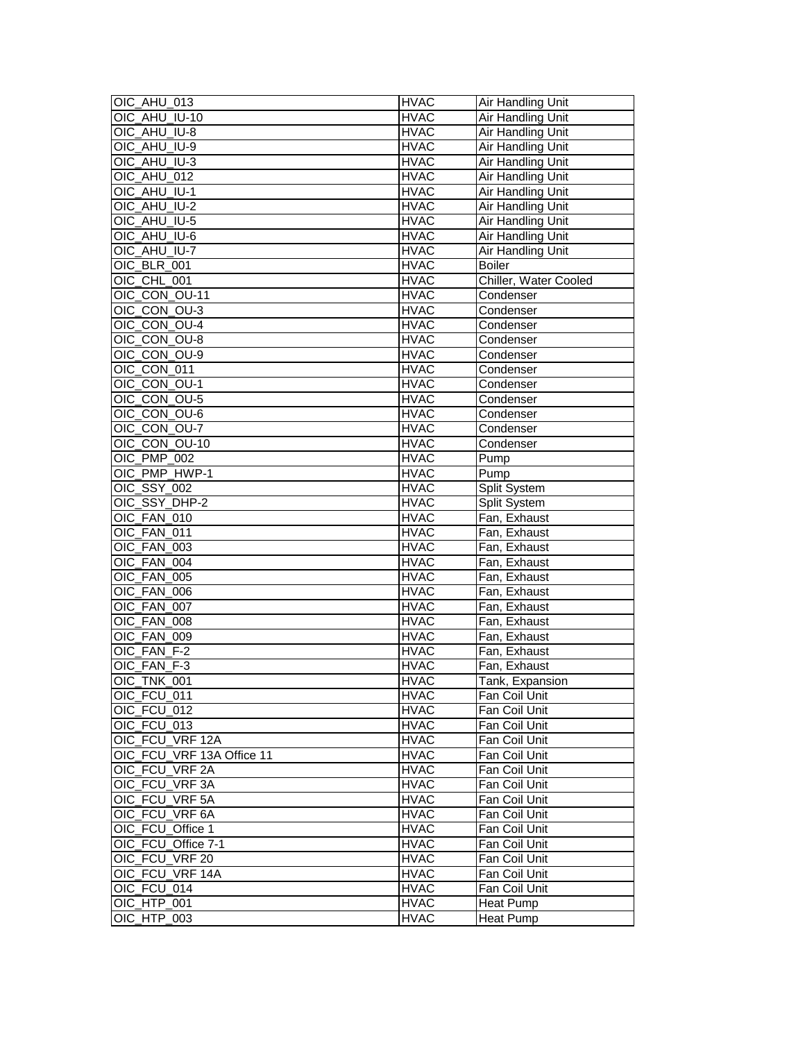| OIC_AHU_013 | HVAC | Air Handling Unit |
|---|---|---|
| OIC_AHU_IU-10 | HVAC | Air Handling Unit |
| OIC_AHU_IU-8 | HVAC | Air Handling Unit |
| OIC_AHU_IU-9 | HVAC | Air Handling Unit |
| OIC_AHU_IU-3 | HVAC | Air Handling Unit |
| OIC_AHU_012 | HVAC | Air Handling Unit |
| OIC_AHU_IU-1 | HVAC | Air Handling Unit |
| OIC_AHU_IU-2 | HVAC | Air Handling Unit |
| OIC_AHU_IU-5 | HVAC | Air Handling Unit |
| OIC_AHU_IU-6 | HVAC | Air Handling Unit |
| OIC_AHU_IU-7 | HVAC | Air Handling Unit |
| OIC_BLR_001 | HVAC | Boiler |
| OIC_CHL_001 | HVAC | Chiller, Water Cooled |
| OIC_CON_OU-11 | HVAC | Condenser |
| OIC_CON_OU-3 | HVAC | Condenser |
| OIC_CON_OU-4 | HVAC | Condenser |
| OIC_CON_OU-8 | HVAC | Condenser |
| OIC_CON_OU-9 | HVAC | Condenser |
| OIC_CON_011 | HVAC | Condenser |
| OIC_CON_OU-1 | HVAC | Condenser |
| OIC_CON_OU-5 | HVAC | Condenser |
| OIC_CON_OU-6 | HVAC | Condenser |
| OIC_CON_OU-7 | HVAC | Condenser |
| OIC_CON_OU-10 | HVAC | Condenser |
| OIC_PMP_002 | HVAC | Pump |
| OIC_PMP_HWP-1 | HVAC | Pump |
| OIC_SSY_002 | HVAC | Split System |
| OIC_SSY_DHP-2 | HVAC | Split System |
| OIC_FAN_010 | HVAC | Fan, Exhaust |
| OIC_FAN_011 | HVAC | Fan, Exhaust |
| OIC_FAN_003 | HVAC | Fan, Exhaust |
| OIC_FAN_004 | HVAC | Fan, Exhaust |
| OIC_FAN_005 | HVAC | Fan, Exhaust |
| OIC_FAN_006 | HVAC | Fan, Exhaust |
| OIC_FAN_007 | HVAC | Fan, Exhaust |
| OIC_FAN_008 | HVAC | Fan, Exhaust |
| OIC_FAN_009 | HVAC | Fan, Exhaust |
| OIC_FAN_F-2 | HVAC | Fan, Exhaust |
| OIC_FAN_F-3 | HVAC | Fan, Exhaust |
| OIC_TNK_001 | HVAC | Tank, Expansion |
| OIC_FCU_011 | HVAC | Fan Coil Unit |
| OIC_FCU_012 | HVAC | Fan Coil Unit |
| OIC_FCU_013 | HVAC | Fan Coil Unit |
| OIC_FCU_VRF 12A | HVAC | Fan Coil Unit |
| OIC_FCU_VRF 13A Office 11 | HVAC | Fan Coil Unit |
| OIC_FCU_VRF 2A | HVAC | Fan Coil Unit |
| OIC_FCU_VRF 3A | HVAC | Fan Coil Unit |
| OIC_FCU_VRF 5A | HVAC | Fan Coil Unit |
| OIC_FCU_VRF 6A | HVAC | Fan Coil Unit |
| OIC_FCU_Office 1 | HVAC | Fan Coil Unit |
| OIC_FCU_Office 7-1 | HVAC | Fan Coil Unit |
| OIC_FCU_VRF 20 | HVAC | Fan Coil Unit |
| OIC_FCU_VRF 14A | HVAC | Fan Coil Unit |
| OIC_FCU_014 | HVAC | Fan Coil Unit |
| OIC_HTP_001 | HVAC | Heat Pump |
| OIC_HTP_003 | HVAC | Heat Pump |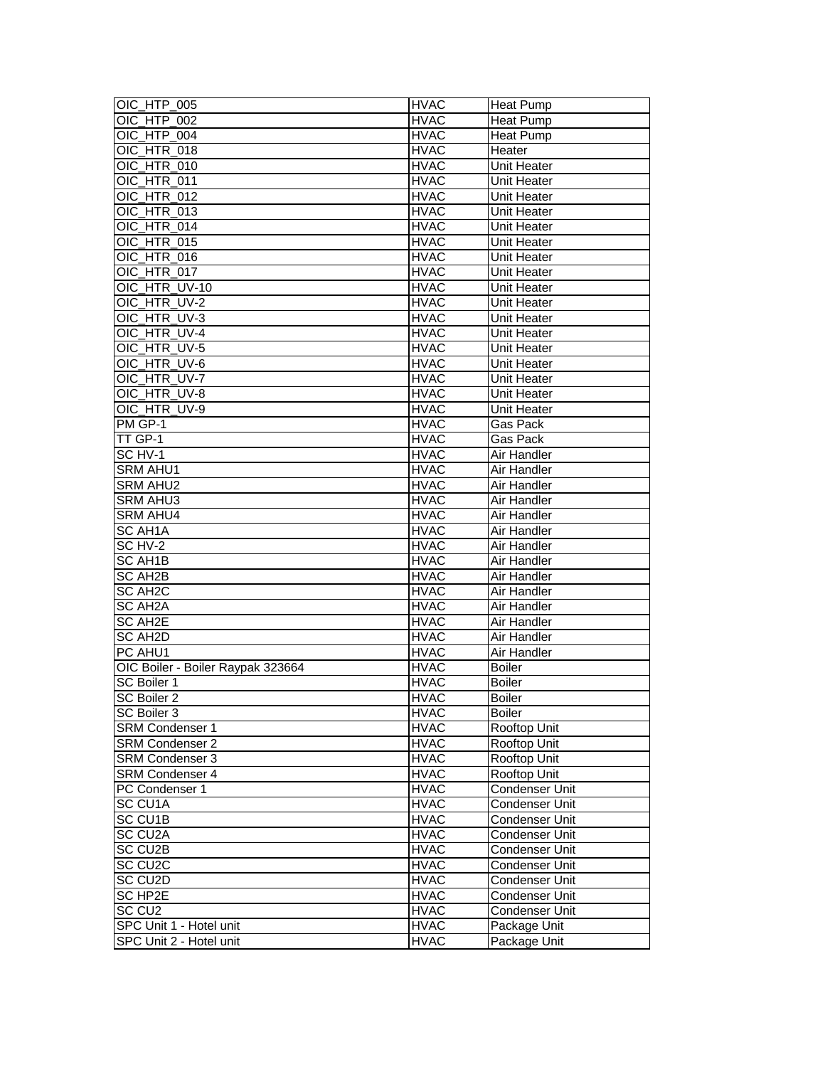| OIC_HTP_005 | HVAC | Heat Pump |
|---|---|---|
| OIC_HTP_002 | HVAC | Heat Pump |
| OIC_HTP_004 | HVAC | Heat Pump |
| OIC_HTR_018 | HVAC | Heater |
| OIC_HTR_010 | HVAC | Unit Heater |
| OIC_HTR_011 | HVAC | Unit Heater |
| OIC_HTR_012 | HVAC | Unit Heater |
| OIC_HTR_013 | HVAC | Unit Heater |
| OIC_HTR_014 | HVAC | Unit Heater |
| OIC_HTR_015 | HVAC | Unit Heater |
| OIC_HTR_016 | HVAC | Unit Heater |
| OIC_HTR_017 | HVAC | Unit Heater |
| OIC_HTR_UV-10 | HVAC | Unit Heater |
| OIC_HTR_UV-2 | HVAC | Unit Heater |
| OIC_HTR_UV-3 | HVAC | Unit Heater |
| OIC_HTR_UV-4 | HVAC | Unit Heater |
| OIC_HTR_UV-5 | HVAC | Unit Heater |
| OIC_HTR_UV-6 | HVAC | Unit Heater |
| OIC_HTR_UV-7 | HVAC | Unit Heater |
| OIC_HTR_UV-8 | HVAC | Unit Heater |
| OIC_HTR_UV-9 | HVAC | Unit Heater |
| PM GP-1 | HVAC | Gas Pack |
| TT GP-1 | HVAC | Gas Pack |
| SC HV-1 | HVAC | Air Handler |
| SRM AHU1 | HVAC | Air Handler |
| SRM AHU2 | HVAC | Air Handler |
| SRM AHU3 | HVAC | Air Handler |
| SRM AHU4 | HVAC | Air Handler |
| SC AH1A | HVAC | Air Handler |
| SC HV-2 | HVAC | Air Handler |
| SC AH1B | HVAC | Air Handler |
| SC AH2B | HVAC | Air Handler |
| SC AH2C | HVAC | Air Handler |
| SC AH2A | HVAC | Air Handler |
| SC AH2E | HVAC | Air Handler |
| SC AH2D | HVAC | Air Handler |
| PC AHU1 | HVAC | Air Handler |
| OIC Boiler - Boiler Raypak 323664 | HVAC | Boiler |
| SC Boiler 1 | HVAC | Boiler |
| SC Boiler 2 | HVAC | Boiler |
| SC Boiler 3 | HVAC | Boiler |
| SRM Condenser 1 | HVAC | Rooftop Unit |
| SRM Condenser 2 | HVAC | Rooftop Unit |
| SRM Condenser 3 | HVAC | Rooftop Unit |
| SRM Condenser 4 | HVAC | Rooftop Unit |
| PC Condenser 1 | HVAC | Condenser Unit |
| SC CU1A | HVAC | Condenser Unit |
| SC CU1B | HVAC | Condenser Unit |
| SC CU2A | HVAC | Condenser Unit |
| SC CU2B | HVAC | Condenser Unit |
| SC CU2C | HVAC | Condenser Unit |
| SC CU2D | HVAC | Condenser Unit |
| SC HP2E | HVAC | Condenser Unit |
| SC CU2 | HVAC | Condenser Unit |
| SPC Unit 1 - Hotel unit | HVAC | Package Unit |
| SPC Unit 2 - Hotel unit | HVAC | Package Unit |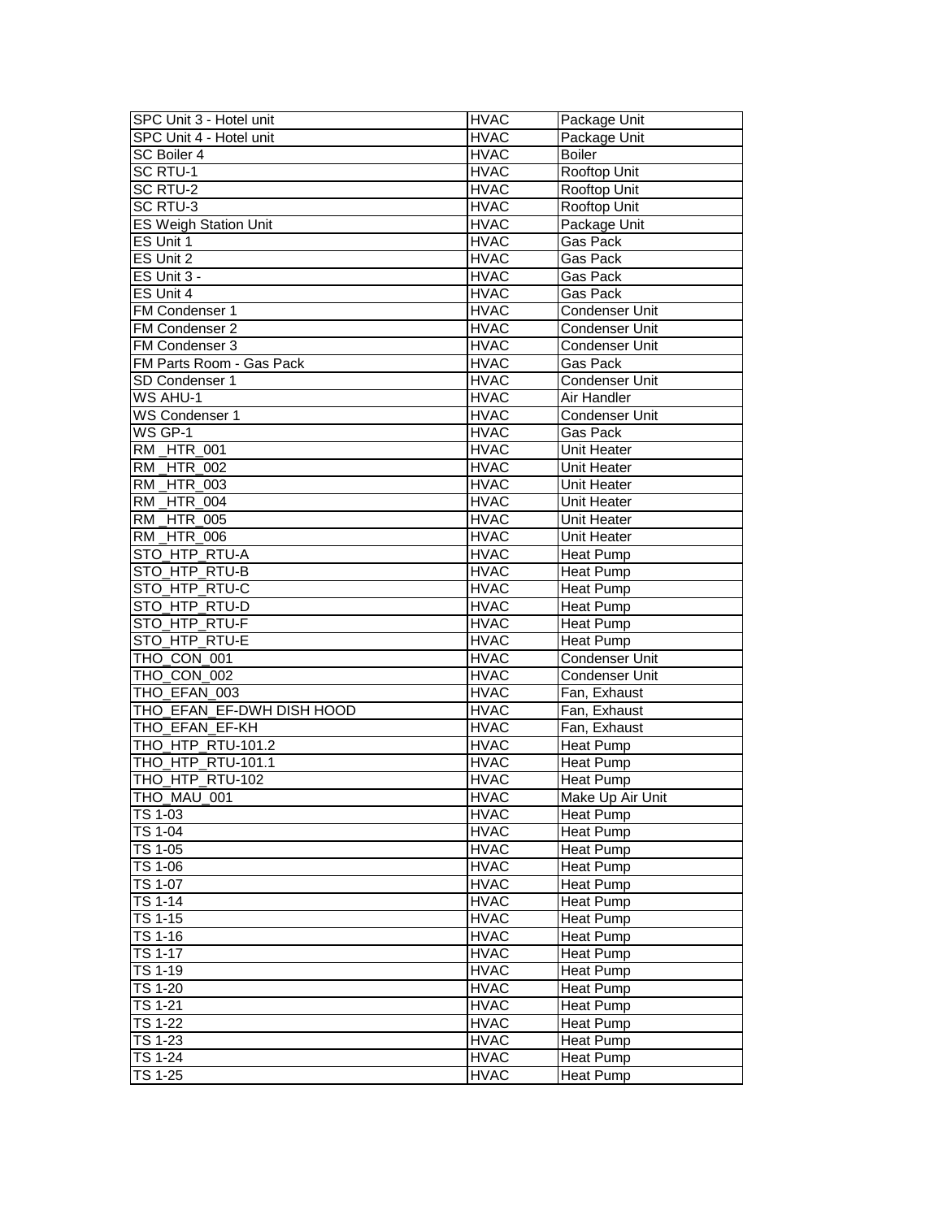| SPC Unit 3 - Hotel unit | HVAC | Package Unit |
|---|---|---|
| SPC Unit 4 - Hotel unit | HVAC | Package Unit |
| SC Boiler 4 | HVAC | Boiler |
| SC RTU-1 | HVAC | Rooftop Unit |
| SC RTU-2 | HVAC | Rooftop Unit |
| SC RTU-3 | HVAC | Rooftop Unit |
| ES Weigh Station Unit | HVAC | Package Unit |
| ES Unit 1 | HVAC | Gas Pack |
| ES Unit 2 | HVAC | Gas Pack |
| ES Unit 3 - | HVAC | Gas Pack |
| ES Unit 4 | HVAC | Gas Pack |
| FM Condenser 1 | HVAC | Condenser Unit |
| FM Condenser 2 | HVAC | Condenser Unit |
| FM Condenser 3 | HVAC | Condenser Unit |
| FM Parts Room - Gas Pack | HVAC | Gas Pack |
| SD Condenser 1 | HVAC | Condenser Unit |
| WS AHU-1 | HVAC | Air Handler |
| WS Condenser 1 | HVAC | Condenser Unit |
| WS GP-1 | HVAC | Gas Pack |
| RM _HTR_001 | HVAC | Unit Heater |
| RM _HTR_002 | HVAC | Unit Heater |
| RM _HTR_003 | HVAC | Unit Heater |
| RM _HTR_004 | HVAC | Unit Heater |
| RM _HTR_005 | HVAC | Unit Heater |
| RM _HTR_006 | HVAC | Unit Heater |
| STO_HTP_RTU-A | HVAC | Heat Pump |
| STO_HTP_RTU-B | HVAC | Heat Pump |
| STO_HTP_RTU-C | HVAC | Heat Pump |
| STO_HTP_RTU-D | HVAC | Heat Pump |
| STO_HTP_RTU-F | HVAC | Heat Pump |
| STO_HTP_RTU-E | HVAC | Heat Pump |
| THO_CON_001 | HVAC | Condenser Unit |
| THO_CON_002 | HVAC | Condenser Unit |
| THO_EFAN_003 | HVAC | Fan, Exhaust |
| THO_EFAN_EF-DWH DISH HOOD | HVAC | Fan, Exhaust |
| THO_EFAN_EF-KH | HVAC | Fan, Exhaust |
| THO_HTP_RTU-101.2 | HVAC | Heat Pump |
| THO_HTP_RTU-101.1 | HVAC | Heat Pump |
| THO_HTP_RTU-102 | HVAC | Heat Pump |
| THO_MAU_001 | HVAC | Make Up Air Unit |
| TS 1-03 | HVAC | Heat Pump |
| TS 1-04 | HVAC | Heat Pump |
| TS 1-05 | HVAC | Heat Pump |
| TS 1-06 | HVAC | Heat Pump |
| TS 1-07 | HVAC | Heat Pump |
| TS 1-14 | HVAC | Heat Pump |
| TS 1-15 | HVAC | Heat Pump |
| TS 1-16 | HVAC | Heat Pump |
| TS 1-17 | HVAC | Heat Pump |
| TS 1-19 | HVAC | Heat Pump |
| TS 1-20 | HVAC | Heat Pump |
| TS 1-21 | HVAC | Heat Pump |
| TS 1-22 | HVAC | Heat Pump |
| TS 1-23 | HVAC | Heat Pump |
| TS 1-24 | HVAC | Heat Pump |
| TS 1-25 | HVAC | Heat Pump |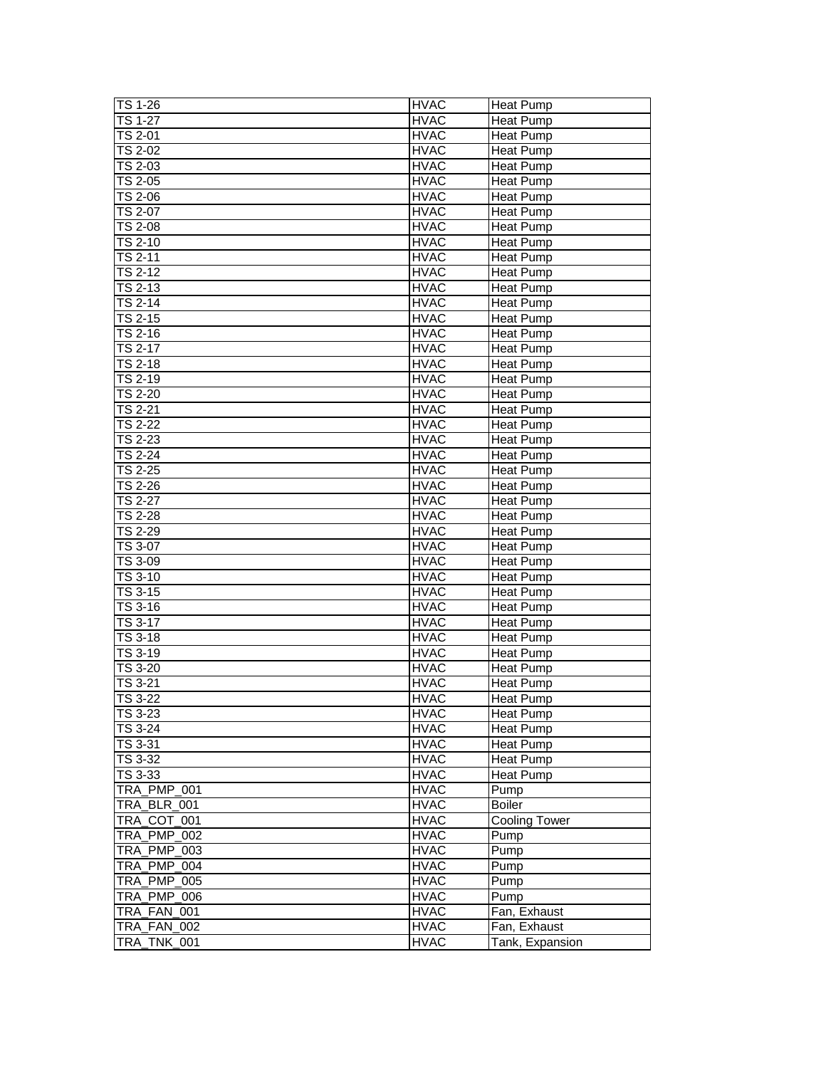| TS 1-26 | HVAC | Heat Pump |
|---|---|---|
| TS 1-27 | HVAC | Heat Pump |
| TS 2-01 | HVAC | Heat Pump |
| TS 2-02 | HVAC | Heat Pump |
| TS 2-03 | HVAC | Heat Pump |
| TS 2-05 | HVAC | Heat Pump |
| TS 2-06 | HVAC | Heat Pump |
| TS 2-07 | HVAC | Heat Pump |
| TS 2-08 | HVAC | Heat Pump |
| TS 2-10 | HVAC | Heat Pump |
| TS 2-11 | HVAC | Heat Pump |
| TS 2-12 | HVAC | Heat Pump |
| TS 2-13 | HVAC | Heat Pump |
| TS 2-14 | HVAC | Heat Pump |
| TS 2-15 | HVAC | Heat Pump |
| TS 2-16 | HVAC | Heat Pump |
| TS 2-17 | HVAC | Heat Pump |
| TS 2-18 | HVAC | Heat Pump |
| TS 2-19 | HVAC | Heat Pump |
| TS 2-20 | HVAC | Heat Pump |
| TS 2-21 | HVAC | Heat Pump |
| TS 2-22 | HVAC | Heat Pump |
| TS 2-23 | HVAC | Heat Pump |
| TS 2-24 | HVAC | Heat Pump |
| TS 2-25 | HVAC | Heat Pump |
| TS 2-26 | HVAC | Heat Pump |
| TS 2-27 | HVAC | Heat Pump |
| TS 2-28 | HVAC | Heat Pump |
| TS 2-29 | HVAC | Heat Pump |
| TS 3-07 | HVAC | Heat Pump |
| TS 3-09 | HVAC | Heat Pump |
| TS 3-10 | HVAC | Heat Pump |
| TS 3-15 | HVAC | Heat Pump |
| TS 3-16 | HVAC | Heat Pump |
| TS 3-17 | HVAC | Heat Pump |
| TS 3-18 | HVAC | Heat Pump |
| TS 3-19 | HVAC | Heat Pump |
| TS 3-20 | HVAC | Heat Pump |
| TS 3-21 | HVAC | Heat Pump |
| TS 3-22 | HVAC | Heat Pump |
| TS 3-23 | HVAC | Heat Pump |
| TS 3-24 | HVAC | Heat Pump |
| TS 3-31 | HVAC | Heat Pump |
| TS 3-32 | HVAC | Heat Pump |
| TS 3-33 | HVAC | Heat Pump |
| TRA_PMP_001 | HVAC | Pump |
| TRA_BLR_001 | HVAC | Boiler |
| TRA_COT_001 | HVAC | Cooling Tower |
| TRA_PMP_002 | HVAC | Pump |
| TRA_PMP_003 | HVAC | Pump |
| TRA_PMP_004 | HVAC | Pump |
| TRA_PMP_005 | HVAC | Pump |
| TRA_PMP_006 | HVAC | Pump |
| TRA_FAN_001 | HVAC | Fan, Exhaust |
| TRA_FAN_002 | HVAC | Fan, Exhaust |
| TRA_TNK_001 | HVAC | Tank, Expansion |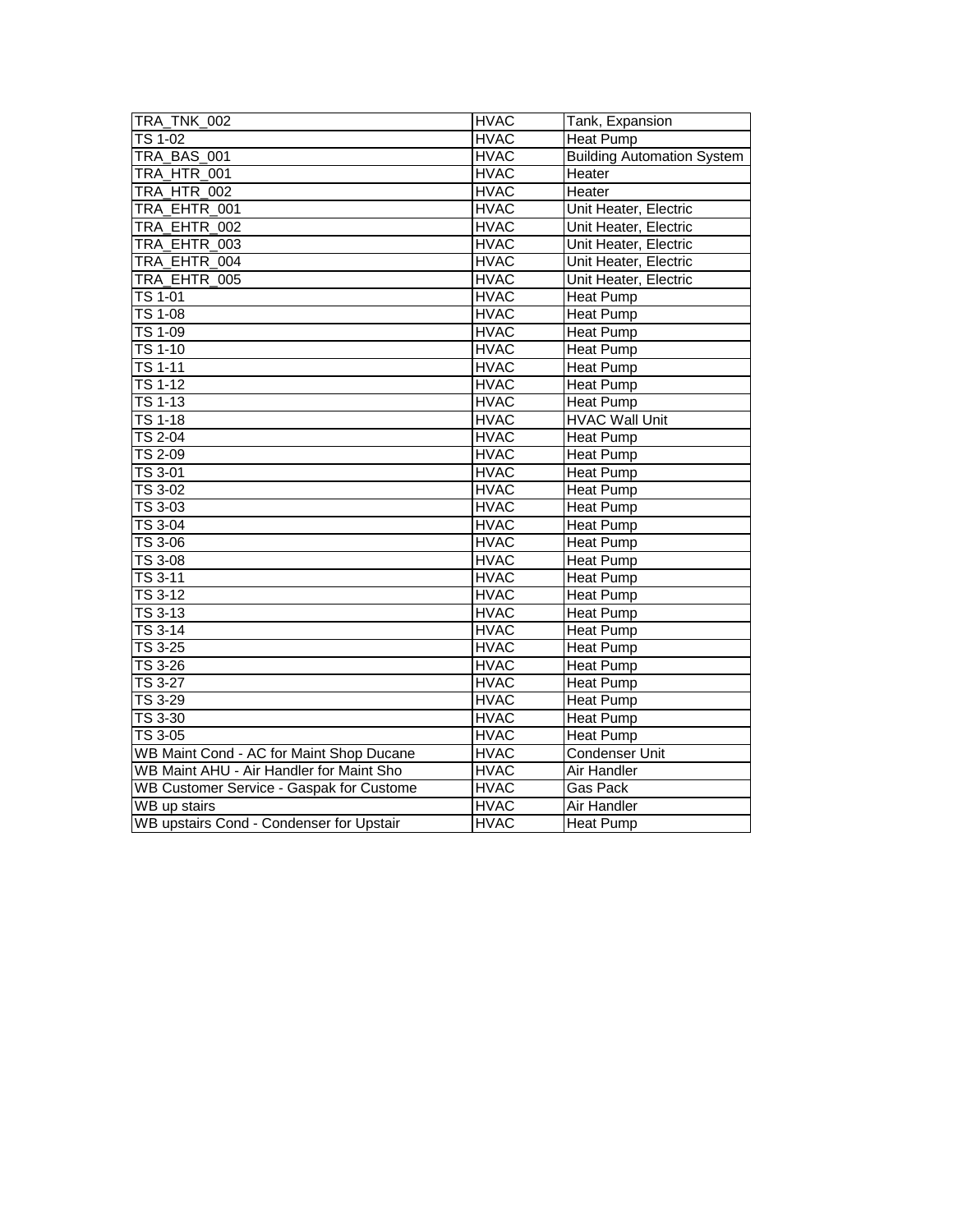| TRA_TNK_002 | HVAC | Tank, Expansion |
|---|---|---|
| TS 1-02 | HVAC | Heat Pump |
| TRA_BAS_001 | HVAC | Building Automation System |
| TRA_HTR_001 | HVAC | Heater |
| TRA_HTR_002 | HVAC | Heater |
| TRA_EHTR_001 | HVAC | Unit Heater, Electric |
| TRA_EHTR_002 | HVAC | Unit Heater, Electric |
| TRA_EHTR_003 | HVAC | Unit Heater, Electric |
| TRA_EHTR_004 | HVAC | Unit Heater, Electric |
| TRA_EHTR_005 | HVAC | Unit Heater, Electric |
| TS 1-01 | HVAC | Heat Pump |
| TS 1-08 | HVAC | Heat Pump |
| TS 1-09 | HVAC | Heat Pump |
| TS 1-10 | HVAC | Heat Pump |
| TS 1-11 | HVAC | Heat Pump |
| TS 1-12 | HVAC | Heat Pump |
| TS 1-13 | HVAC | Heat Pump |
| TS 1-18 | HVAC | HVAC Wall Unit |
| TS 2-04 | HVAC | Heat Pump |
| TS 2-09 | HVAC | Heat Pump |
| TS 3-01 | HVAC | Heat Pump |
| TS 3-02 | HVAC | Heat Pump |
| TS 3-03 | HVAC | Heat Pump |
| TS 3-04 | HVAC | Heat Pump |
| TS 3-06 | HVAC | Heat Pump |
| TS 3-08 | HVAC | Heat Pump |
| TS 3-11 | HVAC | Heat Pump |
| TS 3-12 | HVAC | Heat Pump |
| TS 3-13 | HVAC | Heat Pump |
| TS 3-14 | HVAC | Heat Pump |
| TS 3-25 | HVAC | Heat Pump |
| TS 3-26 | HVAC | Heat Pump |
| TS 3-27 | HVAC | Heat Pump |
| TS 3-29 | HVAC | Heat Pump |
| TS 3-30 | HVAC | Heat Pump |
| TS 3-05 | HVAC | Heat Pump |
| WB Maint Cond - AC for Maint Shop Ducane | HVAC | Condenser Unit |
| WB Maint AHU - Air Handler for Maint Sho | HVAC | Air Handler |
| WB Customer Service - Gaspak for Custome | HVAC | Gas Pack |
| WB up stairs | HVAC | Air Handler |
| WB upstairs Cond - Condenser for Upstair | HVAC | Heat Pump |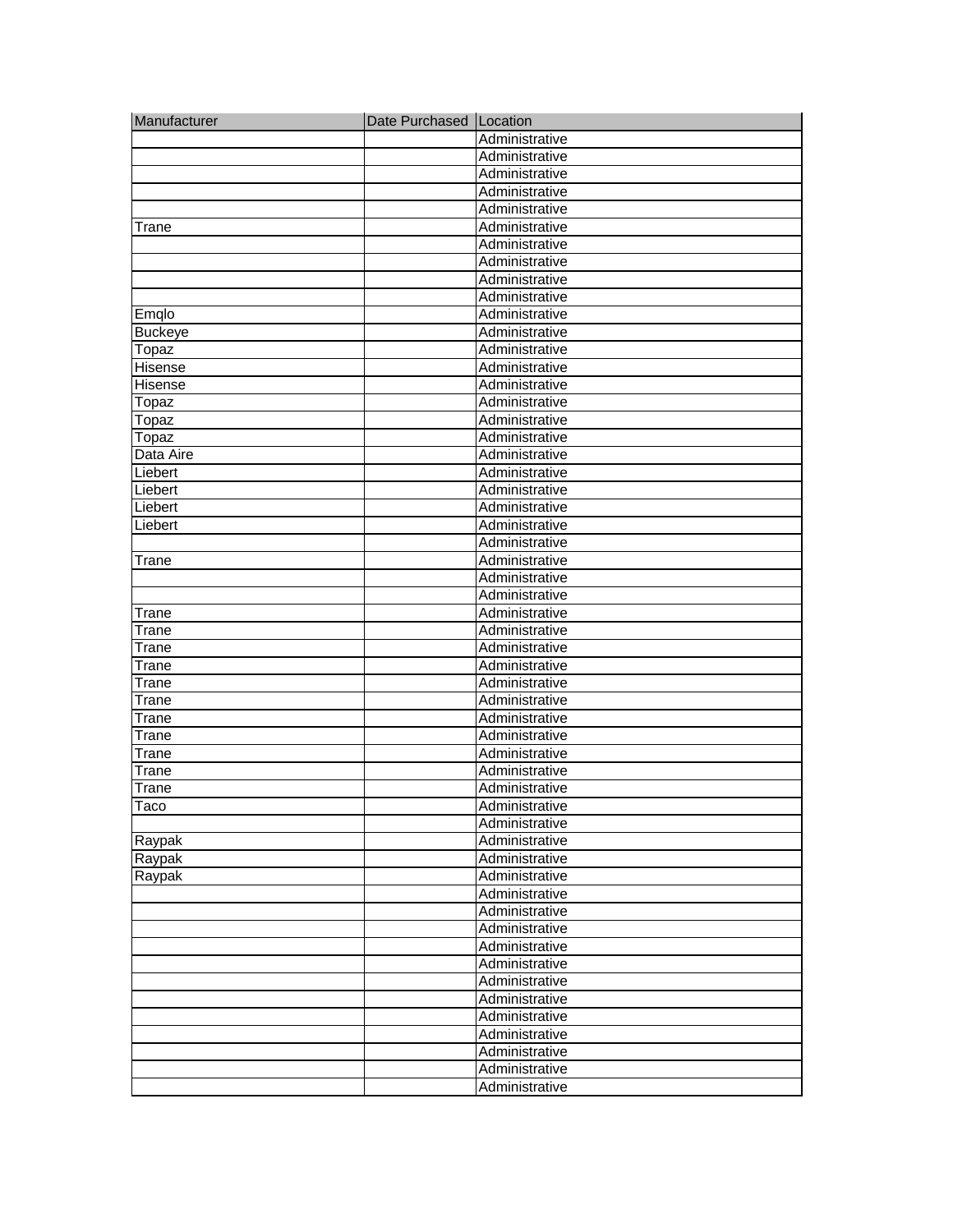| Manufacturer | Date Purchased | Location |
|---|---|---|
| | | Administrative |
| | | Administrative |
| | | Administrative |
| | | Administrative |
| | | Administrative |
| Trane | | Administrative |
| | | Administrative |
| | | Administrative |
| | | Administrative |
| | | Administrative |
| Emqlo | | Administrative |
| Buckeye | | Administrative |
| Topaz | | Administrative |
| Hisense | | Administrative |
| Hisense | | Administrative |
| Topaz | | Administrative |
| Topaz | | Administrative |
| Topaz | | Administrative |
| Data Aire | | Administrative |
| Liebert | | Administrative |
| Liebert | | Administrative |
| Liebert | | Administrative |
| Liebert | | Administrative |
| | | Administrative |
| Trane | | Administrative |
| | | Administrative |
| | | Administrative |
| Trane | | Administrative |
| Trane | | Administrative |
| Trane | | Administrative |
| Trane | | Administrative |
| Trane | | Administrative |
| Trane | | Administrative |
| Trane | | Administrative |
| Trane | | Administrative |
| Trane | | Administrative |
| Trane | | Administrative |
| Trane | | Administrative |
| Taco | | Administrative |
| | | Administrative |
| Raypak | | Administrative |
| Raypak | | Administrative |
| Raypak | | Administrative |
| | | Administrative |
| | | Administrative |
| | | Administrative |
| | | Administrative |
| | | Administrative |
| | | Administrative |
| | | Administrative |
| | | Administrative |
| | | Administrative |
| | | Administrative |
| | | Administrative |
| | | Administrative |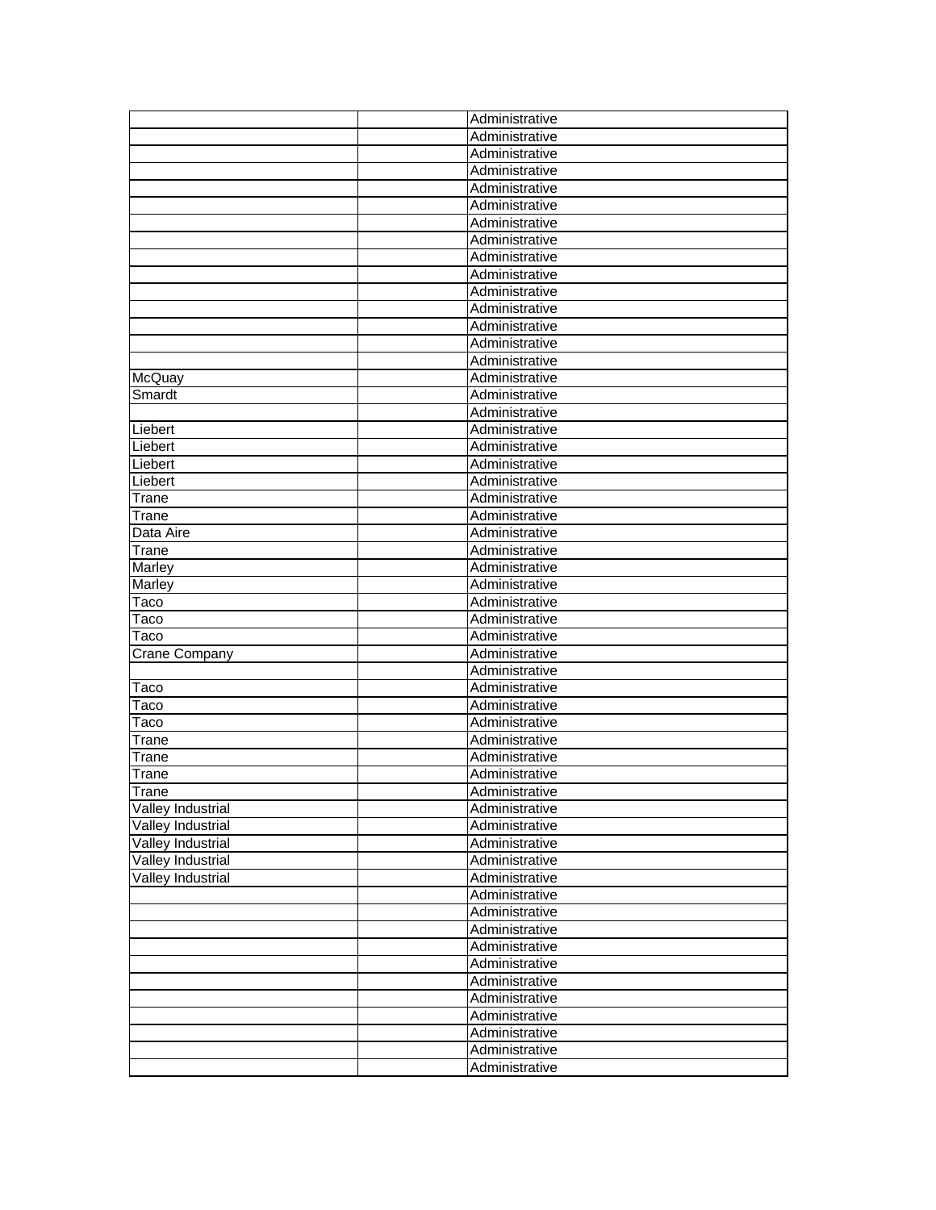| | | |
|---|---|---|
| | | Administrative |
| | | Administrative |
| | | Administrative |
| | | Administrative |
| | | Administrative |
| | | Administrative |
| | | Administrative |
| | | Administrative |
| | | Administrative |
| | | Administrative |
| | | Administrative |
| | | Administrative |
| | | Administrative |
| | | Administrative |
| | | Administrative |
| McQuay | | Administrative |
| Smardt | | Administrative |
| | | Administrative |
| Liebert | | Administrative |
| Liebert | | Administrative |
| Liebert | | Administrative |
| Liebert | | Administrative |
| Trane | | Administrative |
| Trane | | Administrative |
| Data Aire | | Administrative |
| Trane | | Administrative |
| Marley | | Administrative |
| Marley | | Administrative |
| Taco | | Administrative |
| Taco | | Administrative |
| Taco | | Administrative |
| Crane Company | | Administrative |
| | | Administrative |
| Taco | | Administrative |
| Taco | | Administrative |
| Taco | | Administrative |
| Trane | | Administrative |
| Trane | | Administrative |
| Trane | | Administrative |
| Trane | | Administrative |
| Valley Industrial | | Administrative |
| Valley Industrial | | Administrative |
| Valley Industrial | | Administrative |
| Valley Industrial | | Administrative |
| Valley Industrial | | Administrative |
| | | Administrative |
| | | Administrative |
| | | Administrative |
| | | Administrative |
| | | Administrative |
| | | Administrative |
| | | Administrative |
| | | Administrative |
| | | Administrative |
| | | Administrative |
| | | Administrative |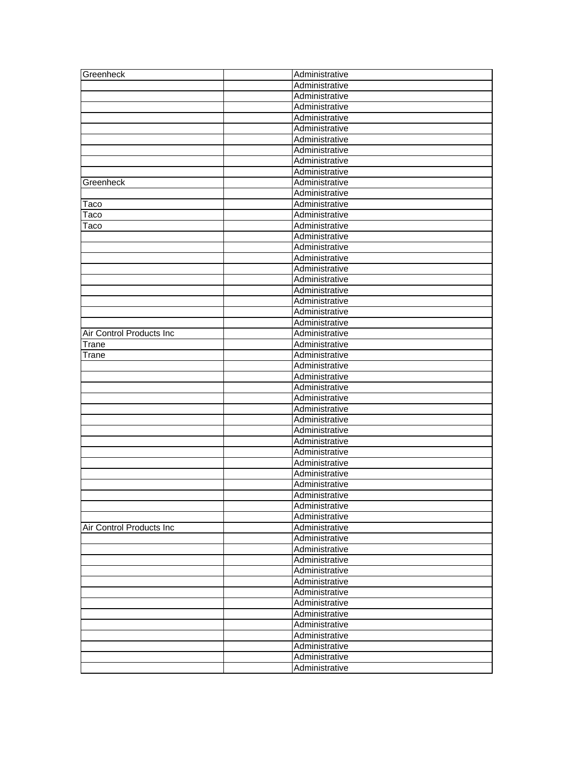| | | |
|---|---|---|
| Greenheck | | Administrative |
| | | Administrative |
| | | Administrative |
| | | Administrative |
| | | Administrative |
| | | Administrative |
| | | Administrative |
| | | Administrative |
| | | Administrative |
| | | Administrative |
| Greenheck | | Administrative |
| | | Administrative |
| Taco | | Administrative |
| Taco | | Administrative |
| Taco | | Administrative |
| | | Administrative |
| | | Administrative |
| | | Administrative |
| | | Administrative |
| | | Administrative |
| | | Administrative |
| | | Administrative |
| | | Administrative |
| | | Administrative |
| Air Control Products Inc | | Administrative |
| Trane | | Administrative |
| Trane | | Administrative |
| | | Administrative |
| | | Administrative |
| | | Administrative |
| | | Administrative |
| | | Administrative |
| | | Administrative |
| | | Administrative |
| | | Administrative |
| | | Administrative |
| | | Administrative |
| | | Administrative |
| | | Administrative |
| | | Administrative |
| | | Administrative |
| | | Administrative |
| Air Control Products Inc | | Administrative |
| | | Administrative |
| | | Administrative |
| | | Administrative |
| | | Administrative |
| | | Administrative |
| | | Administrative |
| | | Administrative |
| | | Administrative |
| | | Administrative |
| | | Administrative |
| | | Administrative |
| | | Administrative |
| | | Administrative |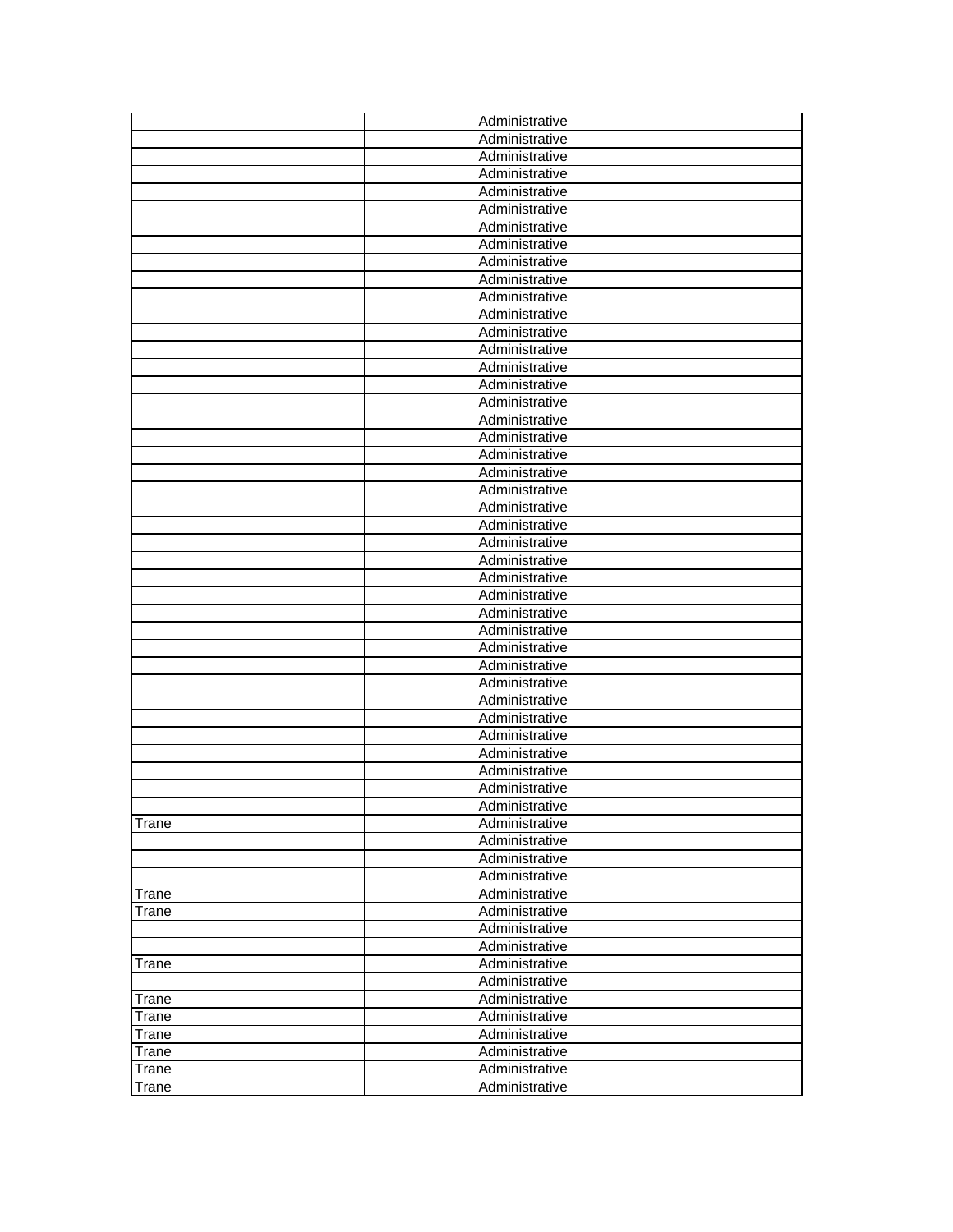| | | Administrative |
|---|---|---|
| | | Administrative |
| | | Administrative |
| | | Administrative |
| | | Administrative |
| | | Administrative |
| | | Administrative |
| | | Administrative |
| | | Administrative |
| | | Administrative |
| | | Administrative |
| | | Administrative |
| | | Administrative |
| | | Administrative |
| | | Administrative |
| | | Administrative |
| | | Administrative |
| | | Administrative |
| | | Administrative |
| | | Administrative |
| | | Administrative |
| | | Administrative |
| | | Administrative |
| | | Administrative |
| | | Administrative |
| | | Administrative |
| | | Administrative |
| | | Administrative |
| | | Administrative |
| | | Administrative |
| | | Administrative |
| | | Administrative |
| | | Administrative |
| | | Administrative |
| | | Administrative |
| | | Administrative |
| | | Administrative |
| | | Administrative |
| | | Administrative |
| | | Administrative |
| Trane | | Administrative |
| | | Administrative |
| | | Administrative |
| | | Administrative |
| Trane | | Administrative |
| Trane | | Administrative |
| | | Administrative |
| | | Administrative |
| Trane | | Administrative |
| | | Administrative |
| Trane | | Administrative |
| Trane | | Administrative |
| Trane | | Administrative |
| Trane | | Administrative |
| Trane | | Administrative |
| Trane | | Administrative |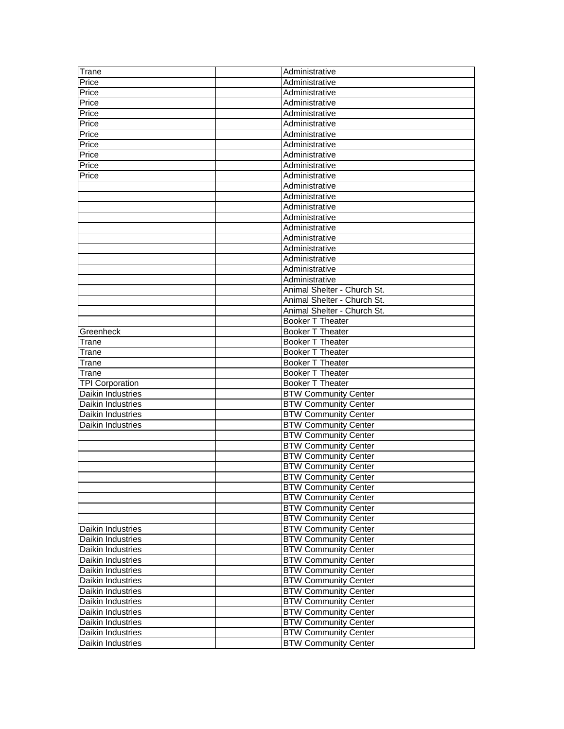| | | |
|---|---|---|
| Trane | | Administrative |
| Price | | Administrative |
| Price | | Administrative |
| Price | | Administrative |
| Price | | Administrative |
| Price | | Administrative |
| Price | | Administrative |
| Price | | Administrative |
| Price | | Administrative |
| Price | | Administrative |
| Price | | Administrative |
| | | Administrative |
| | | Administrative |
| | | Administrative |
| | | Administrative |
| | | Administrative |
| | | Administrative |
| | | Administrative |
| | | Administrative |
| | | Administrative |
| | | Administrative |
| | | Animal Shelter - Church St. |
| | | Animal Shelter - Church St. |
| | | Animal Shelter - Church St. |
| | | Booker T Theater |
| Greenheck | | Booker T Theater |
| Trane | | Booker T Theater |
| Trane | | Booker T Theater |
| Trane | | Booker T Theater |
| Trane | | Booker T Theater |
| TPI Corporation | | Booker T Theater |
| Daikin Industries | | BTW Community Center |
| Daikin Industries | | BTW Community Center |
| Daikin Industries | | BTW Community Center |
| Daikin Industries | | BTW Community Center |
| | | BTW Community Center |
| | | BTW Community Center |
| | | BTW Community Center |
| | | BTW Community Center |
| | | BTW Community Center |
| | | BTW Community Center |
| | | BTW Community Center |
| | | BTW Community Center |
| | | BTW Community Center |
| Daikin Industries | | BTW Community Center |
| Daikin Industries | | BTW Community Center |
| Daikin Industries | | BTW Community Center |
| Daikin Industries | | BTW Community Center |
| Daikin Industries | | BTW Community Center |
| Daikin Industries | | BTW Community Center |
| Daikin Industries | | BTW Community Center |
| Daikin Industries | | BTW Community Center |
| Daikin Industries | | BTW Community Center |
| Daikin Industries | | BTW Community Center |
| Daikin Industries | | BTW Community Center |
| Daikin Industries | | BTW Community Center |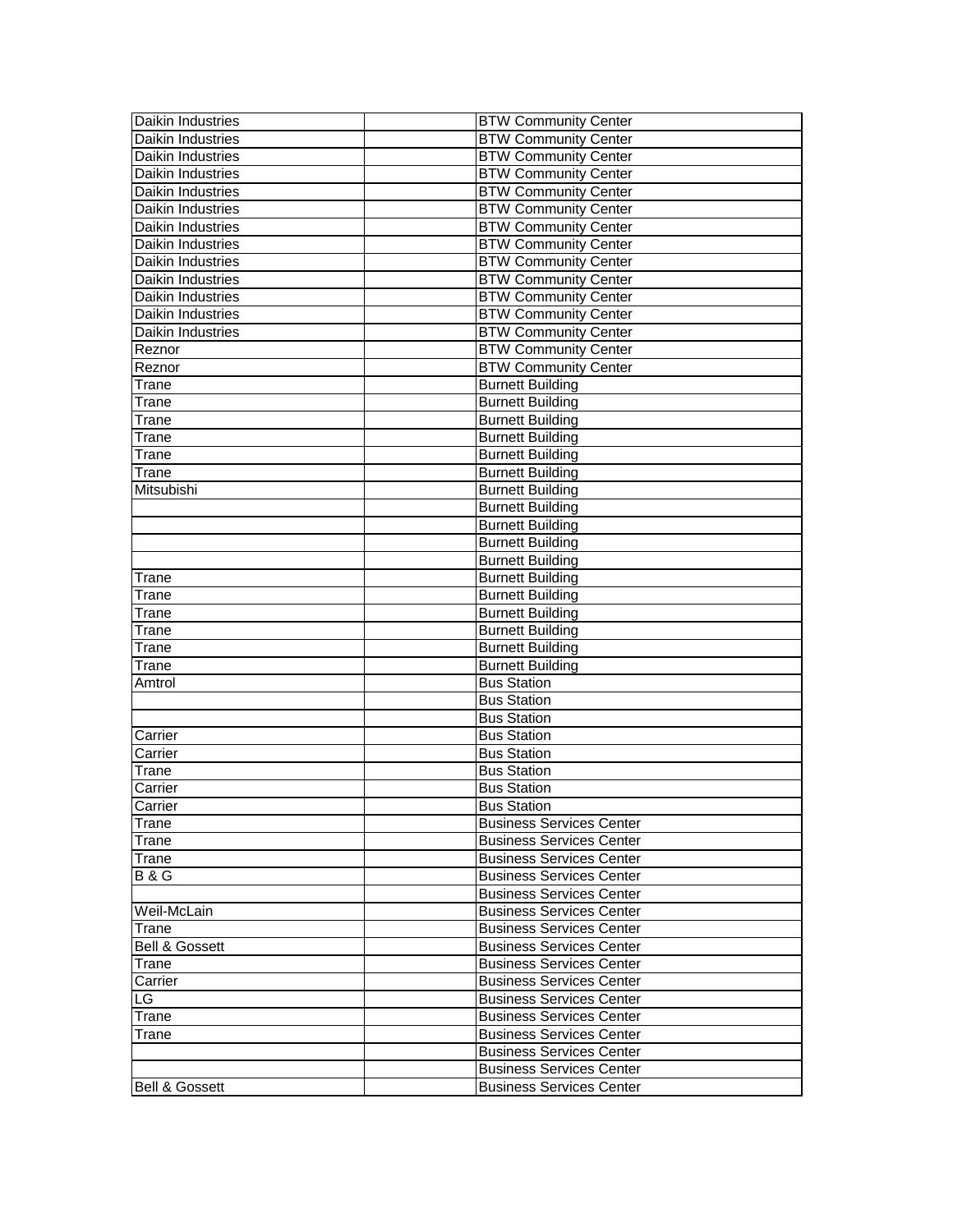| | | |
|---|---|---|
| Daikin Industries | | BTW Community Center |
| Daikin Industries | | BTW Community Center |
| Daikin Industries | | BTW Community Center |
| Daikin Industries | | BTW Community Center |
| Daikin Industries | | BTW Community Center |
| Daikin Industries | | BTW Community Center |
| Daikin Industries | | BTW Community Center |
| Daikin Industries | | BTW Community Center |
| Daikin Industries | | BTW Community Center |
| Daikin Industries | | BTW Community Center |
| Daikin Industries | | BTW Community Center |
| Daikin Industries | | BTW Community Center |
| Daikin Industries | | BTW Community Center |
| Reznor | | BTW Community Center |
| Reznor | | BTW Community Center |
| Trane | | Burnett Building |
| Trane | | Burnett Building |
| Trane | | Burnett Building |
| Trane | | Burnett Building |
| Trane | | Burnett Building |
| Trane | | Burnett Building |
| Mitsubishi | | Burnett Building |
| | | Burnett Building |
| | | Burnett Building |
| | | Burnett Building |
| | | Burnett Building |
| Trane | | Burnett Building |
| Trane | | Burnett Building |
| Trane | | Burnett Building |
| Trane | | Burnett Building |
| Trane | | Burnett Building |
| Trane | | Burnett Building |
| Amtrol | | Bus Station |
| | | Bus Station |
| | | Bus Station |
| Carrier | | Bus Station |
| Carrier | | Bus Station |
| Trane | | Bus Station |
| Carrier | | Bus Station |
| Carrier | | Bus Station |
| Trane | | Business Services Center |
| Trane | | Business Services Center |
| Trane | | Business Services Center |
| B & G | | Business Services Center |
| | | Business Services Center |
| Weil-McLain | | Business Services Center |
| Trane | | Business Services Center |
| Bell & Gossett | | Business Services Center |
| Trane | | Business Services Center |
| Carrier | | Business Services Center |
| LG | | Business Services Center |
| Trane | | Business Services Center |
| Trane | | Business Services Center |
| | | Business Services Center |
| | | Business Services Center |
| Bell & Gossett | | Business Services Center |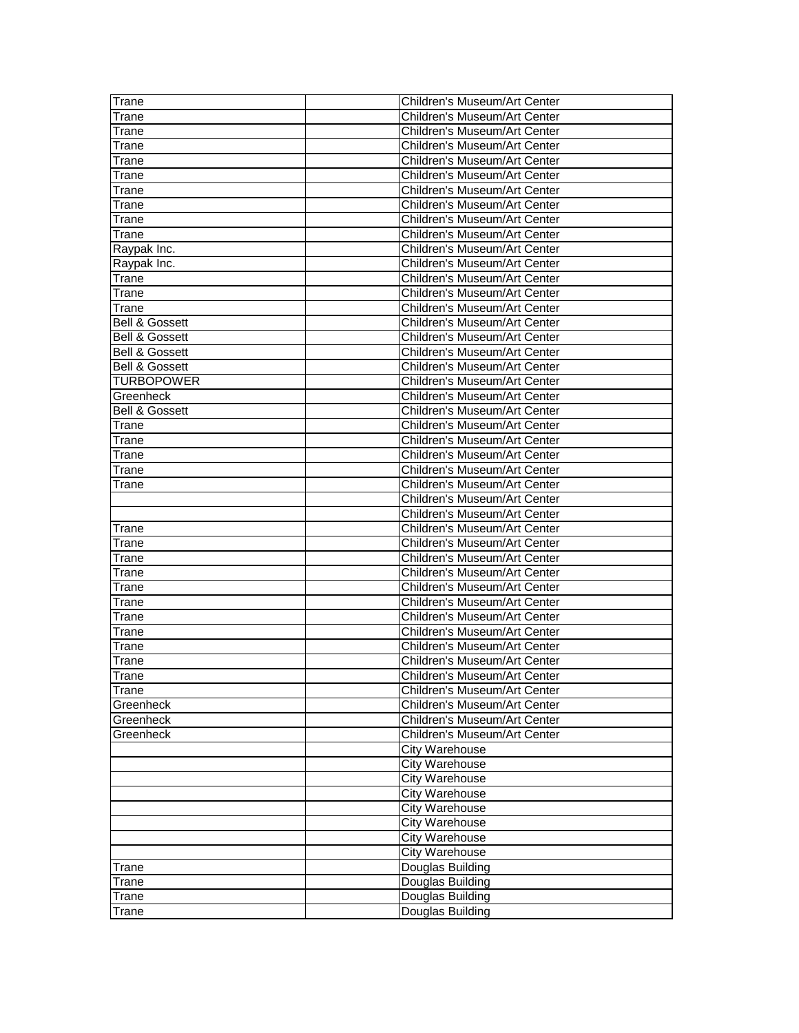| | | |
|---|---|---|
| Trane | | Children's Museum/Art Center |
| Trane | | Children's Museum/Art Center |
| Trane | | Children's Museum/Art Center |
| Trane | | Children's Museum/Art Center |
| Trane | | Children's Museum/Art Center |
| Trane | | Children's Museum/Art Center |
| Trane | | Children's Museum/Art Center |
| Trane | | Children's Museum/Art Center |
| Trane | | Children's Museum/Art Center |
| Trane | | Children's Museum/Art Center |
| Raypak Inc. | | Children's Museum/Art Center |
| Raypak Inc. | | Children's Museum/Art Center |
| Trane | | Children's Museum/Art Center |
| Trane | | Children's Museum/Art Center |
| Trane | | Children's Museum/Art Center |
| Bell & Gossett | | Children's Museum/Art Center |
| Bell & Gossett | | Children's Museum/Art Center |
| Bell & Gossett | | Children's Museum/Art Center |
| Bell & Gossett | | Children's Museum/Art Center |
| TURBOPOWER | | Children's Museum/Art Center |
| Greenheck | | Children's Museum/Art Center |
| Bell & Gossett | | Children's Museum/Art Center |
| Trane | | Children's Museum/Art Center |
| Trane | | Children's Museum/Art Center |
| Trane | | Children's Museum/Art Center |
| Trane | | Children's Museum/Art Center |
| Trane | | Children's Museum/Art Center |
| | | Children's Museum/Art Center |
| | | Children's Museum/Art Center |
| Trane | | Children's Museum/Art Center |
| Trane | | Children's Museum/Art Center |
| Trane | | Children's Museum/Art Center |
| Trane | | Children's Museum/Art Center |
| Trane | | Children's Museum/Art Center |
| Trane | | Children's Museum/Art Center |
| Trane | | Children's Museum/Art Center |
| Trane | | Children's Museum/Art Center |
| Trane | | Children's Museum/Art Center |
| Trane | | Children's Museum/Art Center |
| Trane | | Children's Museum/Art Center |
| Trane | | Children's Museum/Art Center |
| Greenheck | | Children's Museum/Art Center |
| Greenheck | | Children's Museum/Art Center |
| Greenheck | | Children's Museum/Art Center |
| | | City Warehouse |
| | | City Warehouse |
| | | City Warehouse |
| | | City Warehouse |
| | | City Warehouse |
| | | City Warehouse |
| | | City Warehouse |
| | | City Warehouse |
| Trane | | Douglas Building |
| Trane | | Douglas Building |
| Trane | | Douglas Building |
| Trane | | Douglas Building |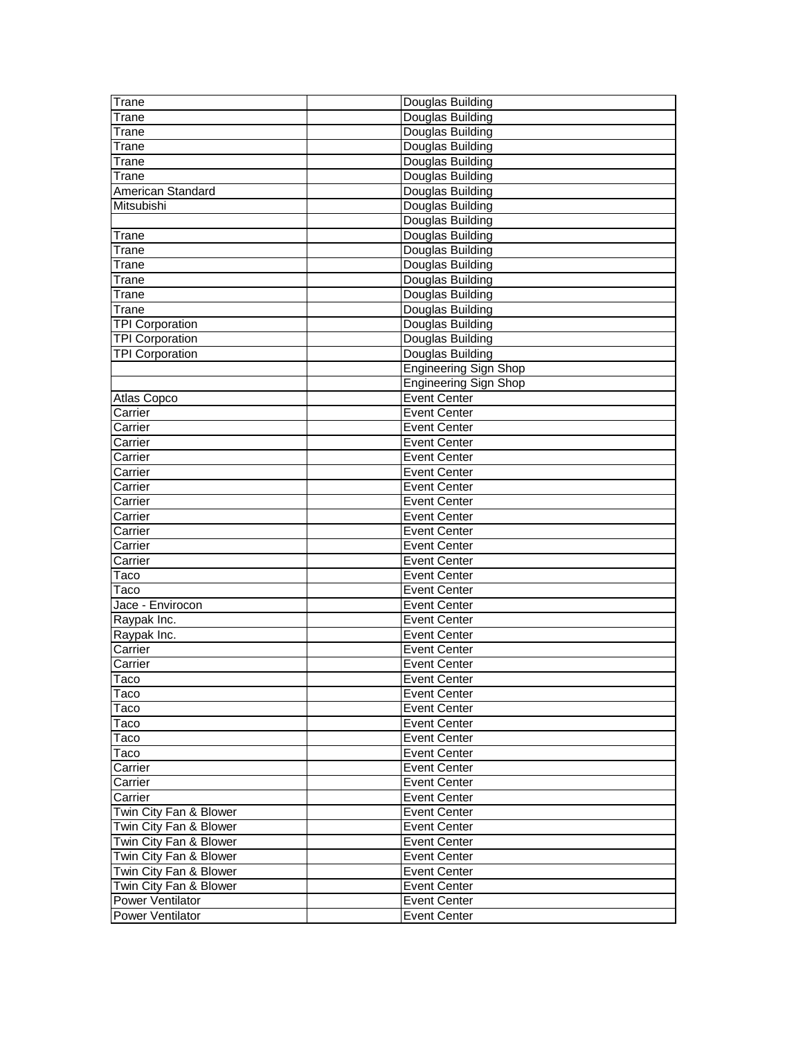| | | |
|---|---|---|
| Trane | | Douglas Building |
| Trane | | Douglas Building |
| Trane | | Douglas Building |
| Trane | | Douglas Building |
| Trane | | Douglas Building |
| Trane | | Douglas Building |
| American Standard | | Douglas Building |
| Mitsubishi | | Douglas Building |
| | | Douglas Building |
| Trane | | Douglas Building |
| Trane | | Douglas Building |
| Trane | | Douglas Building |
| Trane | | Douglas Building |
| Trane | | Douglas Building |
| Trane | | Douglas Building |
| TPI Corporation | | Douglas Building |
| TPI Corporation | | Douglas Building |
| TPI Corporation | | Douglas Building |
| | | Engineering Sign Shop |
| | | Engineering Sign Shop |
| Atlas Copco | | Event Center |
| Carrier | | Event Center |
| Carrier | | Event Center |
| Carrier | | Event Center |
| Carrier | | Event Center |
| Carrier | | Event Center |
| Carrier | | Event Center |
| Carrier | | Event Center |
| Carrier | | Event Center |
| Carrier | | Event Center |
| Carrier | | Event Center |
| Carrier | | Event Center |
| Taco | | Event Center |
| Taco | | Event Center |
| Jace - Envirocon | | Event Center |
| Raypak Inc. | | Event Center |
| Raypak Inc. | | Event Center |
| Carrier | | Event Center |
| Carrier | | Event Center |
| Taco | | Event Center |
| Taco | | Event Center |
| Taco | | Event Center |
| Taco | | Event Center |
| Taco | | Event Center |
| Taco | | Event Center |
| Carrier | | Event Center |
| Carrier | | Event Center |
| Carrier | | Event Center |
| Twin City Fan & Blower | | Event Center |
| Twin City Fan & Blower | | Event Center |
| Twin City Fan & Blower | | Event Center |
| Twin City Fan & Blower | | Event Center |
| Twin City Fan & Blower | | Event Center |
| Twin City Fan & Blower | | Event Center |
| Power Ventilator | | Event Center |
| Power Ventilator | | Event Center |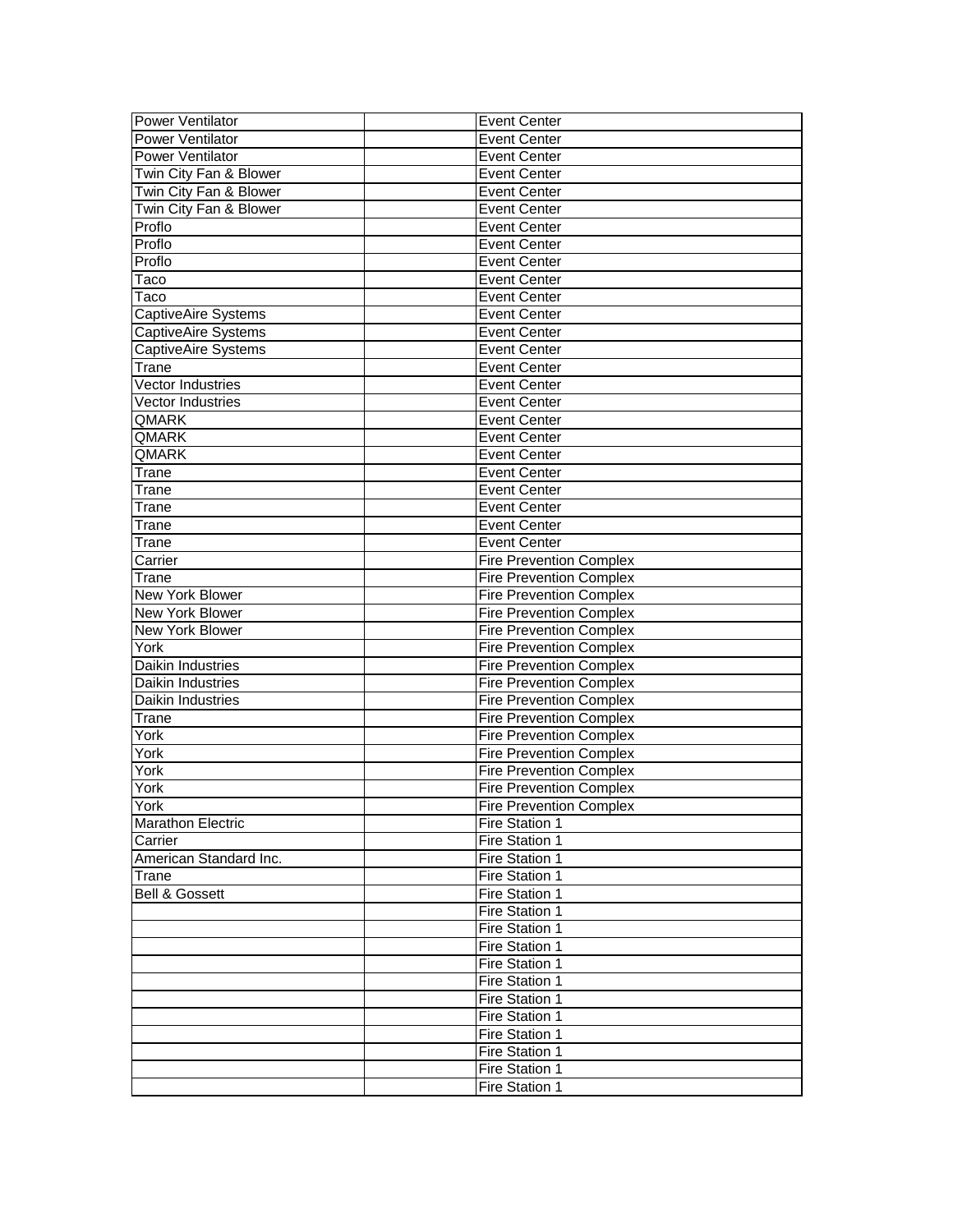| | | |
|---|---|---|
| Power Ventilator | | Event Center |
| Power Ventilator | | Event Center |
| Power Ventilator | | Event Center |
| Twin City Fan & Blower | | Event Center |
| Twin City Fan & Blower | | Event Center |
| Twin City Fan & Blower | | Event Center |
| Proflo | | Event Center |
| Proflo | | Event Center |
| Proflo | | Event Center |
| Taco | | Event Center |
| Taco | | Event Center |
| CaptiveAire Systems | | Event Center |
| CaptiveAire Systems | | Event Center |
| CaptiveAire Systems | | Event Center |
| Trane | | Event Center |
| Vector Industries | | Event Center |
| Vector Industries | | Event Center |
| QMARK | | Event Center |
| QMARK | | Event Center |
| QMARK | | Event Center |
| Trane | | Event Center |
| Trane | | Event Center |
| Trane | | Event Center |
| Trane | | Event Center |
| Trane | | Event Center |
| Carrier | | Fire Prevention Complex |
| Trane | | Fire Prevention Complex |
| New York Blower | | Fire Prevention Complex |
| New York Blower | | Fire Prevention Complex |
| New York Blower | | Fire Prevention Complex |
| York | | Fire Prevention Complex |
| Daikin Industries | | Fire Prevention Complex |
| Daikin Industries | | Fire Prevention Complex |
| Daikin Industries | | Fire Prevention Complex |
| Trane | | Fire Prevention Complex |
| York | | Fire Prevention Complex |
| York | | Fire Prevention Complex |
| York | | Fire Prevention Complex |
| York | | Fire Prevention Complex |
| York | | Fire Prevention Complex |
| Marathon Electric | | Fire Station 1 |
| Carrier | | Fire Station 1 |
| American Standard Inc. | | Fire Station 1 |
| Trane | | Fire Station 1 |
| Bell & Gossett | | Fire Station 1 |
| | | Fire Station 1 |
| | | Fire Station 1 |
| | | Fire Station 1 |
| | | Fire Station 1 |
| | | Fire Station 1 |
| | | Fire Station 1 |
| | | Fire Station 1 |
| | | Fire Station 1 |
| | | Fire Station 1 |
| | | Fire Station 1 |
| | | Fire Station 1 |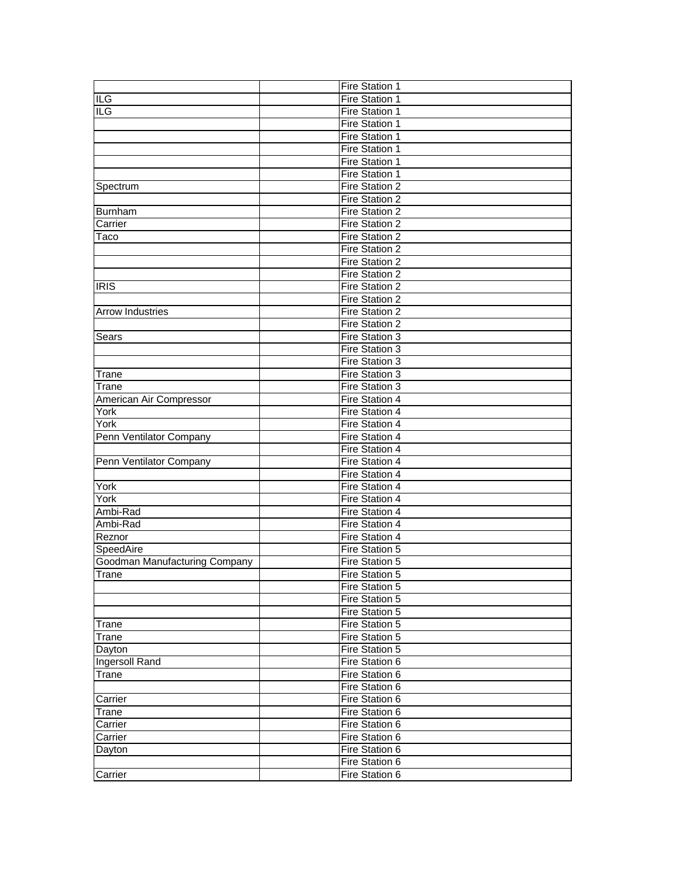| | | |
|---|---|---|
| | | Fire Station 1 |
| ILG | | Fire Station 1 |
| ILG | | Fire Station 1 |
| | | Fire Station 1 |
| | | Fire Station 1 |
| | | Fire Station 1 |
| | | Fire Station 1 |
| | | Fire Station 1 |
| Spectrum | | Fire Station 2 |
| | | Fire Station 2 |
| Burnham | | Fire Station 2 |
| Carrier | | Fire Station 2 |
| Taco | | Fire Station 2 |
| | | Fire Station 2 |
| | | Fire Station 2 |
| | | Fire Station 2 |
| IRIS | | Fire Station 2 |
| | | Fire Station 2 |
| Arrow Industries | | Fire Station 2 |
| | | Fire Station 2 |
| Sears | | Fire Station 3 |
| | | Fire Station 3 |
| | | Fire Station 3 |
| Trane | | Fire Station 3 |
| Trane | | Fire Station 3 |
| American Air Compressor | | Fire Station 4 |
| York | | Fire Station 4 |
| York | | Fire Station 4 |
| Penn Ventilator Company | | Fire Station 4 |
| | | Fire Station 4 |
| Penn Ventilator Company | | Fire Station 4 |
| | | Fire Station 4 |
| York | | Fire Station 4 |
| York | | Fire Station 4 |
| Ambi-Rad | | Fire Station 4 |
| Ambi-Rad | | Fire Station 4 |
| Reznor | | Fire Station 4 |
| SpeedAire | | Fire Station 5 |
| Goodman Manufacturing Company | | Fire Station 5 |
| Trane | | Fire Station 5 |
| | | Fire Station 5 |
| | | Fire Station 5 |
| | | Fire Station 5 |
| Trane | | Fire Station 5 |
| Trane | | Fire Station 5 |
| Dayton | | Fire Station 5 |
| Ingersoll Rand | | Fire Station 6 |
| Trane | | Fire Station 6 |
| | | Fire Station 6 |
| Carrier | | Fire Station 6 |
| Trane | | Fire Station 6 |
| Carrier | | Fire Station 6 |
| Carrier | | Fire Station 6 |
| Dayton | | Fire Station 6 |
| | | Fire Station 6 |
| Carrier | | Fire Station 6 |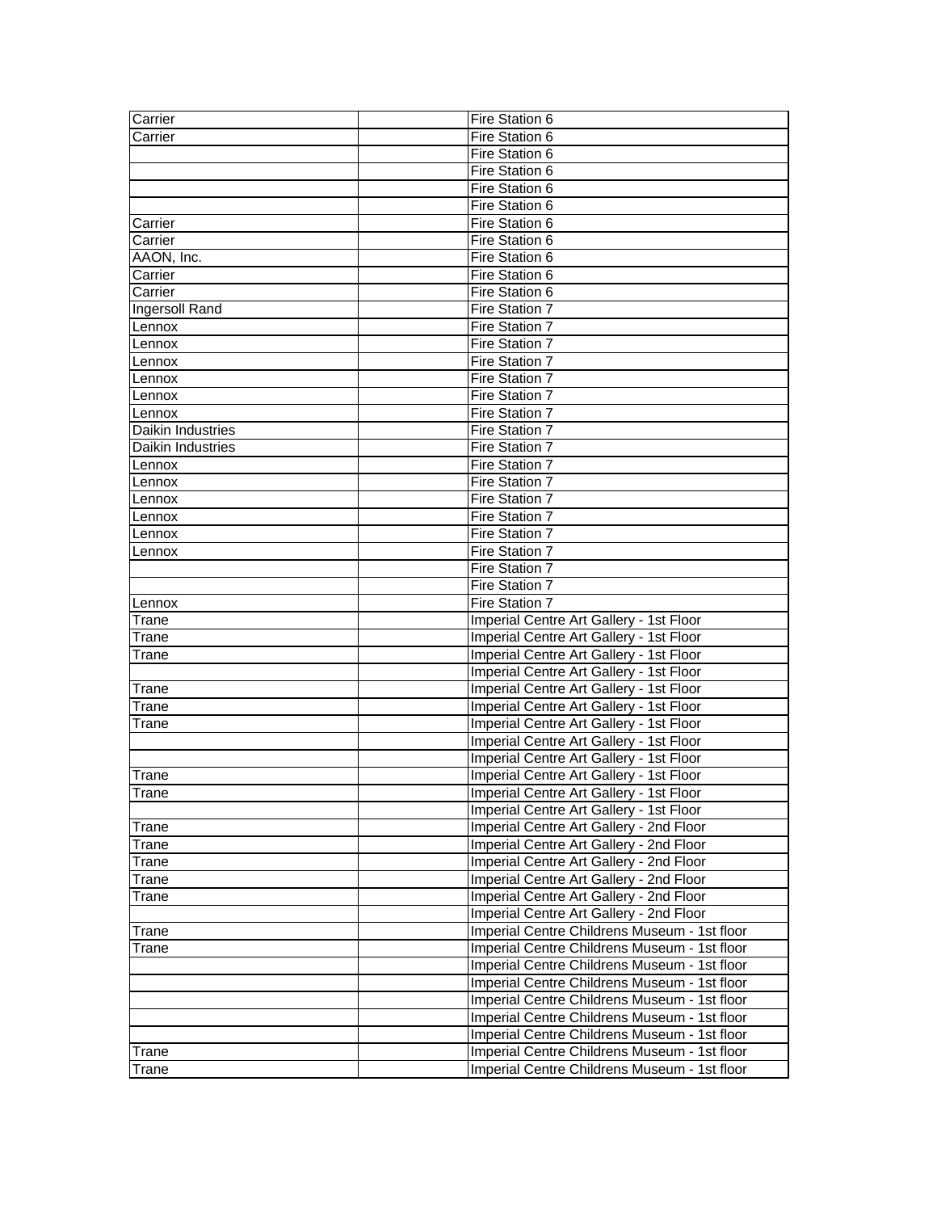| | | |
|---|---|---|
| Carrier | | Fire Station 6 |
| Carrier | | Fire Station 6 |
| | | Fire Station 6 |
| | | Fire Station 6 |
| | | Fire Station 6 |
| | | Fire Station 6 |
| Carrier | | Fire Station 6 |
| Carrier | | Fire Station 6 |
| AAON, Inc. | | Fire Station 6 |
| Carrier | | Fire Station 6 |
| Carrier | | Fire Station 6 |
| Ingersoll Rand | | Fire Station 7 |
| Lennox | | Fire Station 7 |
| Lennox | | Fire Station 7 |
| Lennox | | Fire Station 7 |
| Lennox | | Fire Station 7 |
| Lennox | | Fire Station 7 |
| Lennox | | Fire Station 7 |
| Daikin Industries | | Fire Station 7 |
| Daikin Industries | | Fire Station 7 |
| Lennox | | Fire Station 7 |
| Lennox | | Fire Station 7 |
| Lennox | | Fire Station 7 |
| Lennox | | Fire Station 7 |
| Lennox | | Fire Station 7 |
| Lennox | | Fire Station 7 |
| | | Fire Station 7 |
| | | Fire Station 7 |
| Lennox | | Fire Station 7 |
| Trane | | Imperial Centre Art Gallery - 1st Floor |
| Trane | | Imperial Centre Art Gallery - 1st Floor |
| Trane | | Imperial Centre Art Gallery - 1st Floor |
| | | Imperial Centre Art Gallery - 1st Floor |
| Trane | | Imperial Centre Art Gallery - 1st Floor |
| Trane | | Imperial Centre Art Gallery - 1st Floor |
| Trane | | Imperial Centre Art Gallery - 1st Floor |
| | | Imperial Centre Art Gallery - 1st Floor |
| | | Imperial Centre Art Gallery - 1st Floor |
| Trane | | Imperial Centre Art Gallery - 1st Floor |
| Trane | | Imperial Centre Art Gallery - 1st Floor |
| | | Imperial Centre Art Gallery - 1st Floor |
| Trane | | Imperial Centre Art Gallery - 2nd Floor |
| Trane | | Imperial Centre Art Gallery - 2nd Floor |
| Trane | | Imperial Centre Art Gallery - 2nd Floor |
| Trane | | Imperial Centre Art Gallery - 2nd Floor |
| Trane | | Imperial Centre Art Gallery - 2nd Floor |
| | | Imperial Centre Art Gallery - 2nd Floor |
| Trane | | Imperial Centre Childrens Museum - 1st floor |
| Trane | | Imperial Centre Childrens Museum - 1st floor |
| | | Imperial Centre Childrens Museum - 1st floor |
| | | Imperial Centre Childrens Museum - 1st floor |
| | | Imperial Centre Childrens Museum - 1st floor |
| | | Imperial Centre Childrens Museum - 1st floor |
| | | Imperial Centre Childrens Museum - 1st floor |
| Trane | | Imperial Centre Childrens Museum - 1st floor |
| Trane | | Imperial Centre Childrens Museum - 1st floor |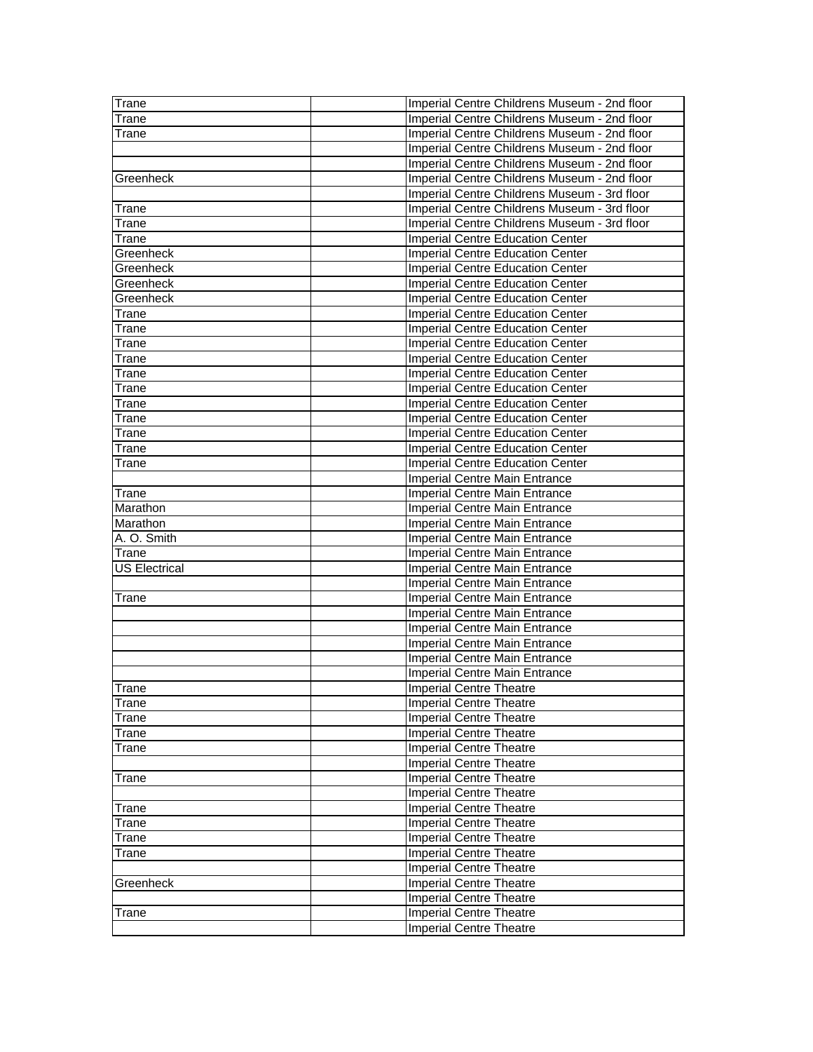| | | |
|---|---|---|
| Trane | | Imperial Centre Childrens Museum - 2nd floor |
| Trane | | Imperial Centre Childrens Museum - 2nd floor |
| Trane | | Imperial Centre Childrens Museum - 2nd floor |
| | | Imperial Centre Childrens Museum - 2nd floor |
| | | Imperial Centre Childrens Museum - 2nd floor |
| Greenheck | | Imperial Centre Childrens Museum - 2nd floor |
| | | Imperial Centre Childrens Museum - 3rd floor |
| Trane | | Imperial Centre Childrens Museum - 3rd floor |
| Trane | | Imperial Centre Childrens Museum - 3rd floor |
| Trane | | Imperial Centre Education Center |
| Greenheck | | Imperial Centre Education Center |
| Greenheck | | Imperial Centre Education Center |
| Greenheck | | Imperial Centre Education Center |
| Greenheck | | Imperial Centre Education Center |
| Trane | | Imperial Centre Education Center |
| Trane | | Imperial Centre Education Center |
| Trane | | Imperial Centre Education Center |
| Trane | | Imperial Centre Education Center |
| Trane | | Imperial Centre Education Center |
| Trane | | Imperial Centre Education Center |
| Trane | | Imperial Centre Education Center |
| Trane | | Imperial Centre Education Center |
| Trane | | Imperial Centre Education Center |
| Trane | | Imperial Centre Education Center |
| Trane | | Imperial Centre Education Center |
| | | Imperial Centre Main Entrance |
| Trane | | Imperial Centre Main Entrance |
| Marathon | | Imperial Centre Main Entrance |
| Marathon | | Imperial Centre Main Entrance |
| A. O. Smith | | Imperial Centre Main Entrance |
| Trane | | Imperial Centre Main Entrance |
| US Electrical | | Imperial Centre Main Entrance |
| | | Imperial Centre Main Entrance |
| Trane | | Imperial Centre Main Entrance |
| | | Imperial Centre Main Entrance |
| | | Imperial Centre Main Entrance |
| | | Imperial Centre Main Entrance |
| | | Imperial Centre Main Entrance |
| | | Imperial Centre Main Entrance |
| Trane | | Imperial Centre Theatre |
| Trane | | Imperial Centre Theatre |
| Trane | | Imperial Centre Theatre |
| Trane | | Imperial Centre Theatre |
| Trane | | Imperial Centre Theatre |
| | | Imperial Centre Theatre |
| Trane | | Imperial Centre Theatre |
| | | Imperial Centre Theatre |
| Trane | | Imperial Centre Theatre |
| Trane | | Imperial Centre Theatre |
| Trane | | Imperial Centre Theatre |
| Trane | | Imperial Centre Theatre |
| | | Imperial Centre Theatre |
| Greenheck | | Imperial Centre Theatre |
| | | Imperial Centre Theatre |
| Trane | | Imperial Centre Theatre |
| | | Imperial Centre Theatre |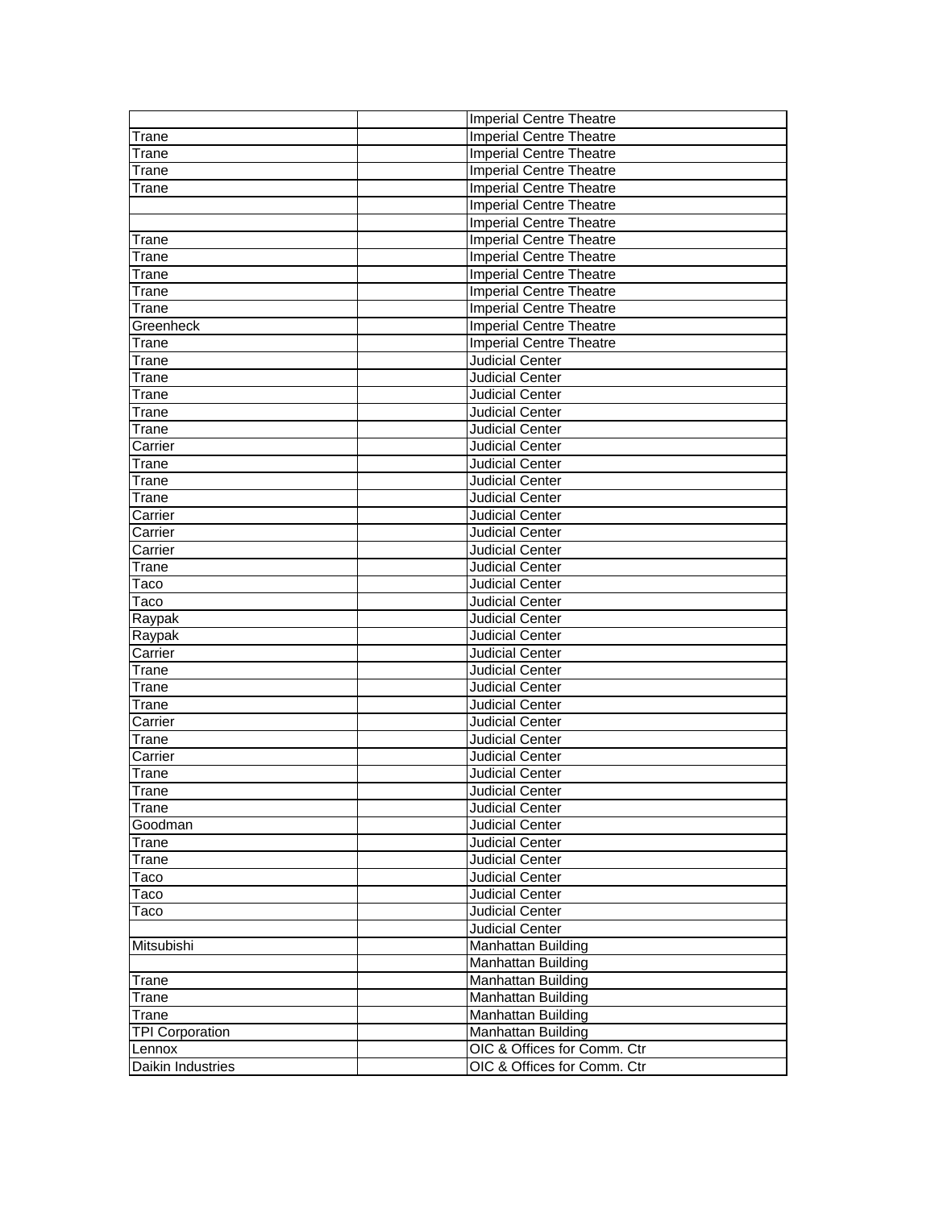| | | |
|---|---|---|
| | | Imperial Centre Theatre |
| Trane | | Imperial Centre Theatre |
| Trane | | Imperial Centre Theatre |
| Trane | | Imperial Centre Theatre |
| Trane | | Imperial Centre Theatre |
| | | Imperial Centre Theatre |
| | | Imperial Centre Theatre |
| Trane | | Imperial Centre Theatre |
| Trane | | Imperial Centre Theatre |
| Trane | | Imperial Centre Theatre |
| Trane | | Imperial Centre Theatre |
| Trane | | Imperial Centre Theatre |
| Greenheck | | Imperial Centre Theatre |
| Trane | | Imperial Centre Theatre |
| Trane | | Judicial Center |
| Trane | | Judicial Center |
| Trane | | Judicial Center |
| Trane | | Judicial Center |
| Trane | | Judicial Center |
| Carrier | | Judicial Center |
| Trane | | Judicial Center |
| Trane | | Judicial Center |
| Trane | | Judicial Center |
| Carrier | | Judicial Center |
| Carrier | | Judicial Center |
| Carrier | | Judicial Center |
| Trane | | Judicial Center |
| Taco | | Judicial Center |
| Taco | | Judicial Center |
| Raypak | | Judicial Center |
| Raypak | | Judicial Center |
| Carrier | | Judicial Center |
| Trane | | Judicial Center |
| Trane | | Judicial Center |
| Trane | | Judicial Center |
| Carrier | | Judicial Center |
| Trane | | Judicial Center |
| Carrier | | Judicial Center |
| Trane | | Judicial Center |
| Trane | | Judicial Center |
| Trane | | Judicial Center |
| Goodman | | Judicial Center |
| Trane | | Judicial Center |
| Trane | | Judicial Center |
| Taco | | Judicial Center |
| Taco | | Judicial Center |
| Taco | | Judicial Center |
| | | Judicial Center |
| Mitsubishi | | Manhattan Building |
| | | Manhattan Building |
| Trane | | Manhattan Building |
| Trane | | Manhattan Building |
| Trane | | Manhattan Building |
| TPI Corporation | | Manhattan Building |
| Lennox | | OIC & Offices for Comm. Ctr |
| Daikin Industries | | OIC & Offices for Comm. Ctr |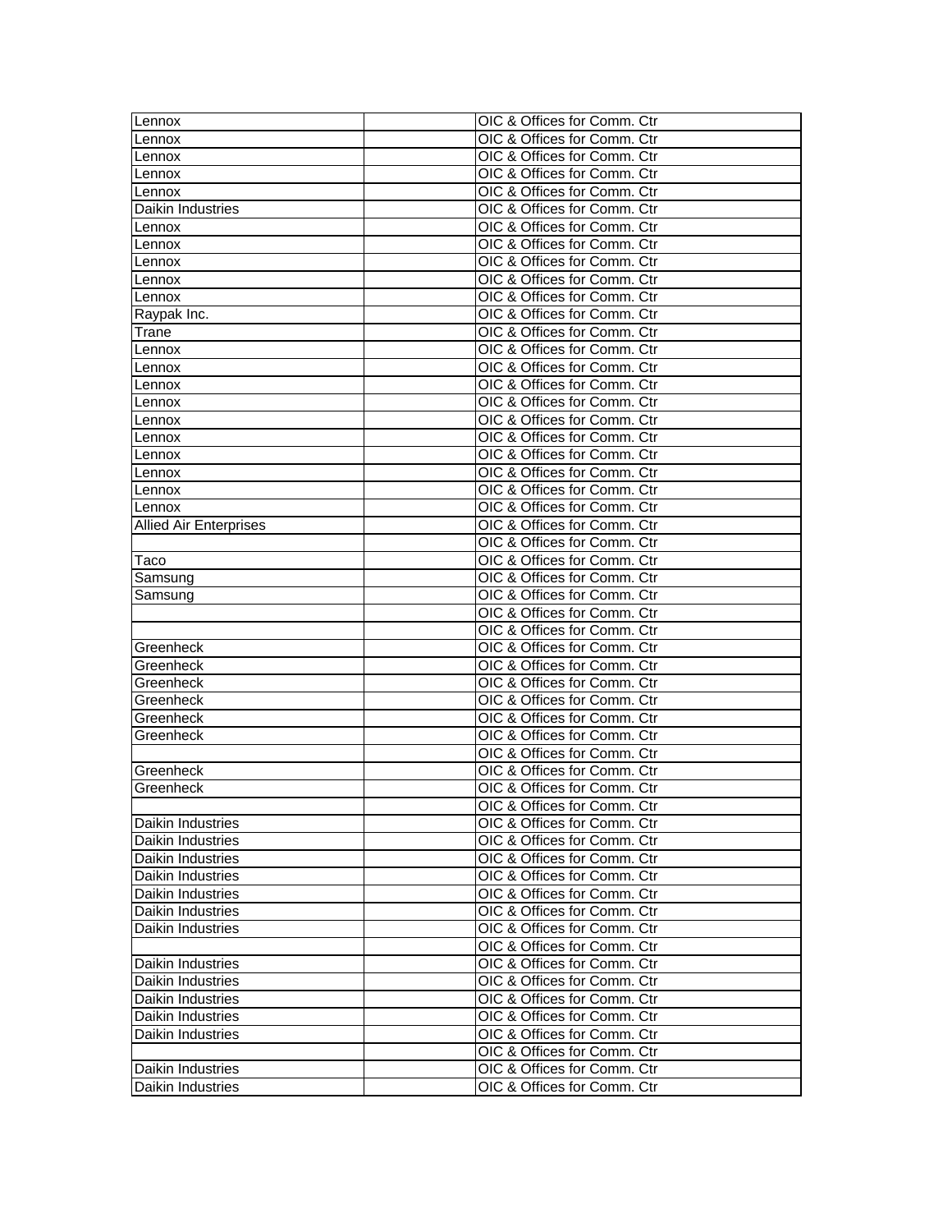| | | |
|---|---|---|
| Lennox | | OIC & Offices for Comm. Ctr |
| Lennox | | OIC & Offices for Comm. Ctr |
| Lennox | | OIC & Offices for Comm. Ctr |
| Lennox | | OIC & Offices for Comm. Ctr |
| Lennox | | OIC & Offices for Comm. Ctr |
| Daikin Industries | | OIC & Offices for Comm. Ctr |
| Lennox | | OIC & Offices for Comm. Ctr |
| Lennox | | OIC & Offices for Comm. Ctr |
| Lennox | | OIC & Offices for Comm. Ctr |
| Lennox | | OIC & Offices for Comm. Ctr |
| Lennox | | OIC & Offices for Comm. Ctr |
| Raypak Inc. | | OIC & Offices for Comm. Ctr |
| Trane | | OIC & Offices for Comm. Ctr |
| Lennox | | OIC & Offices for Comm. Ctr |
| Lennox | | OIC & Offices for Comm. Ctr |
| Lennox | | OIC & Offices for Comm. Ctr |
| Lennox | | OIC & Offices for Comm. Ctr |
| Lennox | | OIC & Offices for Comm. Ctr |
| Lennox | | OIC & Offices for Comm. Ctr |
| Lennox | | OIC & Offices for Comm. Ctr |
| Lennox | | OIC & Offices for Comm. Ctr |
| Lennox | | OIC & Offices for Comm. Ctr |
| Lennox | | OIC & Offices for Comm. Ctr |
| Allied Air Enterprises | | OIC & Offices for Comm. Ctr |
| | | OIC & Offices for Comm. Ctr |
| Taco | | OIC & Offices for Comm. Ctr |
| Samsung | | OIC & Offices for Comm. Ctr |
| Samsung | | OIC & Offices for Comm. Ctr |
| | | OIC & Offices for Comm. Ctr |
| | | OIC & Offices for Comm. Ctr |
| Greenheck | | OIC & Offices for Comm. Ctr |
| Greenheck | | OIC & Offices for Comm. Ctr |
| Greenheck | | OIC & Offices for Comm. Ctr |
| Greenheck | | OIC & Offices for Comm. Ctr |
| Greenheck | | OIC & Offices for Comm. Ctr |
| Greenheck | | OIC & Offices for Comm. Ctr |
| | | OIC & Offices for Comm. Ctr |
| Greenheck | | OIC & Offices for Comm. Ctr |
| Greenheck | | OIC & Offices for Comm. Ctr |
| | | OIC & Offices for Comm. Ctr |
| Daikin Industries | | OIC & Offices for Comm. Ctr |
| Daikin Industries | | OIC & Offices for Comm. Ctr |
| Daikin Industries | | OIC & Offices for Comm. Ctr |
| Daikin Industries | | OIC & Offices for Comm. Ctr |
| Daikin Industries | | OIC & Offices for Comm. Ctr |
| Daikin Industries | | OIC & Offices for Comm. Ctr |
| Daikin Industries | | OIC & Offices for Comm. Ctr |
| | | OIC & Offices for Comm. Ctr |
| Daikin Industries | | OIC & Offices for Comm. Ctr |
| Daikin Industries | | OIC & Offices for Comm. Ctr |
| Daikin Industries | | OIC & Offices for Comm. Ctr |
| Daikin Industries | | OIC & Offices for Comm. Ctr |
| Daikin Industries | | OIC & Offices for Comm. Ctr |
| | | OIC & Offices for Comm. Ctr |
| Daikin Industries | | OIC & Offices for Comm. Ctr |
| Daikin Industries | | OIC & Offices for Comm. Ctr |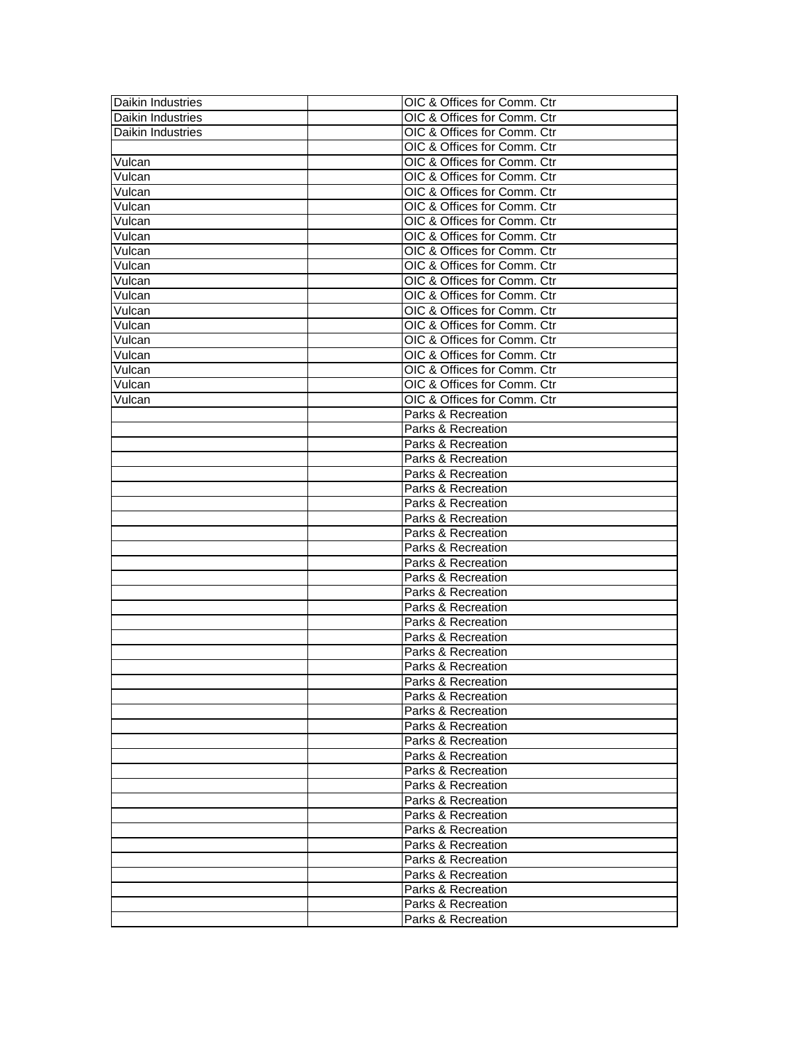| | | |
|---|---|---|
| Daikin Industries | | OIC & Offices for Comm. Ctr |
| Daikin Industries | | OIC & Offices for Comm. Ctr |
| Daikin Industries | | OIC & Offices for Comm. Ctr |
| | | OIC & Offices for Comm. Ctr |
| Vulcan | | OIC & Offices for Comm. Ctr |
| Vulcan | | OIC & Offices for Comm. Ctr |
| Vulcan | | OIC & Offices for Comm. Ctr |
| Vulcan | | OIC & Offices for Comm. Ctr |
| Vulcan | | OIC & Offices for Comm. Ctr |
| Vulcan | | OIC & Offices for Comm. Ctr |
| Vulcan | | OIC & Offices for Comm. Ctr |
| Vulcan | | OIC & Offices for Comm. Ctr |
| Vulcan | | OIC & Offices for Comm. Ctr |
| Vulcan | | OIC & Offices for Comm. Ctr |
| Vulcan | | OIC & Offices for Comm. Ctr |
| Vulcan | | OIC & Offices for Comm. Ctr |
| Vulcan | | OIC & Offices for Comm. Ctr |
| Vulcan | | OIC & Offices for Comm. Ctr |
| Vulcan | | OIC & Offices for Comm. Ctr |
| Vulcan | | OIC & Offices for Comm. Ctr |
| Vulcan | | OIC & Offices for Comm. Ctr |
| | | Parks & Recreation |
| | | Parks & Recreation |
| | | Parks & Recreation |
| | | Parks & Recreation |
| | | Parks & Recreation |
| | | Parks & Recreation |
| | | Parks & Recreation |
| | | Parks & Recreation |
| | | Parks & Recreation |
| | | Parks & Recreation |
| | | Parks & Recreation |
| | | Parks & Recreation |
| | | Parks & Recreation |
| | | Parks & Recreation |
| | | Parks & Recreation |
| | | Parks & Recreation |
| | | Parks & Recreation |
| | | Parks & Recreation |
| | | Parks & Recreation |
| | | Parks & Recreation |
| | | Parks & Recreation |
| | | Parks & Recreation |
| | | Parks & Recreation |
| | | Parks & Recreation |
| | | Parks & Recreation |
| | | Parks & Recreation |
| | | Parks & Recreation |
| | | Parks & Recreation |
| | | Parks & Recreation |
| | | Parks & Recreation |
| | | Parks & Recreation |
| | | Parks & Recreation |
| | | Parks & Recreation |
| | | Parks & Recreation |
| | | Parks & Recreation |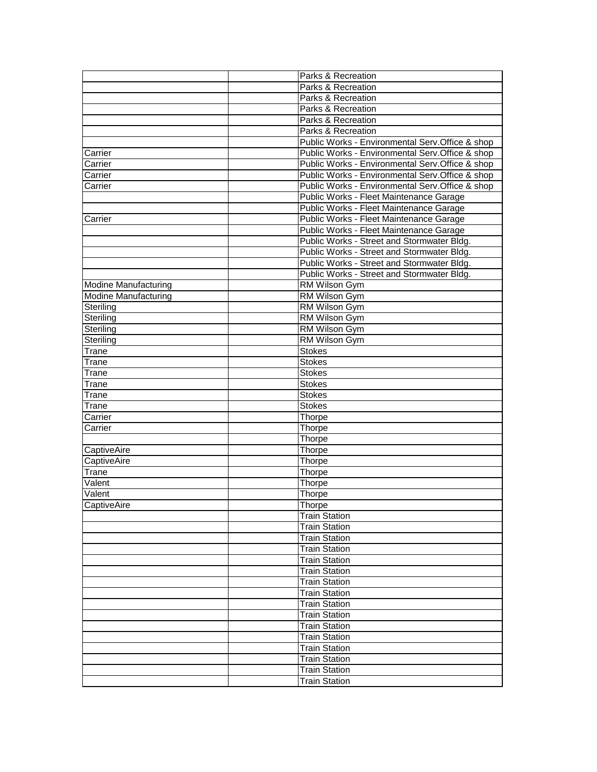| | | |
|---|---|---|
| | | Parks & Recreation |
| | | Parks & Recreation |
| | | Parks & Recreation |
| | | Parks & Recreation |
| | | Parks & Recreation |
| | | Parks & Recreation |
| | | Public Works - Environmental Serv.Office & shop |
| Carrier | | Public Works - Environmental Serv.Office & shop |
| Carrier | | Public Works - Environmental Serv.Office & shop |
| Carrier | | Public Works - Environmental Serv.Office & shop |
| Carrier | | Public Works - Environmental Serv.Office & shop |
| | | Public Works - Fleet Maintenance Garage |
| | | Public Works - Fleet Maintenance Garage |
| Carrier | | Public Works - Fleet Maintenance Garage |
| | | Public Works - Fleet Maintenance Garage |
| | | Public Works - Street and Stormwater Bldg. |
| | | Public Works - Street and Stormwater Bldg. |
| | | Public Works - Street and Stormwater Bldg. |
| | | Public Works - Street and Stormwater Bldg. |
| Modine Manufacturing | | RM Wilson Gym |
| Modine Manufacturing | | RM Wilson Gym |
| Steriling | | RM Wilson Gym |
| Steriling | | RM Wilson Gym |
| Steriling | | RM Wilson Gym |
| Steriling | | RM Wilson Gym |
| Trane | | Stokes |
| Trane | | Stokes |
| Trane | | Stokes |
| Trane | | Stokes |
| Trane | | Stokes |
| Trane | | Stokes |
| Carrier | | Thorpe |
| Carrier | | Thorpe |
| | | Thorpe |
| CaptiveAire | | Thorpe |
| CaptiveAire | | Thorpe |
| Trane | | Thorpe |
| Valent | | Thorpe |
| Valent | | Thorpe |
| CaptiveAire | | Thorpe |
| | | Train Station |
| | | Train Station |
| | | Train Station |
| | | Train Station |
| | | Train Station |
| | | Train Station |
| | | Train Station |
| | | Train Station |
| | | Train Station |
| | | Train Station |
| | | Train Station |
| | | Train Station |
| | | Train Station |
| | | Train Station |
| | | Train Station |
| | | Train Station |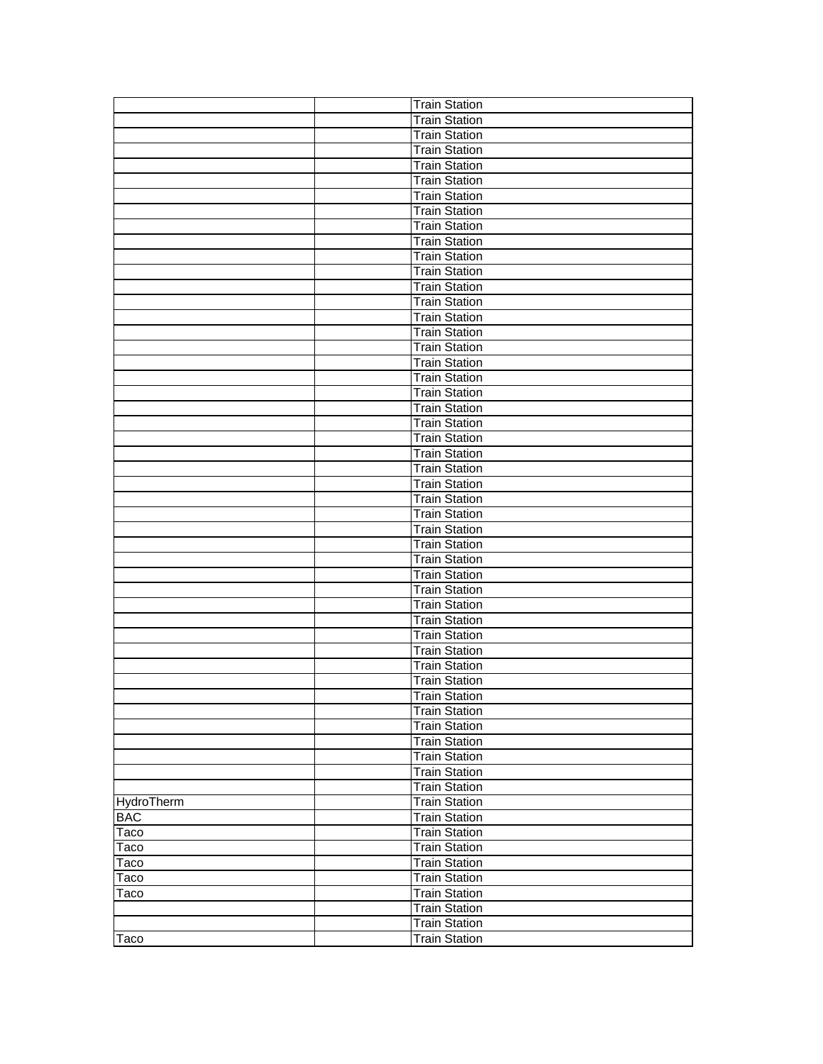| | | Train Station |
|---|---|---|
| | | Train Station |
| | | Train Station |
| | | Train Station |
| | | Train Station |
| | | Train Station |
| | | Train Station |
| | | Train Station |
| | | Train Station |
| | | Train Station |
| | | Train Station |
| | | Train Station |
| | | Train Station |
| | | Train Station |
| | | Train Station |
| | | Train Station |
| | | Train Station |
| | | Train Station |
| | | Train Station |
| | | Train Station |
| | | Train Station |
| | | Train Station |
| | | Train Station |
| | | Train Station |
| | | Train Station |
| | | Train Station |
| | | Train Station |
| | | Train Station |
| | | Train Station |
| | | Train Station |
| | | Train Station |
| | | Train Station |
| | | Train Station |
| | | Train Station |
| | | Train Station |
| | | Train Station |
| | | Train Station |
| | | Train Station |
| | | Train Station |
| | | Train Station |
| | | Train Station |
| | | Train Station |
| | | Train Station |
| | | Train Station |
| | | Train Station |
| | | Train Station |
| HydroTherm | | Train Station |
| BAC | | Train Station |
| Taco | | Train Station |
| Taco | | Train Station |
| Taco | | Train Station |
| Taco | | Train Station |
| Taco | | Train Station |
| | | Train Station |
| | | Train Station |
| Taco | | Train Station |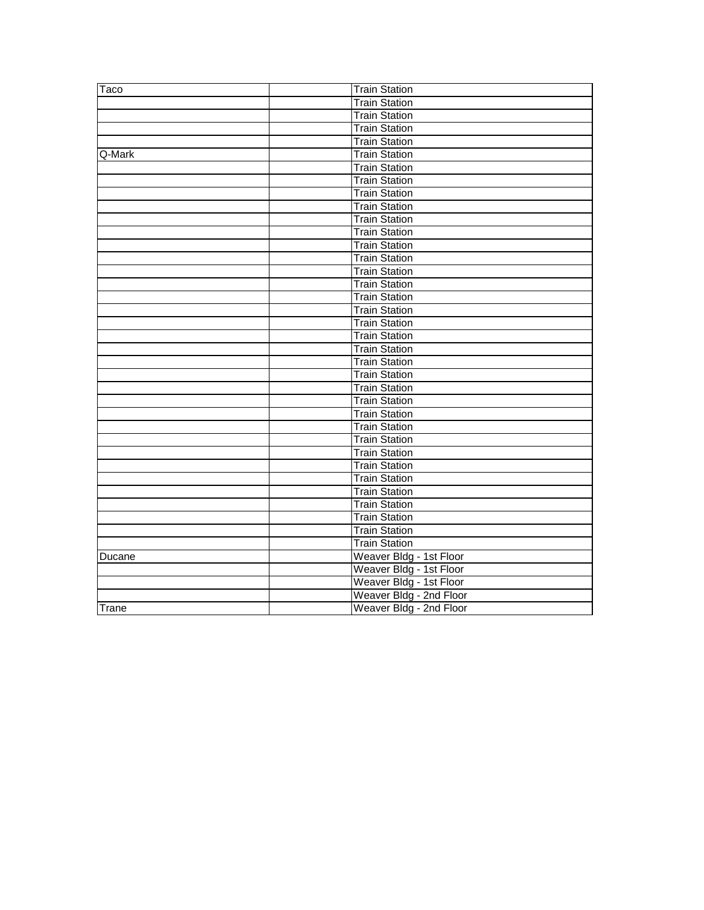| Taco | | Train Station |
|---|---|---|
| | | Train Station |
| | | Train Station |
| | | Train Station |
| | | Train Station |
| Q-Mark | | Train Station |
| | | Train Station |
| | | Train Station |
| | | Train Station |
| | | Train Station |
| | | Train Station |
| | | Train Station |
| | | Train Station |
| | | Train Station |
| | | Train Station |
| | | Train Station |
| | | Train Station |
| | | Train Station |
| | | Train Station |
| | | Train Station |
| | | Train Station |
| | | Train Station |
| | | Train Station |
| | | Train Station |
| | | Train Station |
| | | Train Station |
| | | Train Station |
| | | Train Station |
| | | Train Station |
| | | Train Station |
| | | Train Station |
| | | Train Station |
| | | Train Station |
| | | Train Station |
| | | Train Station |
| | | Train Station |
| Ducane | | Weaver Bldg - 1st Floor |
| | | Weaver Bldg - 1st Floor |
| | | Weaver Bldg - 1st Floor |
| | | Weaver Bldg - 2nd Floor |
| Trane | | Weaver Bldg - 2nd Floor |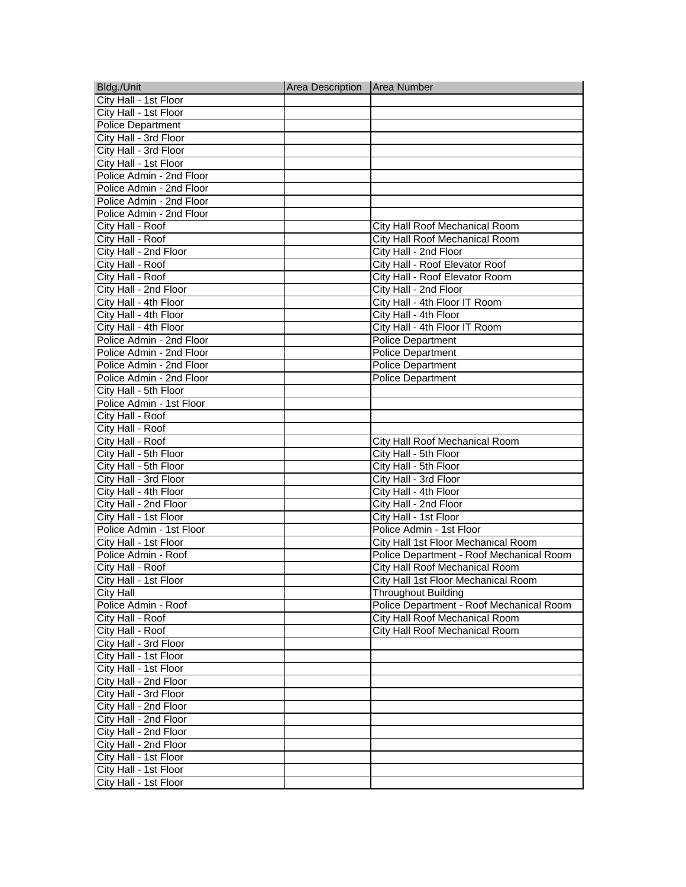| Bldg./Unit | Area Description | Area Number |
| --- | --- | --- |
| City Hall - 1st Floor | | |
| City Hall - 1st Floor | | |
| Police Department | | |
| City Hall - 3rd Floor | | |
| City Hall - 3rd Floor | | |
| City Hall - 1st Floor | | |
| Police Admin - 2nd Floor | | |
| Police Admin - 2nd Floor | | |
| Police Admin - 2nd Floor | | |
| Police Admin - 2nd Floor | | |
| City Hall - Roof | | City Hall Roof Mechanical Room |
| City Hall - Roof | | City Hall Roof Mechanical Room |
| City Hall - 2nd Floor | | City Hall - 2nd Floor |
| City Hall - Roof | | City Hall - Roof Elevator Roof |
| City Hall - Roof | | City Hall - Roof Elevator Room |
| City Hall - 2nd Floor | | City Hall - 2nd Floor |
| City Hall - 4th Floor | | City Hall - 4th Floor IT Room |
| City Hall - 4th Floor | | City Hall - 4th Floor |
| City Hall - 4th Floor | | City Hall - 4th Floor IT Room |
| Police Admin - 2nd Floor | | Police Department |
| Police Admin - 2nd Floor | | Police Department |
| Police Admin - 2nd Floor | | Police Department |
| Police Admin - 2nd Floor | | Police Department |
| City Hall - 5th Floor | | |
| Police Admin - 1st Floor | | |
| City Hall - Roof | | |
| City Hall - Roof | | |
| City Hall - Roof | | City Hall Roof Mechanical Room |
| City Hall - 5th Floor | | City Hall - 5th Floor |
| City Hall - 5th Floor | | City Hall - 5th Floor |
| City Hall - 3rd Floor | | City Hall - 3rd Floor |
| City Hall - 4th Floor | | City Hall - 4th Floor |
| City Hall - 2nd Floor | | City Hall - 2nd Floor |
| City Hall - 1st Floor | | City Hall - 1st Floor |
| Police Admin - 1st Floor | | Police Admin - 1st Floor |
| City Hall - 1st Floor | | City Hall 1st Floor Mechanical Room |
| Police Admin - Roof | | Police Department - Roof Mechanical Room |
| City Hall - Roof | | City Hall Roof Mechanical Room |
| City Hall - 1st Floor | | City Hall 1st Floor Mechanical Room |
| City Hall | | Throughout Building |
| Police Admin - Roof | | Police Department - Roof Mechanical Room |
| City Hall - Roof | | City Hall Roof Mechanical Room |
| City Hall - Roof | | City Hall Roof Mechanical Room |
| City Hall - 3rd Floor | | |
| City Hall - 1st Floor | | |
| City Hall - 1st Floor | | |
| City Hall - 2nd Floor | | |
| City Hall - 3rd Floor | | |
| City Hall - 2nd Floor | | |
| City Hall - 2nd Floor | | |
| City Hall - 2nd Floor | | |
| City Hall - 2nd Floor | | |
| City Hall - 1st Floor | | |
| City Hall - 1st Floor | | |
| City Hall - 1st Floor | | |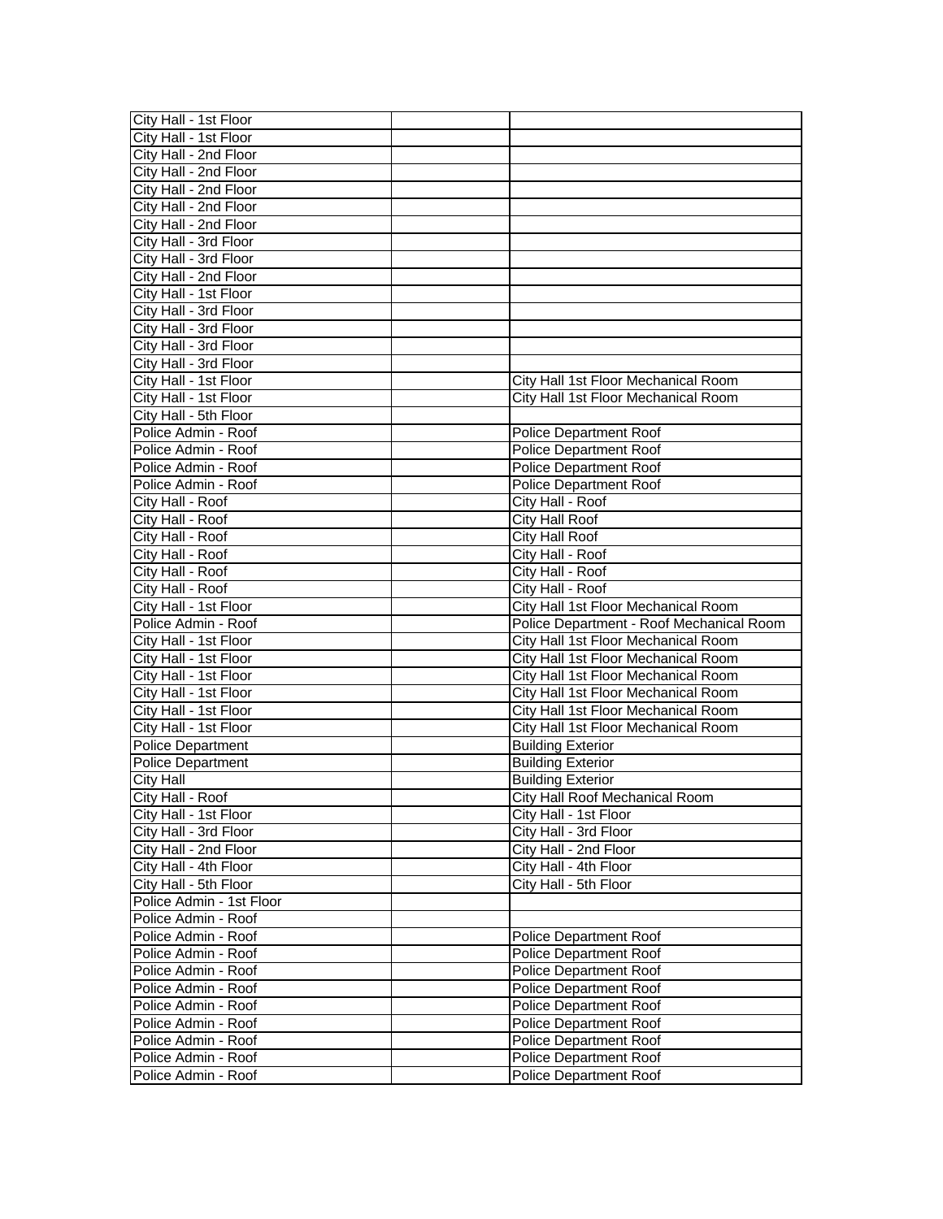| | | |
|---|---|---|
| City Hall - 1st Floor | | |
| City Hall - 1st Floor | | |
| City Hall - 2nd Floor | | |
| City Hall - 2nd Floor | | |
| City Hall - 2nd Floor | | |
| City Hall - 2nd Floor | | |
| City Hall - 2nd Floor | | |
| City Hall - 3rd Floor | | |
| City Hall - 3rd Floor | | |
| City Hall - 2nd Floor | | |
| City Hall - 1st Floor | | |
| City Hall - 3rd Floor | | |
| City Hall - 3rd Floor | | |
| City Hall - 3rd Floor | | |
| City Hall - 3rd Floor | | |
| City Hall - 1st Floor | | City Hall 1st Floor Mechanical Room |
| City Hall - 1st Floor | | City Hall 1st Floor Mechanical Room |
| City Hall - 5th Floor | | |
| Police Admin - Roof | | Police Department Roof |
| Police Admin - Roof | | Police Department Roof |
| Police Admin - Roof | | Police Department Roof |
| Police Admin - Roof | | Police Department Roof |
| City Hall - Roof | | City Hall - Roof |
| City Hall - Roof | | City Hall Roof |
| City Hall - Roof | | City Hall Roof |
| City Hall - Roof | | City Hall - Roof |
| City Hall - Roof | | City Hall - Roof |
| City Hall - Roof | | City Hall - Roof |
| City Hall - 1st Floor | | City Hall 1st Floor Mechanical Room |
| Police Admin - Roof | | Police Department - Roof Mechanical Room |
| City Hall - 1st Floor | | City Hall 1st Floor Mechanical Room |
| City Hall - 1st Floor | | City Hall 1st Floor Mechanical Room |
| City Hall - 1st Floor | | City Hall 1st Floor Mechanical Room |
| City Hall - 1st Floor | | City Hall 1st Floor Mechanical Room |
| City Hall - 1st Floor | | City Hall 1st Floor Mechanical Room |
| City Hall - 1st Floor | | City Hall 1st Floor Mechanical Room |
| Police Department | | Building Exterior |
| Police Department | | Building Exterior |
| City Hall | | Building Exterior |
| City Hall - Roof | | City Hall Roof Mechanical Room |
| City Hall - 1st Floor | | City Hall - 1st Floor |
| City Hall - 3rd Floor | | City Hall - 3rd Floor |
| City Hall - 2nd Floor | | City Hall - 2nd Floor |
| City Hall - 4th Floor | | City Hall - 4th Floor |
| City Hall - 5th Floor | | City Hall - 5th Floor |
| Police Admin - 1st Floor | | |
| Police Admin - Roof | | |
| Police Admin - Roof | | Police Department Roof |
| Police Admin - Roof | | Police Department Roof |
| Police Admin - Roof | | Police Department Roof |
| Police Admin - Roof | | Police Department Roof |
| Police Admin - Roof | | Police Department Roof |
| Police Admin - Roof | | Police Department Roof |
| Police Admin - Roof | | Police Department Roof |
| Police Admin - Roof | | Police Department Roof |
| Police Admin - Roof | | Police Department Roof |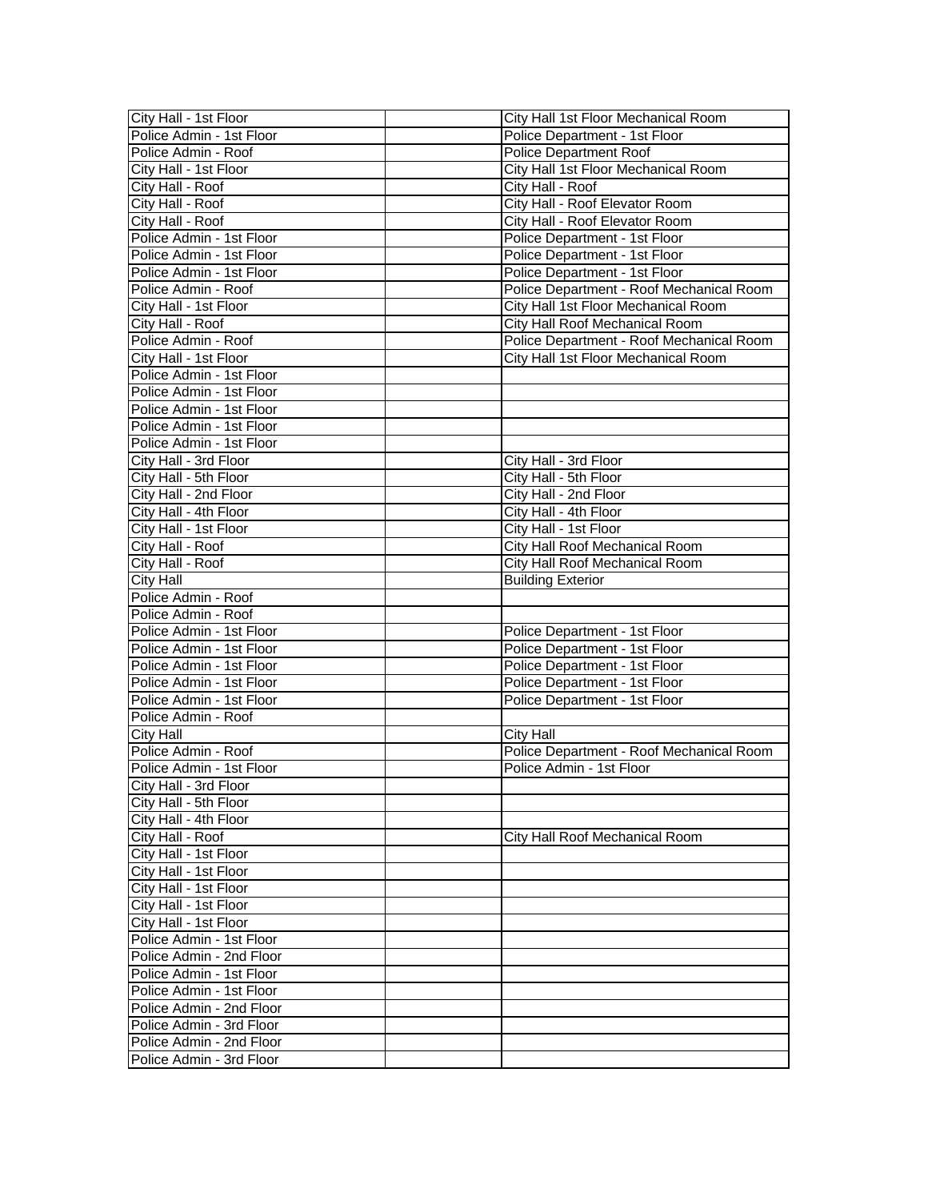| | | |
|---|---|---|
| City Hall - 1st Floor | | City Hall 1st Floor Mechanical Room |
| Police Admin - 1st Floor | | Police Department - 1st Floor |
| Police Admin - Roof | | Police Department Roof |
| City Hall - 1st Floor | | City Hall 1st Floor Mechanical Room |
| City Hall - Roof | | City Hall - Roof |
| City Hall - Roof | | City Hall - Roof Elevator Room |
| City Hall - Roof | | City Hall - Roof Elevator Room |
| Police Admin - 1st Floor | | Police Department - 1st Floor |
| Police Admin - 1st Floor | | Police Department - 1st Floor |
| Police Admin - 1st Floor | | Police Department - 1st Floor |
| Police Admin - Roof | | Police Department - Roof Mechanical Room |
| City Hall - 1st Floor | | City Hall 1st Floor Mechanical Room |
| City Hall - Roof | | City Hall Roof Mechanical Room |
| Police Admin - Roof | | Police Department - Roof Mechanical Room |
| City Hall - 1st Floor | | City Hall 1st Floor Mechanical Room |
| Police Admin - 1st Floor | | |
| Police Admin - 1st Floor | | |
| Police Admin - 1st Floor | | |
| Police Admin - 1st Floor | | |
| Police Admin - 1st Floor | | |
| City Hall - 3rd Floor | | City Hall - 3rd Floor |
| City Hall - 5th Floor | | City Hall - 5th Floor |
| City Hall - 2nd Floor | | City Hall - 2nd Floor |
| City Hall - 4th Floor | | City Hall - 4th Floor |
| City Hall - 1st Floor | | City Hall - 1st Floor |
| City Hall - Roof | | City Hall Roof Mechanical Room |
| City Hall - Roof | | City Hall Roof Mechanical Room |
| City Hall | | Building Exterior |
| Police Admin - Roof | | |
| Police Admin - Roof | | |
| Police Admin - 1st Floor | | Police Department - 1st Floor |
| Police Admin - 1st Floor | | Police Department - 1st Floor |
| Police Admin - 1st Floor | | Police Department - 1st Floor |
| Police Admin - 1st Floor | | Police Department - 1st Floor |
| Police Admin - 1st Floor | | Police Department - 1st Floor |
| Police Admin - Roof | | |
| City Hall | | City Hall |
| Police Admin - Roof | | Police Department - Roof Mechanical Room |
| Police Admin - 1st Floor | | Police Admin - 1st Floor |
| City Hall - 3rd Floor | | |
| City Hall - 5th Floor | | |
| City Hall - 4th Floor | | |
| City Hall - Roof | | City Hall Roof Mechanical Room |
| City Hall - 1st Floor | | |
| City Hall - 1st Floor | | |
| City Hall - 1st Floor | | |
| City Hall - 1st Floor | | |
| City Hall - 1st Floor | | |
| Police Admin - 1st Floor | | |
| Police Admin - 2nd Floor | | |
| Police Admin - 1st Floor | | |
| Police Admin - 1st Floor | | |
| Police Admin - 2nd Floor | | |
| Police Admin - 3rd Floor | | |
| Police Admin - 2nd Floor | | |
| Police Admin - 3rd Floor | | |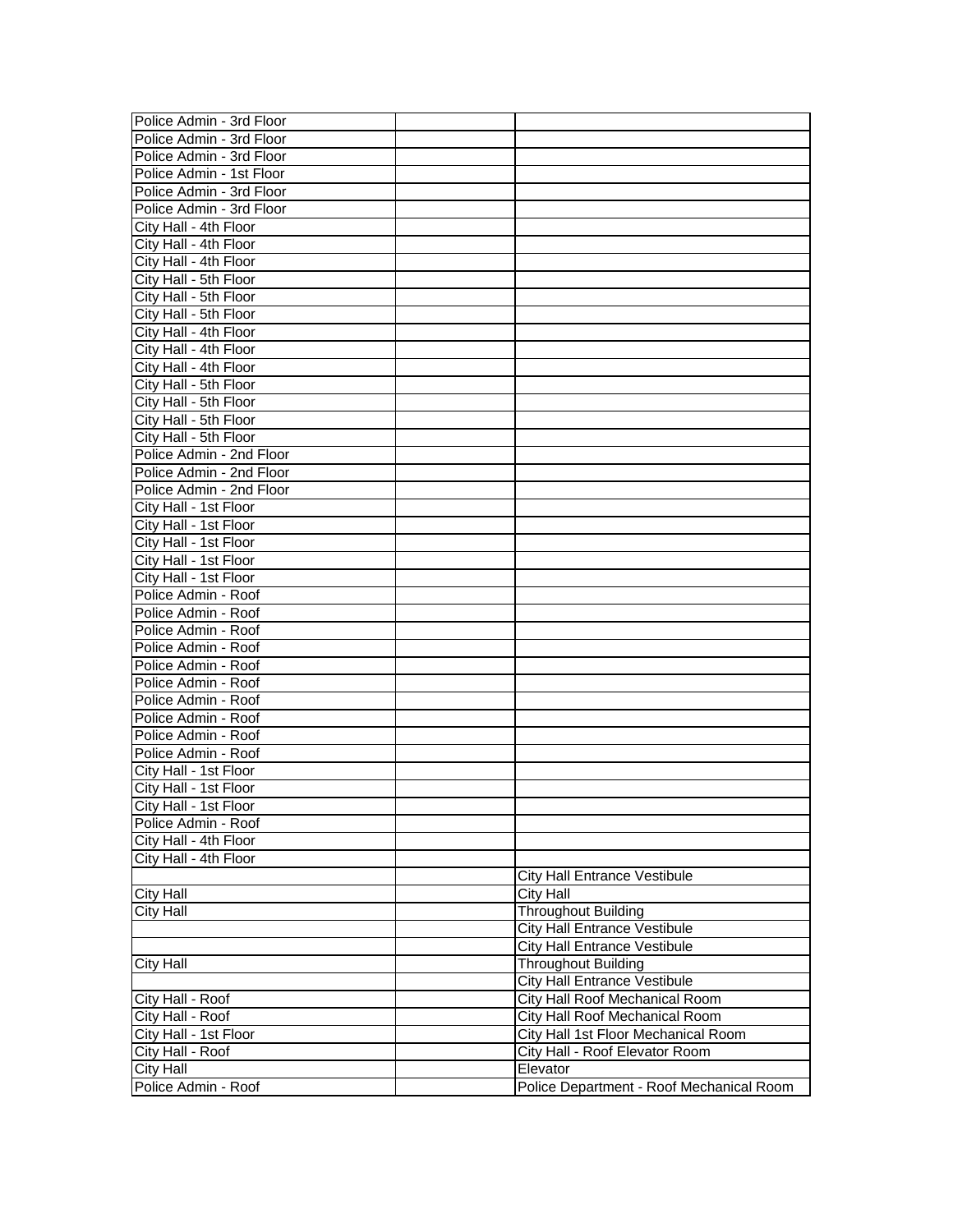| | | |
|---|---|---|
| Police Admin - 3rd Floor | | |
| Police Admin - 3rd Floor | | |
| Police Admin - 3rd Floor | | |
| Police Admin - 1st Floor | | |
| Police Admin - 3rd Floor | | |
| Police Admin - 3rd Floor | | |
| City Hall - 4th Floor | | |
| City Hall - 4th Floor | | |
| City Hall - 4th Floor | | |
| City Hall - 5th Floor | | |
| City Hall - 5th Floor | | |
| City Hall - 5th Floor | | |
| City Hall - 4th Floor | | |
| City Hall - 4th Floor | | |
| City Hall - 4th Floor | | |
| City Hall - 5th Floor | | |
| City Hall - 5th Floor | | |
| City Hall - 5th Floor | | |
| City Hall - 5th Floor | | |
| Police Admin - 2nd Floor | | |
| Police Admin - 2nd Floor | | |
| Police Admin - 2nd Floor | | |
| City Hall - 1st Floor | | |
| City Hall - 1st Floor | | |
| City Hall - 1st Floor | | |
| City Hall - 1st Floor | | |
| City Hall - 1st Floor | | |
| Police Admin - Roof | | |
| Police Admin - Roof | | |
| Police Admin - Roof | | |
| Police Admin - Roof | | |
| Police Admin - Roof | | |
| Police Admin - Roof | | |
| Police Admin - Roof | | |
| Police Admin - Roof | | |
| Police Admin - Roof | | |
| Police Admin - Roof | | |
| City Hall - 1st Floor | | |
| City Hall - 1st Floor | | |
| City Hall - 1st Floor | | |
| Police Admin - Roof | | |
| City Hall - 4th Floor | | |
| City Hall - 4th Floor | | |
| | | City Hall Entrance Vestibule |
| City Hall | | City Hall |
| City Hall | | Throughout Building |
| | | City Hall Entrance Vestibule |
| | | City Hall Entrance Vestibule |
| City Hall | | Throughout Building |
| | | City Hall Entrance Vestibule |
| City Hall - Roof | | City Hall Roof Mechanical Room |
| City Hall - Roof | | City Hall Roof Mechanical Room |
| City Hall - 1st Floor | | City Hall 1st Floor Mechanical Room |
| City Hall - Roof | | City Hall - Roof Elevator Room |
| City Hall | | Elevator |
| Police Admin - Roof | | Police Department - Roof Mechanical Room |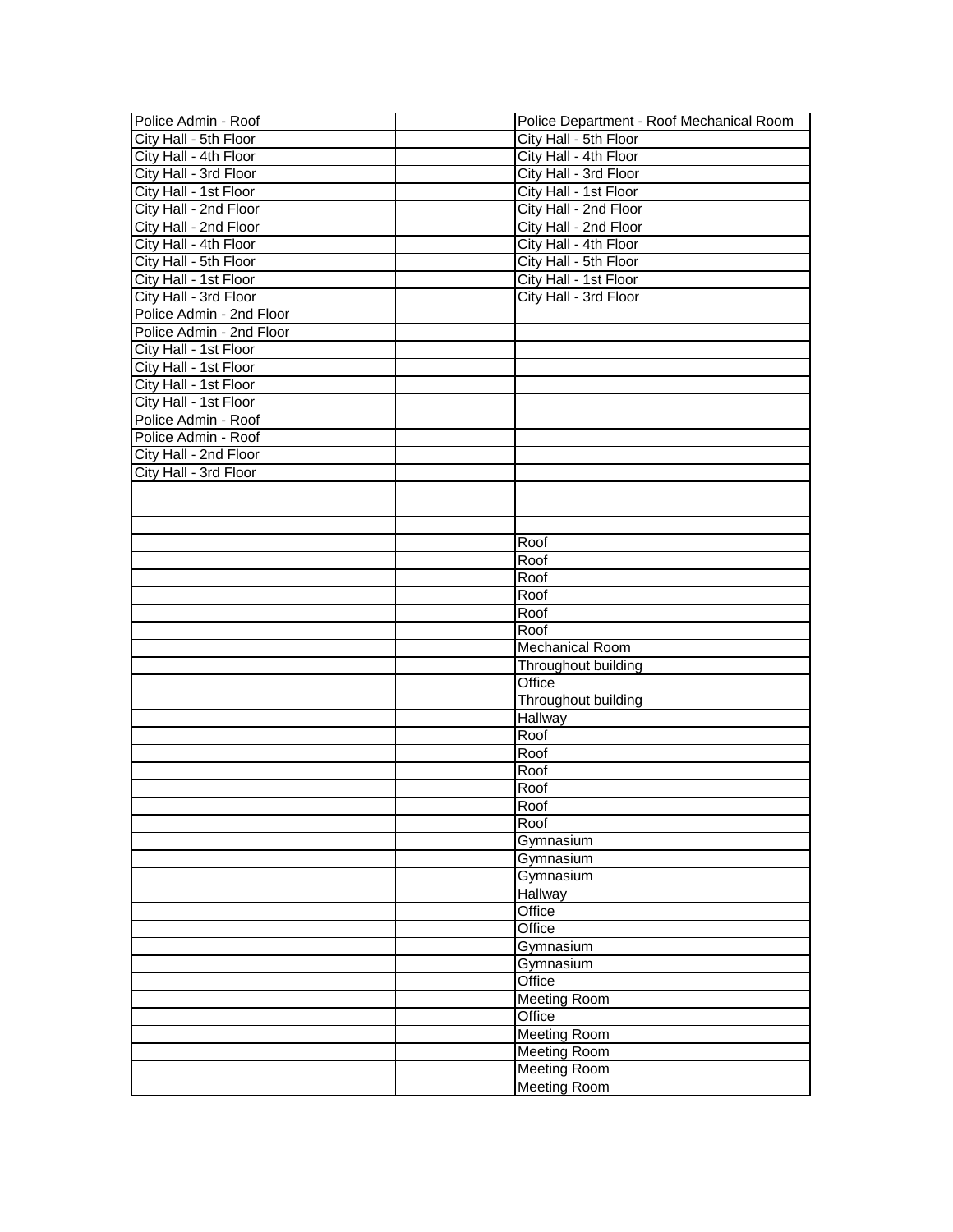| | | |
|---|---|---|
| Police Admin - Roof | | Police Department - Roof Mechanical Room |
| City Hall - 5th Floor | | City Hall - 5th Floor |
| City Hall - 4th Floor | | City Hall - 4th Floor |
| City Hall - 3rd Floor | | City Hall - 3rd Floor |
| City Hall - 1st Floor | | City Hall - 1st Floor |
| City Hall - 2nd Floor | | City Hall - 2nd Floor |
| City Hall - 2nd Floor | | City Hall - 2nd Floor |
| City Hall - 4th Floor | | City Hall - 4th Floor |
| City Hall - 5th Floor | | City Hall - 5th Floor |
| City Hall - 1st Floor | | City Hall - 1st Floor |
| City Hall - 3rd Floor | | City Hall - 3rd Floor |
| Police Admin - 2nd Floor | | |
| Police Admin - 2nd Floor | | |
| City Hall - 1st Floor | | |
| City Hall - 1st Floor | | |
| City Hall - 1st Floor | | |
| City Hall - 1st Floor | | |
| Police Admin - Roof | | |
| Police Admin - Roof | | |
| City Hall - 2nd Floor | | |
| City Hall - 3rd Floor | | |
| | | |
| | | |
| | | |
| | | Roof |
| | | Roof |
| | | Roof |
| | | Roof |
| | | Roof |
| | | Roof |
| | | Mechanical Room |
| | | Throughout building |
| | | Office |
| | | Throughout building |
| | | Hallway |
| | | Roof |
| | | Roof |
| | | Roof |
| | | Roof |
| | | Roof |
| | | Roof |
| | | Gymnasium |
| | | Gymnasium |
| | | Gymnasium |
| | | Hallway |
| | | Office |
| | | Office |
| | | Gymnasium |
| | | Gymnasium |
| | | Office |
| | | Meeting Room |
| | | Office |
| | | Meeting Room |
| | | Meeting Room |
| | | Meeting Room |
| | | Meeting Room |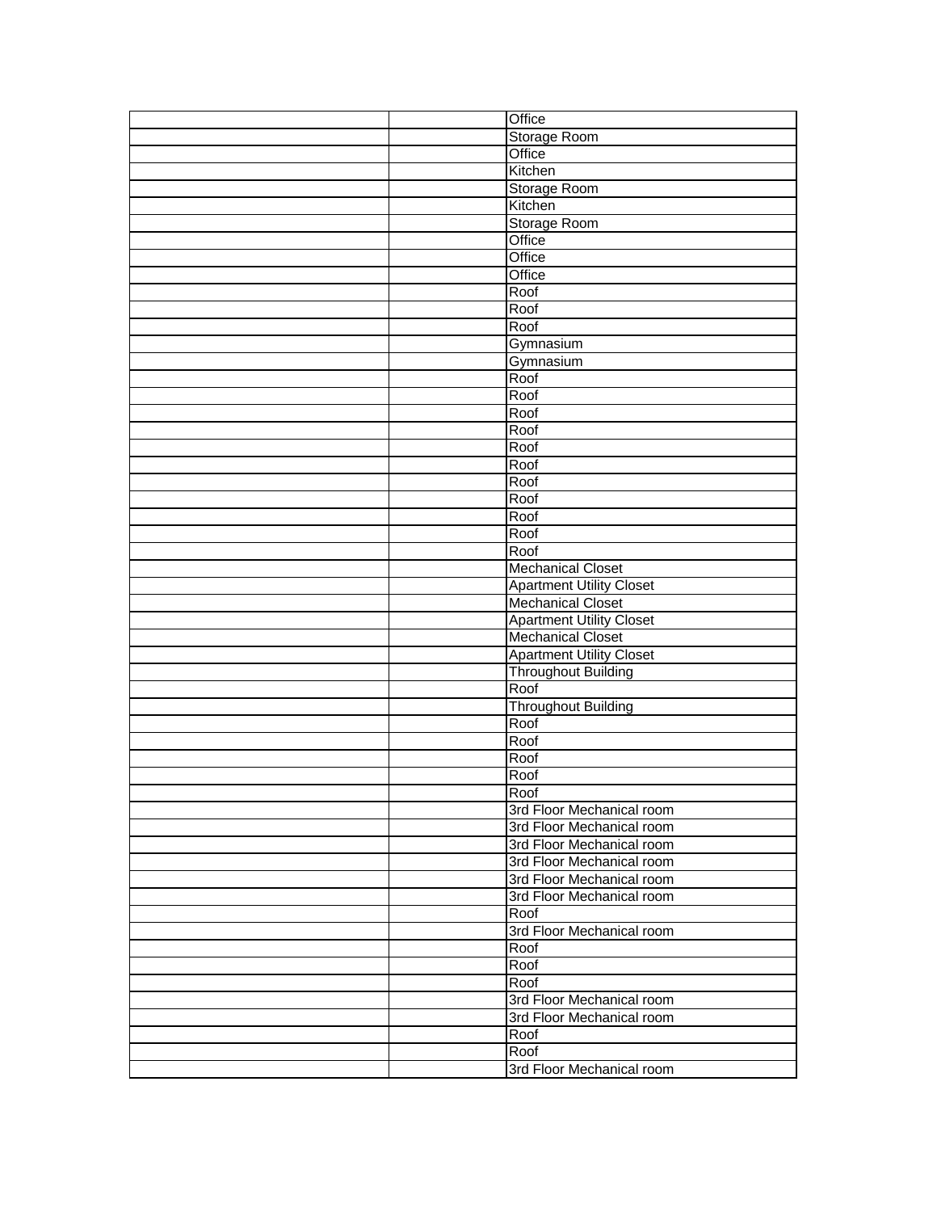| | | |
|---|---|---|
| | | Office |
| | | Storage Room |
| | | Office |
| | | Kitchen |
| | | Storage Room |
| | | Kitchen |
| | | Storage Room |
| | | Office |
| | | Office |
| | | Office |
| | | Roof |
| | | Roof |
| | | Roof |
| | | Gymnasium |
| | | Gymnasium |
| | | Roof |
| | | Roof |
| | | Roof |
| | | Roof |
| | | Roof |
| | | Roof |
| | | Roof |
| | | Roof |
| | | Roof |
| | | Roof |
| | | Roof |
| | | Mechanical Closet |
| | | Apartment Utility Closet |
| | | Mechanical Closet |
| | | Apartment Utility Closet |
| | | Mechanical Closet |
| | | Apartment Utility Closet |
| | | Throughout Building |
| | | Roof |
| | | Throughout Building |
| | | Roof |
| | | Roof |
| | | Roof |
| | | Roof |
| | | Roof |
| | | 3rd Floor Mechanical room |
| | | 3rd Floor Mechanical room |
| | | 3rd Floor Mechanical room |
| | | 3rd Floor Mechanical room |
| | | 3rd Floor Mechanical room |
| | | 3rd Floor Mechanical room |
| | | Roof |
| | | 3rd Floor Mechanical room |
| | | Roof |
| | | Roof |
| | | Roof |
| | | 3rd Floor Mechanical room |
| | | 3rd Floor Mechanical room |
| | | Roof |
| | | Roof |
| | | 3rd Floor Mechanical room |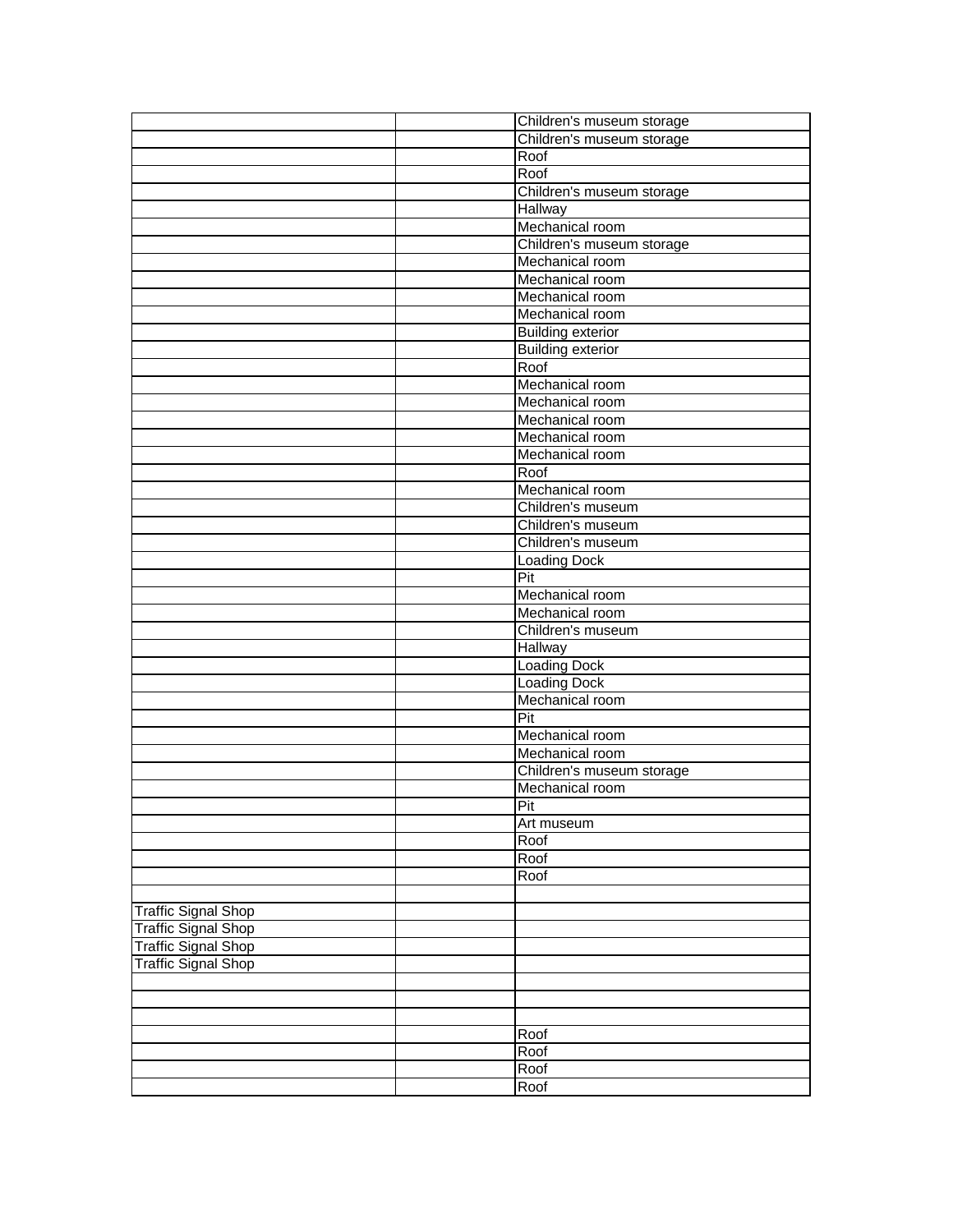| | | |
|---|---|---|
| | | Children's museum storage |
| | | Children's museum storage |
| | | Roof |
| | | Roof |
| | | Children's museum storage |
| | | Hallway |
| | | Mechanical room |
| | | Children's museum storage |
| | | Mechanical room |
| | | Mechanical room |
| | | Mechanical room |
| | | Mechanical room |
| | | Building exterior |
| | | Building exterior |
| | | Roof |
| | | Mechanical room |
| | | Mechanical room |
| | | Mechanical room |
| | | Mechanical room |
| | | Mechanical room |
| | | Roof |
| | | Mechanical room |
| | | Children's museum |
| | | Children's museum |
| | | Children's museum |
| | | Loading Dock |
| | | Pit |
| | | Mechanical room |
| | | Mechanical room |
| | | Children's museum |
| | | Hallway |
| | | Loading Dock |
| | | Loading Dock |
| | | Mechanical room |
| | | Pit |
| | | Mechanical room |
| | | Mechanical room |
| | | Children's museum storage |
| | | Mechanical room |
| | | Pit |
| | | Art museum |
| | | Roof |
| | | Roof |
| | | Roof |
| | | |
| Traffic Signal Shop | | |
| Traffic Signal Shop | | |
| Traffic Signal Shop | | |
| Traffic Signal Shop | | |
| | | |
| | | |
| | | |
| | | Roof |
| | | Roof |
| | | Roof |
| | | Roof |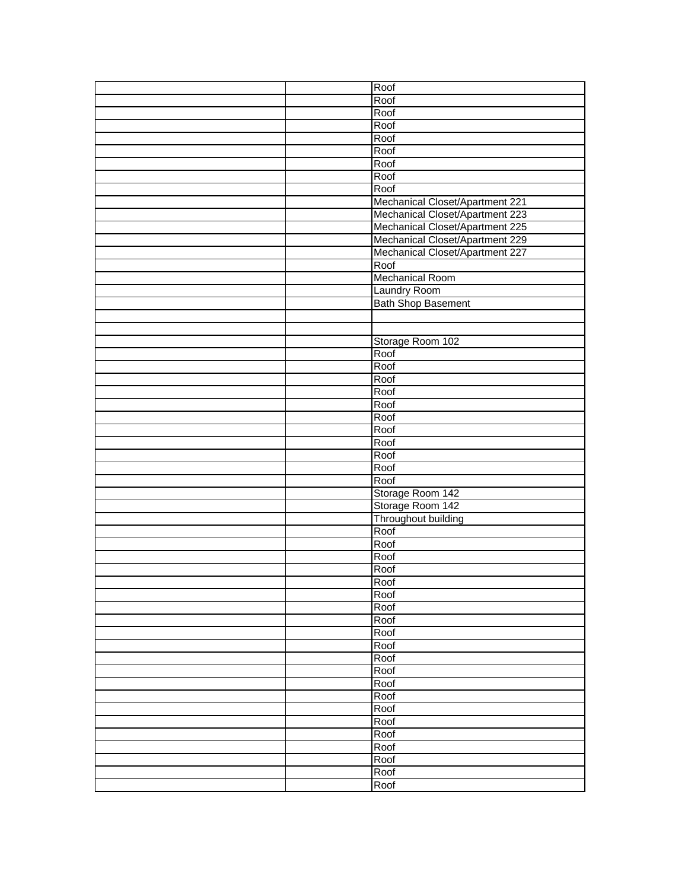| | | |
|---|---|---|
| | | Roof |
| | | Roof |
| | | Roof |
| | | Roof |
| | | Roof |
| | | Roof |
| | | Roof |
| | | Roof |
| | | Roof |
| | | Mechanical Closet/Apartment 221 |
| | | Mechanical Closet/Apartment 223 |
| | | Mechanical Closet/Apartment 225 |
| | | Mechanical Closet/Apartment 229 |
| | | Mechanical Closet/Apartment 227 |
| | | Roof |
| | | Mechanical Room |
| | | Laundry Room |
| | | Bath Shop Basement |
| | | |
| | | |
| | | Storage Room 102 |
| | | Roof |
| | | Roof |
| | | Roof |
| | | Roof |
| | | Roof |
| | | Roof |
| | | Roof |
| | | Roof |
| | | Roof |
| | | Roof |
| | | Roof |
| | | Storage Room 142 |
| | | Storage Room 142 |
| | | Throughout building |
| | | Roof |
| | | Roof |
| | | Roof |
| | | Roof |
| | | Roof |
| | | Roof |
| | | Roof |
| | | Roof |
| | | Roof |
| | | Roof |
| | | Roof |
| | | Roof |
| | | Roof |
| | | Roof |
| | | Roof |
| | | Roof |
| | | Roof |
| | | Roof |
| | | Roof |
| | | Roof |
| | | Roof |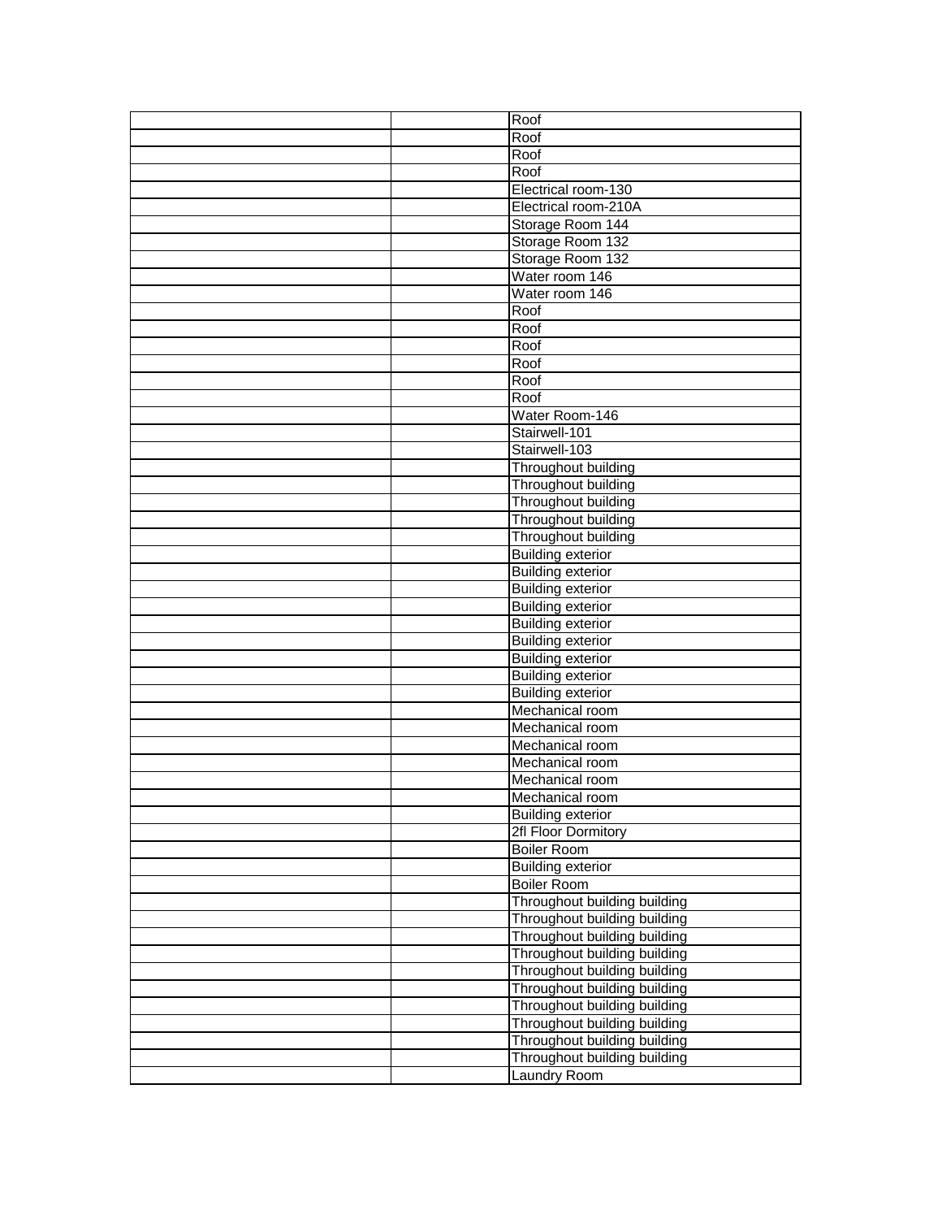| | | |
|---|---|---|
| | | Roof |
| | | Roof |
| | | Roof |
| | | Roof |
| | | Electrical room-130 |
| | | Electrical room-210A |
| | | Storage Room 144 |
| | | Storage Room 132 |
| | | Storage Room 132 |
| | | Water room 146 |
| | | Water room 146 |
| | | Roof |
| | | Roof |
| | | Roof |
| | | Roof |
| | | Roof |
| | | Roof |
| | | Water Room-146 |
| | | Stairwell-101 |
| | | Stairwell-103 |
| | | Throughout building |
| | | Throughout building |
| | | Throughout building |
| | | Throughout building |
| | | Throughout building |
| | | Building exterior |
| | | Building exterior |
| | | Building exterior |
| | | Building exterior |
| | | Building exterior |
| | | Building exterior |
| | | Building exterior |
| | | Building exterior |
| | | Building exterior |
| | | Mechanical room |
| | | Mechanical room |
| | | Mechanical room |
| | | Mechanical room |
| | | Mechanical room |
| | | Mechanical room |
| | | Building exterior |
| | | 2fl Floor Dormitory |
| | | Boiler Room |
| | | Building exterior |
| | | Boiler Room |
| | | Throughout building building |
| | | Throughout building building |
| | | Throughout building building |
| | | Throughout building building |
| | | Throughout building building |
| | | Throughout building building |
| | | Throughout building building |
| | | Throughout building building |
| | | Throughout building building |
| | | Throughout building building |
| | | Laundry Room |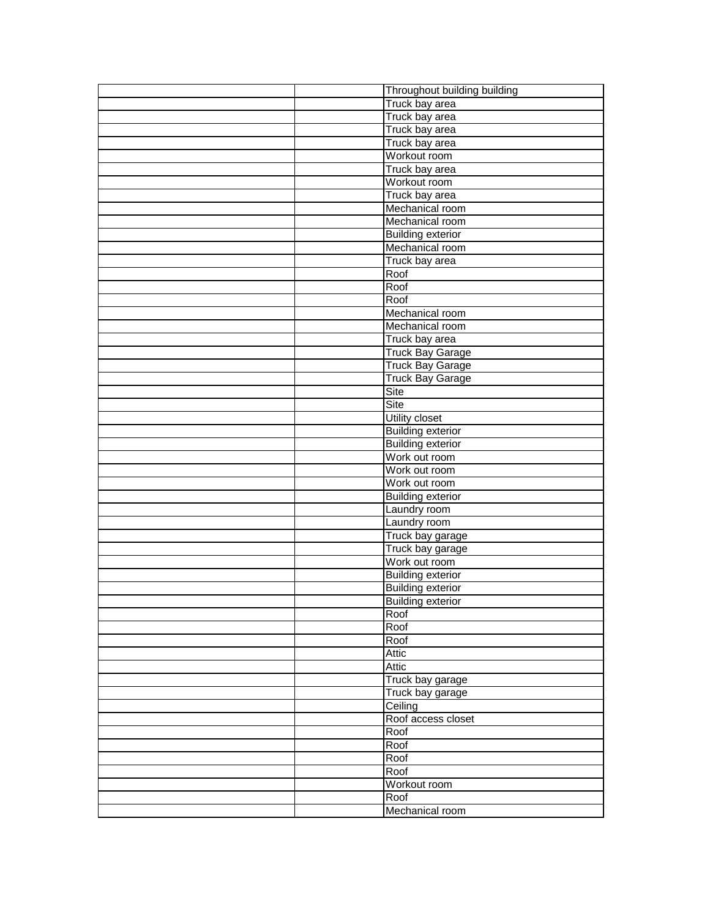| | | |
|---|---|---|
| | | Throughout building building |
| | | Truck bay area |
| | | Truck bay area |
| | | Truck bay area |
| | | Truck bay area |
| | | Workout room |
| | | Truck bay area |
| | | Workout room |
| | | Truck bay area |
| | | Mechanical room |
| | | Mechanical room |
| | | Building exterior |
| | | Mechanical room |
| | | Truck bay area |
| | | Roof |
| | | Roof |
| | | Roof |
| | | Mechanical room |
| | | Mechanical room |
| | | Truck bay area |
| | | Truck Bay Garage |
| | | Truck Bay Garage |
| | | Truck Bay Garage |
| | | Site |
| | | Site |
| | | Utility closet |
| | | Building exterior |
| | | Building exterior |
| | | Work out room |
| | | Work out room |
| | | Work out room |
| | | Building exterior |
| | | Laundry room |
| | | Laundry room |
| | | Truck bay garage |
| | | Truck bay garage |
| | | Work out room |
| | | Building exterior |
| | | Building exterior |
| | | Building exterior |
| | | Roof |
| | | Roof |
| | | Roof |
| | | Attic |
| | | Attic |
| | | Truck bay garage |
| | | Truck bay garage |
| | | Ceiling |
| | | Roof access closet |
| | | Roof |
| | | Roof |
| | | Roof |
| | | Roof |
| | | Workout room |
| | | Roof |
| | | Mechanical room |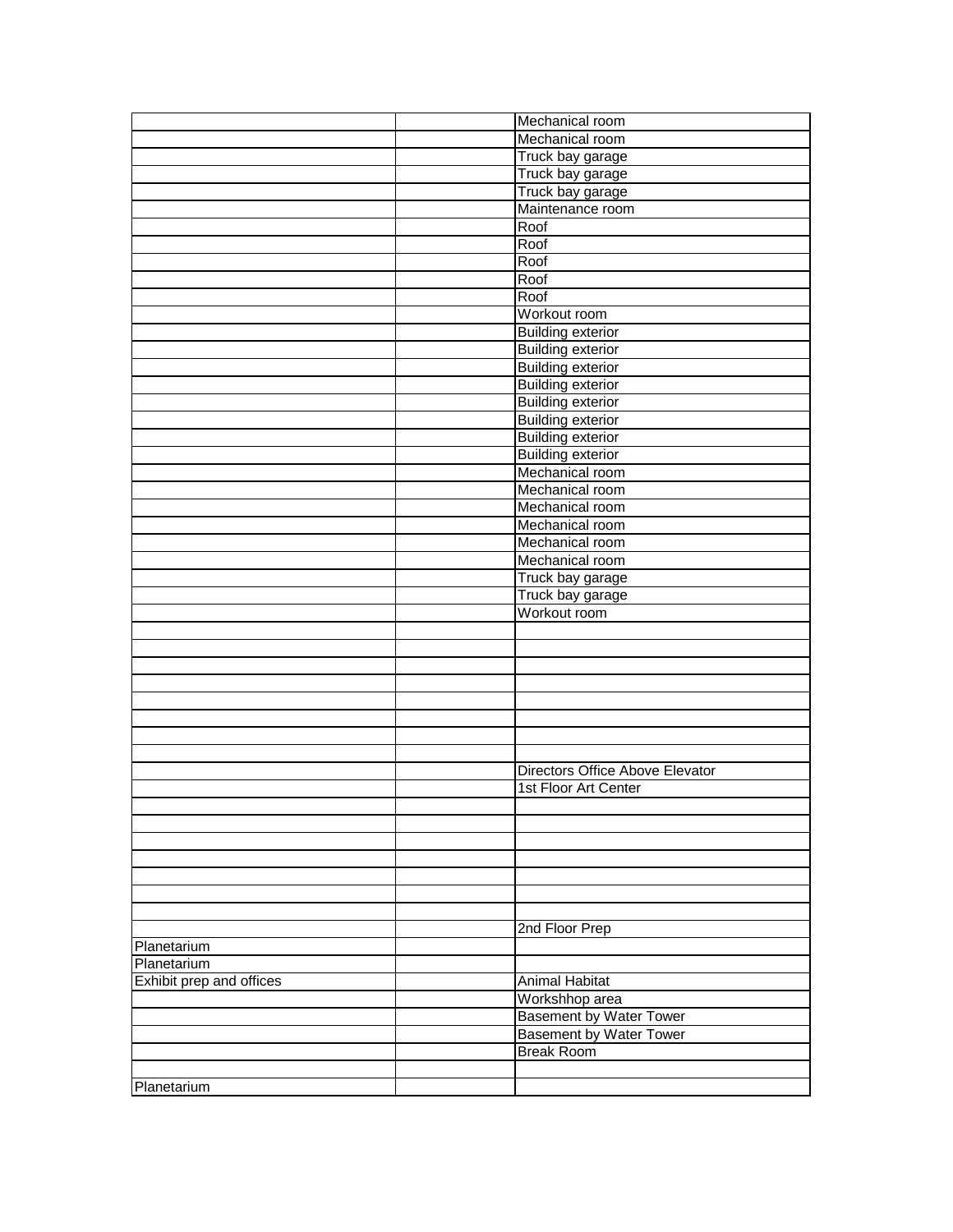| | | |
|---|---|---|
| | | Mechanical room |
| | | Mechanical room |
| | | Truck bay garage |
| | | Truck bay garage |
| | | Truck bay garage |
| | | Maintenance room |
| | | Roof |
| | | Roof |
| | | Roof |
| | | Roof |
| | | Roof |
| | | Workout room |
| | | Building exterior |
| | | Building exterior |
| | | Building exterior |
| | | Building exterior |
| | | Building exterior |
| | | Building exterior |
| | | Building exterior |
| | | Building exterior |
| | | Mechanical room |
| | | Mechanical room |
| | | Mechanical room |
| | | Mechanical room |
| | | Mechanical room |
| | | Mechanical room |
| | | Truck bay garage |
| | | Truck bay garage |
| | | Workout room |
| | | |
| | | |
| | | |
| | | |
| | | |
| | | |
| | | |
| | | |
| | | Directors Office Above Elevator |
| | | 1st Floor Art Center |
| | | |
| | | |
| | | |
| | | |
| | | |
| | | |
| | | |
| | | 2nd Floor Prep |
| Planetarium | | |
| Planetarium | | |
| Exhibit prep and offices | | Animal Habitat |
| | | Workshhop area |
| | | Basement by Water Tower |
| | | Basement by Water Tower |
| | | Break Room |
| | | |
| Planetarium | | |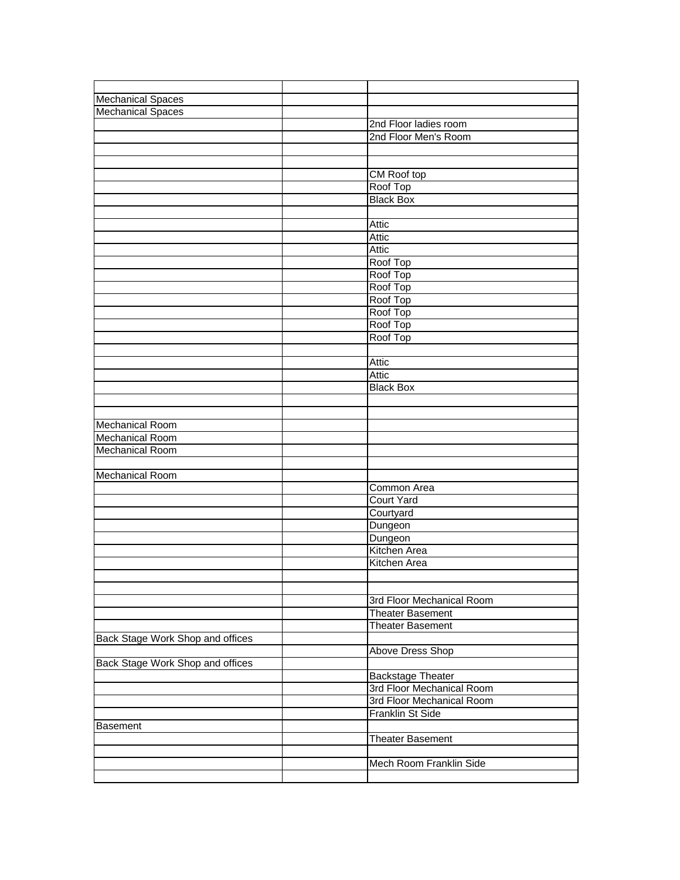| | | |
|---|---|---|
| Mechanical Spaces | | |
| Mechanical Spaces | | |
| | | 2nd Floor ladies room |
| | | 2nd Floor Men's Room |
| | | |
| | | |
| | | CM Roof top |
| | | Roof Top |
| | | Black Box |
| | | |
| | | Attic |
| | | Attic |
| | | Attic |
| | | Roof Top |
| | | Roof Top |
| | | Roof Top |
| | | Roof Top |
| | | Roof Top |
| | | Roof Top |
| | | Roof Top |
| | | |
| | | Attic |
| | | Attic |
| | | Black Box |
| | | |
| | | |
| Mechanical Room | | |
| Mechanical Room | | |
| Mechanical Room | | |
| | | |
| Mechanical Room | | |
| | | Common Area |
| | | Court Yard |
| | | Courtyard |
| | | Dungeon |
| | | Dungeon |
| | | Kitchen Area |
| | | Kitchen Area |
| | | |
| | | |
| | | 3rd Floor Mechanical Room |
| | | Theater Basement |
| | | Theater Basement |
| Back Stage Work Shop and offices | | |
| | | Above Dress Shop |
| Back Stage Work Shop and offices | | |
| | | Backstage Theater |
| | | 3rd Floor Mechanical Room |
| | | 3rd Floor Mechanical Room |
| | | Franklin St Side |
| Basement | | |
| | | Theater Basement |
| | | |
| | | Mech Room Franklin Side |
| | | |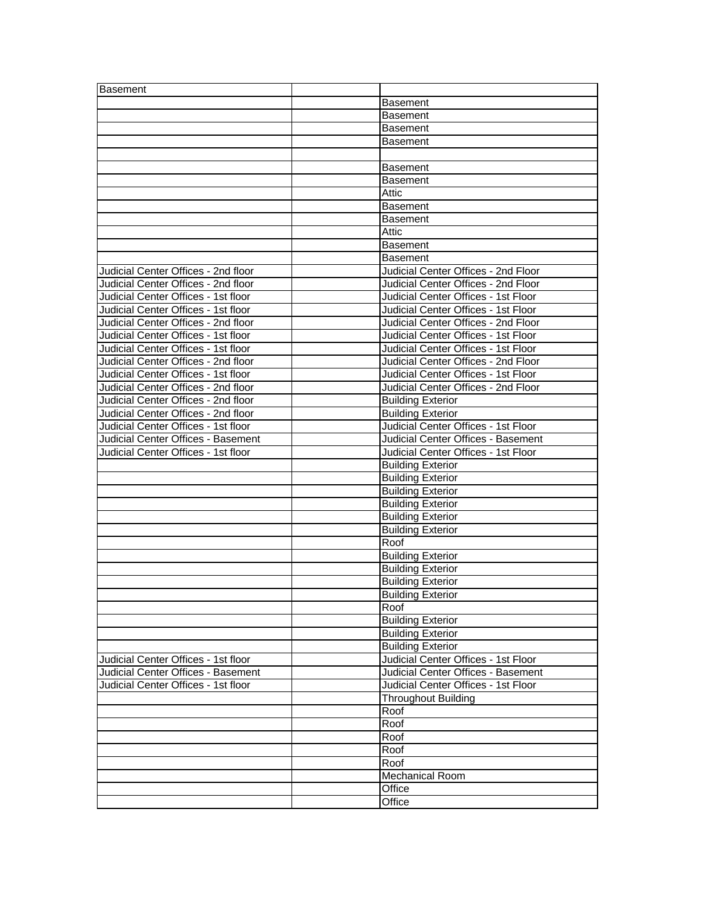| Basement | | |
|---|---|---|
| | | Basement |
| | | Basement |
| | | Basement |
| | | Basement |
| | | |
| | | Basement |
| | | Basement |
| | | Attic |
| | | Basement |
| | | Basement |
| | | Attic |
| | | Basement |
| | | Basement |
| Judicial Center Offices - 2nd floor | | Judicial Center Offices - 2nd Floor |
| Judicial Center Offices - 2nd floor | | Judicial Center Offices - 2nd Floor |
| Judicial Center Offices - 1st floor | | Judicial Center Offices - 1st Floor |
| Judicial Center Offices - 1st floor | | Judicial Center Offices - 1st Floor |
| Judicial Center Offices - 2nd floor | | Judicial Center Offices - 2nd Floor |
| Judicial Center Offices - 1st floor | | Judicial Center Offices - 1st Floor |
| Judicial Center Offices - 1st floor | | Judicial Center Offices - 1st Floor |
| Judicial Center Offices - 2nd floor | | Judicial Center Offices - 2nd Floor |
| Judicial Center Offices - 1st floor | | Judicial Center Offices - 1st Floor |
| Judicial Center Offices - 2nd floor | | Judicial Center Offices - 2nd Floor |
| Judicial Center Offices - 2nd floor | | Building Exterior |
| Judicial Center Offices - 2nd floor | | Building Exterior |
| Judicial Center Offices - 1st floor | | Judicial Center Offices - 1st Floor |
| Judicial Center Offices - Basement | | Judicial Center Offices - Basement |
| Judicial Center Offices - 1st floor | | Judicial Center Offices - 1st Floor |
| | | Building Exterior |
| | | Building Exterior |
| | | Building Exterior |
| | | Building Exterior |
| | | Building Exterior |
| | | Building Exterior |
| | | Roof |
| | | Building Exterior |
| | | Building Exterior |
| | | Building Exterior |
| | | Building Exterior |
| | | Roof |
| | | Building Exterior |
| | | Building Exterior |
| | | Building Exterior |
| Judicial Center Offices - 1st floor | | Judicial Center Offices - 1st Floor |
| Judicial Center Offices - Basement | | Judicial Center Offices - Basement |
| Judicial Center Offices - 1st floor | | Judicial Center Offices - 1st Floor |
| | | Throughout Building |
| | | Roof |
| | | Roof |
| | | Roof |
| | | Roof |
| | | Roof |
| | | Mechanical Room |
| | | Office |
| | | Office |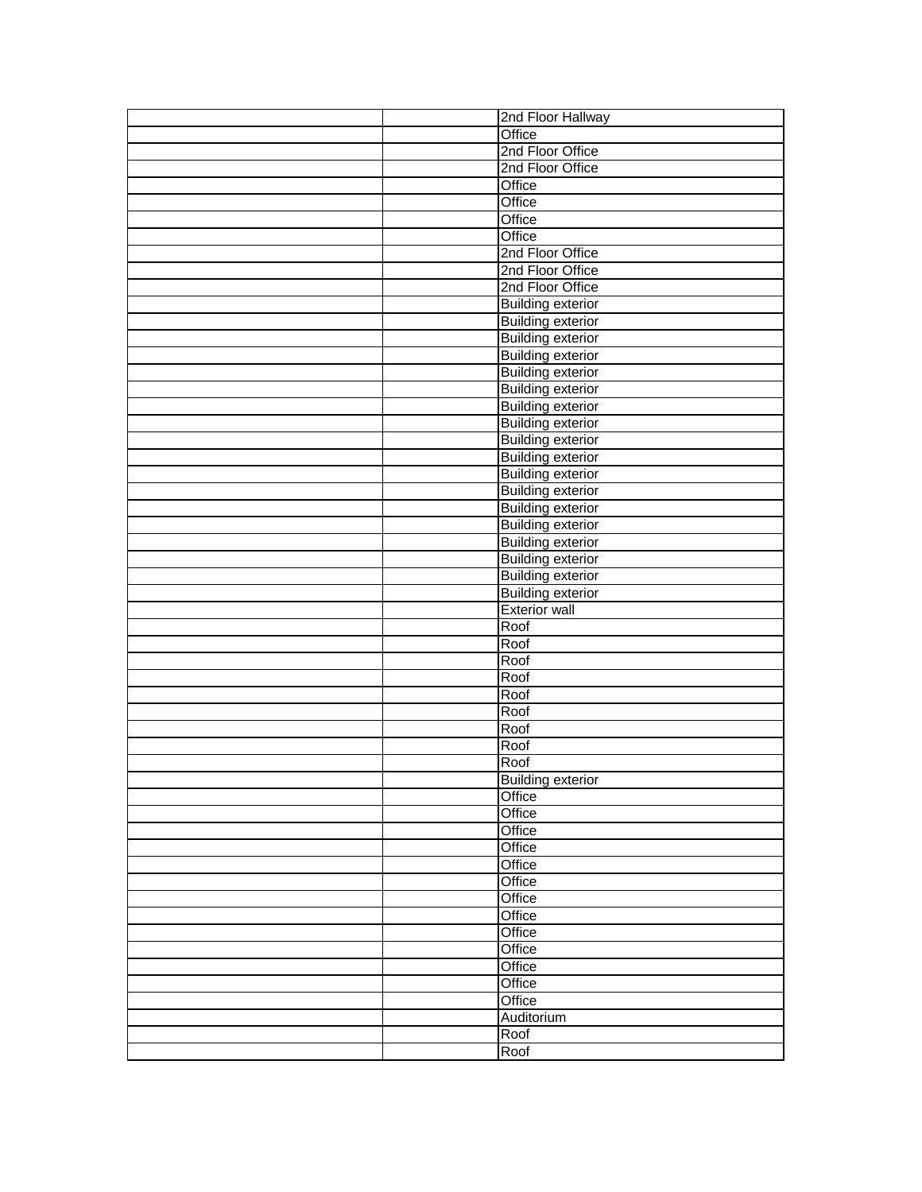| | | |
|---|---|---|
| | | 2nd Floor Hallway |
| | | Office |
| | | 2nd Floor Office |
| | | 2nd Floor Office |
| | | Office |
| | | Office |
| | | Office |
| | | Office |
| | | 2nd Floor Office |
| | | 2nd Floor Office |
| | | 2nd Floor Office |
| | | Building exterior |
| | | Building exterior |
| | | Building exterior |
| | | Building exterior |
| | | Building exterior |
| | | Building exterior |
| | | Building exterior |
| | | Building exterior |
| | | Building exterior |
| | | Building exterior |
| | | Building exterior |
| | | Building exterior |
| | | Building exterior |
| | | Building exterior |
| | | Building exterior |
| | | Building exterior |
| | | Building exterior |
| | | Building exterior |
| | | Exterior wall |
| | | Roof |
| | | Roof |
| | | Roof |
| | | Roof |
| | | Roof |
| | | Roof |
| | | Roof |
| | | Roof |
| | | Roof |
| | | Building exterior |
| | | Office |
| | | Office |
| | | Office |
| | | Office |
| | | Office |
| | | Office |
| | | Office |
| | | Office |
| | | Office |
| | | Office |
| | | Office |
| | | Office |
| | | Office |
| | | Auditorium |
| | | Roof |
| | | Roof |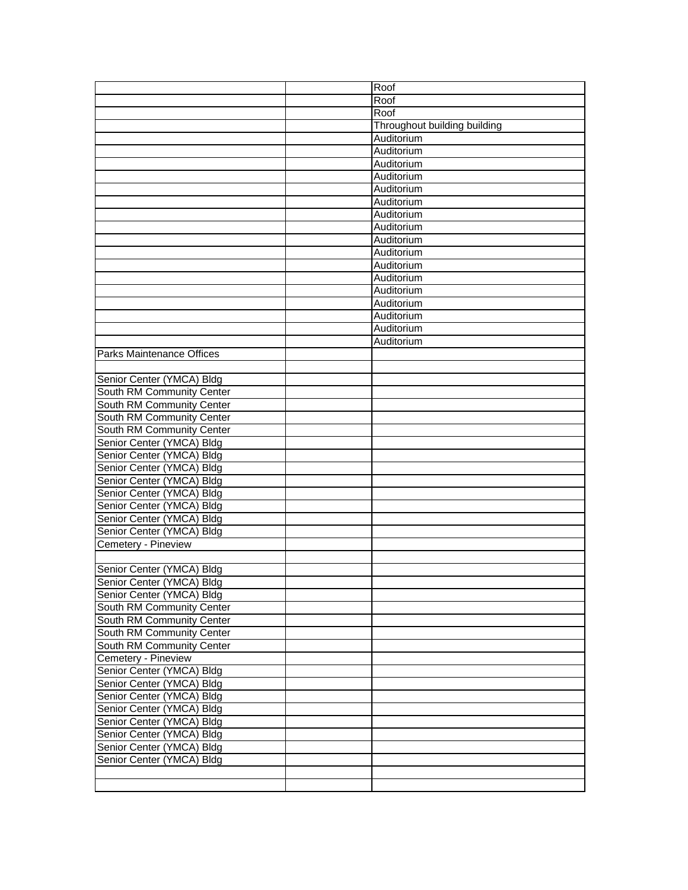| | | |
|---|---|---|
| | | Roof |
| | | Roof |
| | | Roof |
| | | Throughout building building |
| | | Auditorium |
| | | Auditorium |
| | | Auditorium |
| | | Auditorium |
| | | Auditorium |
| | | Auditorium |
| | | Auditorium |
| | | Auditorium |
| | | Auditorium |
| | | Auditorium |
| | | Auditorium |
| | | Auditorium |
| | | Auditorium |
| | | Auditorium |
| | | Auditorium |
| | | Auditorium |
| | | Auditorium |
| Parks Maintenance Offices | | |
| | | |
| Senior Center (YMCA) Bldg | | |
| South RM Community Center | | |
| South RM Community Center | | |
| South RM Community Center | | |
| South RM Community Center | | |
| Senior Center (YMCA) Bldg | | |
| Senior Center (YMCA) Bldg | | |
| Senior Center (YMCA) Bldg | | |
| Senior Center (YMCA) Bldg | | |
| Senior Center (YMCA) Bldg | | |
| Senior Center (YMCA) Bldg | | |
| Senior Center (YMCA) Bldg | | |
| Senior Center (YMCA) Bldg | | |
| Cemetery - Pineview | | |
| | | |
| Senior Center (YMCA) Bldg | | |
| Senior Center (YMCA) Bldg | | |
| Senior Center (YMCA) Bldg | | |
| South RM Community Center | | |
| South RM Community Center | | |
| South RM Community Center | | |
| South RM Community Center | | |
| Cemetery - Pineview | | |
| Senior Center (YMCA) Bldg | | |
| Senior Center (YMCA) Bldg | | |
| Senior Center (YMCA) Bldg | | |
| Senior Center (YMCA) Bldg | | |
| Senior Center (YMCA) Bldg | | |
| Senior Center (YMCA) Bldg | | |
| Senior Center (YMCA) Bldg | | |
| Senior Center (YMCA) Bldg | | |
| | | |
| | | |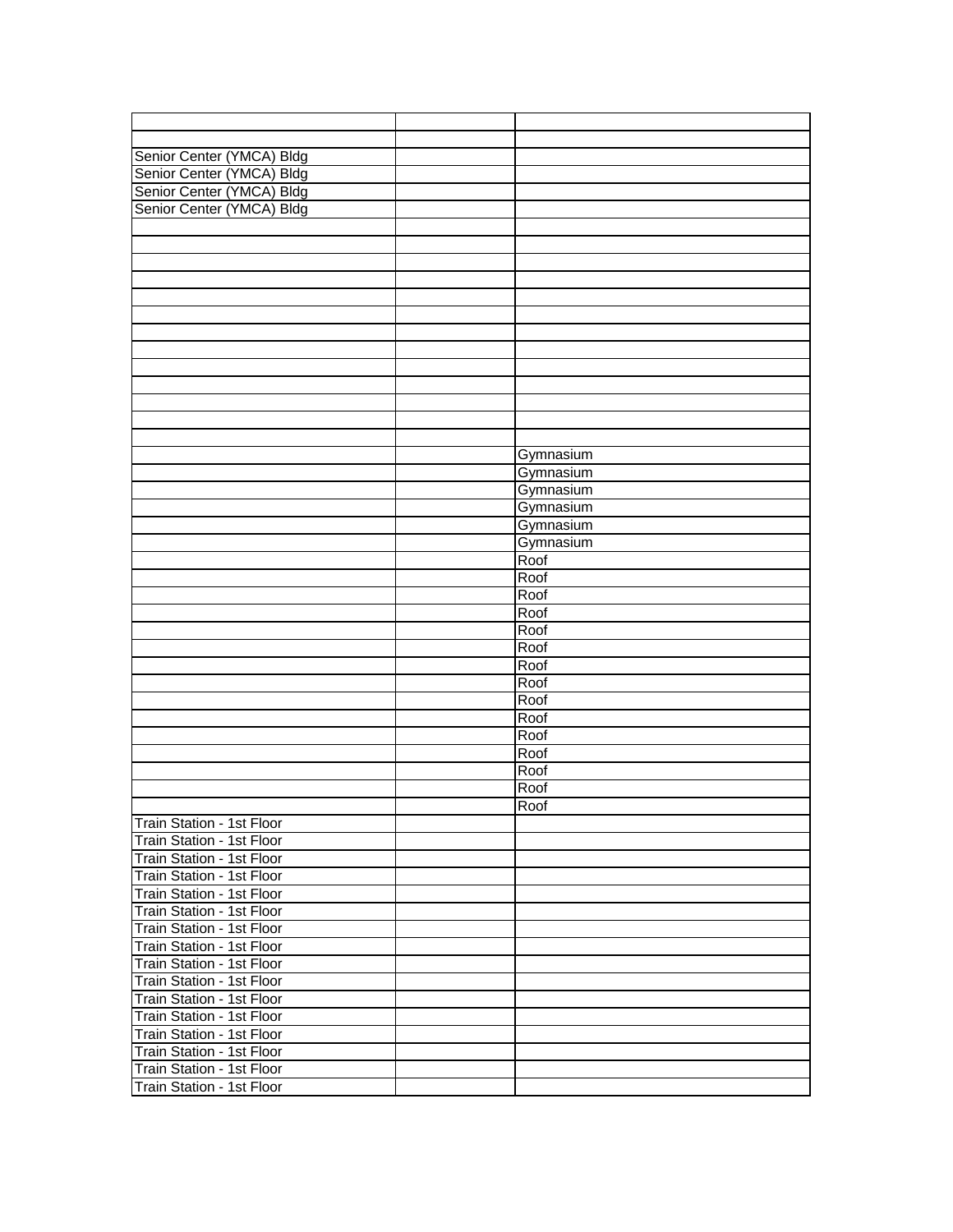| | | |
|---|---|---|
| | | |
| Senior Center (YMCA) Bldg | | |
| Senior Center (YMCA) Bldg | | |
| Senior Center (YMCA) Bldg | | |
| Senior Center (YMCA) Bldg | | |
| | | |
| | | |
| | | |
| | | |
| | | |
| | | |
| | | |
| | | |
| | | |
| | | |
| | | |
| | | |
| | | |
| | | Gymnasium |
| | | Gymnasium |
| | | Gymnasium |
| | | Gymnasium |
| | | Gymnasium |
| | | Gymnasium |
| | | Roof |
| | | Roof |
| | | Roof |
| | | Roof |
| | | Roof |
| | | Roof |
| | | Roof |
| | | Roof |
| | | Roof |
| | | Roof |
| | | Roof |
| | | Roof |
| | | Roof |
| | | Roof |
| | | Roof |
| Train Station - 1st Floor | | |
| Train Station - 1st Floor | | |
| Train Station - 1st Floor | | |
| Train Station - 1st Floor | | |
| Train Station - 1st Floor | | |
| Train Station - 1st Floor | | |
| Train Station - 1st Floor | | |
| Train Station - 1st Floor | | |
| Train Station - 1st Floor | | |
| Train Station - 1st Floor | | |
| Train Station - 1st Floor | | |
| Train Station - 1st Floor | | |
| Train Station - 1st Floor | | |
| Train Station - 1st Floor | | |
| Train Station - 1st Floor | | |
| Train Station - 1st Floor | | |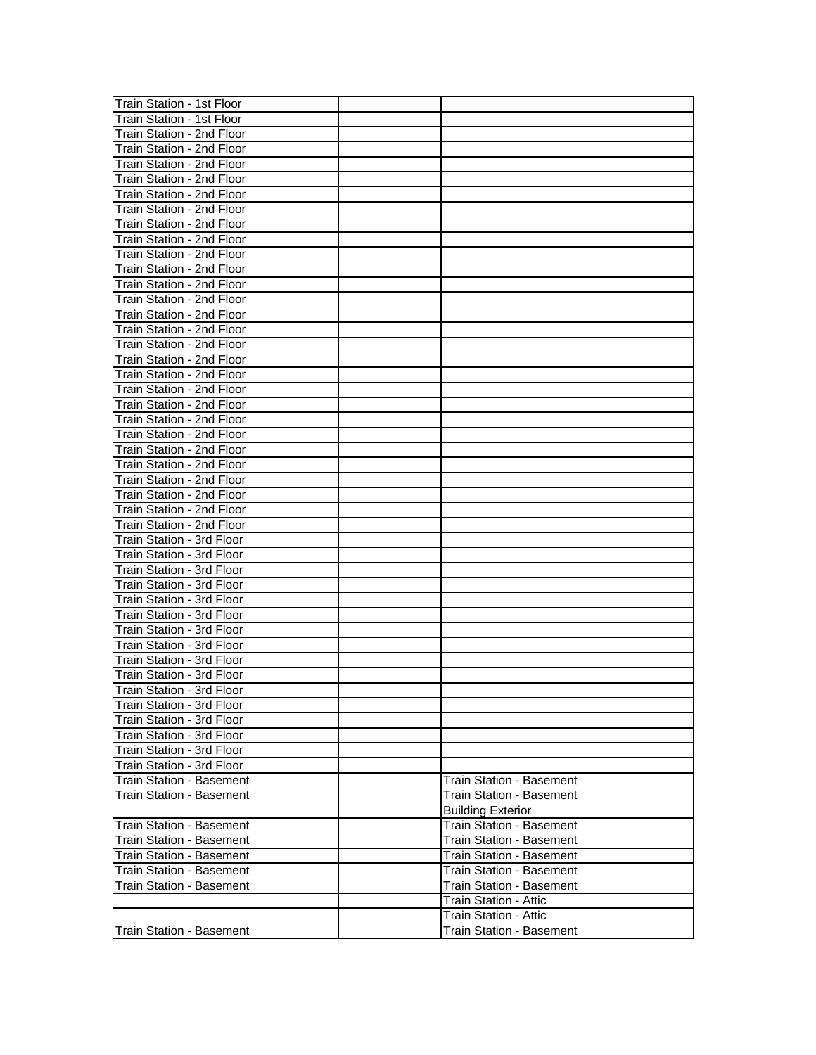| | | |
|---|---|---|
| Train Station - 1st Floor | | |
| Train Station - 1st Floor | | |
| Train Station - 2nd Floor | | |
| Train Station - 2nd Floor | | |
| Train Station - 2nd Floor | | |
| Train Station - 2nd Floor | | |
| Train Station - 2nd Floor | | |
| Train Station - 2nd Floor | | |
| Train Station - 2nd Floor | | |
| Train Station - 2nd Floor | | |
| Train Station - 2nd Floor | | |
| Train Station - 2nd Floor | | |
| Train Station - 2nd Floor | | |
| Train Station - 2nd Floor | | |
| Train Station - 2nd Floor | | |
| Train Station - 2nd Floor | | |
| Train Station - 2nd Floor | | |
| Train Station - 2nd Floor | | |
| Train Station - 2nd Floor | | |
| Train Station - 2nd Floor | | |
| Train Station - 2nd Floor | | |
| Train Station - 2nd Floor | | |
| Train Station - 2nd Floor | | |
| Train Station - 2nd Floor | | |
| Train Station - 2nd Floor | | |
| Train Station - 2nd Floor | | |
| Train Station - 2nd Floor | | |
| Train Station - 2nd Floor | | |
| Train Station - 2nd Floor | | |
| Train Station - 3rd Floor | | |
| Train Station - 3rd Floor | | |
| Train Station - 3rd Floor | | |
| Train Station - 3rd Floor | | |
| Train Station - 3rd Floor | | |
| Train Station - 3rd Floor | | |
| Train Station - 3rd Floor | | |
| Train Station - 3rd Floor | | |
| Train Station - 3rd Floor | | |
| Train Station - 3rd Floor | | |
| Train Station - 3rd Floor | | |
| Train Station - 3rd Floor | | |
| Train Station - 3rd Floor | | |
| Train Station - 3rd Floor | | |
| Train Station - 3rd Floor | | |
| Train Station - 3rd Floor | | |
| Train Station - Basement | | Train Station - Basement |
| Train Station - Basement | | Train Station - Basement |
| | | Building Exterior |
| Train Station - Basement | | Train Station - Basement |
| Train Station - Basement | | Train Station - Basement |
| Train Station - Basement | | Train Station - Basement |
| Train Station - Basement | | Train Station - Basement |
| Train Station - Basement | | Train Station - Basement |
| | | Train Station - Attic |
| | | Train Station - Attic |
| Train Station - Basement | | Train Station - Basement |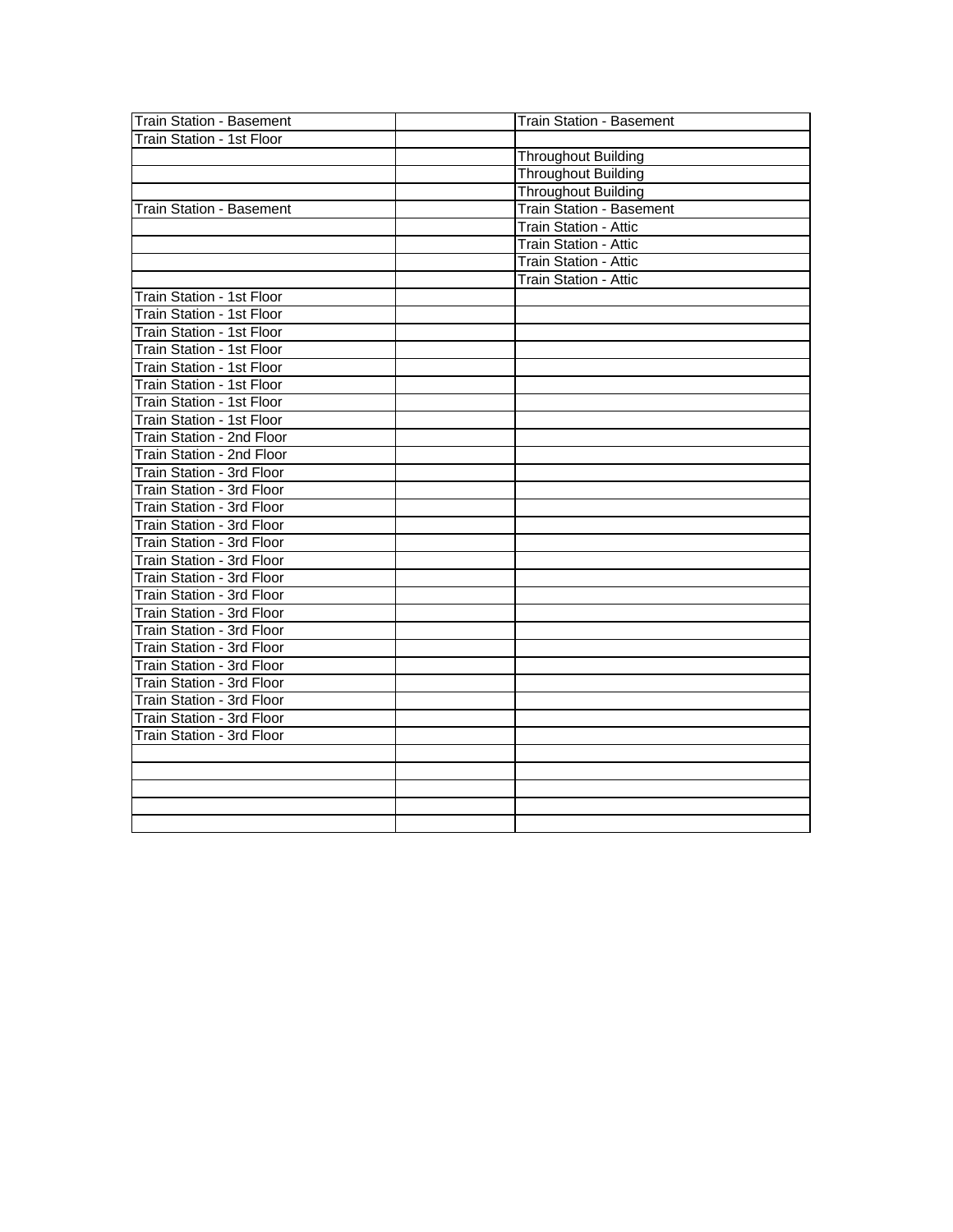| Train Station - Basement | | Train Station - Basement |
|---|---|---|
| Train Station - 1st Floor | | |
| | | Throughout Building |
| | | Throughout Building |
| | | Throughout Building |
| Train Station - Basement | | Train Station - Basement |
| | | Train Station - Attic |
| | | Train Station - Attic |
| | | Train Station - Attic |
| | | Train Station - Attic |
| Train Station - 1st Floor | | |
| Train Station - 1st Floor | | |
| Train Station - 1st Floor | | |
| Train Station - 1st Floor | | |
| Train Station - 1st Floor | | |
| Train Station - 1st Floor | | |
| Train Station - 1st Floor | | |
| Train Station - 1st Floor | | |
| Train Station - 2nd Floor | | |
| Train Station - 2nd Floor | | |
| Train Station - 3rd Floor | | |
| Train Station - 3rd Floor | | |
| Train Station - 3rd Floor | | |
| Train Station - 3rd Floor | | |
| Train Station - 3rd Floor | | |
| Train Station - 3rd Floor | | |
| Train Station - 3rd Floor | | |
| Train Station - 3rd Floor | | |
| Train Station - 3rd Floor | | |
| Train Station - 3rd Floor | | |
| Train Station - 3rd Floor | | |
| Train Station - 3rd Floor | | |
| Train Station - 3rd Floor | | |
| Train Station - 3rd Floor | | |
| Train Station - 3rd Floor | | |
| Train Station - 3rd Floor | | |
| | | |
| | | |
| | | |
| | | |
| | | |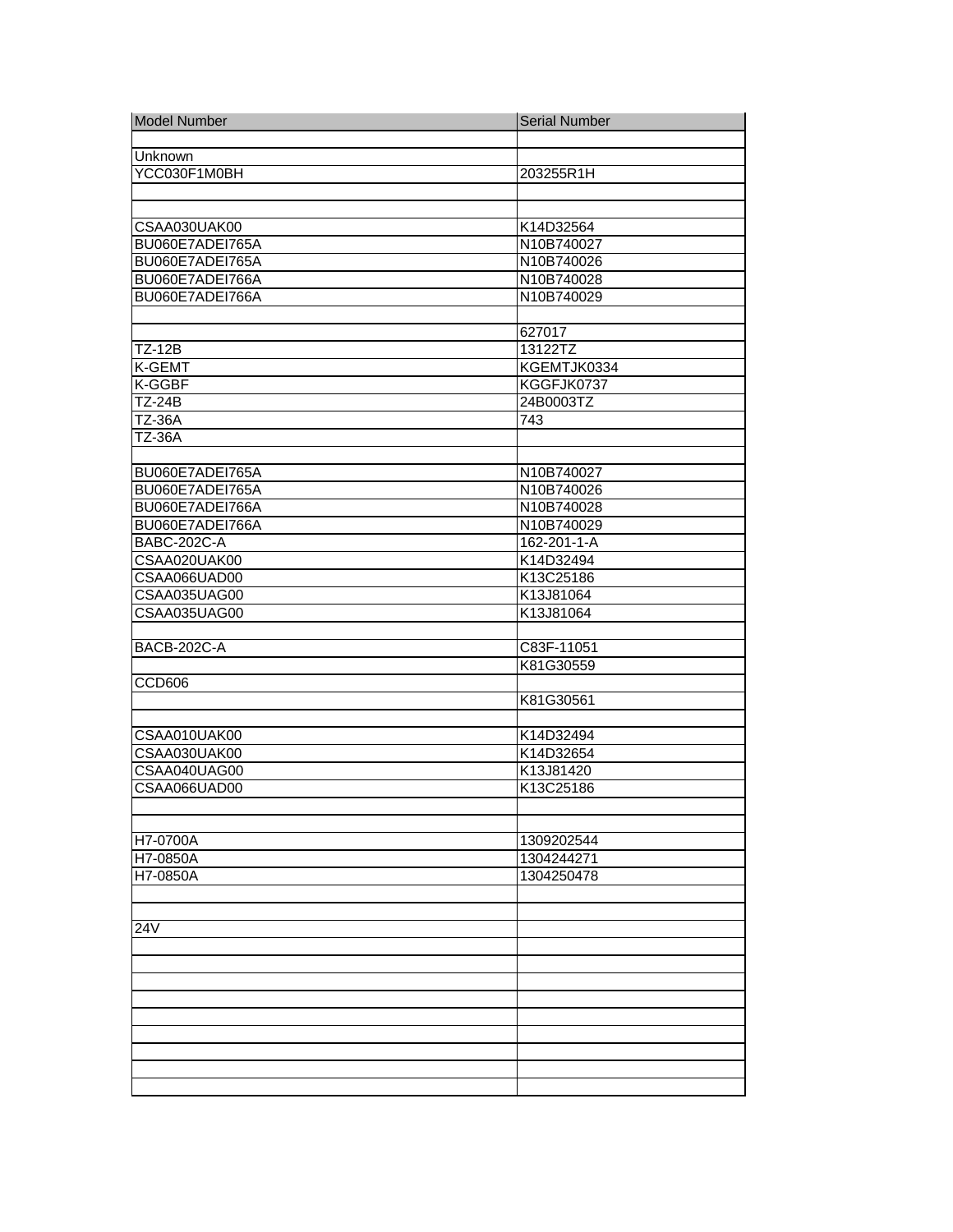| Model Number | Serial Number |
|---|---|
| | |
| Unknown | |
| YCC030F1M0BH | 203255R1H |
| | |
| | |
| CSAA030UAK00 | K14D32564 |
| BU060E7ADEI765A | N10B740027 |
| BU060E7ADEI765A | N10B740026 |
| BU060E7ADEI766A | N10B740028 |
| BU060E7ADEI766A | N10B740029 |
| | |
| | 627017 |
| TZ-12B | 13122TZ |
| K-GEMT | KGEMTJK0334 |
| K-GGBF | KGGFJK0737 |
| TZ-24B | 24B0003TZ |
| TZ-36A | 743 |
| TZ-36A | |
| | |
| BU060E7ADEI765A | N10B740027 |
| BU060E7ADEI765A | N10B740026 |
| BU060E7ADEI766A | N10B740028 |
| BU060E7ADEI766A | N10B740029 |
| BABC-202C-A | 162-201-1-A |
| CSAA020UAK00 | K14D32494 |
| CSAA066UAD00 | K13C25186 |
| CSAA035UAG00 | K13J81064 |
| CSAA035UAG00 | K13J81064 |
| | |
| BACB-202C-A | C83F-11051 |
| | K81G30559 |
| CCD606 | |
| | K81G30561 |
| | |
| CSAA010UAK00 | K14D32494 |
| CSAA030UAK00 | K14D32654 |
| CSAA040UAG00 | K13J81420 |
| CSAA066UAD00 | K13C25186 |
| | |
| | |
| H7-0700A | 1309202544 |
| H7-0850A | 1304244271 |
| H7-0850A | 1304250478 |
| | |
| | |
| 24V | |
| | |
| | |
| | |
| | |
| | |
| | |
| | |
| | |
| | |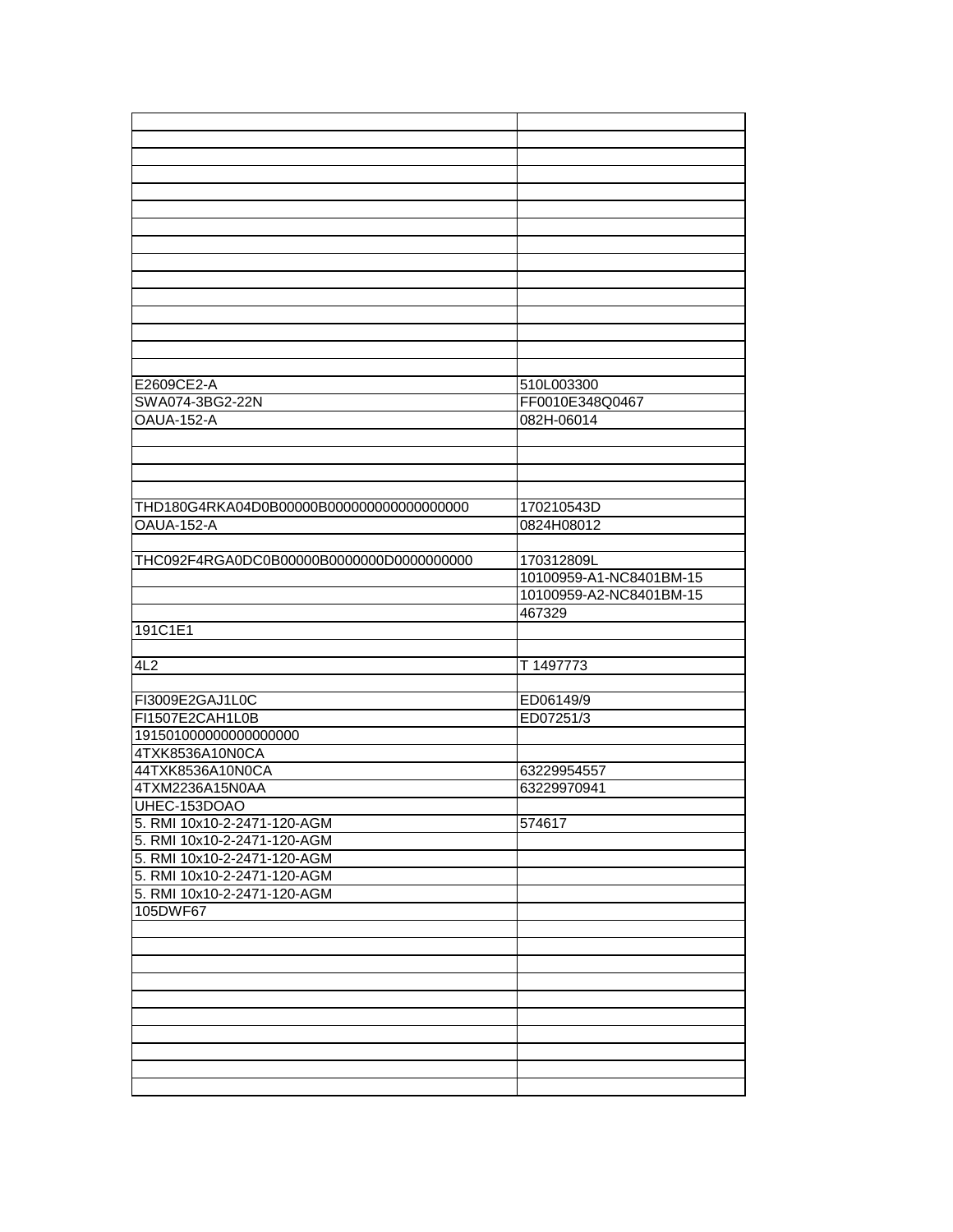| | |
|---|---|
| | |
| | |
| | |
| | |
| | |
| | |
| | |
| | |
| | |
| | |
| | |
| | |
| | |
| | |
| E2609CE2-A | 510L003300 |
| SWA074-3BG2-22N | FF0010E348Q0467 |
| OAUA-152-A | 082H-06014 |
| | |
| | |
| | |
| | |
| THD180G4RKA04D0B00000B000000000000000000 | 170210543D |
| OAUA-152-A | 0824H08012 |
| | |
| THC092F4RGA0DC0B00000B0000000D0000000000 | 170312809L |
| | 10100959-A1-NC8401BM-15 |
| | 10100959-A2-NC8401BM-15 |
| | 467329 |
| 191C1E1 | |
| | |
| 4L2 | T 1497773 |
| | |
| FI3009E2GAJ1L0C | ED06149/9 |
| FI1507E2CAH1L0B | ED07251/3 |
| 191501000000000000000 | |
| 4TXK8536A10N0CA | |
| 44TXK8536A10N0CA | 63229954557 |
| 4TXM2236A15N0AA | 63229970941 |
| UHEC-153DOAO | |
| 5. RMI 10x10-2-2471-120-AGM | 574617 |
| 5. RMI 10x10-2-2471-120-AGM | |
| 5. RMI 10x10-2-2471-120-AGM | |
| 5. RMI 10x10-2-2471-120-AGM | |
| 5. RMI 10x10-2-2471-120-AGM | |
| 105DWF67 | |
| | |
| | |
| | |
| | |
| | |
| | |
| | |
| | |
| | |
| | |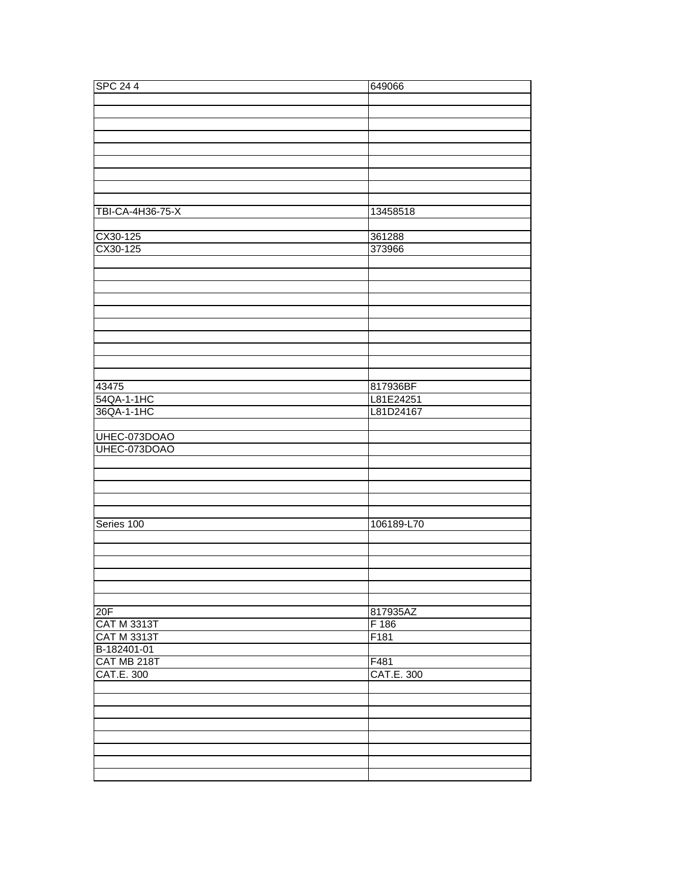| SPC 24 4 | 649066 |
|---|---|
| | |
| | |
| | |
| | |
| | |
| | |
| | |
| | |
| | |
| TBI-CA-4H36-75-X | 13458518 |
| | |
| CX30-125 | 361288 |
| CX30-125 | 373966 |
| | |
| | |
| | |
| | |
| | |
| | |
| | |
| | |
| | |
| | |
| 43475 | 817936BF |
| 54QA-1-1HC | L81E24251 |
| 36QA-1-1HC | L81D24167 |
| | |
| UHEC-073DOAO | |
| UHEC-073DOAO | |
| | |
| | |
| | |
| | |
| | |
| Series 100 | 106189-L70 |
| | |
| | |
| | |
| | |
| | |
| | |
| 20F | 817935AZ |
| CAT M 3313T | F 186 |
| CAT M 3313T | F181 |
| B-182401-01 | |
| CAT MB 218T | F481 |
| CAT.E. 300 | CAT.E. 300 |
| | |
| | |
| | |
| | |
| | |
| | |
| | |
| | |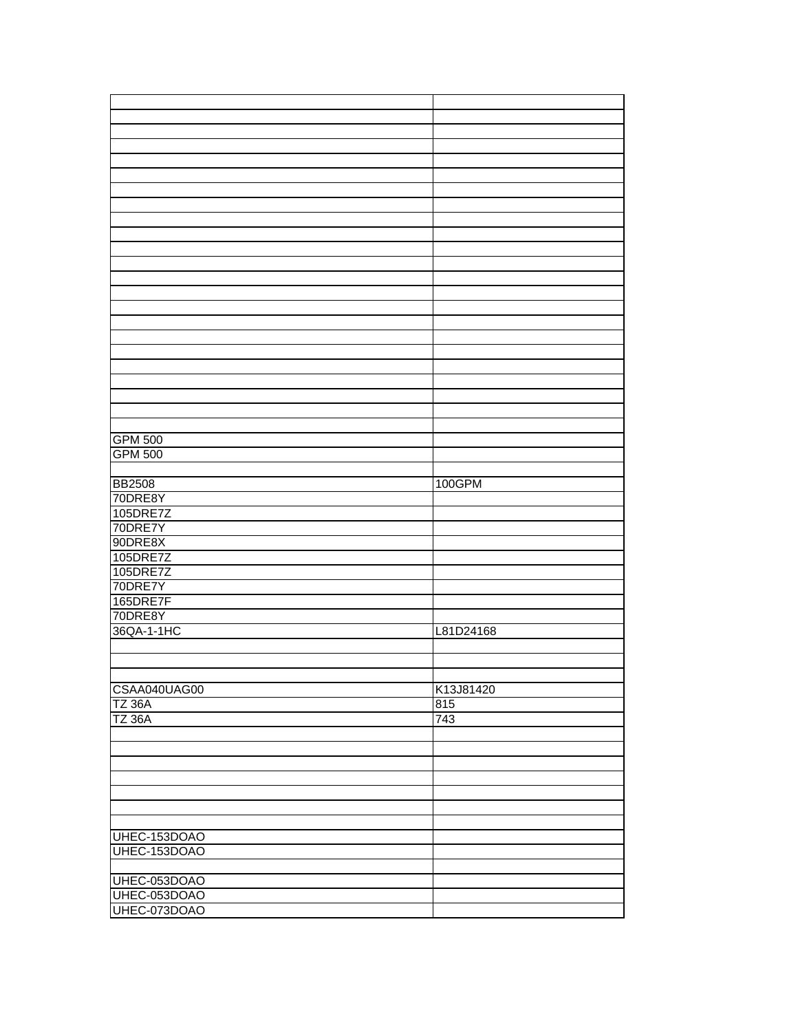| | |
|---|---|
| | |
| | |
| | |
| | |
| | |
| | |
| | |
| | |
| | |
| | |
| | |
| | |
| | |
| | |
| | |
| | |
| | |
| | |
| | |
| | |
| | |
| | |
| GPM 500 | |
| GPM 500 | |
| | |
| BB2508 | 100GPM |
| 70DRE8Y | |
| 105DRE7Z | |
| 70DRE7Y | |
| 90DRE8X | |
| 105DRE7Z | |
| 105DRE7Z | |
| 70DRE7Y | |
| 165DRE7F | |
| 70DRE8Y | |
| 36QA-1-1HC | L81D24168 |
| | |
| | |
| | |
| CSAA040UAG00 | K13J81420 |
| TZ 36A | 815 |
| TZ 36A | 743 |
| | |
| | |
| | |
| | |
| | |
| | |
| | |
| UHEC-153DOAO | |
| UHEC-153DOAO | |
| | |
| UHEC-053DOAO | |
| UHEC-053DOAO | |
| UHEC-073DOAO | |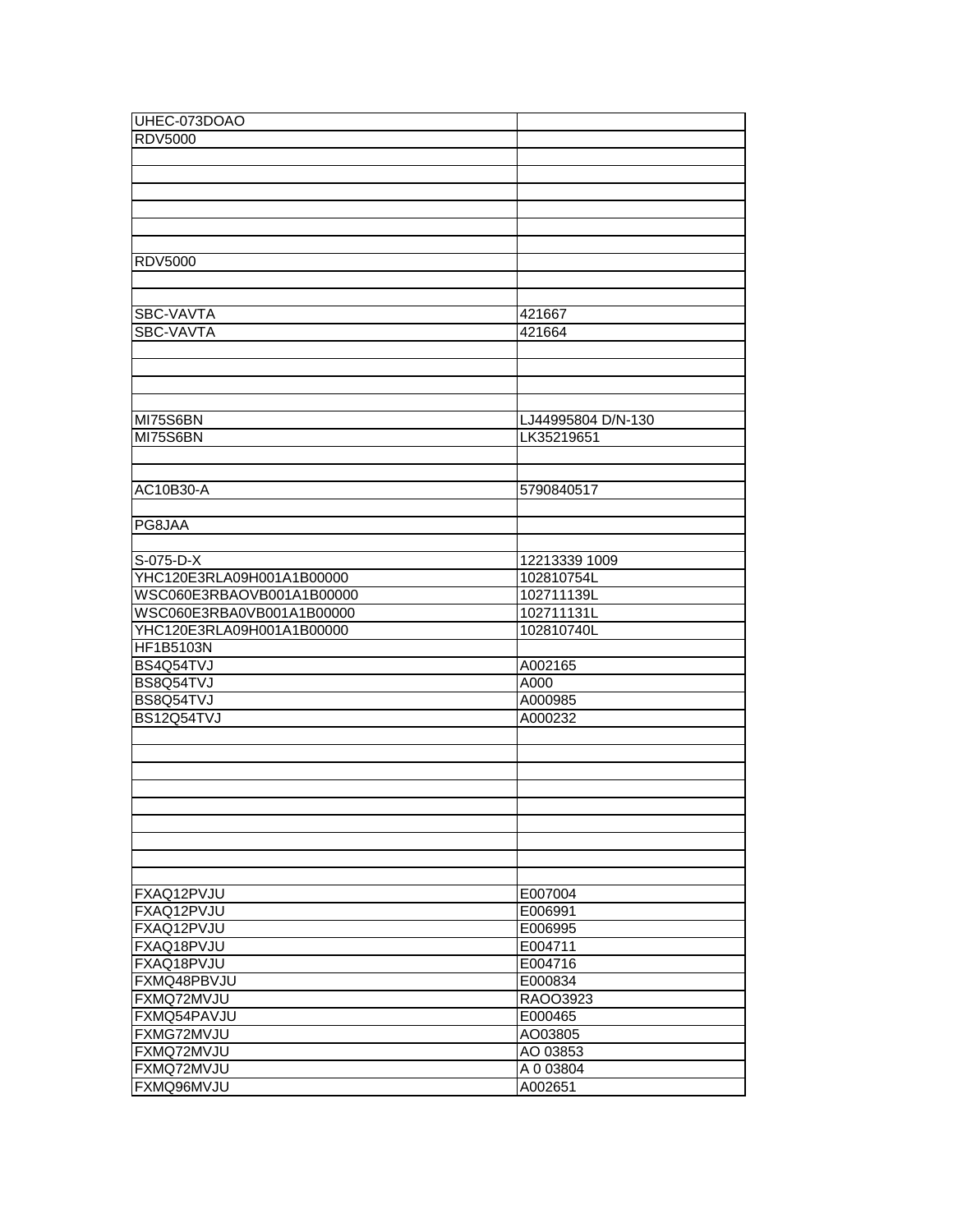| UHEC-073DOAO | |
|---|---|
| RDV5000 | |
| | |
| | |
| | |
| | |
| | |
| | |
| RDV5000 | |
| | |
| | |
| SBC-VAVTA | 421667 |
| SBC-VAVTA | 421664 |
| | |
| | |
| | |
| | |
| MI75S6BN | LJ44995804 D/N-130 |
| MI75S6BN | LK35219651 |
| | |
| | |
| AC10B30-A | 5790840517 |
| | |
| PG8JAA | |
| | |
| S-075-D-X | 12213339 1009 |
| YHC120E3RLA09H001A1B00000 | 102810754L |
| WSC060E3RBAOVB001A1B00000 | 102711139L |
| WSC060E3RBA0VB001A1B00000 | 102711131L |
| YHC120E3RLA09H001A1B00000 | 102810740L |
| HF1B5103N | |
| BS4Q54TVJ | A002165 |
| BS8Q54TVJ | A000 |
| BS8Q54TVJ | A000985 |
| BS12Q54TVJ | A000232 |
| | |
| | |
| | |
| | |
| | |
| | |
| | |
| | |
| | |
| FXAQ12PVJU | E007004 |
| FXAQ12PVJU | E006991 |
| FXAQ12PVJU | E006995 |
| FXAQ18PVJU | E004711 |
| FXAQ18PVJU | E004716 |
| FXMQ48PBVJU | E000834 |
| FXMQ72MVJU | RAOO3923 |
| FXMQ54PAVJU | E000465 |
| FXMG72MVJU | AO03805 |
| FXMQ72MVJU | AO 03853 |
| FXMQ72MVJU | A 0 03804 |
| FXMQ96MVJU | A002651 |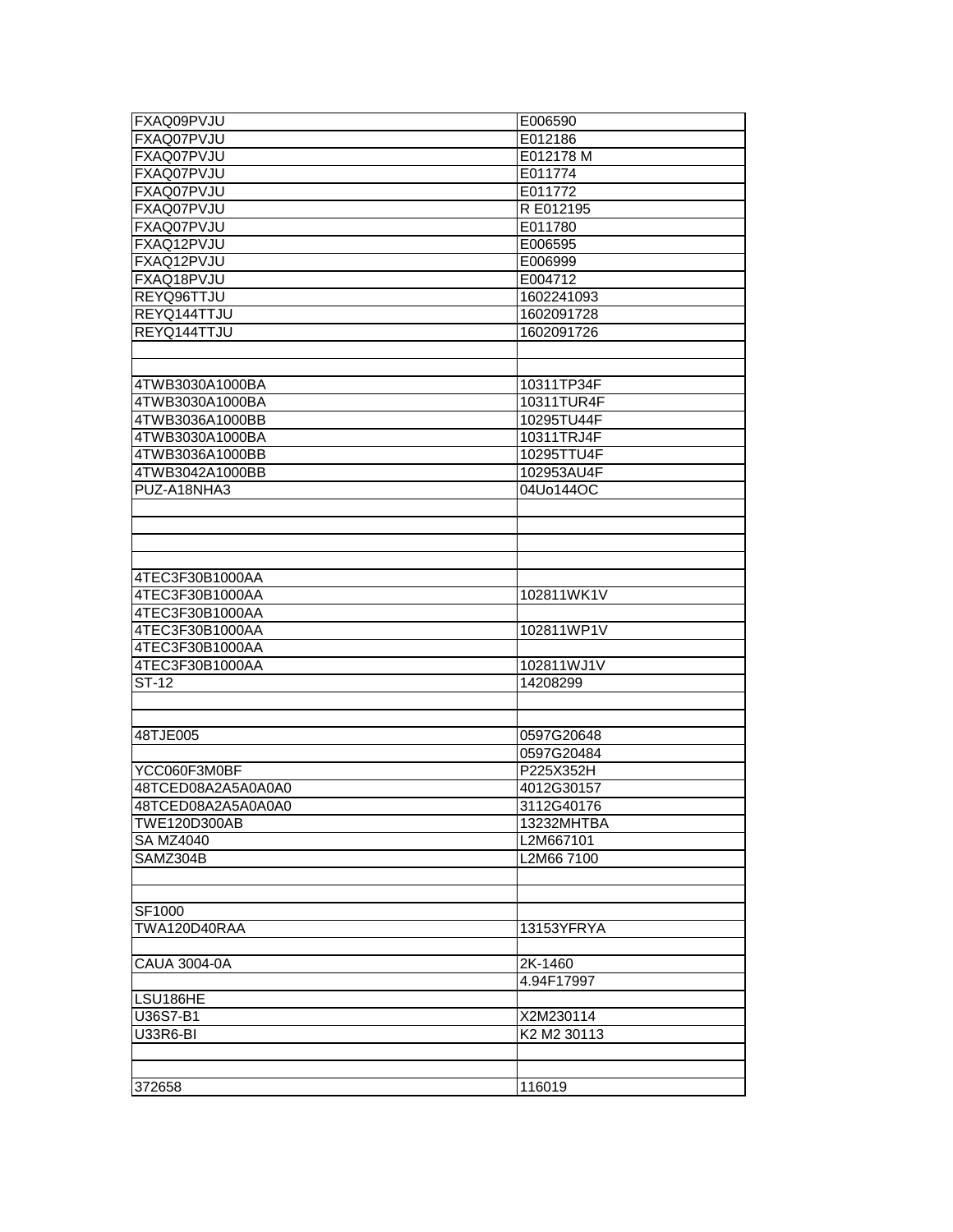| | |
|---|---|
| FXAQ09PVJU | E006590 |
| FXAQ07PVJU | E012186 |
| FXAQ07PVJU | E012178 M |
| FXAQ07PVJU | E011774 |
| FXAQ07PVJU | E011772 |
| FXAQ07PVJU | R E012195 |
| FXAQ07PVJU | E011780 |
| FXAQ12PVJU | E006595 |
| FXAQ12PVJU | E006999 |
| FXAQ18PVJU | E004712 |
| REYQ96TTJU | 1602241093 |
| REYQ144TTJU | 1602091728 |
| REYQ144TTJU | 1602091726 |
| | |
| | |
| 4TWB3030A1000BA | 10311TP34F |
| 4TWB3030A1000BA | 10311TUR4F |
| 4TWB3036A1000BB | 10295TU44F |
| 4TWB3030A1000BA | 10311TRJ4F |
| 4TWB3036A1000BB | 10295TTU4F |
| 4TWB3042A1000BB | 102953AU4F |
| PUZ-A18NHA3 | 04Uo144OC |
| | |
| | |
| | |
| | |
| 4TEC3F30B1000AA | |
| 4TEC3F30B1000AA | 102811WK1V |
| 4TEC3F30B1000AA | |
| 4TEC3F30B1000AA | 102811WP1V |
| 4TEC3F30B1000AA | |
| 4TEC3F30B1000AA | 102811WJ1V |
| ST-12 | 14208299 |
| | |
| | |
| 48TJE005 | 0597G20648 |
| | 0597G20484 |
| YCC060F3M0BF | P225X352H |
| 48TCED08A2A5A0A0A0 | 4012G30157 |
| 48TCED08A2A5A0A0A0 | 3112G40176 |
| TWE120D300AB | 13232MHTBA |
| SA MZ4040 | L2M667101 |
| SAMZ304B | L2M66 7100 |
| | |
| | |
| SF1000 | |
| TWA120D40RAA | 13153YFRYA |
| | |
| CAUA 3004-0A | 2K-1460 |
| | 4.94F17997 |
| LSU186HE | |
| U36S7-B1 | X2M230114 |
| U33R6-BI | K2 M2 30113 |
| | |
| | |
| 372658 | 116019 |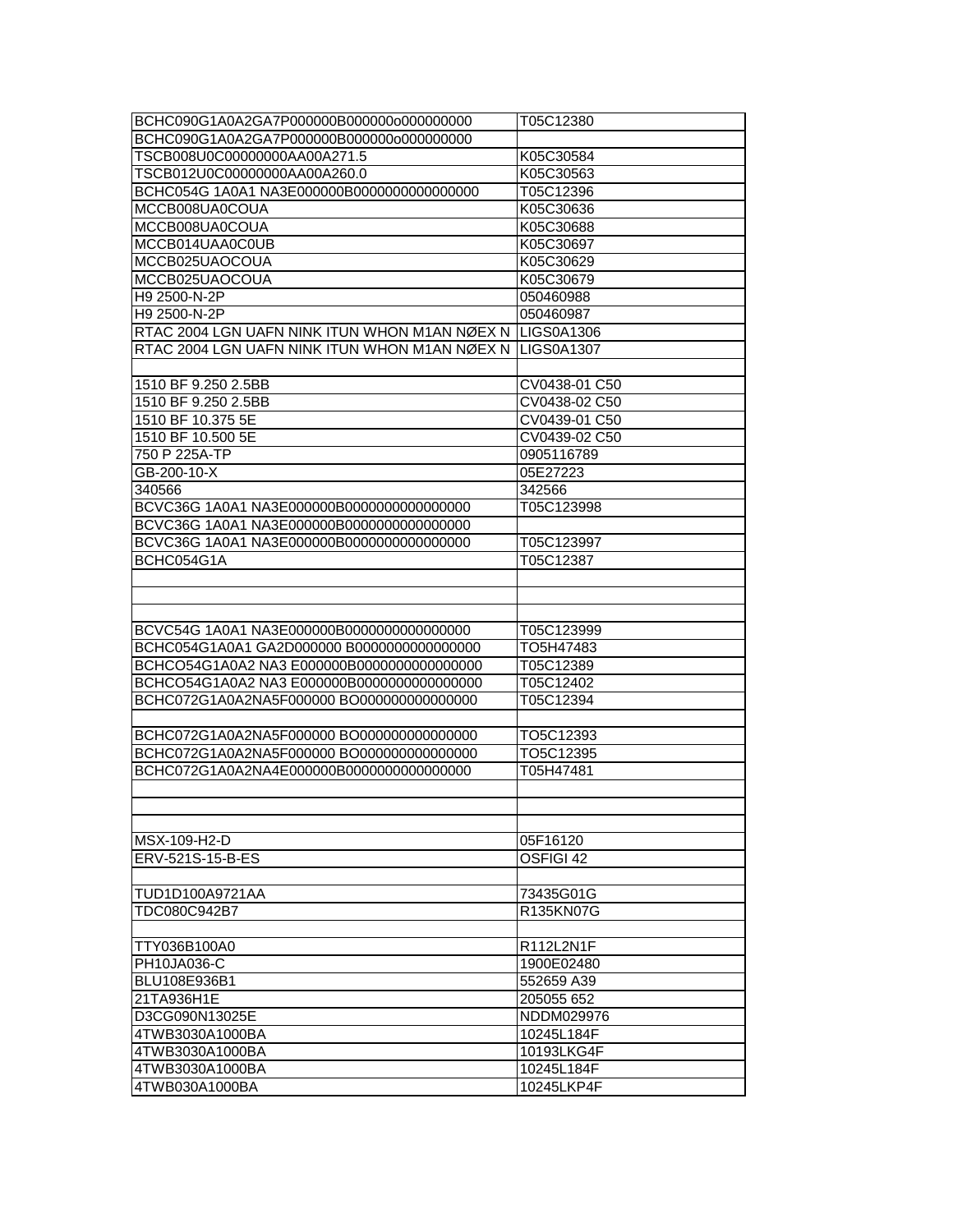| | |
|---|---|
| BCHC090G1A0A2GA7P000000B000000o000000000 | T05C12380 |
| BCHC090G1A0A2GA7P000000B000000o000000000 | |
| TSCB008U0C00000000AA00A271.5 | K05C30584 |
| TSCB012U0C00000000AA00A260.0 | K05C30563 |
| BCHC054G 1A0A1 NA3E000000B0000000000000000 | T05C12396 |
| MCCB008UA0COUA | K05C30636 |
| MCCB008UA0COUA | K05C30688 |
| MCCB014UAA0C0UB | K05C30697 |
| MCCB025UAOCOUA | K05C30629 |
| MCCB025UAOCOUA | K05C30679 |
| H9 2500-N-2P | 050460988 |
| H9 2500-N-2P | 050460987 |
| RTAC 2004 LGN UAFN NINK ITUN WHON M1AN NØEX N | LIGS0A1306 |
| RTAC 2004 LGN UAFN NINK ITUN WHON M1AN NØEX N | LIGS0A1307 |
| | |
| 1510 BF 9.250 2.5BB | CV0438-01 C50 |
| 1510 BF 9.250 2.5BB | CV0438-02 C50 |
| 1510 BF 10.375 5E | CV0439-01 C50 |
| 1510 BF 10.500 5E | CV0439-02 C50 |
| 750 P 225A-TP | 0905116789 |
| GB-200-10-X | 05E27223 |
| 340566 | 342566 |
| BCVC36G 1A0A1 NA3E000000B0000000000000000 | T05C123998 |
| BCVC36G 1A0A1 NA3E000000B0000000000000000 | |
| BCVC36G 1A0A1 NA3E000000B0000000000000000 | T05C123997 |
| BCHC054G1A | T05C12387 |
| | |
| | |
| | |
| BCVC54G 1A0A1 NA3E000000B0000000000000000 | T05C123999 |
| BCHC054G1A0A1 GA2D000000 B0000000000000000 | TO5H47483 |
| BCHCO54G1A0A2 NA3 E000000B0000000000000000 | T05C12389 |
| BCHCO54G1A0A2 NA3 E000000B0000000000000000 | T05C12402 |
| BCHC072G1A0A2NA5F000000 BO000000000000000 | T05C12394 |
| | |
| BCHC072G1A0A2NA5F000000 BO000000000000000 | TO5C12393 |
| BCHC072G1A0A2NA5F000000 BO000000000000000 | TO5C12395 |
| BCHC072G1A0A2NA4E000000B0000000000000000 | T05H47481 |
| | |
| | |
| | |
| MSX-109-H2-D | 05F16120 |
| ERV-521S-15-B-ES | OSFIGI 42 |
| | |
| TUD1D100A9721AA | 73435G01G |
| TDC080C942B7 | R135KN07G |
| | |
| TTY036B100A0 | R112L2N1F |
| PH10JA036-C | 1900E02480 |
| BLU108E936B1 | 552659 A39 |
| 21TA936H1E | 205055 652 |
| D3CG090N13025E | NDDM029976 |
| 4TWB3030A1000BA | 10245L184F |
| 4TWB3030A1000BA | 10193LKG4F |
| 4TWB3030A1000BA | 10245L184F |
| 4TWB030A1000BA | 10245LKP4F |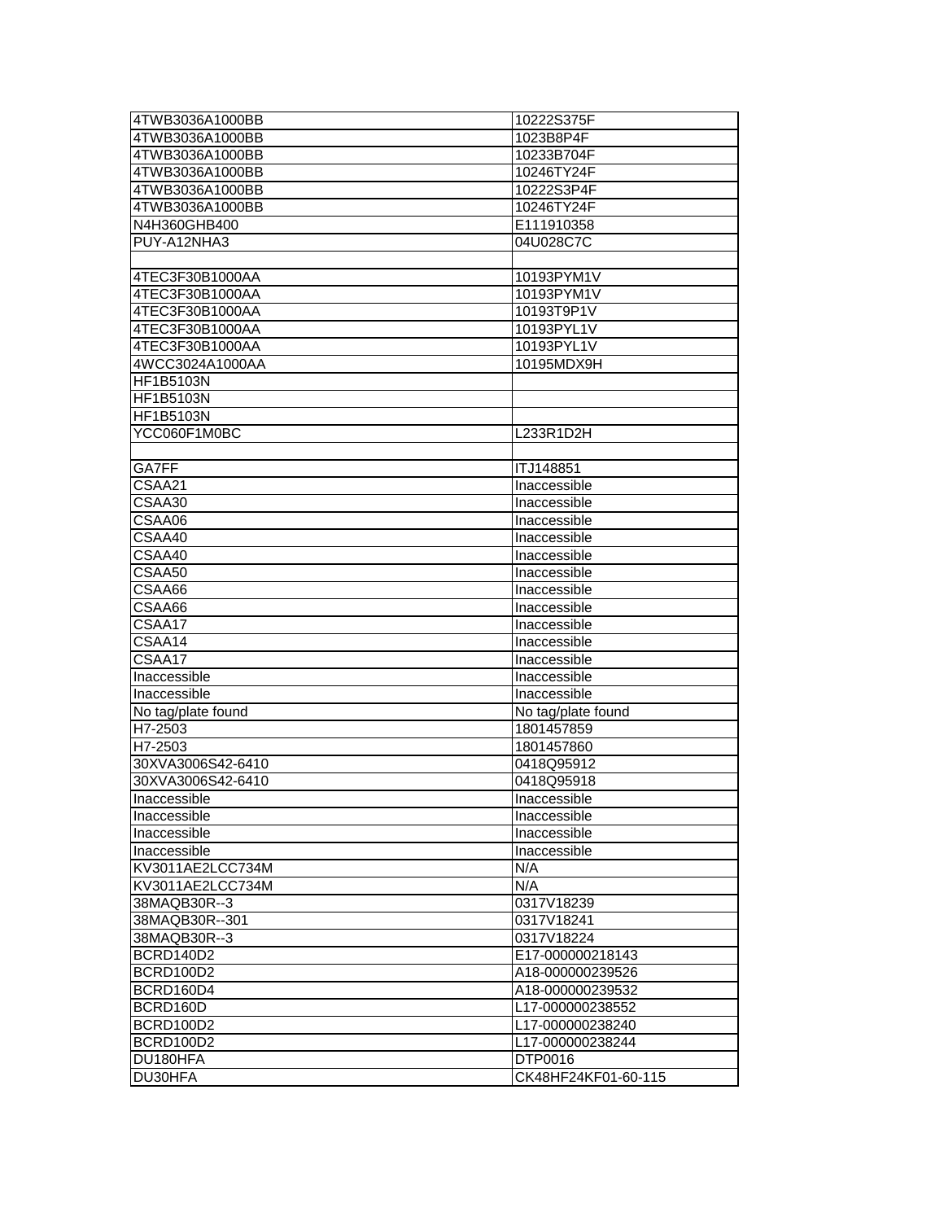| | |
|---|---|
| 4TWB3036A1000BB | 10222S375F |
| 4TWB3036A1000BB | 1023B8P4F |
| 4TWB3036A1000BB | 10233B704F |
| 4TWB3036A1000BB | 10246TY24F |
| 4TWB3036A1000BB | 10222S3P4F |
| 4TWB3036A1000BB | 10246TY24F |
| N4H360GHB400 | E111910358 |
| PUY-A12NHA3 | 04U028C7C |
| | |
| 4TEC3F30B1000AA | 10193PYM1V |
| 4TEC3F30B1000AA | 10193PYM1V |
| 4TEC3F30B1000AA | 10193T9P1V |
| 4TEC3F30B1000AA | 10193PYL1V |
| 4TEC3F30B1000AA | 10193PYL1V |
| 4WCC3024A1000AA | 10195MDX9H |
| HF1B5103N | |
| HF1B5103N | |
| HF1B5103N | |
| YCC060F1M0BC | L233R1D2H |
| | |
| GA7FF | ITJ148851 |
| CSAA21 | Inaccessible |
| CSAA30 | Inaccessible |
| CSAA06 | Inaccessible |
| CSAA40 | Inaccessible |
| CSAA40 | Inaccessible |
| CSAA50 | Inaccessible |
| CSAA66 | Inaccessible |
| CSAA66 | Inaccessible |
| CSAA17 | Inaccessible |
| CSAA14 | Inaccessible |
| CSAA17 | Inaccessible |
| Inaccessible | Inaccessible |
| Inaccessible | Inaccessible |
| No tag/plate found | No tag/plate found |
| H7-2503 | 1801457859 |
| H7-2503 | 1801457860 |
| 30XVA3006S42-6410 | 0418Q95912 |
| 30XVA3006S42-6410 | 0418Q95918 |
| Inaccessible | Inaccessible |
| Inaccessible | Inaccessible |
| Inaccessible | Inaccessible |
| Inaccessible | Inaccessible |
| KV3011AE2LCC734M | N/A |
| KV3011AE2LCC734M | N/A |
| 38MAQB30R--3 | 0317V18239 |
| 38MAQB30R--301 | 0317V18241 |
| 38MAQB30R--3 | 0317V18224 |
| BCRD140D2 | E17-000000218143 |
| BCRD100D2 | A18-000000239526 |
| BCRD160D4 | A18-000000239532 |
| BCRD160D | L17-000000238552 |
| BCRD100D2 | L17-000000238240 |
| BCRD100D2 | L17-000000238244 |
| DU180HFA | DTP0016 |
| DU30HFA | CK48HF24KF01-60-115 |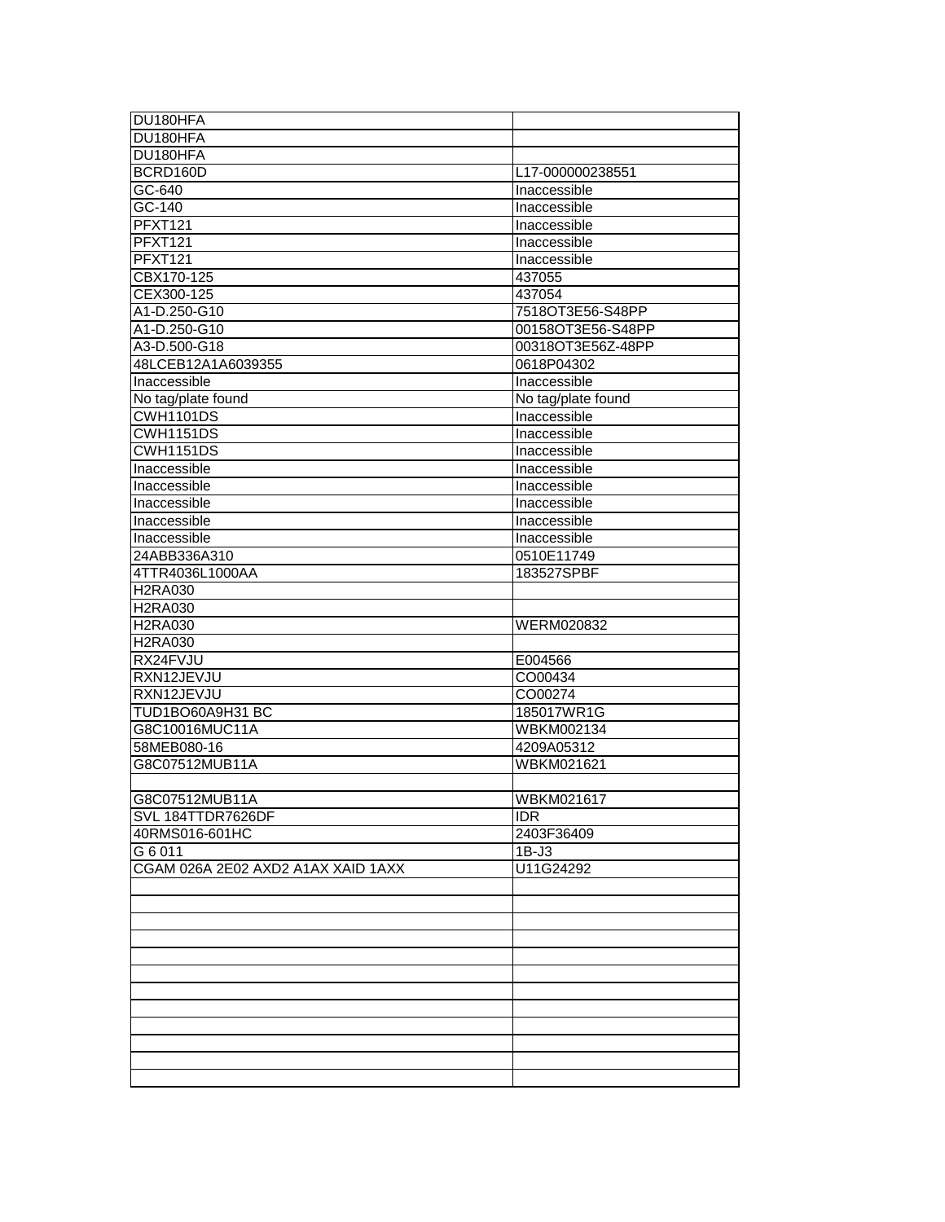| | |
|---|---|
| DU180HFA | |
| DU180HFA | |
| DU180HFA | |
| BCRD160D | L17-000000238551 |
| GC-640 | Inaccessible |
| GC-140 | Inaccessible |
| PFXT121 | Inaccessible |
| PFXT121 | Inaccessible |
| PFXT121 | Inaccessible |
| CBX170-125 | 437055 |
| CEX300-125 | 437054 |
| A1-D.250-G10 | 7518OT3E56-S48PP |
| A1-D.250-G10 | 00158OT3E56-S48PP |
| A3-D.500-G18 | 00318OT3E56Z-48PP |
| 48LCEB12A1A6039355 | 0618P04302 |
| Inaccessible | Inaccessible |
| No tag/plate found | No tag/plate found |
| CWH1101DS | Inaccessible |
| CWH1151DS | Inaccessible |
| CWH1151DS | Inaccessible |
| Inaccessible | Inaccessible |
| Inaccessible | Inaccessible |
| Inaccessible | Inaccessible |
| Inaccessible | Inaccessible |
| Inaccessible | Inaccessible |
| 24ABB336A310 | 0510E11749 |
| 4TTR4036L1000AA | 183527SPBF |
| H2RA030 | |
| H2RA030 | |
| H2RA030 | WERM020832 |
| H2RA030 | |
| RX24FVJU | E004566 |
| RXN12JEVJU | CO00434 |
| RXN12JEVJU | CO00274 |
| TUD1BO60A9H31 BC | 185017WR1G |
| G8C10016MUC11A | WBKM002134 |
| 58MEB080-16 | 4209A05312 |
| G8C07512MUB11A | WBKM021621 |
| | |
| G8C07512MUB11A | WBKM021617 |
| SVL 184TTDR7626DF | IDR |
| 40RMS016-601HC | 2403F36409 |
| G 6 011 | 1B-J3 |
| CGAM 026A 2E02 AXD2 A1AX XAID 1AXX | U11G24292 |
| | |
| | |
| | |
| | |
| | |
| | |
| | |
| | |
| | |
| | |
| | |
| | |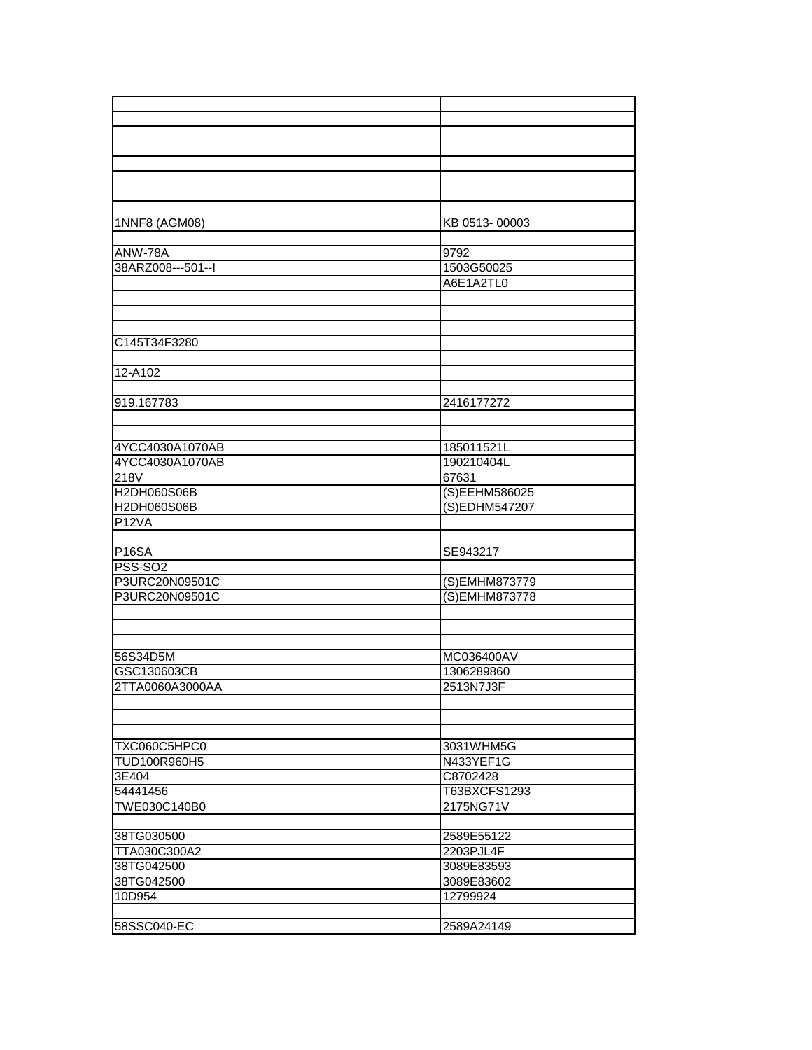| | |
|---|---|
| | |
| | |
| | |
| | |
| | |
| | |
| | |
| 1NNF8 (AGM08) | KB 0513- 00003 |
| | |
| ANW-78A | 9792 |
| 38ARZ008---501--I | 1503G50025 |
| | A6E1A2TL0 |
| | |
| | |
| | |
| C145T34F3280 | |
| | |
| 12-A102 | |
| | |
| 919.167783 | 2416177272 |
| | |
| | |
| 4YCC4030A1070AB | 185011521L |
| 4YCC4030A1070AB | 190210404L |
| 218V | 67631 |
| H2DH060S06B | (S)EEHM586025 |
| H2DH060S06B | (S)EDHM547207 |
| P12VA | |
| | |
| P16SA | SE943217 |
| PSS-SO2 | |
| P3URC20N09501C | (S)EMHM873779 |
| P3URC20N09501C | (S)EMHM873778 |
| | |
| | |
| | |
| 56S34D5M | MC036400AV |
| GSC130603CB | 1306289860 |
| 2TTA0060A3000AA | 2513N7J3F |
| | |
| | |
| | |
| TXC060C5HPC0 | 3031WHM5G |
| TUD100R960H5 | N433YEF1G |
| 3E404 | C8702428 |
| 54441456 | T63BXCFS1293 |
| TWE030C140B0 | 2175NG71V |
| | |
| 38TG030500 | 2589E55122 |
| TTA030C300A2 | 2203PJL4F |
| 38TG042500 | 3089E83593 |
| 38TG042500 | 3089E83602 |
| 10D954 | 12799924 |
| | |
| 58SSC040-EC | 2589A24149 |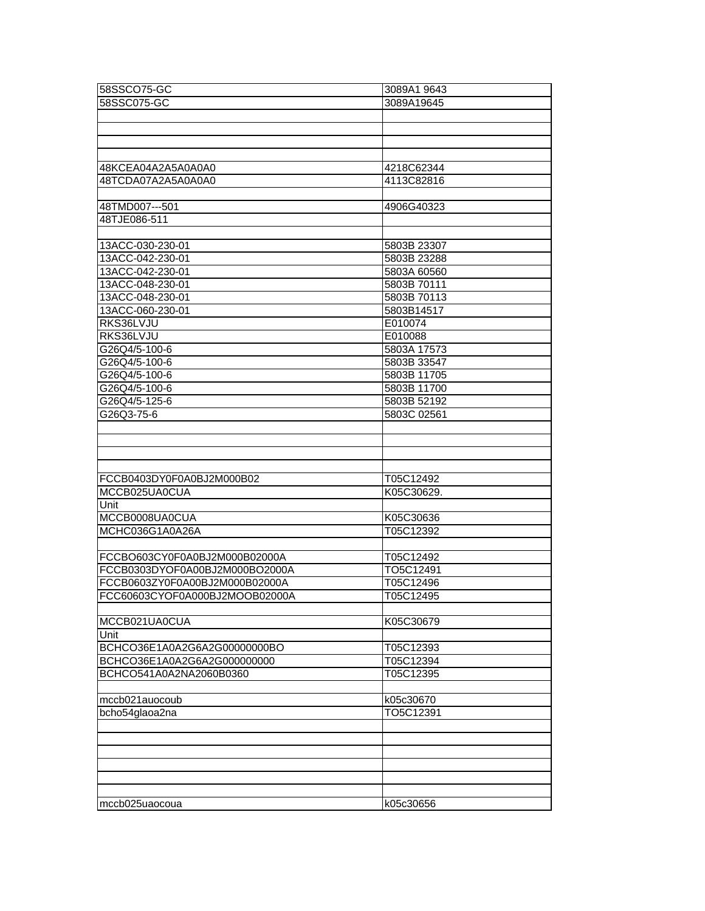| 58SSCO75-GC | 3089A1 9643 |
|---|---|
| 58SSC075-GC | 3089A19645 |
| | |
| | |
| | |
| | |
| 48KCEA04A2A5A0A0A0 | 4218C62344 |
| 48TCDA07A2A5A0A0A0 | 4113C82816 |
| | |
| 48TMD007---501 | 4906G40323 |
| 48TJE086-511 | |
| | |
| 13ACC-030-230-01 | 5803B 23307 |
| 13ACC-042-230-01 | 5803B 23288 |
| 13ACC-042-230-01 | 5803A 60560 |
| 13ACC-048-230-01 | 5803B 70111 |
| 13ACC-048-230-01 | 5803B 70113 |
| 13ACC-060-230-01 | 5803B14517 |
| RKS36LVJU | E010074 |
| RKS36LVJU | E010088 |
| G26Q4/5-100-6 | 5803A 17573 |
| G26Q4/5-100-6 | 5803B 33547 |
| G26Q4/5-100-6 | 5803B 11705 |
| G26Q4/5-100-6 | 5803B 11700 |
| G26Q4/5-125-6 | 5803B 52192 |
| G26Q3-75-6 | 5803C 02561 |
| | |
| | |
| | |
| | |
| FCCB0403DY0F0A0BJ2M000B02 | T05C12492 |
| MCCB025UA0CUA | K05C30629. |
| Unit | |
| MCCB0008UA0CUA | K05C30636 |
| MCHC036G1A0A26A | T05C12392 |
| | |
| FCCBO603CY0F0A0BJ2M000B02000A | T05C12492 |
| FCCB0303DYOF0A00BJ2M000BO2000A | TO5C12491 |
| FCCB0603ZY0F0A00BJ2M000B02000A | T05C12496 |
| FCC60603CYOF0A000BJ2MOOB02000A | T05C12495 |
| | |
| MCCB021UA0CUA | K05C30679 |
| Unit | |
| BCHCO36E1A0A2G6A2G00000000BO | T05C12393 |
| BCHCO36E1A0A2G6A2G000000000 | T05C12394 |
| BCHCO541A0A2NA2060B0360 | T05C12395 |
| | |
| mccb021auocoub | k05c30670 |
| bcho54glaoa2na | TO5C12391 |
| | |
| | |
| | |
| | |
| | |
| | |
| mccb025uaocoua | k05c30656 |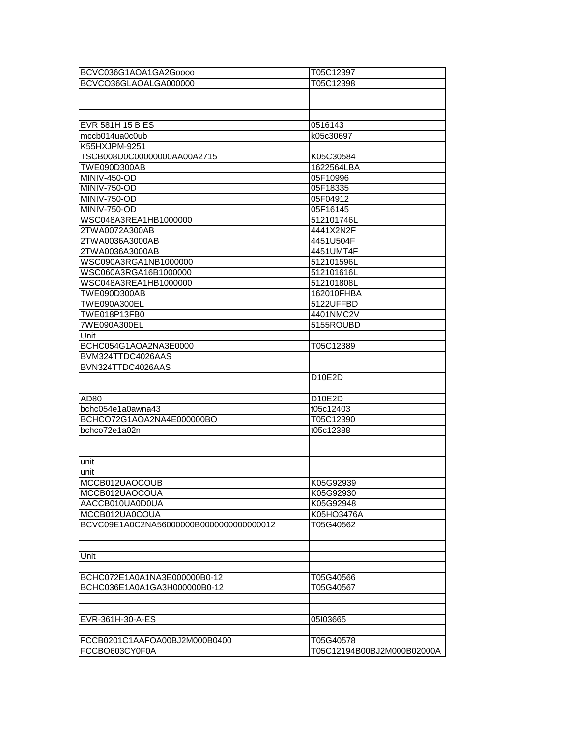| | |
|---|---|
| BCVC036G1AOA1GA2Goooo | T05C12397 |
| BCVCO36GLAOALGA000000 | T05C12398 |
| | |
| | |
| | |
| EVR 581H 15 B ES | 0516143 |
| mccb014ua0c0ub | k05c30697 |
| K55HXJPM-9251 | |
| TSCB008U0C00000000AA00A2715 | K05C30584 |
| TWE090D300AB | 1622564LBA |
| MINIV-450-OD | 05F10996 |
| MINIV-750-OD | 05F18335 |
| MINIV-750-OD | 05F04912 |
| MINIV-750-OD | 05F16145 |
| WSC048A3REA1HB1000000 | 512101746L |
| 2TWA0072A300AB | 4441X2N2F |
| 2TWA0036A3000AB | 4451U504F |
| 2TWA0036A3000AB | 4451UMT4F |
| WSC090A3RGA1NB1000000 | 512101596L |
| WSC060A3RGA16B1000000 | 512101616L |
| WSC048A3REA1HB1000000 | 512101808L |
| TWE090D300AB | 162010FHBA |
| TWE090A300EL | 5122UFFBD |
| TWE018P13FB0 | 4401NMC2V |
| 7WE090A300EL | 5155ROUBD |
| Unit | |
| BCHC054G1AOA2NA3E0000 | T05C12389 |
| BVM324TTDC4026AAS | |
| BVN324TTDC4026AAS | |
| | D10E2D |
| | |
| AD80 | D10E2D |
| bchc054e1a0awna43 | t05c12403 |
| BCHCO72G1AOA2NA4E000000BO | T05C12390 |
| bchco72e1a02n | t05c12388 |
| | |
| | |
| unit | |
| unit | |
| MCCB012UAOCOUB | K05G92939 |
| MCCB012UAOCOUA | K05G92930 |
| AACCB010UA0D0UA | K05G92948 |
| MCCB012UA0COUA | K05HO3476A |
| BCVC09E1A0C2NA56000000B0000000000000012 | T05G40562 |
| | |
| | |
| Unit | |
| | |
| BCHC072E1A0A1NA3E000000B0-12 | T05G40566 |
| BCHC036E1A0A1GA3H000000B0-12 | T05G40567 |
| | |
| | |
| EVR-361H-30-A-ES | 05I03665 |
| | |
| FCCB0201C1AAFOA00BJ2M000B0400 | T05G40578 |
| FCCBO603CY0F0A | T05C12194B00BJ2M000B02000A |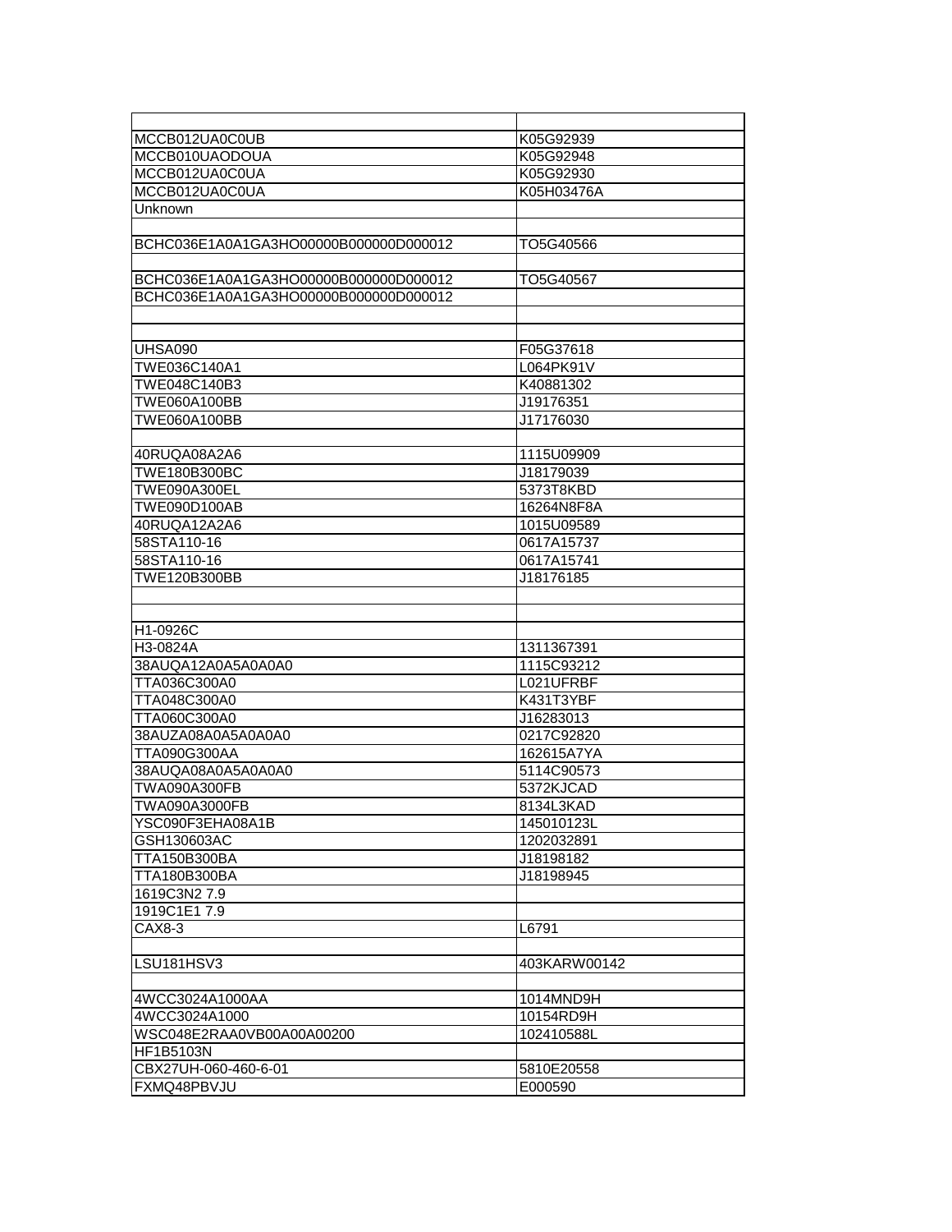| | |
|---|---|
| MCCB012UA0C0UB | K05G92939 |
| MCCB010UAODOUA | K05G92948 |
| MCCB012UA0C0UA | K05G92930 |
| MCCB012UA0C0UA | K05H03476A |
| Unknown | |
| | |
| BCHC036E1A0A1GA3HO00000B000000D000012 | TO5G40566 |
| | |
| BCHC036E1A0A1GA3HO00000B000000D000012 | TO5G40567 |
| BCHC036E1A0A1GA3HO00000B000000D000012 | |
| | |
| | |
| UHSA090 | F05G37618 |
| TWE036C140A1 | L064PK91V |
| TWE048C140B3 | K40881302 |
| TWE060A100BB | J19176351 |
| TWE060A100BB | J17176030 |
| | |
| 40RUQA08A2A6 | 1115U09909 |
| TWE180B300BC | J18179039 |
| TWE090A300EL | 5373T8KBD |
| TWE090D100AB | 16264N8F8A |
| 40RUQA12A2A6 | 1015U09589 |
| 58STA110-16 | 0617A15737 |
| 58STA110-16 | 0617A15741 |
| TWE120B300BB | J18176185 |
| | |
| | |
| H1-0926C | |
| H3-0824A | 1311367391 |
| 38AUQA12A0A5A0A0A0 | 1115C93212 |
| TTA036C300A0 | L021UFRBF |
| TTA048C300A0 | K431T3YBF |
| TTA060C300A0 | J16283013 |
| 38AUZA08A0A5A0A0A0 | 0217C92820 |
| TTA090G300AA | 162615A7YA |
| 38AUQA08A0A5A0A0A0 | 5114C90573 |
| TWA090A300FB | 5372KJCAD |
| TWA090A3000FB | 8134L3KAD |
| YSC090F3EHA08A1B | 145010123L |
| GSH130603AC | 1202032891 |
| TTA150B300BA | J18198182 |
| TTA180B300BA | J18198945 |
| 1619C3N2 7.9 | |
| 1919C1E1 7.9 | |
| CAX8-3 | L6791 |
| | |
| LSU181HSV3 | 403KARW00142 |
| | |
| 4WCC3024A1000AA | 1014MND9H |
| 4WCC3024A1000 | 10154RD9H |
| WSC048E2RAA0VB00A00A00200 | 102410588L |
| HF1B5103N | |
| CBX27UH-060-460-6-01 | 5810E20558 |
| FXMQ48PBVJU | E000590 |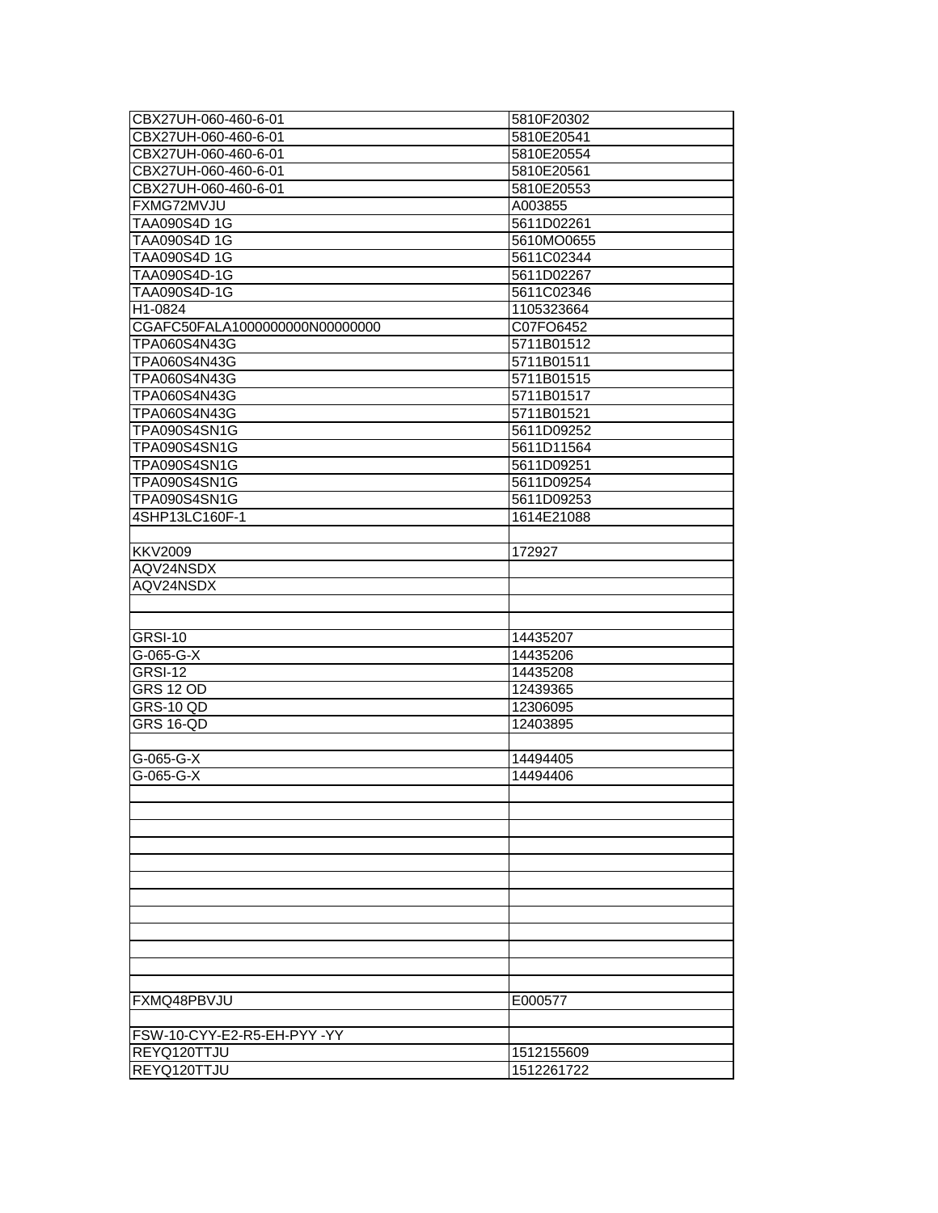| | |
|---|---|
| CBX27UH-060-460-6-01 | 5810F20302 |
| CBX27UH-060-460-6-01 | 5810E20541 |
| CBX27UH-060-460-6-01 | 5810E20554 |
| CBX27UH-060-460-6-01 | 5810E20561 |
| CBX27UH-060-460-6-01 | 5810E20553 |
| FXMG72MVJU | A003855 |
| TAA090S4D 1G | 5611D02261 |
| TAA090S4D 1G | 5610MO0655 |
| TAA090S4D 1G | 5611C02344 |
| TAA090S4D-1G | 5611D02267 |
| TAA090S4D-1G | 5611C02346 |
| H1-0824 | 1105323664 |
| CGAFC50FALA1000000000N00000000 | C07FO6452 |
| TPA060S4N43G | 5711B01512 |
| TPA060S4N43G | 5711B01511 |
| TPA060S4N43G | 5711B01515 |
| TPA060S4N43G | 5711B01517 |
| TPA060S4N43G | 5711B01521 |
| TPA090S4SN1G | 5611D09252 |
| TPA090S4SN1G | 5611D11564 |
| TPA090S4SN1G | 5611D09251 |
| TPA090S4SN1G | 5611D09254 |
| TPA090S4SN1G | 5611D09253 |
| 4SHP13LC160F-1 | 1614E21088 |
| | |
| KKV2009 | 172927 |
| AQV24NSDX | |
| AQV24NSDX | |
| | |
| | |
| GRSI-10 | 14435207 |
| G-065-G-X | 14435206 |
| GRSI-12 | 14435208 |
| GRS 12 OD | 12439365 |
| GRS-10 QD | 12306095 |
| GRS 16-QD | 12403895 |
| | |
| G-065-G-X | 14494405 |
| G-065-G-X | 14494406 |
| | |
| | |
| | |
| | |
| | |
| | |
| | |
| | |
| | |
| | |
| | |
| | |
| FXMQ48PBVJU | E000577 |
| | |
| FSW-10-CYY-E2-R5-EH-PYY -YY | |
| REYQ120TTJU | 1512155609 |
| REYQ120TTJU | 1512261722 |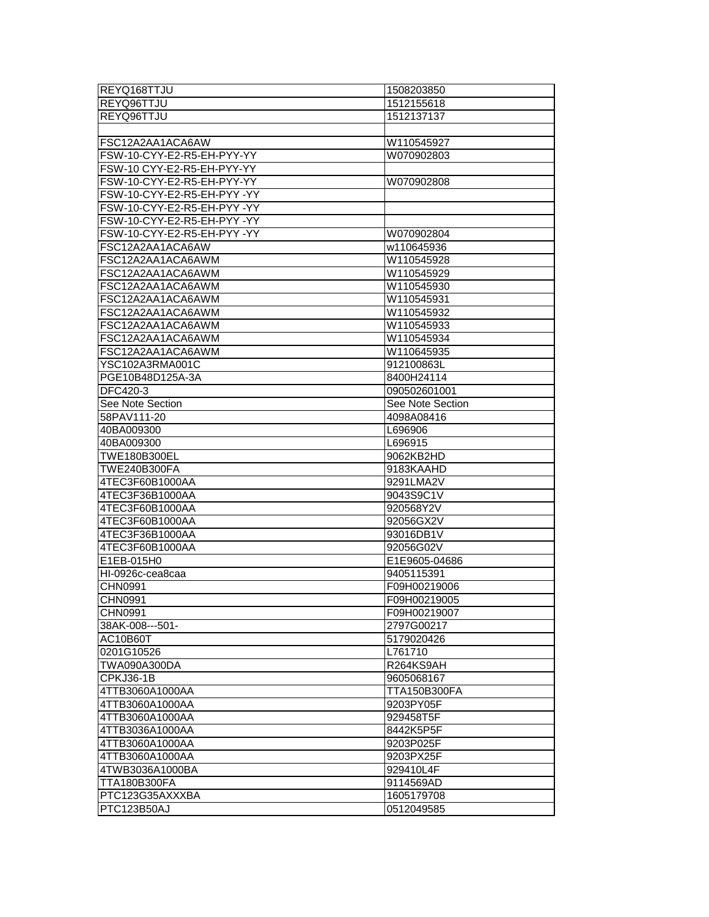| REYQ168TTJU | 1508203850 |
|---|---|
| REYQ96TTJU | 1512155618 |
| REYQ96TTJU | 1512137137 |
| | |
| FSC12A2AA1ACA6AW | W110545927 |
| FSW-10-CYY-E2-R5-EH-PYY-YY | W070902803 |
| FSW-10 CYY-E2-R5-EH-PYY-YY | |
| FSW-10-CYY-E2-R5-EH-PYY-YY | W070902808 |
| FSW-10-CYY-E2-R5-EH-PYY -YY | |
| FSW-10-CYY-E2-R5-EH-PYY -YY | |
| FSW-10-CYY-E2-R5-EH-PYY -YY | W070902804 |
| FSC12A2AA1ACA6AW | w110645936 |
| FSC12A2AA1ACA6AWM | W110545928 |
| FSC12A2AA1ACA6AWM | W110545929 |
| FSC12A2AA1ACA6AWM | W110545930 |
| FSC12A2AA1ACA6AWM | W110545931 |
| FSC12A2AA1ACA6AWM | W110545932 |
| FSC12A2AA1ACA6AWM | W110545933 |
| FSC12A2AA1ACA6AWM | W110545934 |
| FSC12A2AA1ACA6AWM | W110645935 |
| YSC102A3RMA001C | 912100863L |
| PGE10B48D125A-3A | 8400H24114 |
| DFC420-3 | 090502601001 |
| See Note Section | See Note Section |
| 58PAV111-20 | 4098A08416 |
| 40BA009300 | L696906 |
| 40BA009300 | L696915 |
| TWE180B300EL | 9062KB2HD |
| TWE240B300FA | 9183KAAHD |
| 4TEC3F60B1000AA | 9291LMA2V |
| 4TEC3F36B1000AA | 9043S9C1V |
| 4TEC3F60B1000AA | 920568Y2V |
| 4TEC3F60B1000AA | 92056GX2V |
| 4TEC3F36B1000AA | 93016DB1V |
| 4TEC3F60B1000AA | 92056G02V |
| E1EB-015H0 | E1E9605-04686 |
| HI-0926c-cea8caa | 9405115391 |
| CHN0991 | F09H00219006 |
| CHN0991 | F09H00219005 |
| CHN0991 | F09H00219007 |
| 38AK-008---501- | 2797G00217 |
| AC10B60T | 5179020426 |
| 0201G10526 | L761710 |
| TWA090A300DA | R264KS9AH |
| CPKJ36-1B | 9605068167 |
| 4TTB3060A1000AA | TTA150B300FA |
| 4TTB3060A1000AA | 9203PY05F |
| 4TTB3060A1000AA | 929458T5F |
| 4TTB3036A1000AA | 8442K5P5F |
| 4TTB3060A1000AA | 9203P025F |
| 4TTB3060A1000AA | 9203PX25F |
| 4TWB3036A1000BA | 929410L4F |
| TTA180B300FA | 9114569AD |
| PTC123G35AXXXBA | 1605179708 |
| PTC123B50AJ | 0512049585 |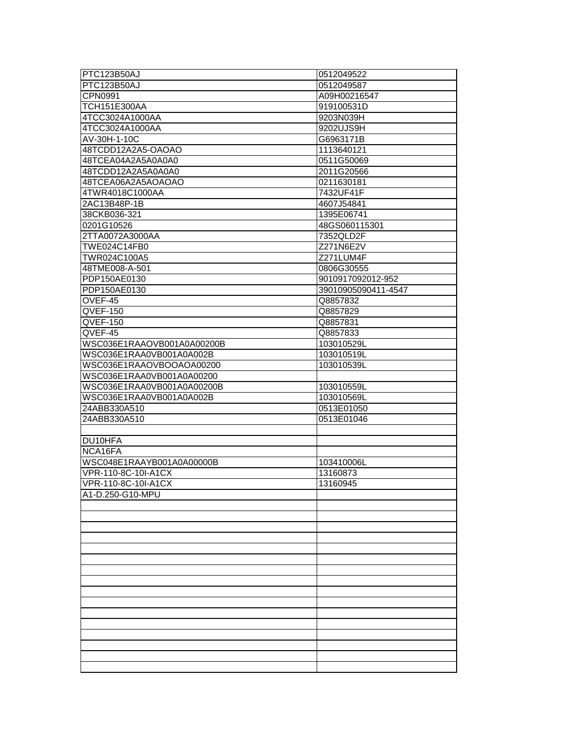| | |
|---|---|
| PTC123B50AJ | 0512049522 |
| PTC123B50AJ | 0512049587 |
| CPN0991 | A09H00216547 |
| TCH151E300AA | 919100531D |
| 4TCC3024A1000AA | 9203N039H |
| 4TCC3024A1000AA | 9202UJS9H |
| AV-30H-1-10C | G6963171B |
| 48TCDD12A2A5-OAOAO | 1113640121 |
| 48TCEA04A2A5A0A0A0 | 0511G50069 |
| 48TCDD12A2A5A0A0A0 | 2011G20566 |
| 48TCEA06A2A5AOAOAO | 0211630181 |
| 4TWR4018C1000AA | 7432UF41F |
| 2AC13B48P-1B | 4607J54841 |
| 38CKB036-321 | 1395E06741 |
| 0201G10526 | 48GS060115301 |
| 2TTA0072A3000AA | 7352QLD2F |
| TWE024C14FB0 | Z271N6E2V |
| TWR024C100A5 | Z271LUM4F |
| 48TME008-A-501 | 0806G30555 |
| PDP150AE0130 | 9010917092012-952 |
| PDP150AE0130 | 39010905090411-4547 |
| OVEF-45 | Q8857832 |
| QVEF-150 | Q8857829 |
| QVEF-150 | Q8857831 |
| QVEF-45 | Q8857833 |
| WSC036E1RAAOVB001A0A00200B | 103010529L |
| WSC036E1RAA0VB001A0A002B | 103010519L |
| WSC036E1RAAOVBOOAOA00200 | 103010539L |
| WSC036E1RAA0VB001A0A00200 | |
| WSC036E1RAA0VB001A0A00200B | 103010559L |
| WSC036E1RAA0VB001A0A002B | 103010569L |
| 24ABB330A510 | 0513E01050 |
| 24ABB330A510 | 0513E01046 |
| | |
| DU10HFA | |
| NCA16FA | |
| WSC048E1RAAYB001A0A00000B | 103410006L |
| VPR-110-8C-10I-A1CX | 13160873 |
| VPR-110-8C-10I-A1CX | 13160945 |
| A1-D.250-G10-MPU | |
| | |
| | |
| | |
| | |
| | |
| | |
| | |
| | |
| | |
| | |
| | |
| | |
| | |
| | |
| | |
| | |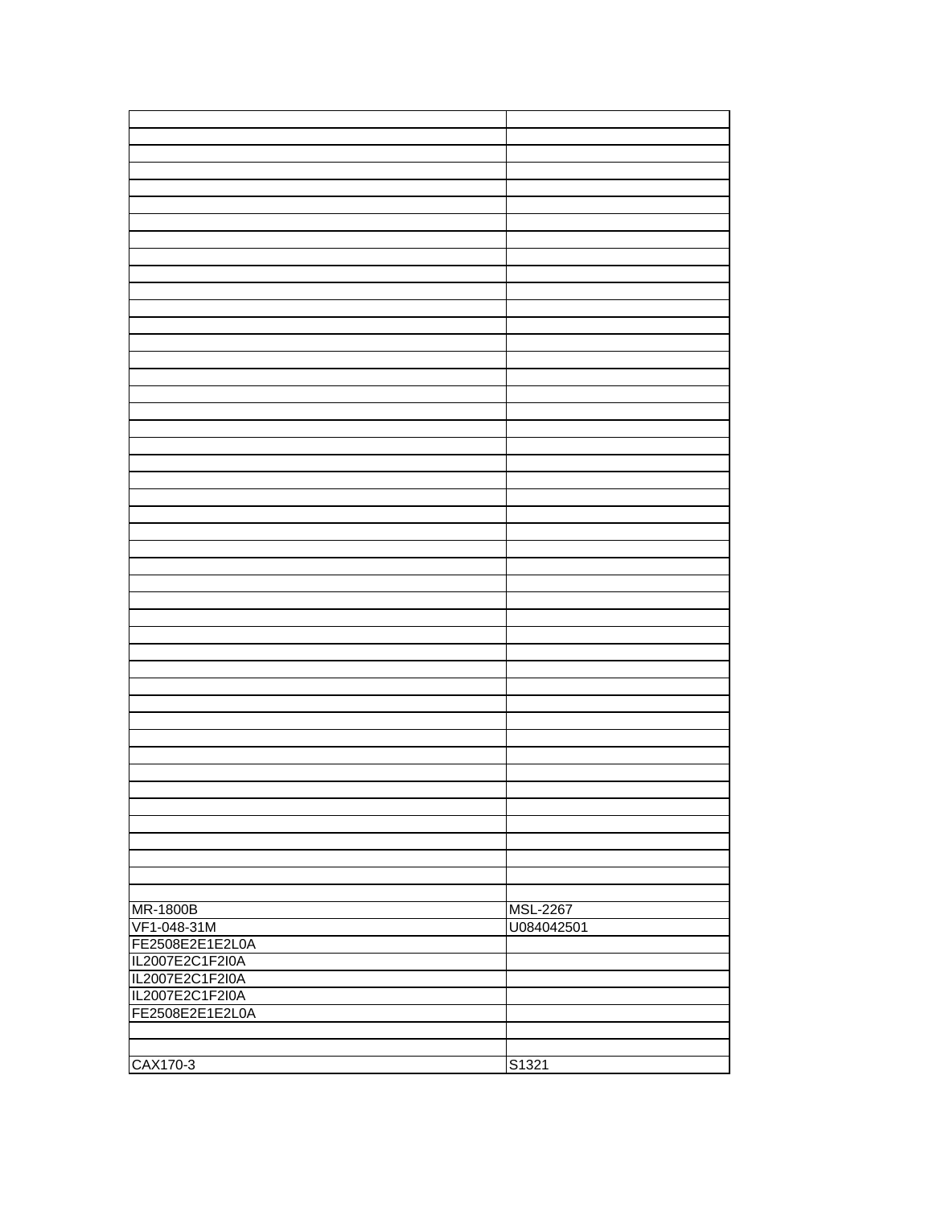| | |
|---|---|
| MR-1800B | MSL-2267 |
| VF1-048-31M | U084042501 |
| FE2508E2E1E2L0A | |
| IL2007E2C1F2I0A | |
| IL2007E2C1F2I0A | |
| IL2007E2C1F2I0A | |
| FE2508E2E1E2L0A | |
| | |
| | |
| CAX170-3 | S1321 |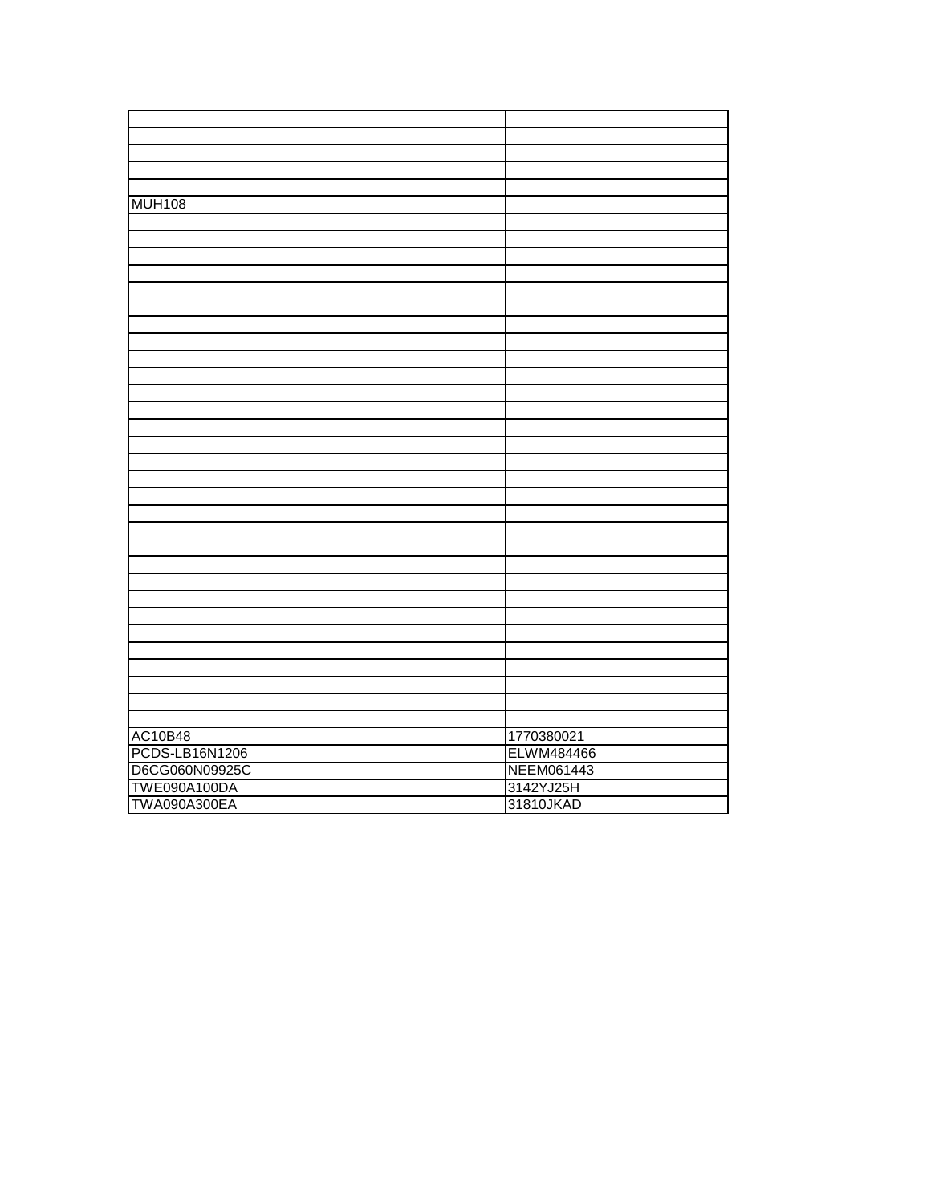| | |
|---|---|
| | |
| | |
| | |
| | |
| MUH108 | |
| | |
| | |
| | |
| | |
| | |
| | |
| | |
| | |
| | |
| | |
| | |
| | |
| | |
| | |
| | |
| | |
| | |
| | |
| | |
| | |
| | |
| | |
| | |
| | |
| | |
| | |
| | |
| | |
| | |
| | |
| AC10B48 | 1770380021 |
| PCDS-LB16N1206 | ELWM484466 |
| D6CG060N09925C | NEEM061443 |
| TWE090A100DA | 3142YJ25H |
| TWA090A300EA | 31810JKAD |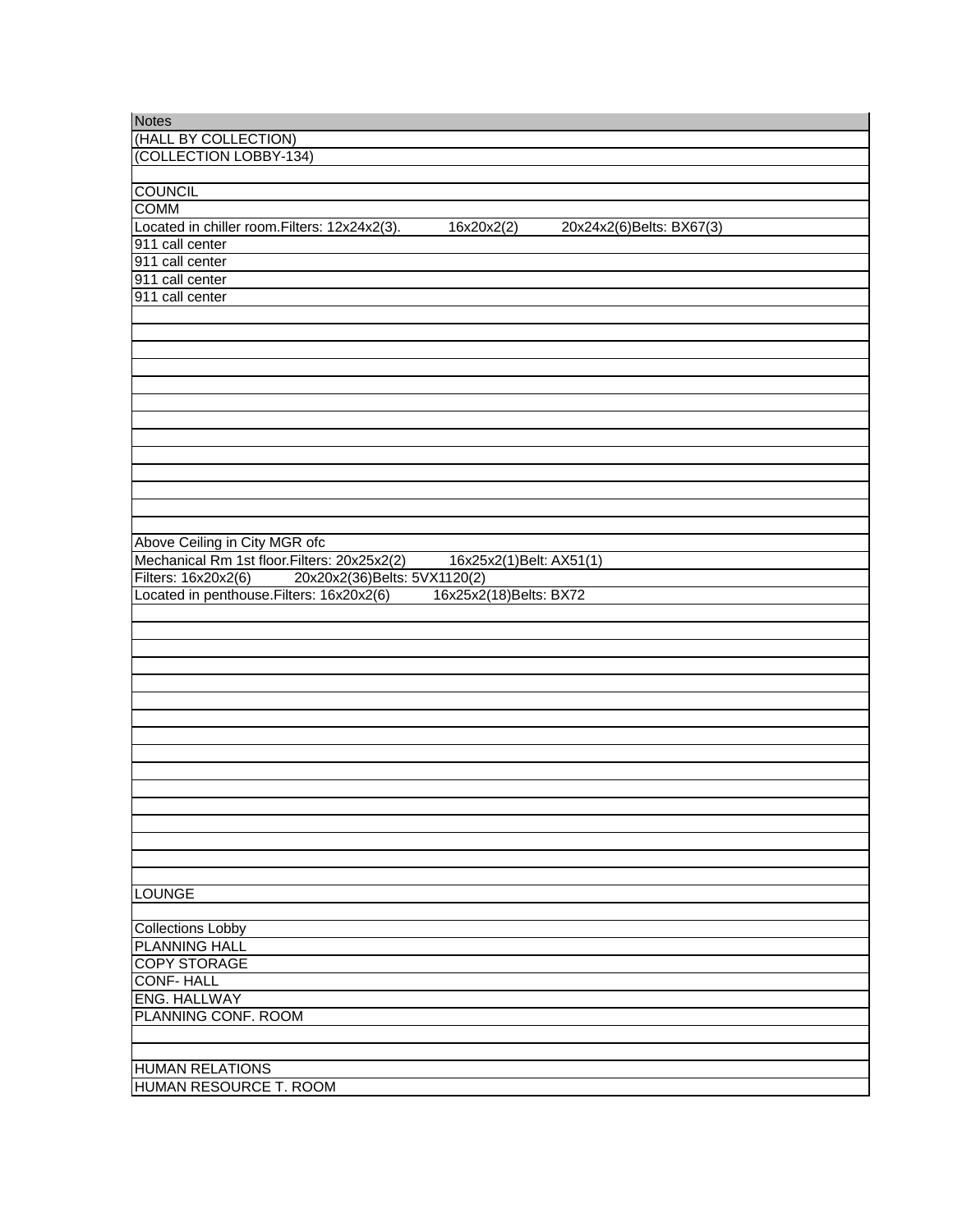| Notes |
| --- |
| (HALL BY COLLECTION) |
| (COLLECTION LOBBY-134) |
| |
| COUNCIL |
| COMM |
| Located in chiller room.Filters: 12x24x2(3). 16x20x2(2) 20x24x2(6)Belts: BX67(3) |
| 911 call center |
| 911 call center |
| 911 call center |
| 911 call center |
| |
| |
| |
| |
| |
| |
| |
| |
| |
| |
| |
| |
| |
| Above Ceiling in City MGR ofc |
| Mechanical Rm 1st floor.Filters: 20x25x2(2) 16x25x2(1)Belt: AX51(1) |
| Filters: 16x20x2(6) 20x20x2(36)Belts: 5VX1120(2) |
| Located in penthouse.Filters: 16x20x2(6) 16x25x2(18)Belts: BX72 |
| |
| |
| |
| |
| |
| |
| |
| |
| |
| |
| |
| |
| |
| |
| |
| |
| LOUNGE |
| |
| Collections Lobby |
| PLANNING HALL |
| COPY STORAGE |
| CONF- HALL |
| ENG. HALLWAY |
| PLANNING CONF. ROOM |
| |
| |
| HUMAN RELATIONS |
| HUMAN RESOURCE T. ROOM |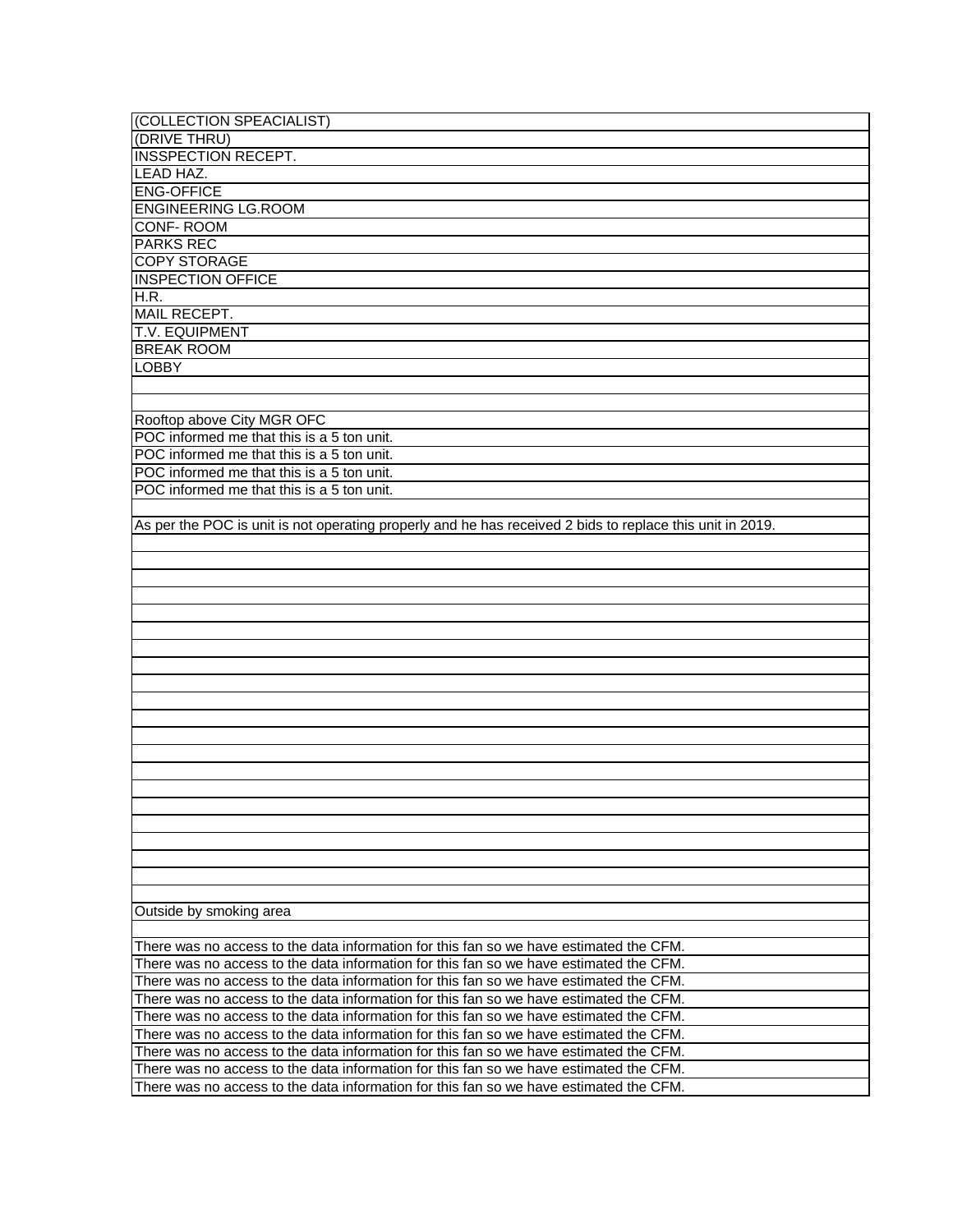| (COLLECTION SPEACIALIST) |
|---|
| (DRIVE THRU) |
| INSSPECTION RECEPT. |
| LEAD HAZ. |
| ENG-OFFICE |
| ENGINEERING LG.ROOM |
| CONF- ROOM |
| PARKS REC |
| COPY STORAGE |
| INSPECTION OFFICE |
| H.R. |
| MAIL RECEPT. |
| T.V. EQUIPMENT |
| BREAK ROOM |
| LOBBY |
| |
| |
| Rooftop above City MGR OFC |
| POC informed me that this is a 5 ton unit. |
| POC informed me that this is a 5 ton unit. |
| POC informed me that this is a 5 ton unit. |
| POC informed me that this is a 5 ton unit. |
| |
| As per the POC is unit is not operating properly and he has received 2 bids to replace this unit in 2019. |
| |
| |
| |
| |
| |
| |
| |
| |
| |
| |
| |
| |
| |
| |
| |
| |
| |
| |
| |
| |
| |
| Outside by smoking area |
| |
| There was no access to the data information for this fan so we have estimated the CFM. |
| There was no access to the data information for this fan so we have estimated the CFM. |
| There was no access to the data information for this fan so we have estimated the CFM. |
| There was no access to the data information for this fan so we have estimated the CFM. |
| There was no access to the data information for this fan so we have estimated the CFM. |
| There was no access to the data information for this fan so we have estimated the CFM. |
| There was no access to the data information for this fan so we have estimated the CFM. |
| There was no access to the data information for this fan so we have estimated the CFM. |
| There was no access to the data information for this fan so we have estimated the CFM. |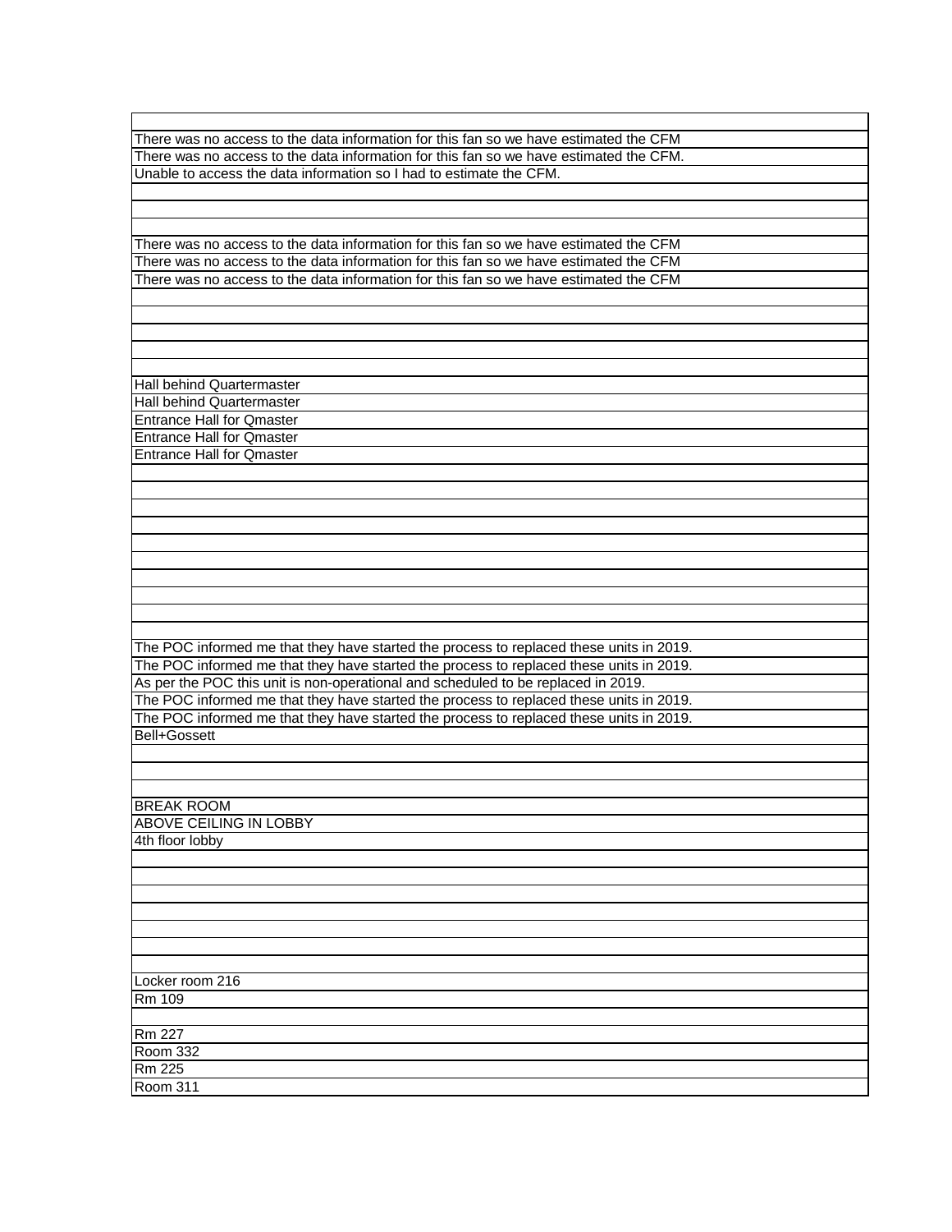| |
|---|
| There was no access to the data information for this fan so we have estimated the CFM |
| There was no access to the data information for this fan so we have estimated the CFM. |
| Unable to access the data information so I had to estimate the CFM. |
| |
| |
| |
| There was no access to the data information for this fan so we have estimated the CFM |
| There was no access to the data information for this fan so we have estimated the CFM |
| There was no access to the data information for this fan so we have estimated the CFM |
| |
| |
| |
| |
| |
| Hall behind Quartermaster |
| Hall behind Quartermaster |
| Entrance Hall for Qmaster |
| Entrance Hall for Qmaster |
| Entrance Hall for Qmaster |
| |
| |
| |
| |
| |
| |
| |
| |
| |
| |
| The POC informed me that they have started the process to replaced these units in 2019. |
| The POC informed me that they have started the process to replaced these units in 2019. |
| As per the POC this unit is non-operational and scheduled to be replaced in 2019. |
| The POC informed me that they have started the process to replaced these units in 2019. |
| The POC informed me that they have started the process to replaced these units in 2019. |
| Bell+Gossett |
| |
| |
| |
| BREAK ROOM |
| ABOVE CEILING IN LOBBY |
| 4th floor lobby |
| |
| |
| |
| |
| |
| |
| |
| Locker room 216 |
| Rm 109 |
| |
| Rm 227 |
| Room 332 |
| Rm 225 |
| Room 311 |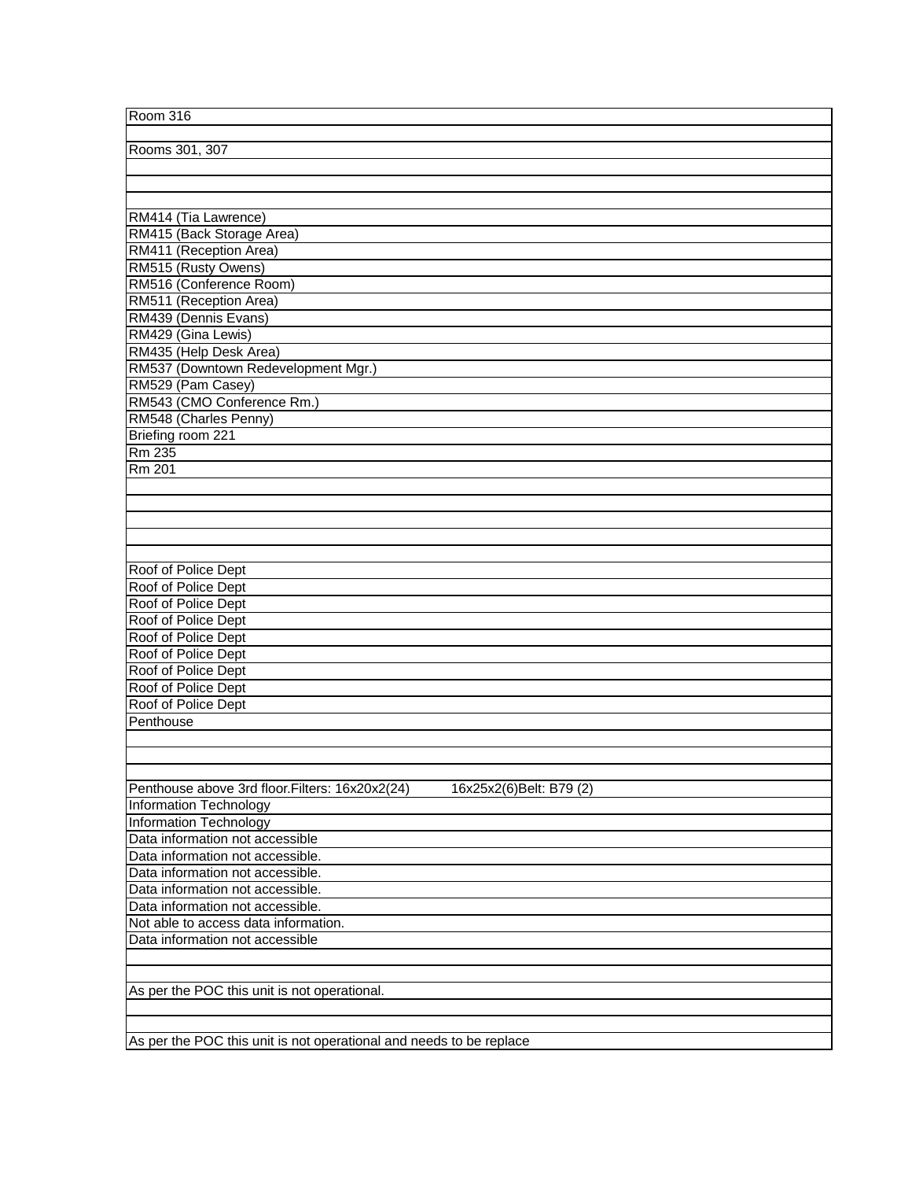| |
|---|
| Room 316 |
| |
| Rooms 301, 307 |
| |
| |
| |
| RM414 (Tia Lawrence) |
| RM415 (Back Storage Area) |
| RM411 (Reception Area) |
| RM515 (Rusty Owens) |
| RM516 (Conference Room) |
| RM511 (Reception Area) |
| RM439 (Dennis Evans) |
| RM429 (Gina Lewis) |
| RM435 (Help Desk Area) |
| RM537 (Downtown Redevelopment Mgr.) |
| RM529 (Pam Casey) |
| RM543 (CMO Conference Rm.) |
| RM548 (Charles Penny) |
| Briefing room 221 |
| Rm 235 |
| Rm 201 |
| |
| |
| |
| |
| |
| Roof of Police Dept |
| Roof of Police Dept |
| Roof of Police Dept |
| Roof of Police Dept |
| Roof of Police Dept |
| Roof of Police Dept |
| Roof of Police Dept |
| Roof of Police Dept |
| Roof of Police Dept |
| Penthouse |
| |
| |
| |
| Penthouse above 3rd floor.Filters: 16x20x2(24) 16x25x2(6)Belt: B79 (2) |
| Information Technology |
| Information Technology |
| Data information not accessible |
| Data information not accessible. |
| Data information not accessible. |
| Data information not accessible. |
| Data information not accessible. |
| Not able to access data information. |
| Data information not accessible |
| |
| |
| As per the POC this unit is not operational. |
| |
| |
| As per the POC this unit is not operational and needs to be replace |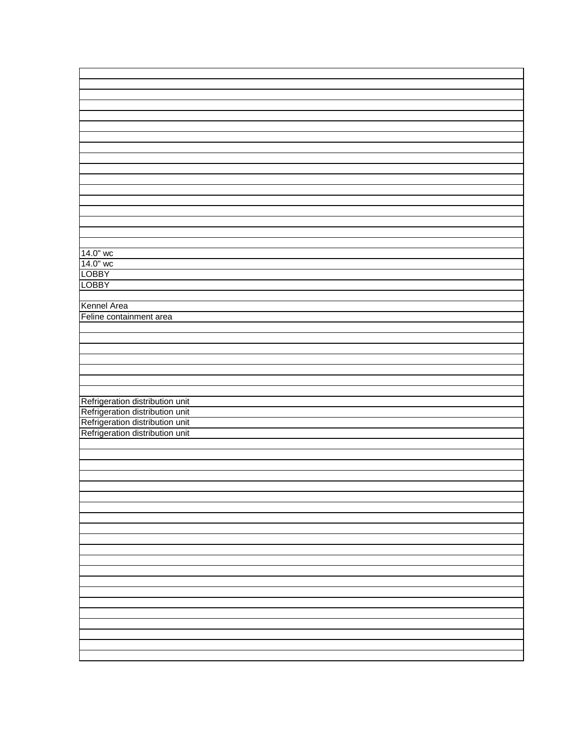| |
|---|
| |
| |
| |
| |
| |
| |
| |
| |
| |
| |
| |
| |
| |
| |
| |
| |
| 14.0" wc |
| 14.0" wc |
| LOBBY |
| LOBBY |
| |
| Kennel Area |
| Feline containment area |
| |
| |
| |
| |
| |
| |
| |
| Refrigeration distribution unit |
| Refrigeration distribution unit |
| Refrigeration distribution unit |
| Refrigeration distribution unit |
| |
| |
| |
| |
| |
| |
| |
| |
| |
| |
| |
| |
| |
| |
| |
| |
| |
| |
| |
| |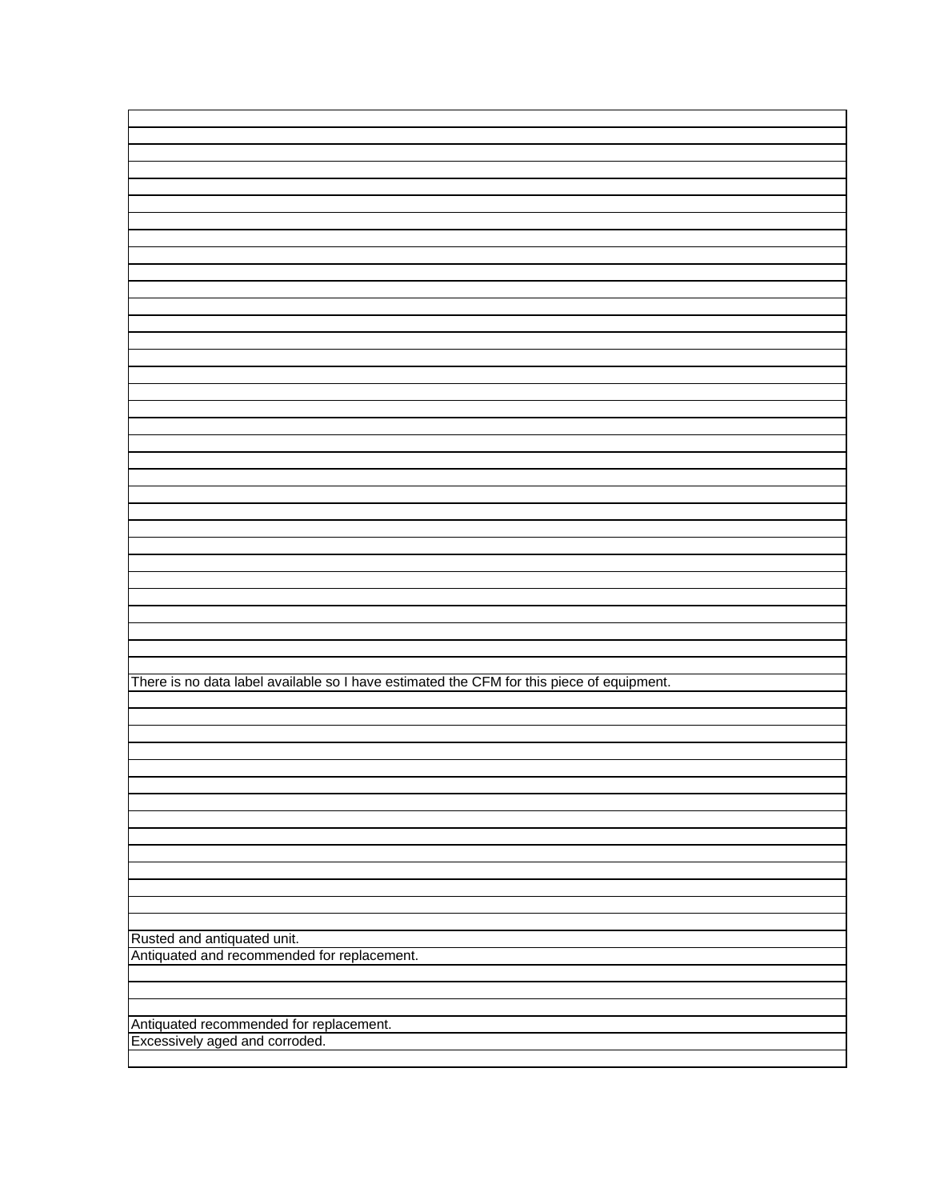| |
|---|
| |
| |
| |
| |
| |
| |
| |
| |
| |
| |
| |
| |
| |
| |
| |
| |
| |
| |
| |
| |
| |
| |
| |
| |
| |
| |
| |
| |
| |
| |
| |
| There is no data label available so I have estimated the CFM for this piece of equipment. |
| |
| |
| |
| |
| |
| |
| |
| |
| |
| |
| |
| |
| |
| Rusted and antiquated unit. |
| Antiquated and recommended for replacement. |
| |
| |
| |
| Antiquated recommended for replacement. |
| Excessively aged and corroded. |
| |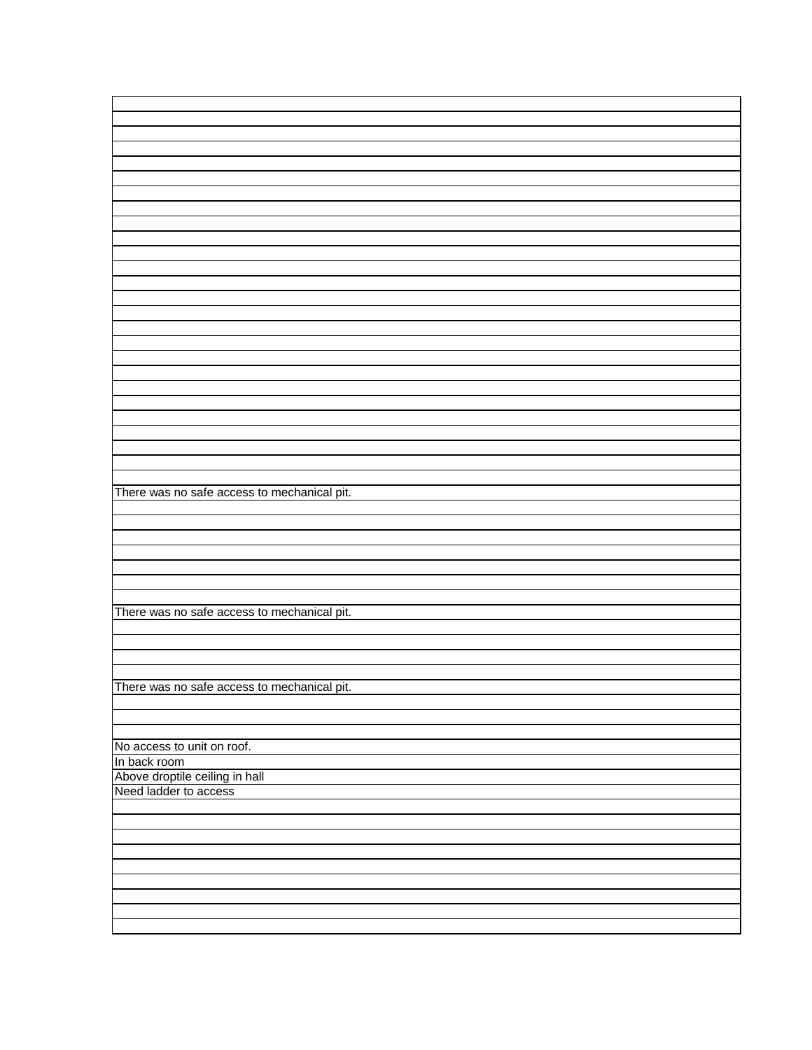| |
|---|
| |
| |
| |
| |
| |
| |
| |
| |
| |
| |
| |
| |
| |
| |
| |
| |
| |
| |
| |
| |
| |
| |
| |
| |
| |
| There was no safe access to mechanical pit. |
| |
| |
| |
| |
| |
| |
| |
| There was no safe access to mechanical pit. |
| |
| |
| |
| |
| There was no safe access to mechanical pit. |
| |
| |
| |
| No access to unit on roof. |
| In back room |
| Above droptile ceiling in hall |
| Need ladder to access |
| |
| |
| |
| |
| |
| |
| |
| |
| |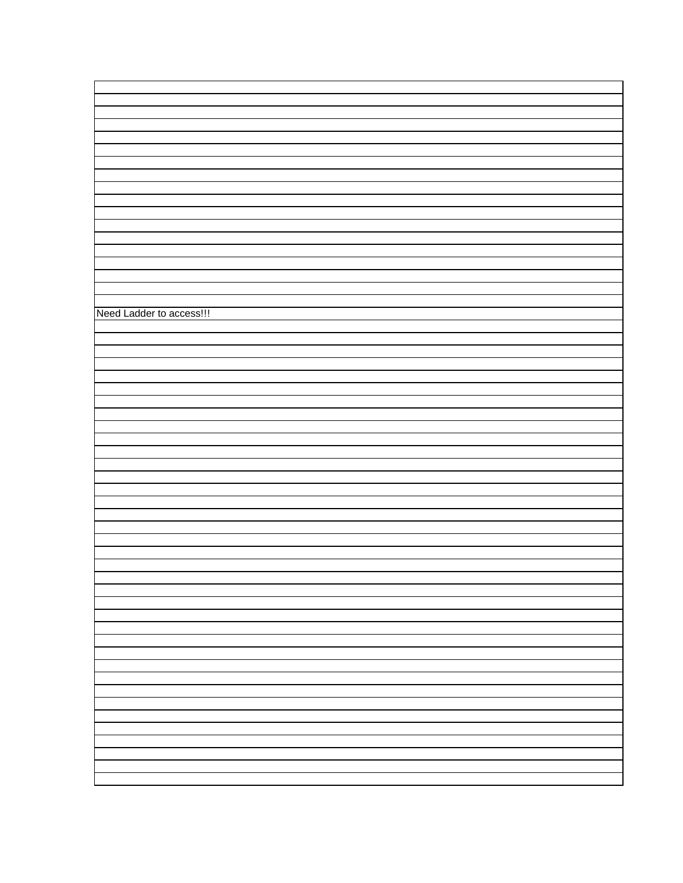Need Ladder to access!!!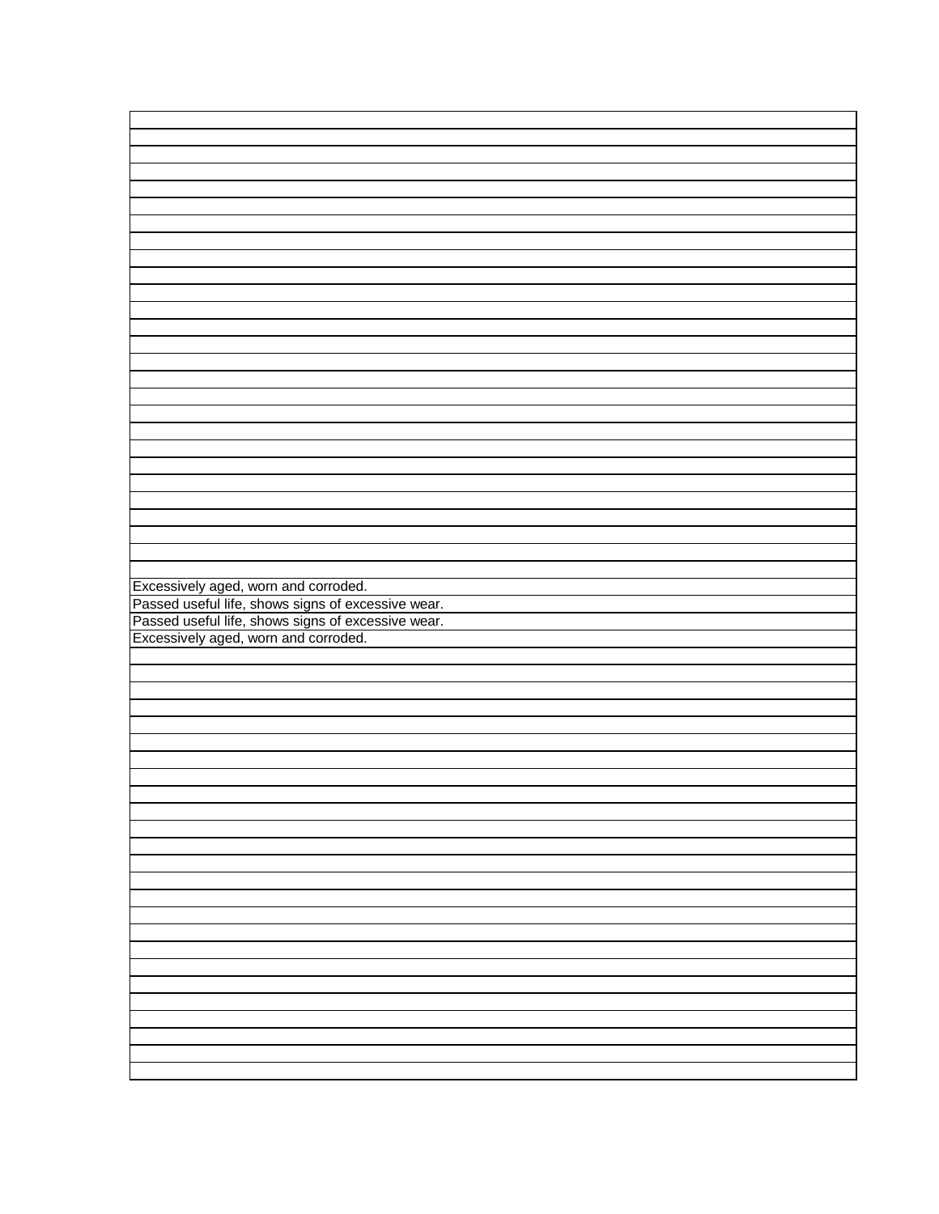| |
|---|
| |
| |
| |
| |
| |
| |
| |
| |
| |
| |
| |
| |
| |
| |
| |
| |
| |
| |
| |
| |
| |
| |
| |
| |
| |
| Excessively aged, worn and corroded. |
| Passed useful life, shows signs of excessive wear. |
| Passed useful life, shows signs of excessive wear. |
| Excessively aged, worn and corroded. |
| |
| |
| |
| |
| |
| |
| |
| |
| |
| |
| |
| |
| |
| |
| |
| |
| |
| |
| |
| |
| |
| |
| |
| |
| |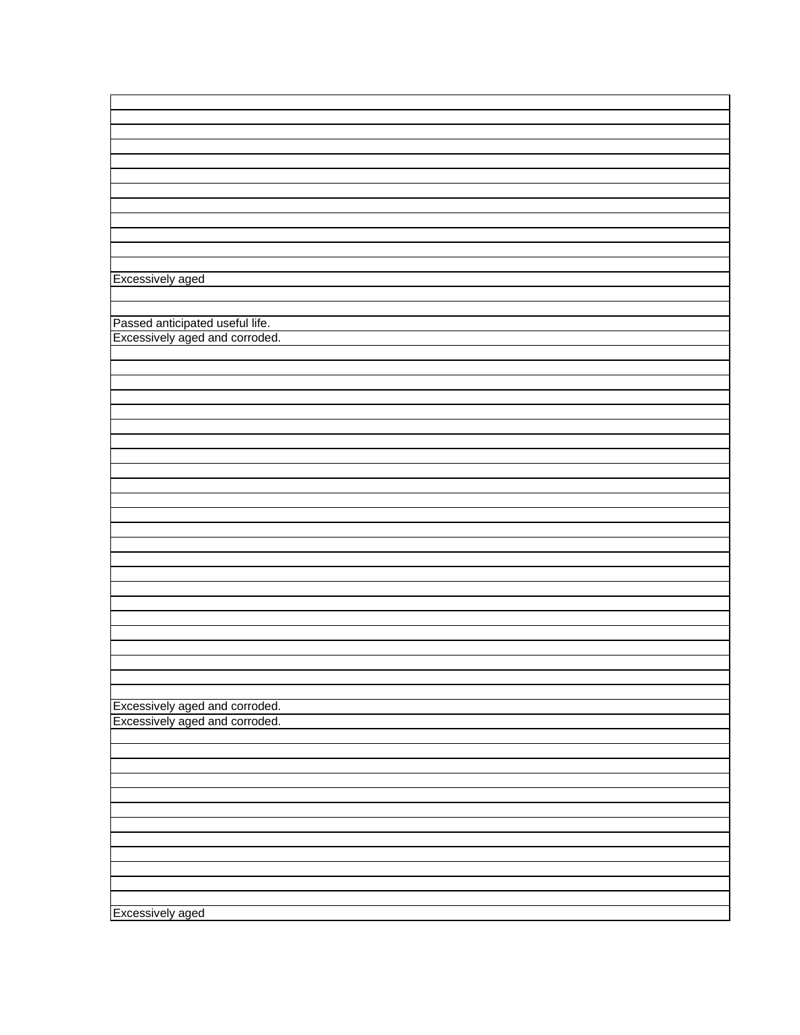| |
|---|
| |
| |
| |
| |
| |
| |
| |
| |
| |
| |
| |
| Excessively aged |
| |
| |
| Passed anticipated useful life. |
| Excessively aged and corroded. |
| |
| |
| |
| |
| |
| |
| |
| |
| |
| |
| |
| |
| |
| |
| |
| |
| |
| |
| |
| |
| |
| |
| |
| |
| Excessively aged and corroded. |
| Excessively aged and corroded. |
| |
| |
| |
| |
| |
| |
| |
| |
| |
| |
| |
| |
| Excessively aged |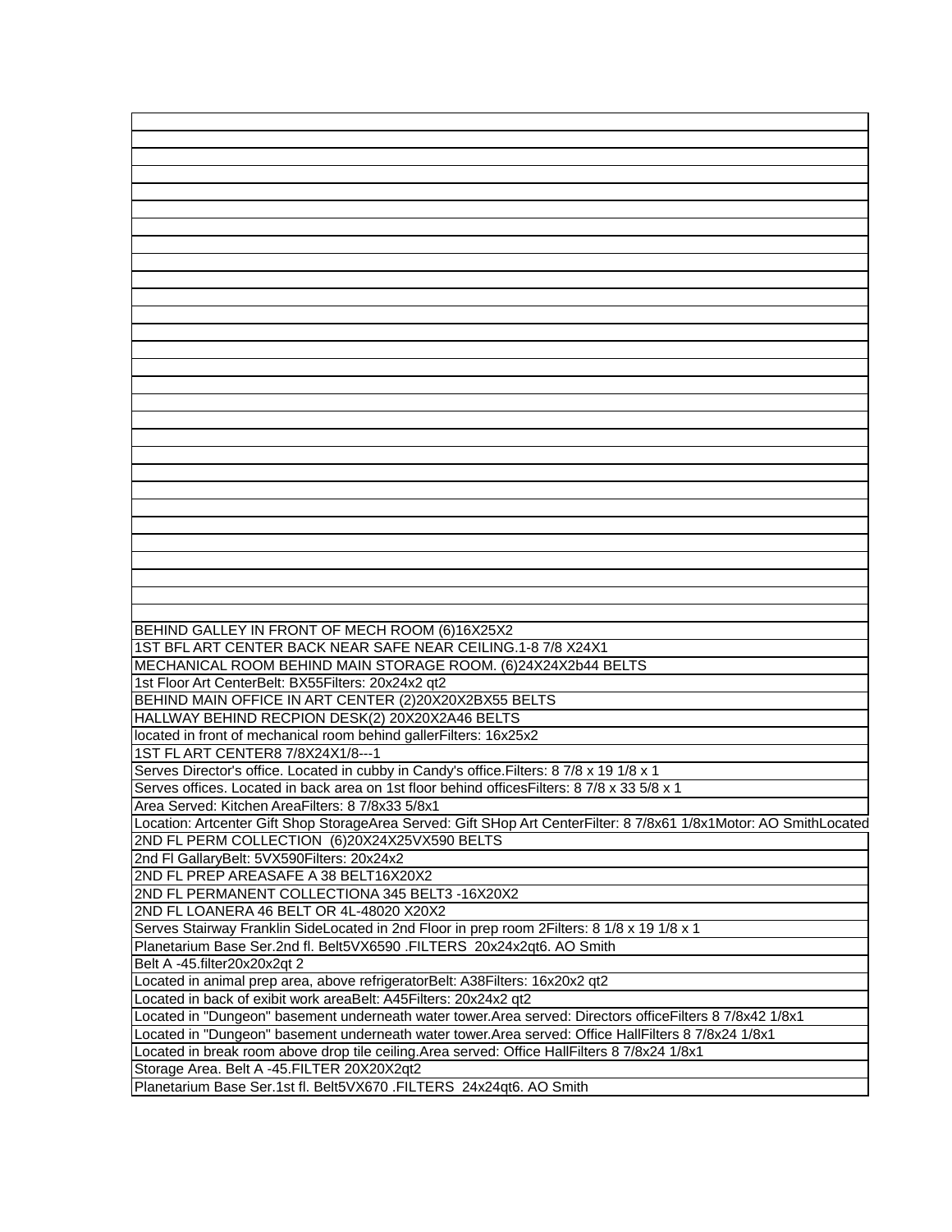| |
|---|
| |
| |
| |
| |
| |
| |
| |
| |
| |
| |
| |
| |
| |
| |
| |
| |
| |
| |
| |
| |
| |
| |
| |
| |
| |
| |
| |
| |
| BEHIND GALLEY IN FRONT OF MECH ROOM (6)16X25X2 |
| 1ST BFL ART CENTER BACK NEAR SAFE NEAR CEILING.1-8 7/8 X24X1 |
| MECHANICAL ROOM BEHIND MAIN STORAGE ROOM. (6)24X24X2b44 BELTS |
| 1st Floor Art CenterBelt: BX55Filters: 20x24x2 qt2 |
| BEHIND MAIN OFFICE IN ART CENTER (2)20X20X2BX55 BELTS |
| HALLWAY BEHIND RECPION DESK(2) 20X20X2A46 BELTS |
| located in front of mechanical room behind gallerFilters: 16x25x2 |
| 1ST FL ART CENTER8 7/8X24X1/8---1 |
| Serves Director's office. Located in cubby in Candy's office.Filters: 8 7/8 x 19 1/8 x 1 |
| Serves offices. Located in back area on 1st floor behind officesFilters: 8 7/8 x 33 5/8 x 1 |
| Area Served: Kitchen AreaFilters: 8 7/8x33 5/8x1 |
| Location: Artcenter Gift Shop StorageArea Served: Gift SHop Art CenterFilter: 8 7/8x61 1/8x1Motor: AO SmithLocated |
| 2ND FL PERM COLLECTION (6)20X24X25VX590 BELTS |
| 2nd Fl GallaryBelt: 5VX590Filters: 20x24x2 |
| 2ND FL PREP AREASAFE A 38 BELT16X20X2 |
| 2ND FL PERMANENT COLLECTIONA 345 BELT3 -16X20X2 |
| 2ND FL LOANERA 46 BELT OR 4L-48020 X20X2 |
| Serves Stairway Franklin SideLocated in 2nd Floor in prep room 2Filters: 8 1/8 x 19 1/8 x 1 |
| Planetarium Base Ser.2nd fl. Belt5VX6590 .FILTERS 20x24x2qt6. AO Smith |
| Belt A -45.filter20x20x2qt 2 |
| Located in animal prep area, above refrigeratorBelt: A38Filters: 16x20x2 qt2 |
| Located in back of exibit work areaBelt: A45Filters: 20x24x2 qt2 |
| Located in "Dungeon" basement underneath water tower.Area served: Directors officeFilters 8 7/8x42 1/8x1 |
| Located in "Dungeon" basement underneath water tower.Area served: Office HallFilters 8 7/8x24 1/8x1 |
| Located in break room above drop tile ceiling.Area served: Office HallFilters 8 7/8x24 1/8x1 |
| Storage Area. Belt A -45.FILTER 20X20X2qt2 |
| Planetarium Base Ser.1st fl. Belt5VX670 .FILTERS 24x24qt6. AO Smith |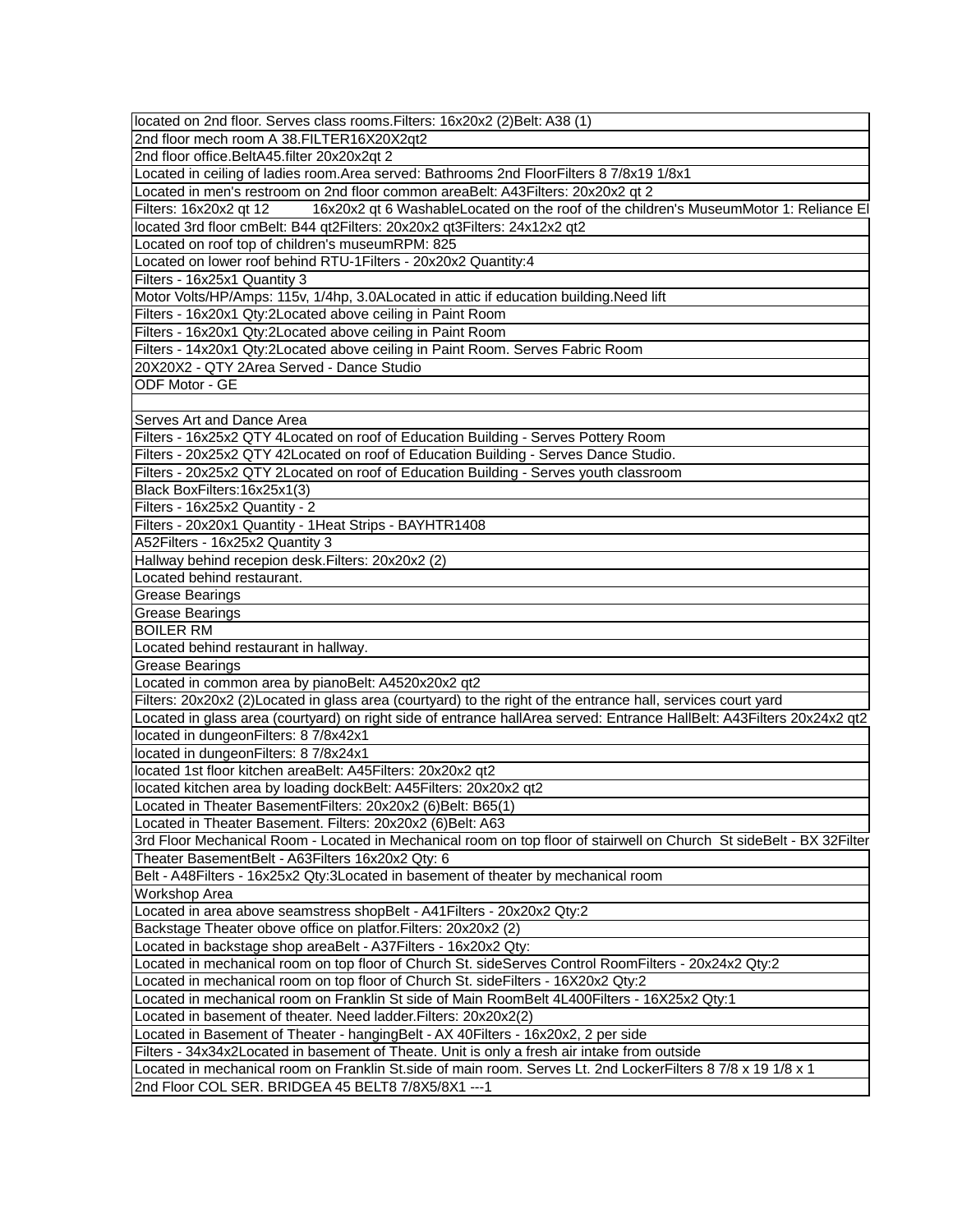| |
|---|
| located on 2nd floor. Serves class rooms.Filters: 16x20x2 (2)Belt: A38 (1) |
| 2nd floor mech room A 38.FILTER16X20X2qt2 |
| 2nd floor office.BeltA45.filter 20x20x2qt 2 |
| Located in ceiling of ladies room.Area served: Bathrooms 2nd FloorFilters 8 7/8x19 1/8x1 |
| Located in men's restroom on 2nd floor common areaBelt: A43Filters: 20x20x2 qt 2 |
| Filters: 16x20x2 qt 12 16x20x2 qt 6 WashableLocated on the roof of the children's MuseumMotor 1: Reliance El |
| located 3rd floor cmBelt: B44 qt2Filters: 20x20x2 qt3Filters: 24x12x2 qt2 |
| Located on roof top of children's museumRPM: 825 |
| Located on lower roof behind RTU-1Filters - 20x20x2 Quantity:4 |
| Filters - 16x25x1 Quantity 3 |
| Motor Volts/HP/Amps: 115v, 1/4hp, 3.0ALocated in attic if education building.Need lift |
| Filters - 16x20x1 Qty:2Located above ceiling in Paint Room |
| Filters - 16x20x1 Qty:2Located above ceiling in Paint Room |
| Filters - 14x20x1 Qty:2Located above ceiling in Paint Room. Serves Fabric Room |
| 20X20X2 - QTY 2Area Served - Dance Studio |
| ODF Motor - GE |
| |
| Serves Art and Dance Area |
| Filters - 16x25x2 QTY 4Located on roof of Education Building - Serves Pottery Room |
| Filters - 20x25x2 QTY 42Located on roof of Education Building - Serves Dance Studio. |
| Filters - 20x25x2 QTY 2Located on roof of Education Building - Serves youth classroom |
| Black BoxFilters:16x25x1(3) |
| Filters - 16x25x2 Quantity - 2 |
| Filters - 20x20x1 Quantity - 1Heat Strips - BAYHTR1408 |
| A52Filters - 16x25x2 Quantity 3 |
| Hallway behind recepion desk.Filters: 20x20x2 (2) |
| Located behind restaurant. |
| Grease Bearings |
| Grease Bearings |
| BOILER RM |
| Located behind restaurant in hallway. |
| Grease Bearings |
| Located in common area by pianoBelt: A4520x20x2 qt2 |
| Filters: 20x20x2 (2)Located in glass area (courtyard) to the right of the entrance hall, services court yard |
| Located in glass area (courtyard) on right side of entrance hallArea served: Entrance HallBelt: A43Filters 20x24x2 qt2 |
| located in dungeonFilters: 8 7/8x42x1 |
| located in dungeonFilters: 8 7/8x24x1 |
| located 1st floor kitchen areaBelt: A45Filters: 20x20x2 qt2 |
| located kitchen area by loading dockBelt: A45Filters: 20x20x2 qt2 |
| Located in Theater BasementFilters: 20x20x2 (6)Belt: B65(1) |
| Located in Theater Basement. Filters: 20x20x2 (6)Belt: A63 |
| 3rd Floor Mechanical Room - Located in Mechanical room on top floor of stairwell on Church St sideBelt - BX 32Filter |
| Theater BasementBelt - A63Filters 16x20x2 Qty: 6 |
| Belt - A48Filters - 16x25x2 Qty:3Located in basement of theater by mechanical room |
| Workshop Area |
| Located in area above seamstress shopBelt - A41Filters - 20x20x2 Qty:2 |
| Backstage Theater obove office on platfor.Filters: 20x20x2 (2) |
| Located in backstage shop areaBelt - A37Filters - 16x20x2 Qty: |
| Located in mechanical room on top floor of Church St. sideServes Control RoomFilters - 20x24x2 Qty:2 |
| Located in mechanical room on top floor of Church St. sideFilters - 16X20x2 Qty:2 |
| Located in mechanical room on Franklin St side of Main RoomBelt 4L400Filters - 16X25x2 Qty:1 |
| Located in basement of theater. Need ladder.Filters: 20x20x2(2) |
| Located in Basement of Theater - hangingBelt - AX 40Filters - 16x20x2, 2 per side |
| Filters - 34x34x2Located in basement of Theate. Unit is only a fresh air intake from outside |
| Located in mechanical room on Franklin St.side of main room. Serves Lt. 2nd LockerFilters 8 7/8 x 19 1/8 x 1 |
| 2nd Floor COL SER. BRIDGEA 45 BELT8 7/8X5/8X1 ---1 |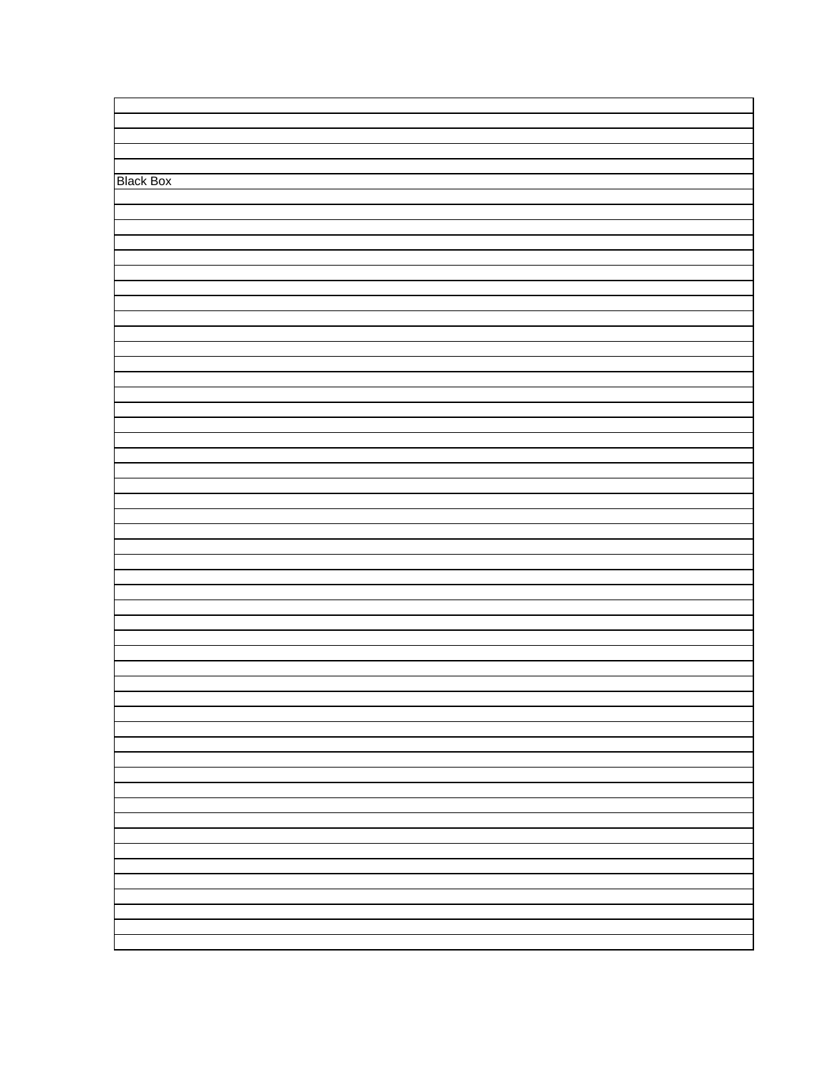Black Box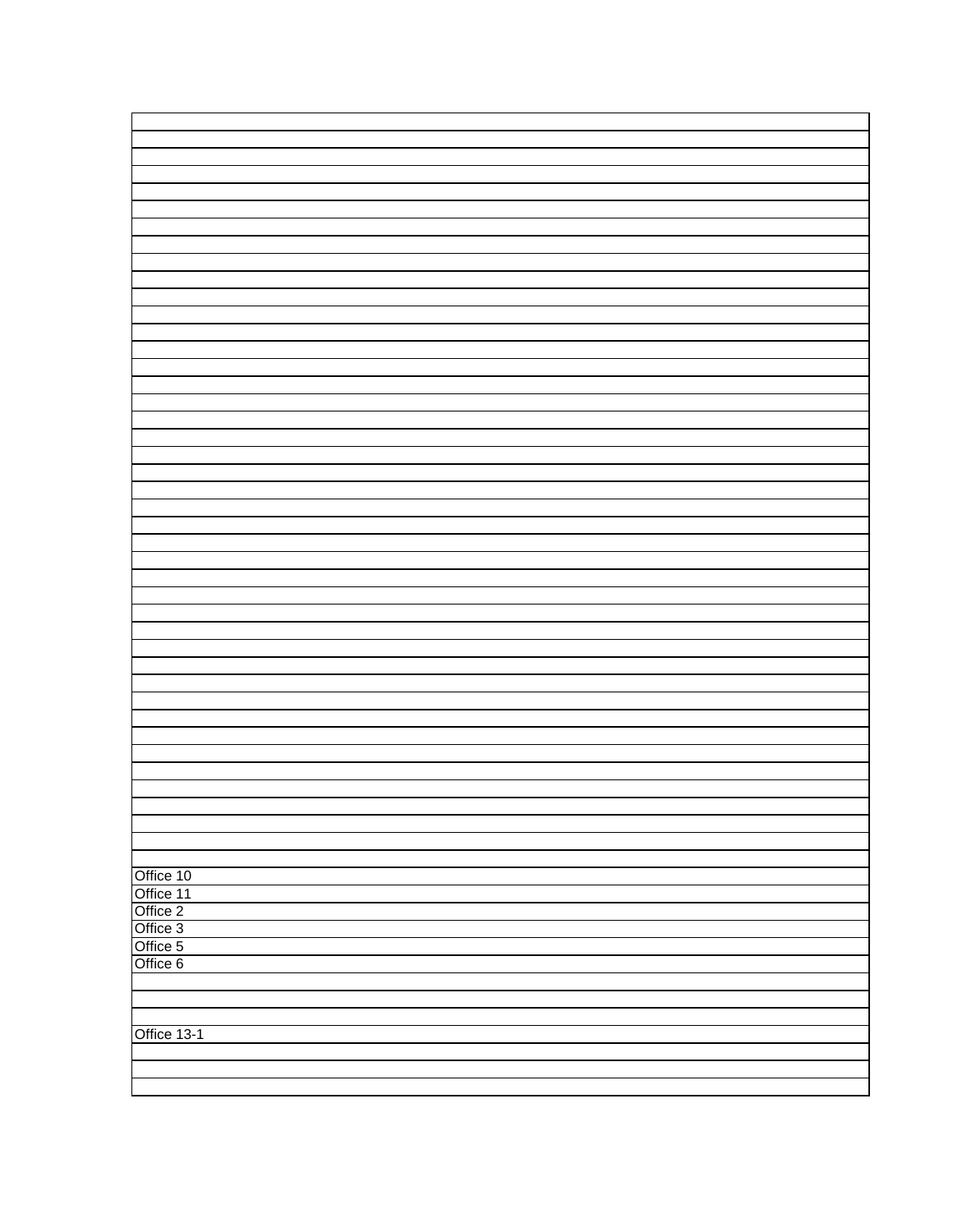| |
|---|
| |
| |
| |
| |
| |
| |
| |
| |
| |
| |
| |
| |
| |
| |
| |
| |
| |
| |
| |
| |
| |
| |
| |
| |
| |
| |
| |
| |
| |
| |
| |
| |
| |
| |
| |
| |
| |
| |
| |
| |
| |
| |
| |
| |
| |
| |
| |
| |
| Office 10 |
| Office 11 |
| Office 2 |
| Office 3 |
| Office 5 |
| Office 6 |
| |
| |
| |
| Office 13-1 |
| |
| |
| |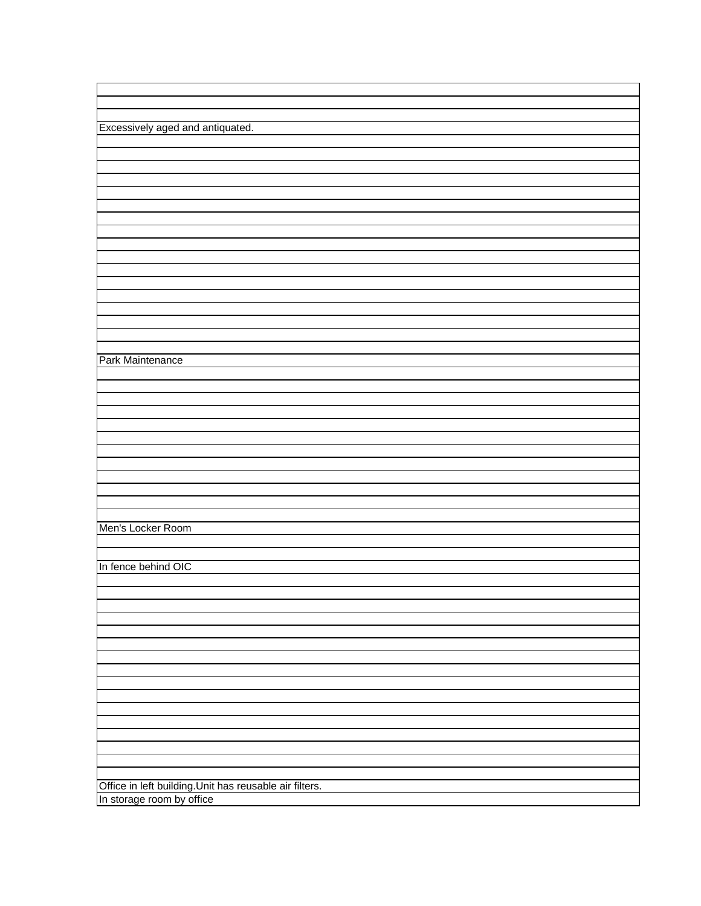| |
|---|
| |
| |
| |
| Excessively aged and antiquated. |
| |
| |
| |
| |
| |
| |
| |
| |
| |
| |
| |
| |
| |
| |
| |
| |
| |
| |
| Park Maintenance |
| |
| |
| |
| |
| |
| |
| |
| |
| |
| |
| |
| |
| Men's Locker Room |
| |
| |
| In fence behind OIC |
| |
| |
| |
| |
| |
| |
| |
| |
| |
| |
| |
| |
| |
| |
| |
| |
| Office in left building.Unit has reusable air filters. |
| In storage room by office |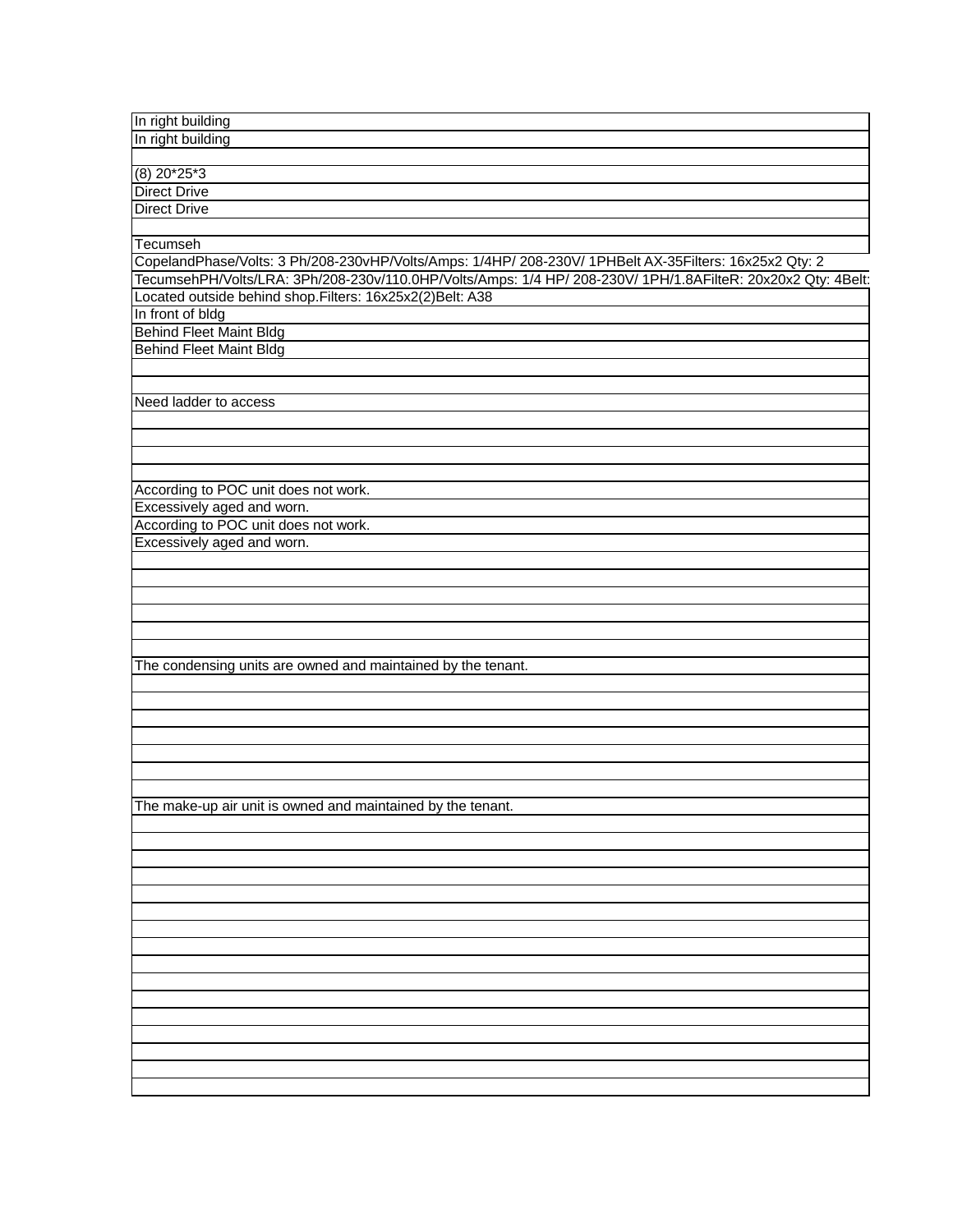| |
|---|
| In right building |
| In right building |
| |
| (8) 20*25*3 |
| Direct Drive |
| Direct Drive |
| |
| Tecumseh |
| CopelandPhase/Volts: 3 Ph/208-230vHP/Volts/Amps: 1/4HP/ 208-230V/ 1PHBelt AX-35Filters: 16x25x2 Qty: 2 |
| TecumsehPH/Volts/LRA: 3Ph/208-230v/110.0HP/Volts/Amps: 1/4 HP/ 208-230V/ 1PH/1.8AFilteR: 20x20x2 Qty: 4Belt: |
| Located outside behind shop.Filters: 16x25x2(2)Belt: A38 |
| In front of bldg |
| Behind Fleet Maint Bldg |
| Behind Fleet Maint Bldg |
| |
| |
| Need ladder to access |
| |
| |
| |
| |
| According to POC unit does not work. |
| Excessively aged and worn. |
| According to POC unit does not work. |
| Excessively aged and worn. |
| |
| |
| |
| |
| |
| |
| The condensing units are owned and maintained by the tenant. |
| |
| |
| |
| |
| |
| |
| |
| The make-up air unit is owned and maintained by the tenant. |
| |
| |
| |
| |
| |
| |
| |
| |
| |
| |
| |
| |
| |
| |
| |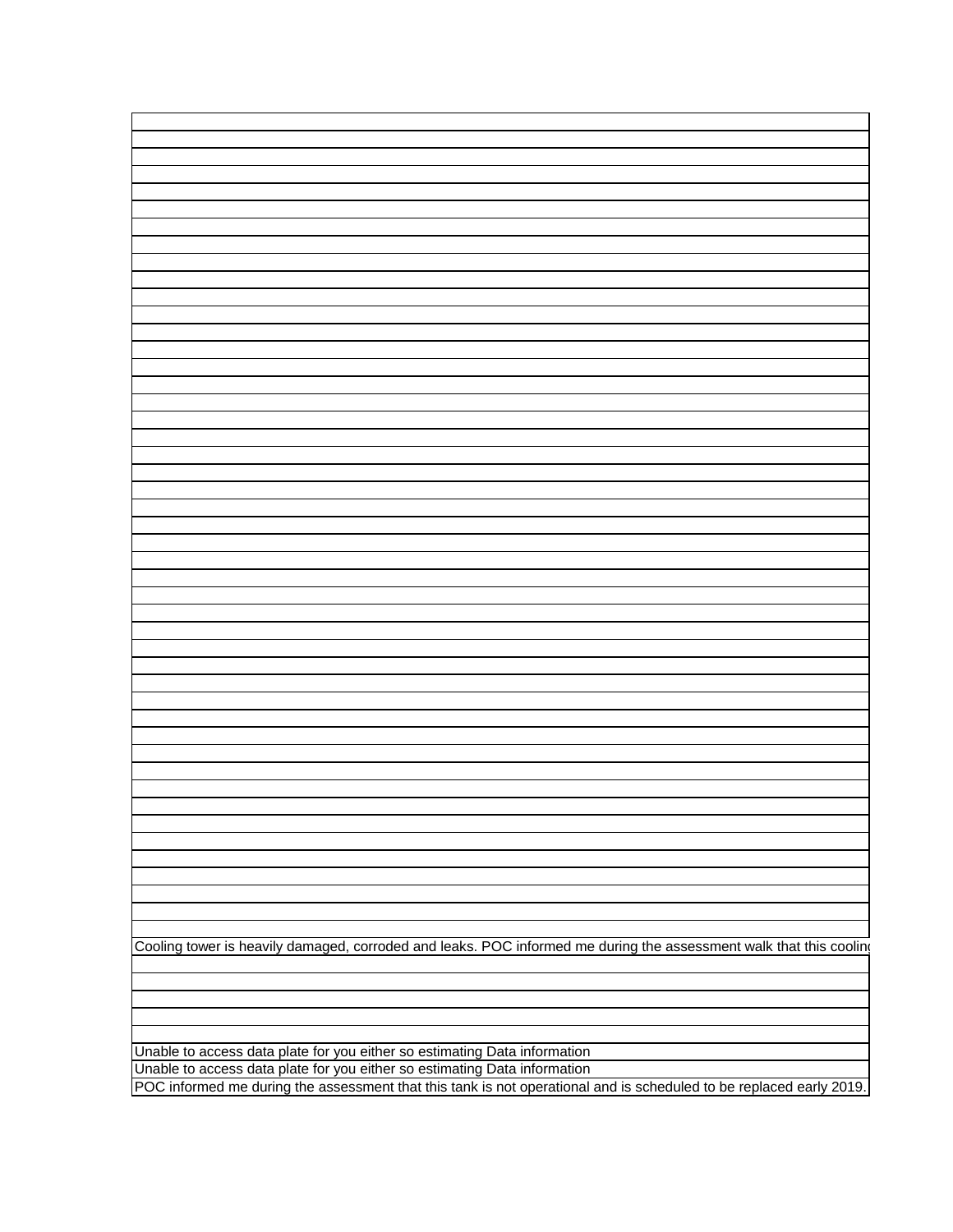| |
|---|
| |
| |
| |
| |
| |
| |
| |
| |
| |
| |
| |
| |
| |
| |
| |
| |
| |
| |
| |
| |
| |
| |
| |
| |
| |
| |
| |
| |
| |
| |
| |
| |
| |
| |
| |
| |
| |
| |
| |
| |
| |
| |
| |
| |
| |
| |
| Cooling tower is heavily damaged, corroded and leaks. POC informed me during the assessment walk that this coolin |
| |
| |
| |
| |
| |
| Unable to access data plate for you either so estimating Data information |
| Unable to access data plate for you either so estimating Data information |
| POC informed me during the assessment that this tank is not operational and is scheduled to be replaced early 2019. |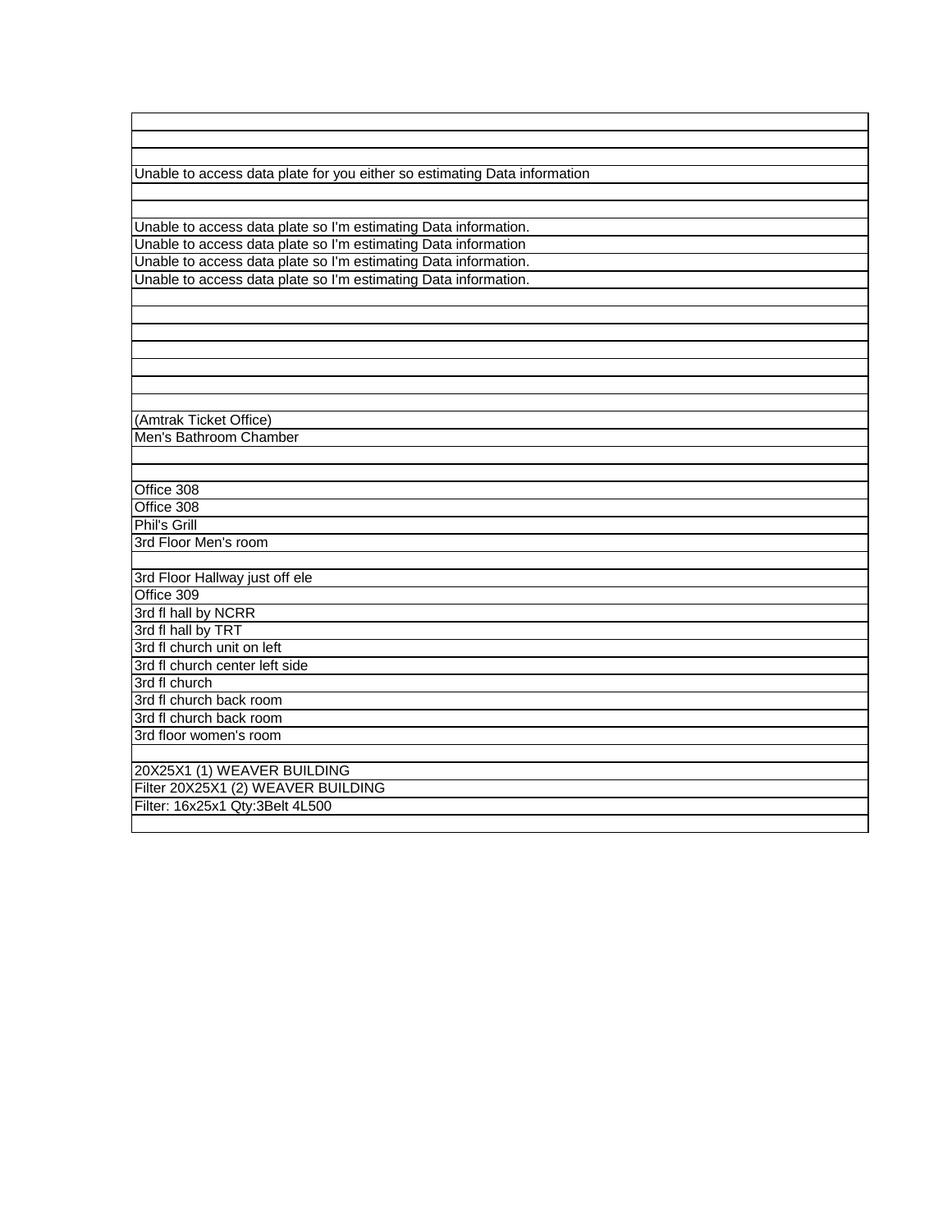| |
|---|
| |
| |
| |
| Unable to access data plate for you either so estimating Data information |
| |
| |
| Unable to access data plate so I'm estimating Data information. |
| Unable to access data plate so I'm estimating Data information |
| Unable to access data plate so I'm estimating Data information. |
| Unable to access data plate so I'm estimating Data information. |
| |
| |
| |
| |
| |
| |
| |
| (Amtrak Ticket Office) |
| Men's Bathroom Chamber |
| |
| |
| Office 308 |
| Office 308 |
| Phil's Grill |
| 3rd Floor Men's room |
| |
| 3rd Floor Hallway just off ele |
| Office 309 |
| 3rd fl hall by NCRR |
| 3rd fl hall by TRT |
| 3rd fl church unit on left |
| 3rd fl church center left side |
| 3rd fl church |
| 3rd fl church back room |
| 3rd fl church back room |
| 3rd floor women's room |
| |
| 20X25X1 (1) WEAVER BUILDING |
| Filter 20X25X1 (2) WEAVER BUILDING |
| Filter: 16x25x1 Qty:3Belt 4L500 |
| |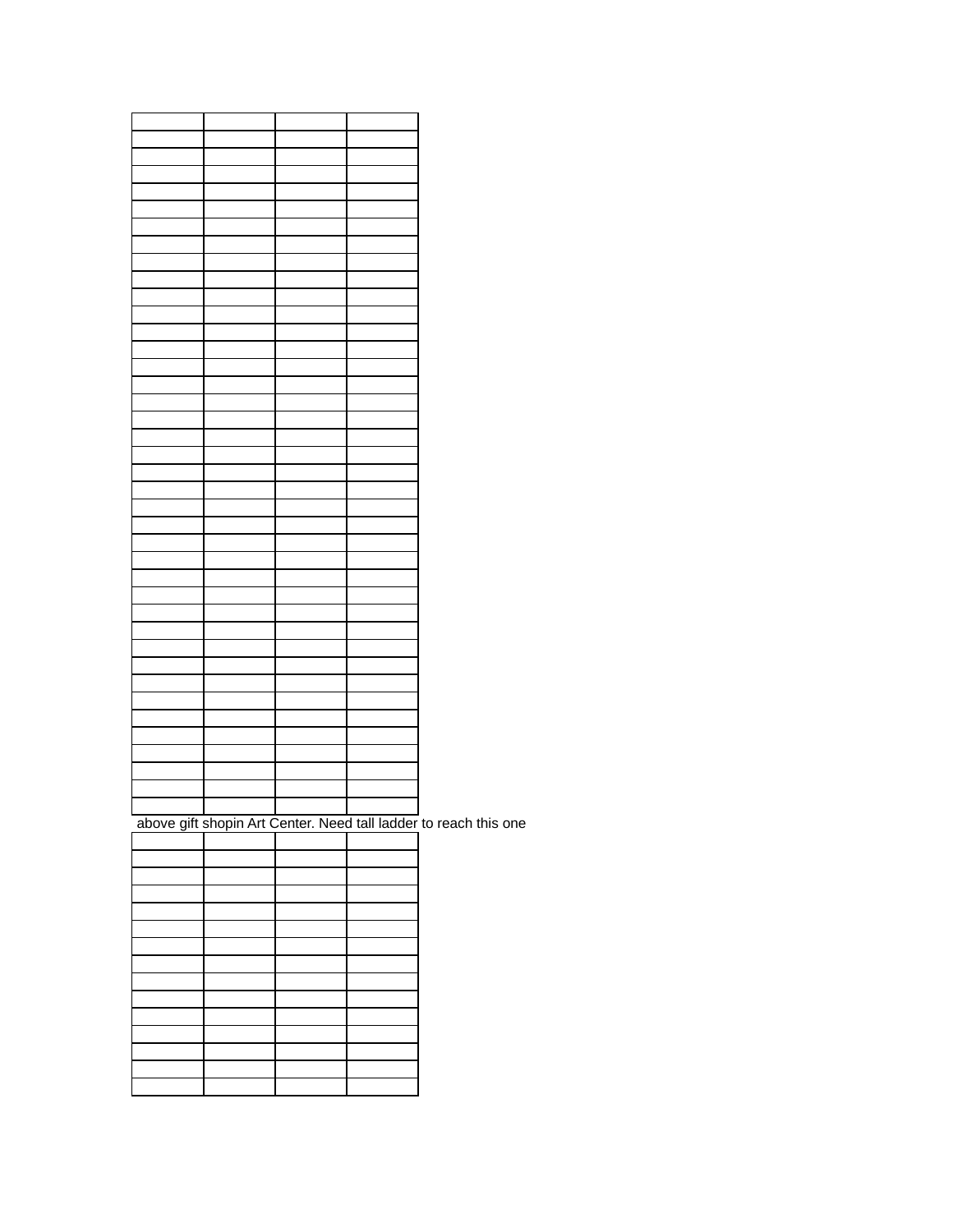above gift shopin Art Center. Need tall ladder to reach this one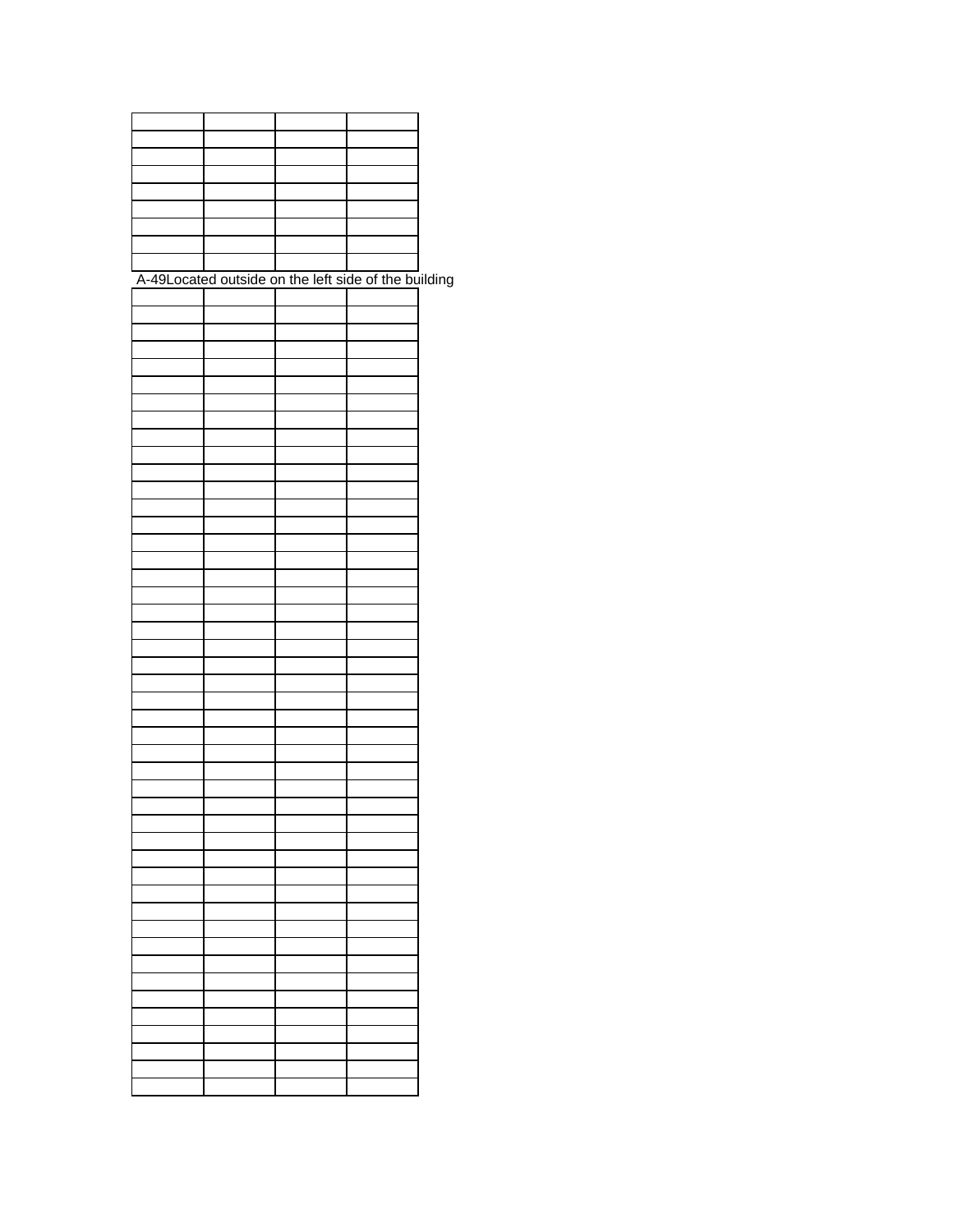| | | | |
|---|---|---|---|
| | | | |
| | | | |
| | | | |
| | | | |
| | | | |
| | | | |
| | | | |
| | | | |

A-49Located outside on the left side of the building

| | | | |
|---|---|---|---|
| | | | |
| | | | |
| | | | |
| | | | |
| | | | |
| | | | |
| | | | |
| | | | |
| | | | |
| | | | |
| | | | |
| | | | |
| | | | |
| | | | |
| | | | |
| | | | |
| | | | |
| | | | |
| | | | |
| | | | |
| | | | |
| | | | |
| | | | |
| | | | |
| | | | |
| | | | |
| | | | |
| | | | |
| | | | |
| | | | |
| | | | |
| | | | |
| | | | |
| | | | |
| | | | |
| | | | |
| | | | |
| | | | |
| | | | |
| | | | |
| | | | |
| | | | |
| | | | |
| | | | |
| | | | |
| | | | |